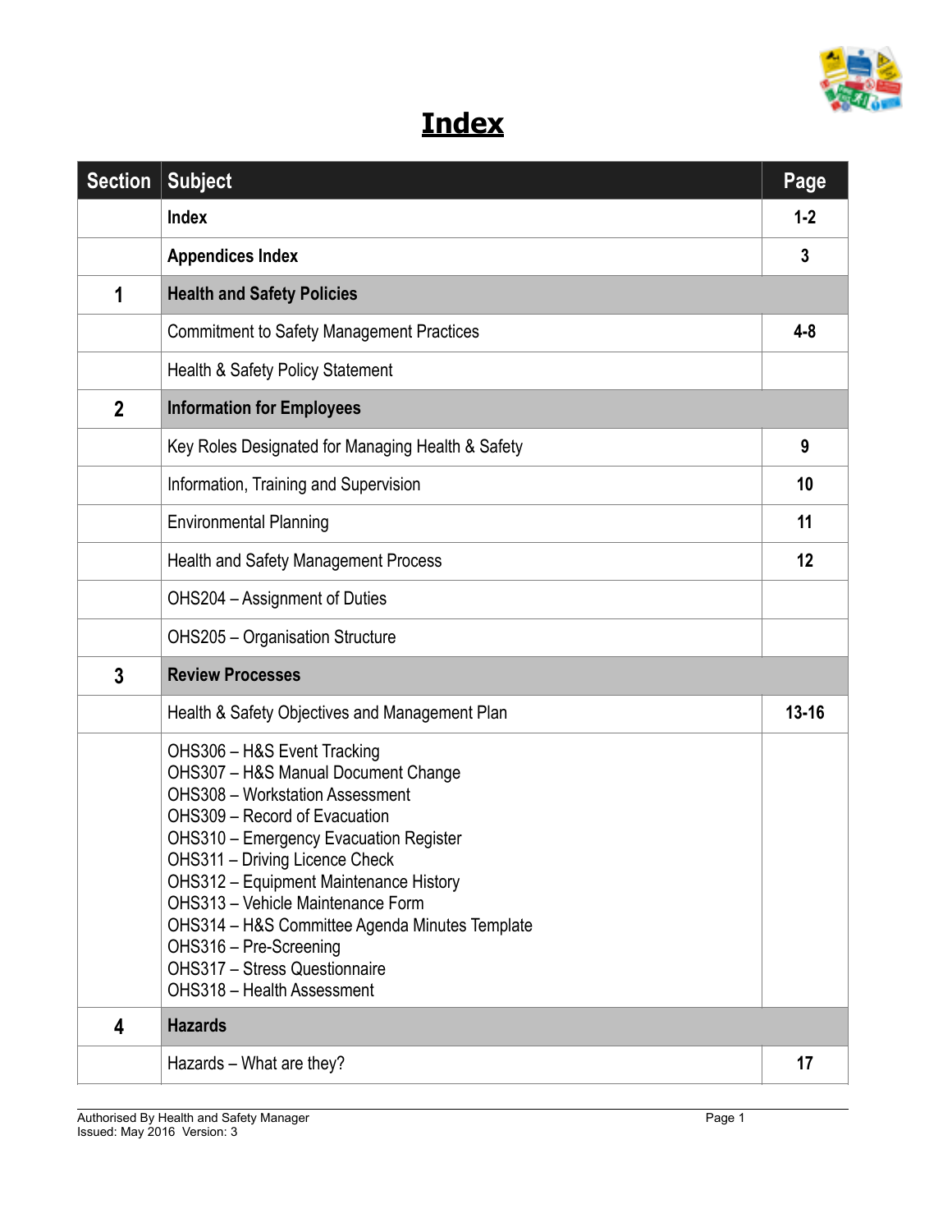# Index

| Section | Subject | Page |
|---|---|---|
| | **Index** | **1-2** |
| | **Appendices Index** | **3** |
| **1** | **Health and Safety Policies** | |
| | Commitment to Safety Management Practices | **4-8** |
| | Health & Safety Policy Statement | |
| **2** | **Information for Employees** | |
| | Key Roles Designated for Managing Health & Safety | **9** |
| | Information, Training and Supervision | **10** |
| | Environmental Planning | **11** |
| | Health and Safety Management Process | **12** |
| | OHS204 – Assignment of Duties | |
| | OHS205 – Organisation Structure | |
| **3** | **Review Processes** | |
| | Health & Safety Objectives and Management Plan | **13-16** |
| | OHS306 – H&S Event Tracking<br>OHS307 – H&S Manual Document Change<br>OHS308 – Workstation Assessment<br>OHS309 – Record of Evacuation<br>OHS310 – Emergency Evacuation Register<br>OHS311 – Driving Licence Check<br>OHS312 – Equipment Maintenance History<br>OHS313 – Vehicle Maintenance Form<br>OHS314 – H&S Committee Agenda Minutes Template<br>OHS316 – Pre-Screening<br>OHS317 – Stress Questionnaire<br>OHS318 – Health Assessment | |
| **4** | **Hazards** | |
| | Hazards – What are they? | **17** |

Authorised By Health and Safety Manager
Issued: May 2016 Version: 3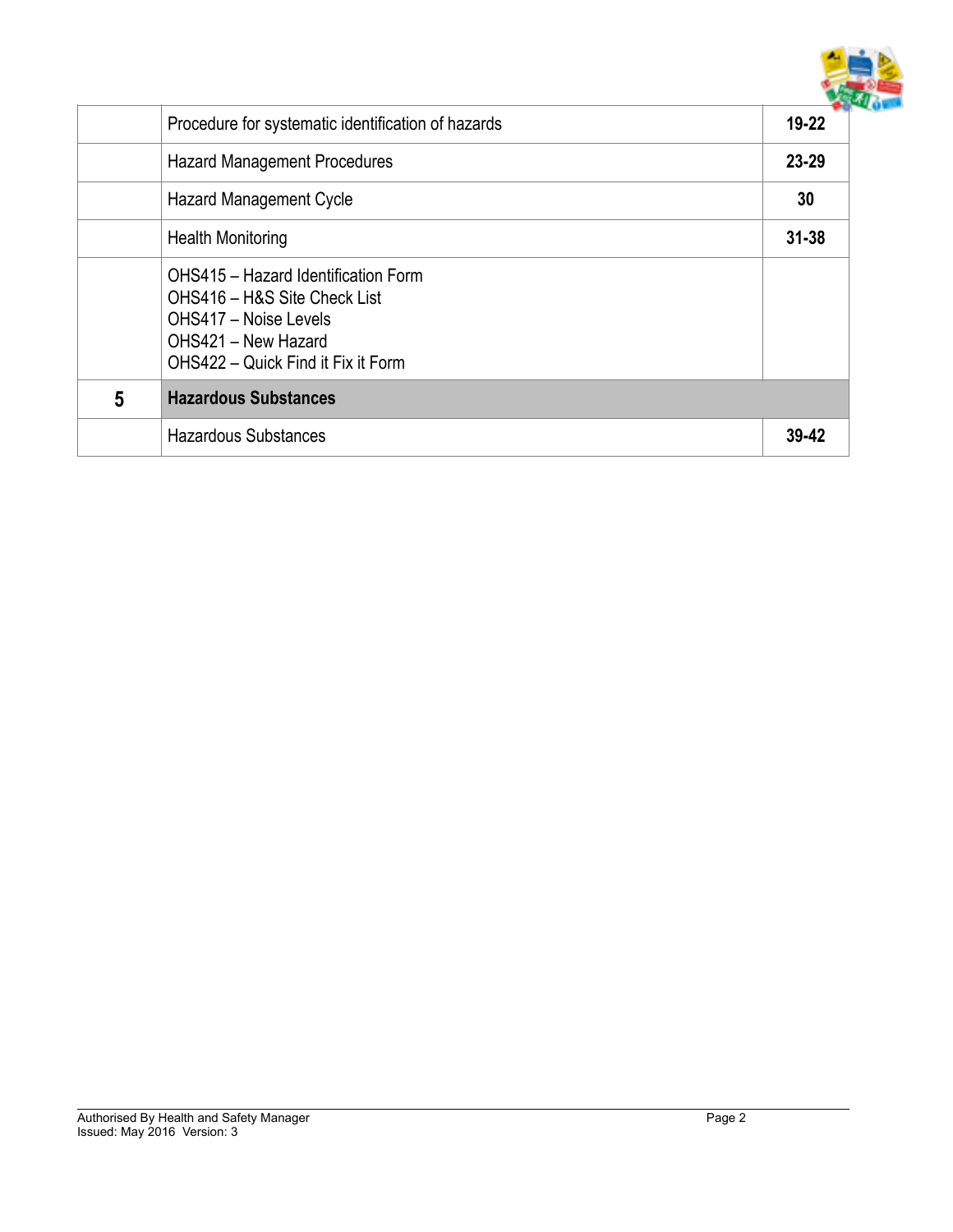| | | |
|---|---|---|
| | Procedure for systematic identification of hazards | **19-22** |
| | Hazard Management Procedures | **23-29** |
| | Hazard Management Cycle | **30** |
| | Health Monitoring | **31-38** |
| | OHS415 – Hazard Identification Form<br>OHS416 – H&S Site Check List<br>OHS417 – Noise Levels<br>OHS421 – New Hazard<br>OHS422 – Quick Find it Fix it Form | |
| **5** | **Hazardous Substances** | |
| | Hazardous Substances | **39-42** |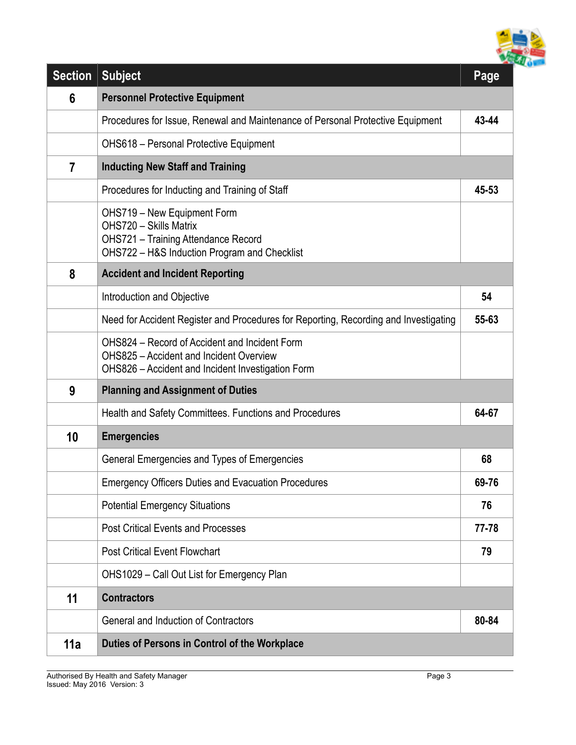| Section | Subject | Page |
|---|---|---|
| **6** | **Personnel Protective Equipment** | |
| | Procedures for Issue, Renewal and Maintenance of Personal Protective Equipment | **43-44** |
| | OHS618 – Personal Protective Equipment | |
| **7** | **Inducting New Staff and Training** | |
| | Procedures for Inducting and Training of Staff | **45-53** |
| | OHS719 – New Equipment Form<br>OHS720 – Skills Matrix<br>OHS721 – Training Attendance Record<br>OHS722 – H&S Induction Program and Checklist | |
| **8** | **Accident and Incident Reporting** | |
| | Introduction and Objective | **54** |
| | Need for Accident Register and Procedures for Reporting, Recording and Investigating | **55-63** |
| | OHS824 – Record of Accident and Incident Form<br>OHS825 – Accident and Incident Overview<br>OHS826 – Accident and Incident Investigation Form | |
| **9** | **Planning and Assignment of Duties** | |
| | Health and Safety Committees. Functions and Procedures | **64-67** |
| **10** | **Emergencies** | |
| | General Emergencies and Types of Emergencies | **68** |
| | Emergency Officers Duties and Evacuation Procedures | **69-76** |
| | Potential Emergency Situations | **76** |
| | Post Critical Events and Processes | **77-78** |
| | Post Critical Event Flowchart | **79** |
| | OHS1029 – Call Out List for Emergency Plan | |
| **11** | **Contractors** | |
| | General and Induction of Contractors | **80-84** |
| **11a** | **Duties of Persons in Control of the Workplace** | |

Authorised By Health and Safety Manager
Issued: May 2016 Version: 3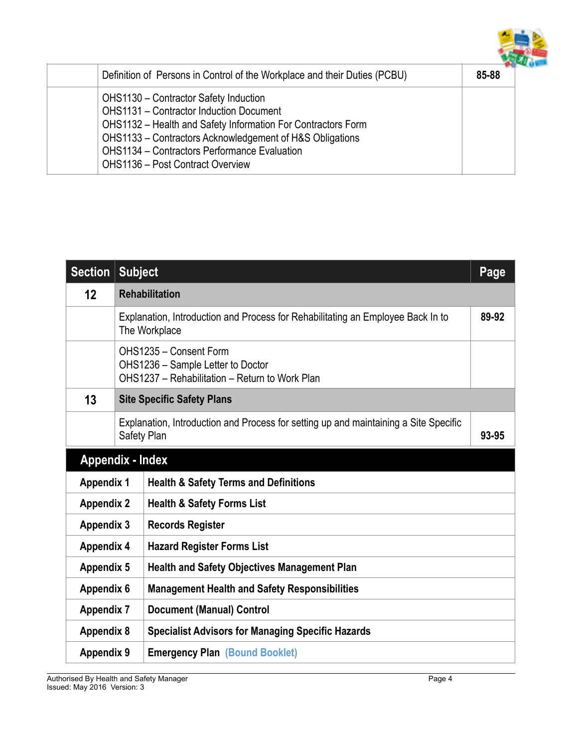| | | |
|---|---|---|
| | Definition of Persons in Control of the Workplace and their Duties (PCBU) | **85-88** |
| | OHS1130 – Contractor Safety Induction<br>OHS1131 – Contractor Induction Document<br>OHS1132 – Health and Safety Information For Contractors Form<br>OHS1133 – Contractors Acknowledgement of H&S Obligations<br>OHS1134 – Contractors Performance Evaluation<br>OHS1136 – Post Contract Overview | |

| Section | Subject | Page |
|---|---|---|
| **12** | **Rehabilitation** | |
| | Explanation, Introduction and Process for Rehabilitating an Employee Back In to The Workplace | **89-92** |
| | OHS1235 – Consent Form<br>OHS1236 – Sample Letter to Doctor<br>OHS1237 – Rehabilitation – Return to Work Plan | |
| **13** | **Site Specific Safety Plans** | |
| | Explanation, Introduction and Process for setting up and maintaining a Site Specific Safety Plan | **93-95** |

| Appendix - Index | |
|---|---|
| **Appendix 1** | **Health & Safety Terms and Definitions** |
| **Appendix 2** | **Health & Safety Forms List** |
| **Appendix 3** | **Records Register** |
| **Appendix 4** | **Hazard Register Forms List** |
| **Appendix 5** | **Health and Safety Objectives Management Plan** |
| **Appendix 6** | **Management Health and Safety Responsibilities** |
| **Appendix 7** | **Document (Manual) Control** |
| **Appendix 8** | **Specialist Advisors for Managing Specific Hazards** |
| **Appendix 9** | **Emergency Plan (Bound Booklet)** |

Authorised By Health and Safety Manager
Issued: May 2016 Version: 3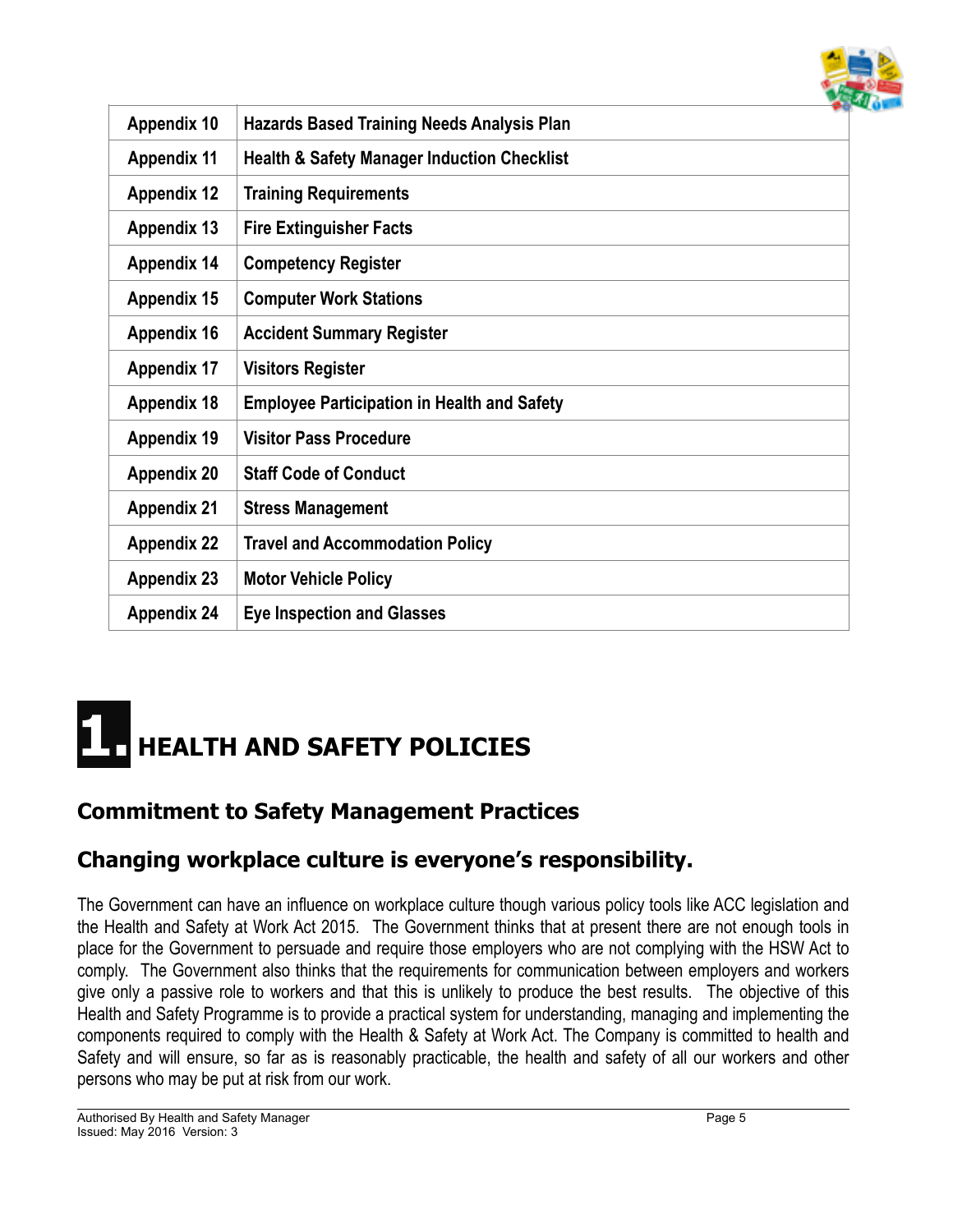| | |
|---|---|
| **Appendix 10** | **Hazards Based Training Needs Analysis Plan** |
| **Appendix 11** | **Health & Safety Manager Induction Checklist** |
| **Appendix 12** | **Training Requirements** |
| **Appendix 13** | **Fire Extinguisher Facts** |
| **Appendix 14** | **Competency Register** |
| **Appendix 15** | **Computer Work Stations** |
| **Appendix 16** | **Accident Summary Register** |
| **Appendix 17** | **Visitors Register** |
| **Appendix 18** | **Employee Participation in Health and Safety** |
| **Appendix 19** | **Visitor Pass Procedure** |
| **Appendix 20** | **Staff Code of Conduct** |
| **Appendix 21** | **Stress Management** |
| **Appendix 22** | **Travel and Accommodation Policy** |
| **Appendix 23** | **Motor Vehicle Policy** |
| **Appendix 24** | **Eye Inspection and Glasses** |

# 1. HEALTH AND SAFETY POLICIES

## Commitment to Safety Management Practices

## Changing workplace culture is everyone's responsibility.

The Government can have an influence on workplace culture though various policy tools like ACC legislation and the Health and Safety at Work Act 2015. The Government thinks that at present there are not enough tools in place for the Government to persuade and require those employers who are not complying with the HSW Act to comply. The Government also thinks that the requirements for communication between employers and workers give only a passive role to workers and that this is unlikely to produce the best results. The objective of this Health and Safety Programme is to provide a practical system for understanding, managing and implementing the components required to comply with the Health & Safety at Work Act. The Company is committed to health and Safety and will ensure, so far as is reasonably practicable, the health and safety of all our workers and other persons who may be put at risk from our work.

Authorised By Health and Safety Manager
Issued: May 2016 Version: 3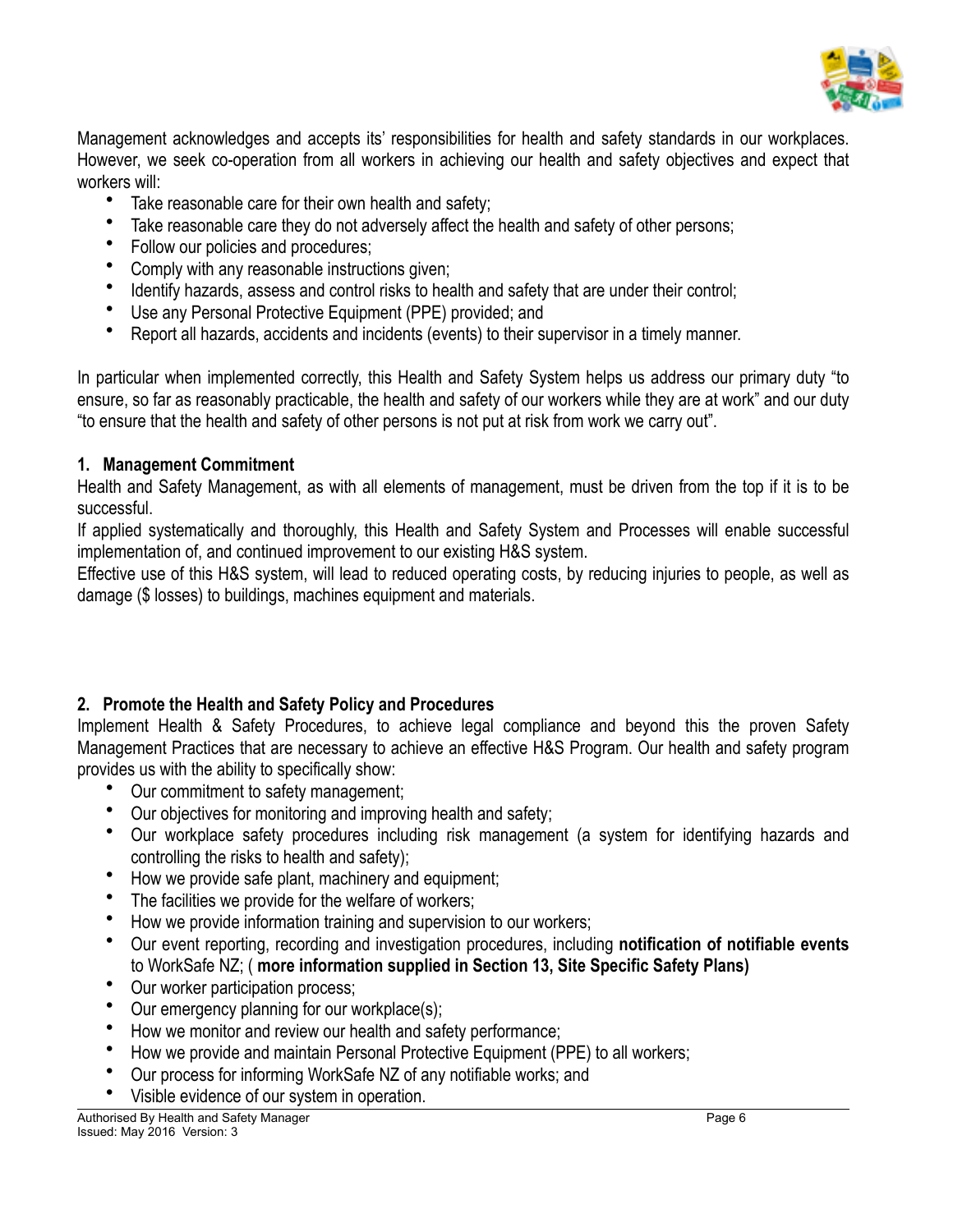Management acknowledges and accepts its' responsibilities for health and safety standards in our workplaces. However, we seek co-operation from all workers in achieving our health and safety objectives and expect that workers will:

- Take reasonable care for their own health and safety;
- Take reasonable care they do not adversely affect the health and safety of other persons;
- Follow our policies and procedures;
- Comply with any reasonable instructions given;
- Identify hazards, assess and control risks to health and safety that are under their control;
- Use any Personal Protective Equipment (PPE) provided; and
- Report all hazards, accidents and incidents (events) to their supervisor in a timely manner.

In particular when implemented correctly, this Health and Safety System helps us address our primary duty "to ensure, so far as reasonably practicable, the health and safety of our workers while they are at work" and our duty "to ensure that the health and safety of other persons is not put at risk from work we carry out".

### 1. Management Commitment

Health and Safety Management, as with all elements of management, must be driven from the top if it is to be successful.

If applied systematically and thoroughly, this Health and Safety System and Processes will enable successful implementation of, and continued improvement to our existing H&S system.

Effective use of this H&S system, will lead to reduced operating costs, by reducing injuries to people, as well as damage ($ losses) to buildings, machines equipment and materials.

### 2. Promote the Health and Safety Policy and Procedures

Implement Health & Safety Procedures, to achieve legal compliance and beyond this the proven Safety Management Practices that are necessary to achieve an effective H&S Program. Our health and safety program provides us with the ability to specifically show:

- Our commitment to safety management;
- Our objectives for monitoring and improving health and safety;
- Our workplace safety procedures including risk management (a system for identifying hazards and controlling the risks to health and safety);
- How we provide safe plant, machinery and equipment;
- The facilities we provide for the welfare of workers;
- How we provide information training and supervision to our workers;
- Our event reporting, recording and investigation procedures, including **notification of notifiable events** to WorkSafe NZ; ( **more information supplied in Section 13, Site Specific Safety Plans)**
- Our worker participation process;
- Our emergency planning for our workplace(s);
- How we monitor and review our health and safety performance;
- How we provide and maintain Personal Protective Equipment (PPE) to all workers;
- Our process for informing WorkSafe NZ of any notifiable works; and
- Visible evidence of our system in operation.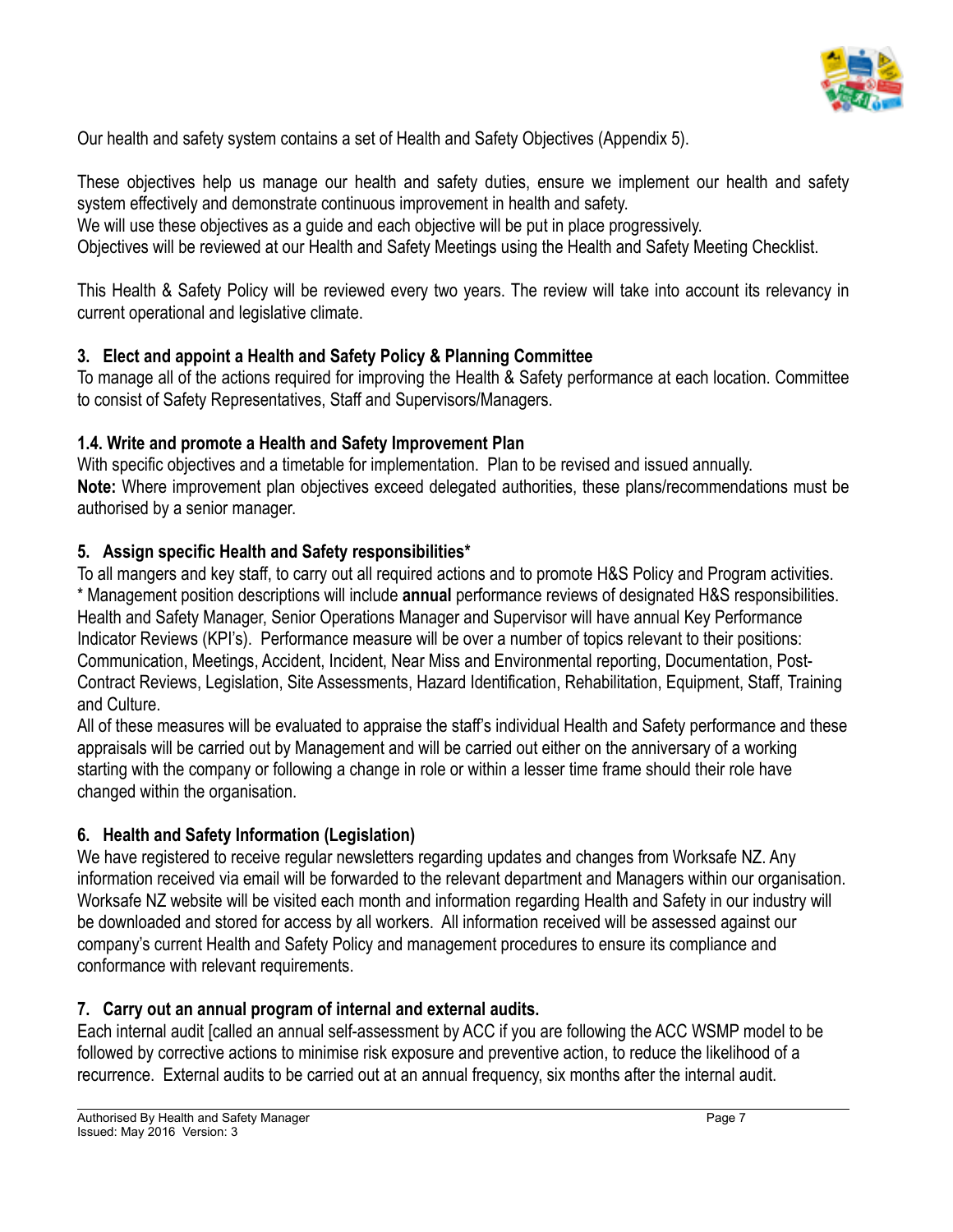Our health and safety system contains a set of Health and Safety Objectives (Appendix 5).

These objectives help us manage our health and safety duties, ensure we implement our health and safety system effectively and demonstrate continuous improvement in health and safety.
We will use these objectives as a guide and each objective will be put in place progressively.
Objectives will be reviewed at our Health and Safety Meetings using the Health and Safety Meeting Checklist.

This Health & Safety Policy will be reviewed every two years. The review will take into account its relevancy in current operational and legislative climate.

### 3. Elect and appoint a Health and Safety Policy & Planning Committee

To manage all of the actions required for improving the Health & Safety performance at each location. Committee to consist of Safety Representatives, Staff and Supervisors/Managers.

### 1.4. Write and promote a Health and Safety Improvement Plan

With specific objectives and a timetable for implementation. Plan to be revised and issued annually.
**Note:** Where improvement plan objectives exceed delegated authorities, these plans/recommendations must be authorised by a senior manager.

### 5. Assign specific Health and Safety responsibilities*

To all mangers and key staff, to carry out all required actions and to promote H&S Policy and Program activities.
* Management position descriptions will include **annual** performance reviews of designated H&S responsibilities.
Health and Safety Manager, Senior Operations Manager and Supervisor will have annual Key Performance Indicator Reviews (KPI's). Performance measure will be over a number of topics relevant to their positions: Communication, Meetings, Accident, Incident, Near Miss and Environmental reporting, Documentation, Post-Contract Reviews, Legislation, Site Assessments, Hazard Identification, Rehabilitation, Equipment, Staff, Training and Culture.
All of these measures will be evaluated to appraise the staff's individual Health and Safety performance and these appraisals will be carried out by Management and will be carried out either on the anniversary of a working starting with the company or following a change in role or within a lesser time frame should their role have changed within the organisation.

### 6. Health and Safety Information (Legislation)

We have registered to receive regular newsletters regarding updates and changes from Worksafe NZ. Any information received via email will be forwarded to the relevant department and Managers within our organisation. Worksafe NZ website will be visited each month and information regarding Health and Safety in our industry will be downloaded and stored for access by all workers. All information received will be assessed against our company's current Health and Safety Policy and management procedures to ensure its compliance and conformance with relevant requirements.

### 7. Carry out an annual program of internal and external audits.

Each internal audit [called an annual self-assessment by ACC if you are following the ACC WSMP model to be followed by corrective actions to minimise risk exposure and preventive action, to reduce the likelihood of a recurrence. External audits to be carried out at an annual frequency, six months after the internal audit.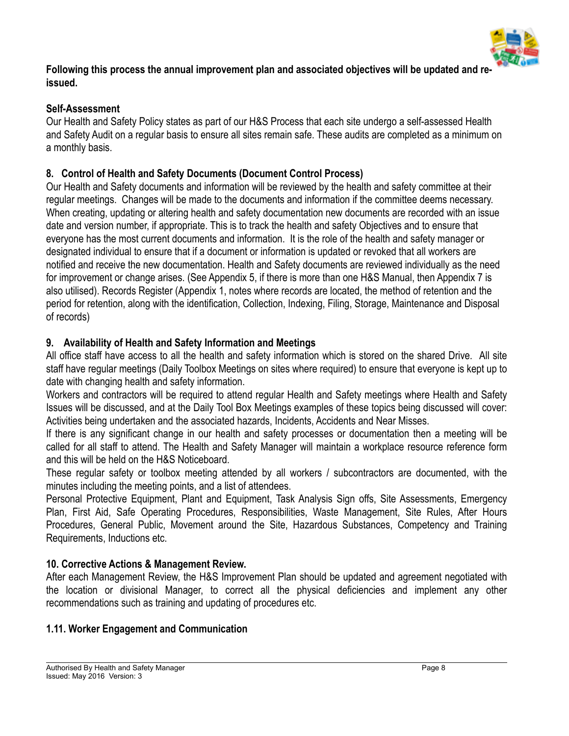**Following this process the annual improvement plan and associated objectives will be updated and re-issued.**

**Self-Assessment**

Our Health and Safety Policy states as part of our H&S Process that each site undergo a self-assessed Health and Safety Audit on a regular basis to ensure all sites remain safe. These audits are completed as a minimum on a monthly basis.

## 8. Control of Health and Safety Documents (Document Control Process)

Our Health and Safety documents and information will be reviewed by the health and safety committee at their regular meetings. Changes will be made to the documents and information if the committee deems necessary. When creating, updating or altering health and safety documentation new documents are recorded with an issue date and version number, if appropriate. This is to track the health and safety Objectives and to ensure that everyone has the most current documents and information. It is the role of the health and safety manager or designated individual to ensure that if a document or information is updated or revoked that all workers are notified and receive the new documentation. Health and Safety documents are reviewed individually as the need for improvement or change arises. (See Appendix 5, if there is more than one H&S Manual, then Appendix 7 is also utilised). Records Register (Appendix 1, notes where records are located, the method of retention and the period for retention, along with the identification, Collection, Indexing, Filing, Storage, Maintenance and Disposal of records)

## 9. Availability of Health and Safety Information and Meetings

All office staff have access to all the health and safety information which is stored on the shared Drive. All site staff have regular meetings (Daily Toolbox Meetings on sites where required) to ensure that everyone is kept up to date with changing health and safety information.

Workers and contractors will be required to attend regular Health and Safety meetings where Health and Safety Issues will be discussed, and at the Daily Tool Box Meetings examples of these topics being discussed will cover: Activities being undertaken and the associated hazards, Incidents, Accidents and Near Misses.

If there is any significant change in our health and safety processes or documentation then a meeting will be called for all staff to attend. The Health and Safety Manager will maintain a workplace resource reference form and this will be held on the H&S Noticeboard.

These regular safety or toolbox meeting attended by all workers / subcontractors are documented, with the minutes including the meeting points, and a list of attendees.

Personal Protective Equipment, Plant and Equipment, Task Analysis Sign offs, Site Assessments, Emergency Plan, First Aid, Safe Operating Procedures, Responsibilities, Waste Management, Site Rules, After Hours Procedures, General Public, Movement around the Site, Hazardous Substances, Competency and Training Requirements, Inductions etc.

## 10. Corrective Actions & Management Review.

After each Management Review, the H&S Improvement Plan should be updated and agreement negotiated with the location or divisional Manager, to correct all the physical deficiencies and implement any other recommendations such as training and updating of procedures etc.

## 1.11. Worker Engagement and Communication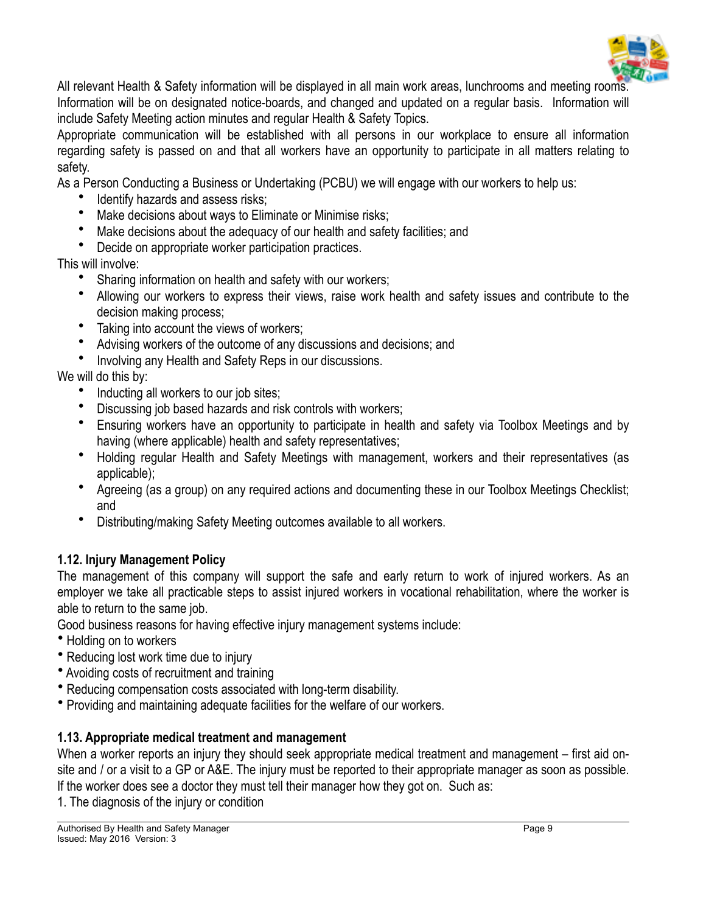All relevant Health & Safety information will be displayed in all main work areas, lunchrooms and meeting rooms. Information will be on designated notice-boards, and changed and updated on a regular basis. Information will include Safety Meeting action minutes and regular Health & Safety Topics.

Appropriate communication will be established with all persons in our workplace to ensure all information regarding safety is passed on and that all workers have an opportunity to participate in all matters relating to safety.

As a Person Conducting a Business or Undertaking (PCBU) we will engage with our workers to help us:

- Identify hazards and assess risks;
- Make decisions about ways to Eliminate or Minimise risks;
- Make decisions about the adequacy of our health and safety facilities; and
- Decide on appropriate worker participation practices.

This will involve:

- Sharing information on health and safety with our workers;
- Allowing our workers to express their views, raise work health and safety issues and contribute to the decision making process;
- Taking into account the views of workers;
- Advising workers of the outcome of any discussions and decisions; and
- Involving any Health and Safety Reps in our discussions.

We will do this by:

- Inducting all workers to our job sites;
- Discussing job based hazards and risk controls with workers;
- Ensuring workers have an opportunity to participate in health and safety via Toolbox Meetings and by having (where applicable) health and safety representatives;
- Holding regular Health and Safety Meetings with management, workers and their representatives (as applicable);
- Agreeing (as a group) on any required actions and documenting these in our Toolbox Meetings Checklist; and
- Distributing/making Safety Meeting outcomes available to all workers.

### 1.12. Injury Management Policy

The management of this company will support the safe and early return to work of injured workers. As an employer we take all practicable steps to assist injured workers in vocational rehabilitation, where the worker is able to return to the same job.

Good business reasons for having effective injury management systems include:

- Holding on to workers
- Reducing lost work time due to injury
- Avoiding costs of recruitment and training
- Reducing compensation costs associated with long-term disability.
- Providing and maintaining adequate facilities for the welfare of our workers.

### 1.13. Appropriate medical treatment and management

When a worker reports an injury they should seek appropriate medical treatment and management – first aid on-site and / or a visit to a GP or A&E. The injury must be reported to their appropriate manager as soon as possible. If the worker does see a doctor they must tell their manager how they got on. Such as:

1. The diagnosis of the injury or condition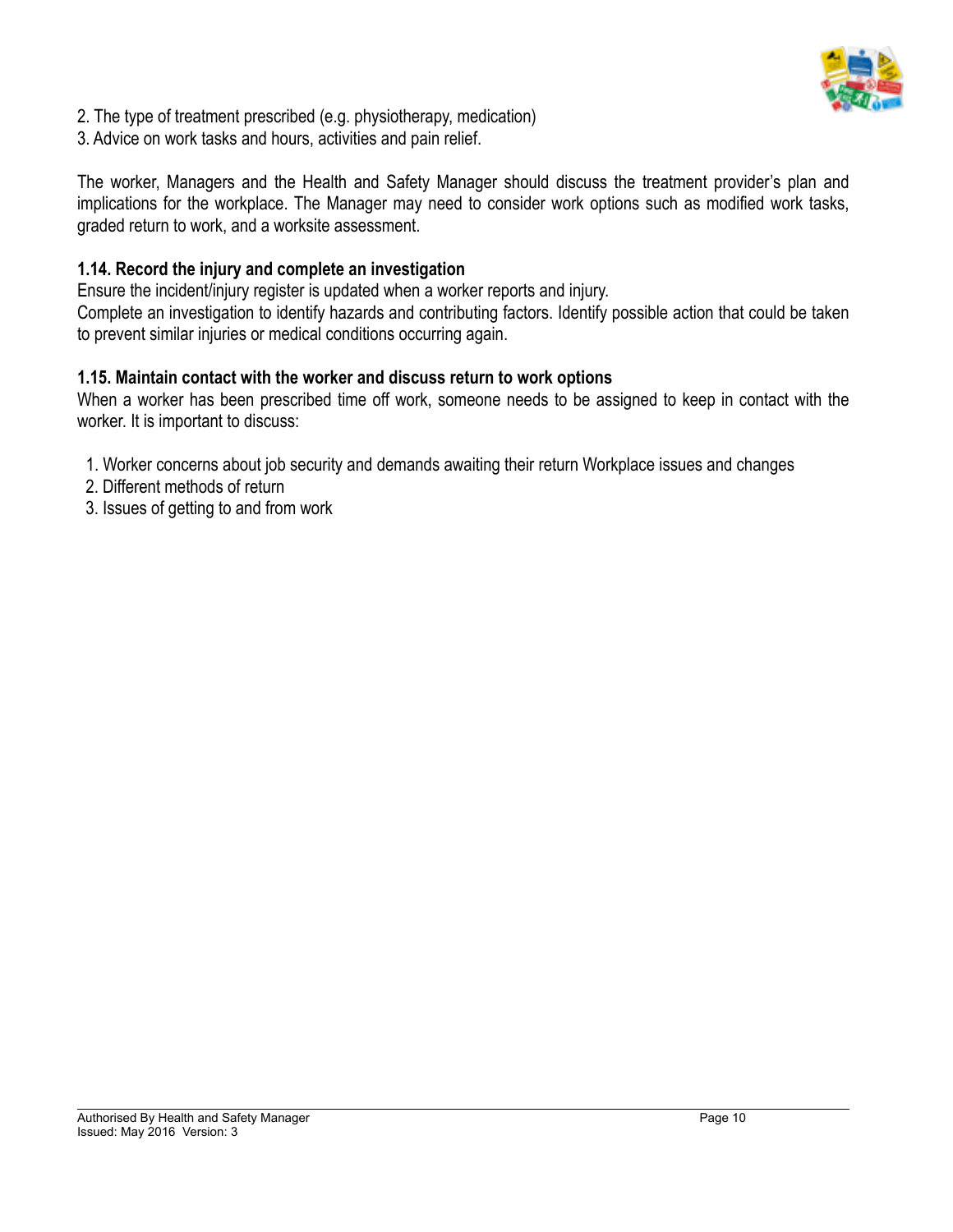2. The type of treatment prescribed (e.g. physiotherapy, medication)
3. Advice on work tasks and hours, activities and pain relief.

The worker, Managers and the Health and Safety Manager should discuss the treatment provider's plan and implications for the workplace. The Manager may need to consider work options such as modified work tasks, graded return to work, and a worksite assessment.

**1.14. Record the injury and complete an investigation**

Ensure the incident/injury register is updated when a worker reports and injury.
Complete an investigation to identify hazards and contributing factors. Identify possible action that could be taken to prevent similar injuries or medical conditions occurring again.

**1.15. Maintain contact with the worker and discuss return to work options**

When a worker has been prescribed time off work, someone needs to be assigned to keep in contact with the worker. It is important to discuss:

1. Worker concerns about job security and demands awaiting their return Workplace issues and changes
2. Different methods of return
3. Issues of getting to and from work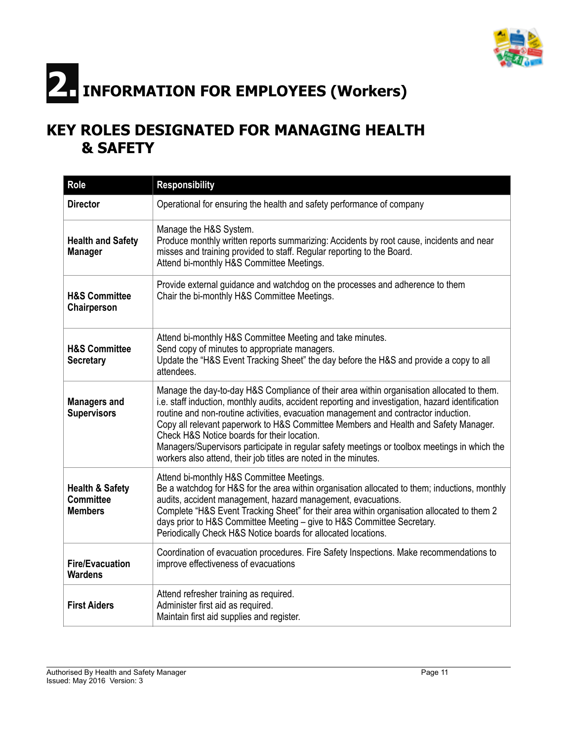# 2. INFORMATION FOR EMPLOYEES (Workers)

## KEY ROLES DESIGNATED FOR MANAGING HEALTH & SAFETY

| Role | Responsibility |
|---|---|
| **Director** | Operational for ensuring the health and safety performance of company |
| **Health and Safety Manager** | Manage the H&S System.<br>Produce monthly written reports summarizing: Accidents by root cause, incidents and near misses and training provided to staff. Regular reporting to the Board.<br>Attend bi-monthly H&S Committee Meetings. |
| **H&S Committee Chairperson** | Provide external guidance and watchdog on the processes and adherence to them<br>Chair the bi-monthly H&S Committee Meetings. |
| **H&S Committee Secretary** | Attend bi-monthly H&S Committee Meeting and take minutes.<br>Send copy of minutes to appropriate managers.<br>Update the "H&S Event Tracking Sheet" the day before the H&S and provide a copy to all attendees. |
| **Managers and Supervisors** | Manage the day-to-day H&S Compliance of their area within organisation allocated to them. i.e. staff induction, monthly audits, accident reporting and investigation, hazard identification routine and non-routine activities, evacuation management and contractor induction.<br>Copy all relevant paperwork to H&S Committee Members and Health and Safety Manager.<br>Check H&S Notice boards for their location.<br>Managers/Supervisors participate in regular safety meetings or toolbox meetings in which the workers also attend, their job titles are noted in the minutes. |
| **Health & Safety Committee Members** | Attend bi-monthly H&S Committee Meetings.<br>Be a watchdog for H&S for the area within organisation allocated to them; inductions, monthly audits, accident management, hazard management, evacuations.<br>Complete "H&S Event Tracking Sheet" for their area within organisation allocated to them 2 days prior to H&S Committee Meeting – give to H&S Committee Secretary.<br>Periodically Check H&S Notice boards for allocated locations. |
| **Fire/Evacuation Wardens** | Coordination of evacuation procedures. Fire Safety Inspections. Make recommendations to improve effectiveness of evacuations |
| **First Aiders** | Attend refresher training as required.<br>Administer first aid as required.<br>Maintain first aid supplies and register. |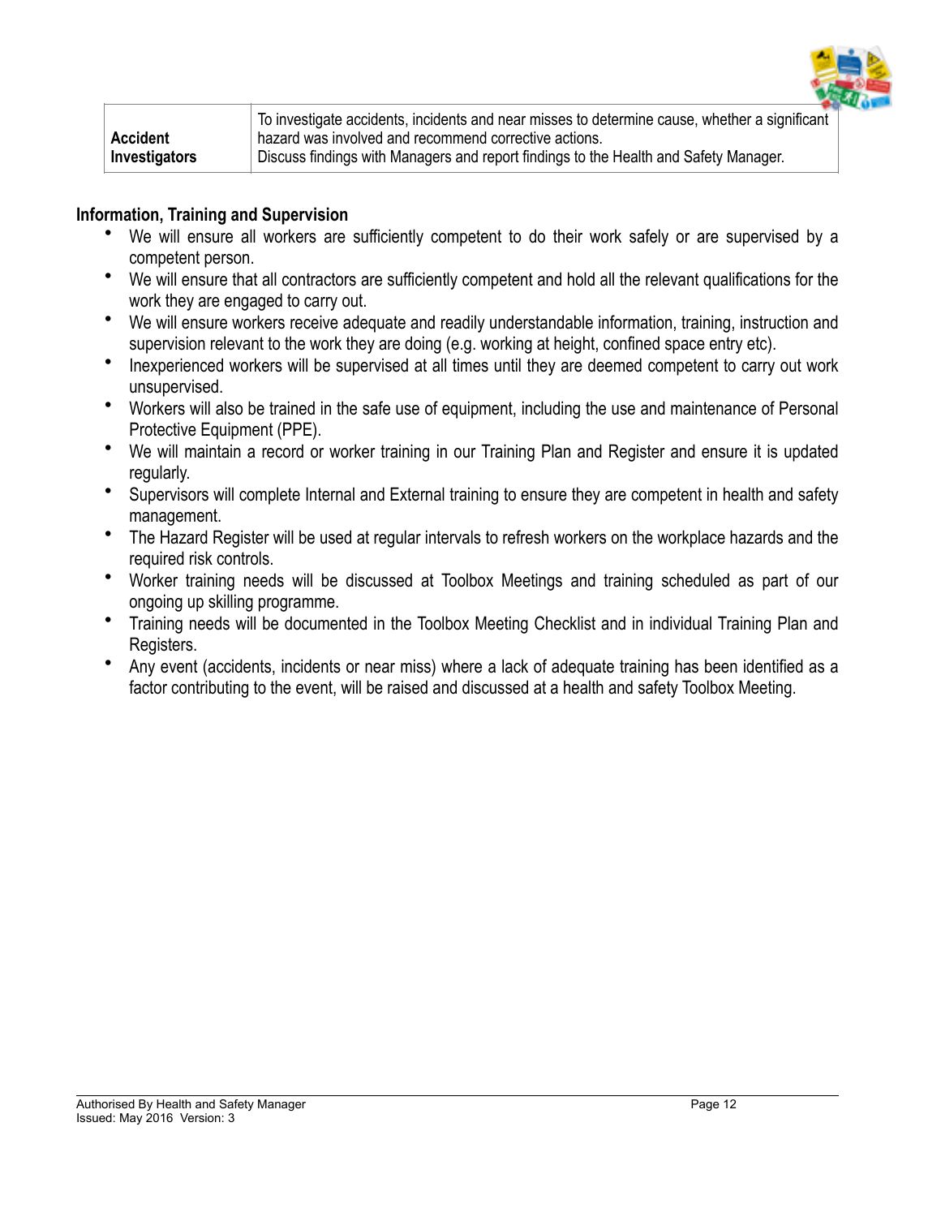| | |
|---|---|
| **Accident Investigators** | To investigate accidents, incidents and near misses to determine cause, whether a significant hazard was involved and recommend corrective actions.<br>Discuss findings with Managers and report findings to the Health and Safety Manager. |

**Information, Training and Supervision**

- We will ensure all workers are sufficiently competent to do their work safely or are supervised by a competent person.
- We will ensure that all contractors are sufficiently competent and hold all the relevant qualifications for the work they are engaged to carry out.
- We will ensure workers receive adequate and readily understandable information, training, instruction and supervision relevant to the work they are doing (e.g. working at height, confined space entry etc).
- Inexperienced workers will be supervised at all times until they are deemed competent to carry out work unsupervised.
- Workers will also be trained in the safe use of equipment, including the use and maintenance of Personal Protective Equipment (PPE).
- We will maintain a record or worker training in our Training Plan and Register and ensure it is updated regularly.
- Supervisors will complete Internal and External training to ensure they are competent in health and safety management.
- The Hazard Register will be used at regular intervals to refresh workers on the workplace hazards and the required risk controls.
- Worker training needs will be discussed at Toolbox Meetings and training scheduled as part of our ongoing up skilling programme.
- Training needs will be documented in the Toolbox Meeting Checklist and in individual Training Plan and Registers.
- Any event (accidents, incidents or near miss) where a lack of adequate training has been identified as a factor contributing to the event, will be raised and discussed at a health and safety Toolbox Meeting.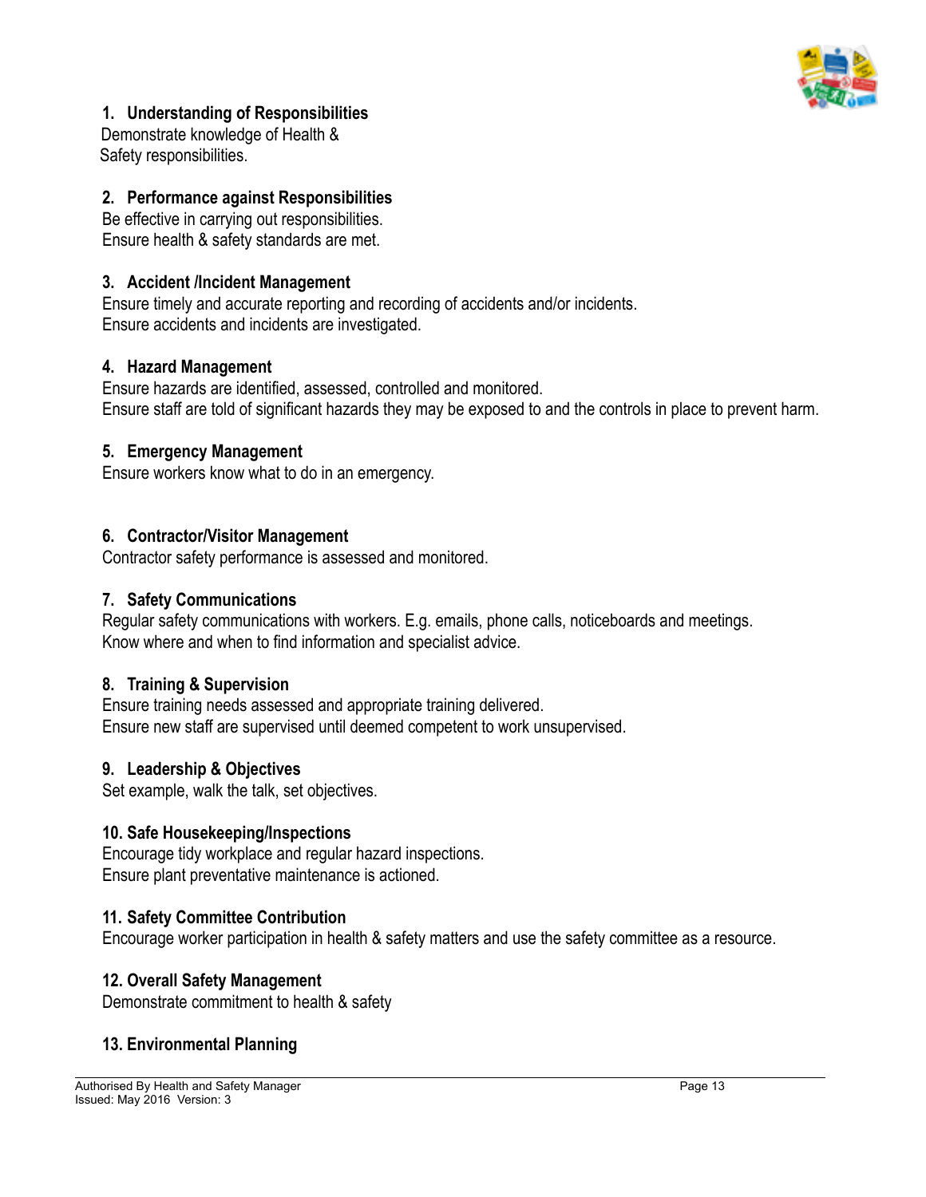**1. Understanding of Responsibilities**
Demonstrate knowledge of Health & Safety responsibilities.

**2. Performance against Responsibilities**
Be effective in carrying out responsibilities.
Ensure health & safety standards are met.

**3. Accident /Incident Management**
Ensure timely and accurate reporting and recording of accidents and/or incidents.
Ensure accidents and incidents are investigated.

**4. Hazard Management**
Ensure hazards are identified, assessed, controlled and monitored.
Ensure staff are told of significant hazards they may be exposed to and the controls in place to prevent harm.

**5. Emergency Management**
Ensure workers know what to do in an emergency.

**6. Contractor/Visitor Management**
Contractor safety performance is assessed and monitored.

**7. Safety Communications**
Regular safety communications with workers. E.g. emails, phone calls, noticeboards and meetings.
Know where and when to find information and specialist advice.

**8. Training & Supervision**
Ensure training needs assessed and appropriate training delivered.
Ensure new staff are supervised until deemed competent to work unsupervised.

**9. Leadership & Objectives**
Set example, walk the talk, set objectives.

**10. Safe Housekeeping/Inspections**
Encourage tidy workplace and regular hazard inspections.
Ensure plant preventative maintenance is actioned.

**11. Safety Committee Contribution**
Encourage worker participation in health & safety matters and use the safety committee as a resource.

**12. Overall Safety Management**
Demonstrate commitment to health & safety

**13. Environmental Planning**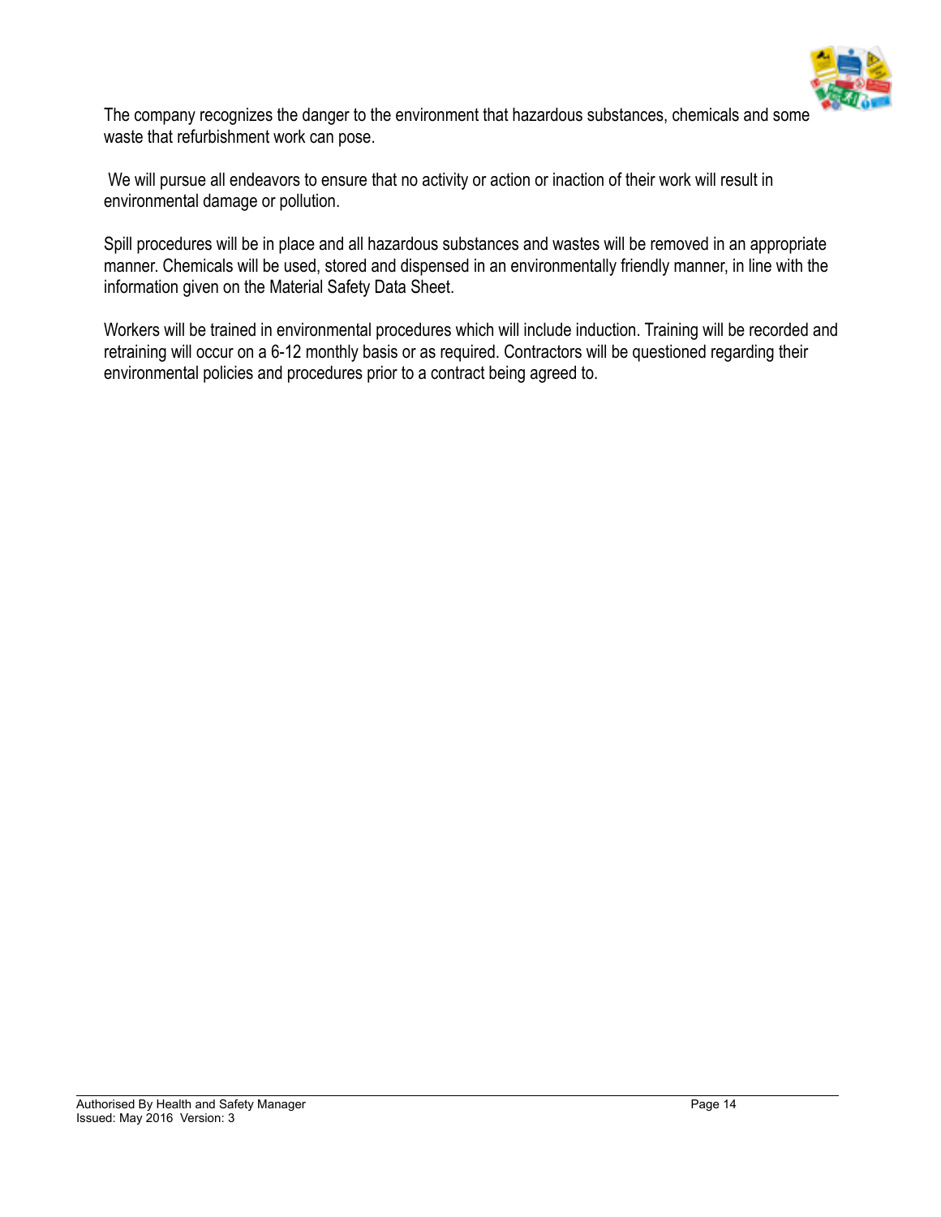The company recognizes the danger to the environment that hazardous substances, chemicals and some waste that refurbishment work can pose.

We will pursue all endeavors to ensure that no activity or action or inaction of their work will result in environmental damage or pollution.

Spill procedures will be in place and all hazardous substances and wastes will be removed in an appropriate manner. Chemicals will be used, stored and dispensed in an environmentally friendly manner, in line with the information given on the Material Safety Data Sheet.

Workers will be trained in environmental procedures which will include induction. Training will be recorded and retraining will occur on a 6-12 monthly basis or as required. Contractors will be questioned regarding their environmental policies and procedures prior to a contract being agreed to.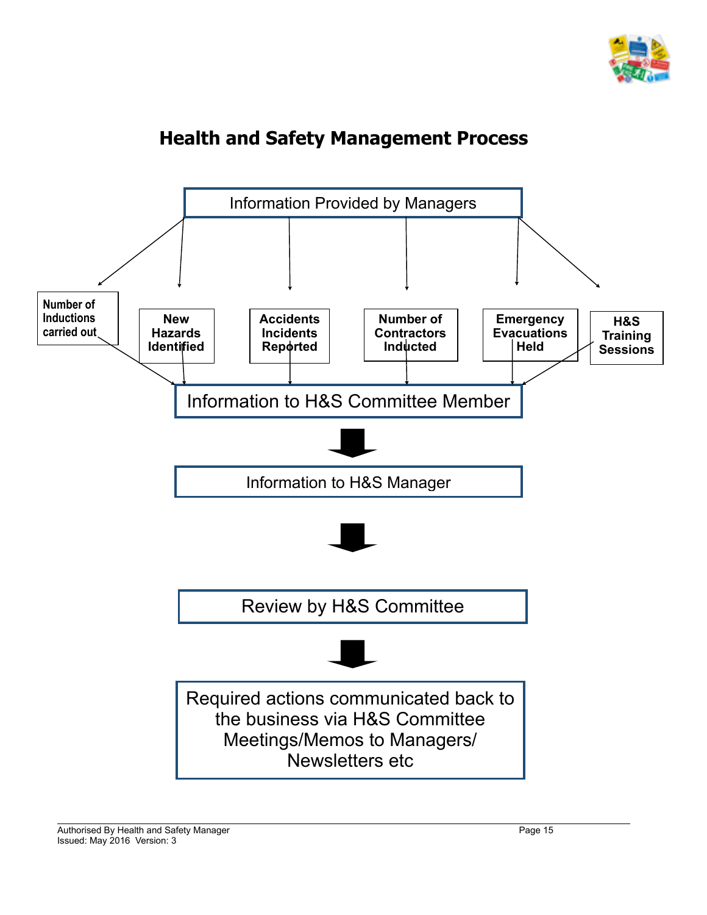# Health and Safety Management Process

Information Provided by Managers

- Number of Inductions carried out
- New Hazards Identified
- Accidents Incidents Reported
- Number of Contractors Inducted
- Emergency Evacuations Held
- H&S Training Sessions

Information to H&S Committee Member

Information to H&S Manager

Review by H&S Committee

Required actions communicated back to the business via H&S Committee Meetings/Memos to Managers/ Newsletters etc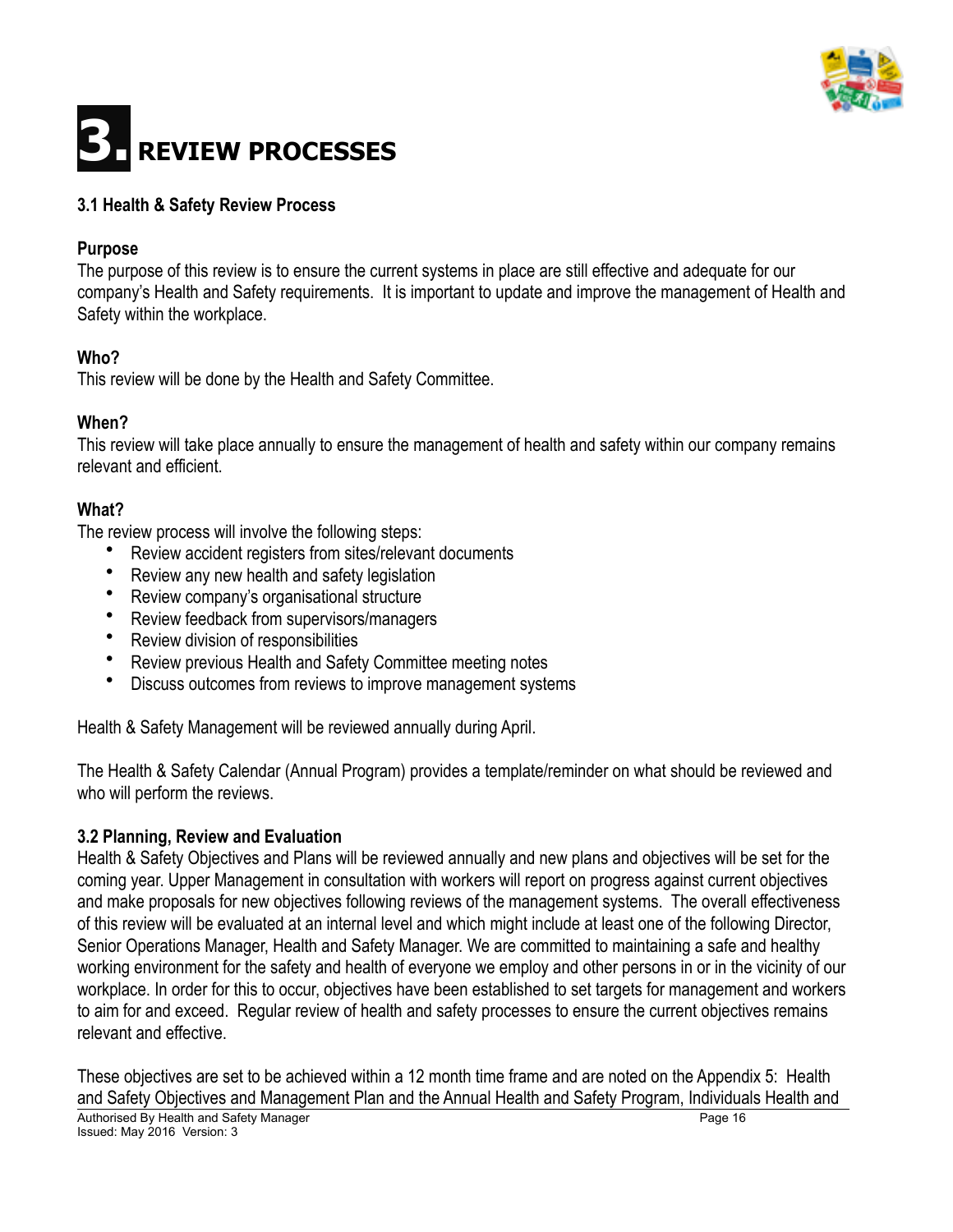# 3. REVIEW PROCESSES

### 3.1 Health & Safety Review Process

**Purpose**

The purpose of this review is to ensure the current systems in place are still effective and adequate for our company's Health and Safety requirements. It is important to update and improve the management of Health and Safety within the workplace.

**Who?**

This review will be done by the Health and Safety Committee.

**When?**

This review will take place annually to ensure the management of health and safety within our company remains relevant and efficient.

**What?**

The review process will involve the following steps:

- Review accident registers from sites/relevant documents
- Review any new health and safety legislation
- Review company's organisational structure
- Review feedback from supervisors/managers
- Review division of responsibilities
- Review previous Health and Safety Committee meeting notes
- Discuss outcomes from reviews to improve management systems

Health & Safety Management will be reviewed annually during April.

The Health & Safety Calendar (Annual Program) provides a template/reminder on what should be reviewed and who will perform the reviews.

### 3.2 Planning, Review and Evaluation

Health & Safety Objectives and Plans will be reviewed annually and new plans and objectives will be set for the coming year. Upper Management in consultation with workers will report on progress against current objectives and make proposals for new objectives following reviews of the management systems. The overall effectiveness of this review will be evaluated at an internal level and which might include at least one of the following Director, Senior Operations Manager, Health and Safety Manager. We are committed to maintaining a safe and healthy working environment for the safety and health of everyone we employ and other persons in or in the vicinity of our workplace. In order for this to occur, objectives have been established to set targets for management and workers to aim for and exceed. Regular review of health and safety processes to ensure the current objectives remains relevant and effective.

These objectives are set to be achieved within a 12 month time frame and are noted on the Appendix 5: Health and Safety Objectives and Management Plan and the Annual Health and Safety Program, Individuals Health and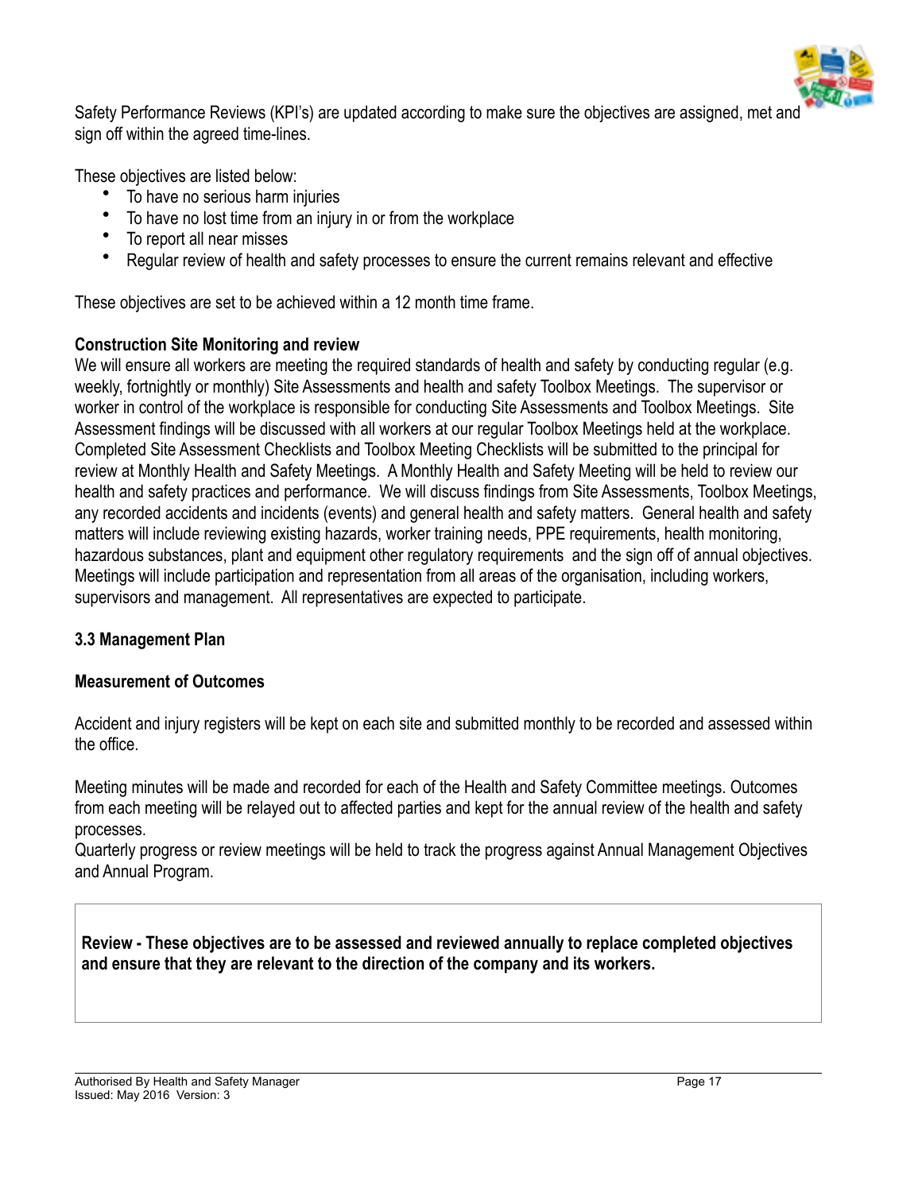Safety Performance Reviews (KPI's) are updated according to make sure the objectives are assigned, met and sign off within the agreed time-lines.

These objectives are listed below:

- To have no serious harm injuries
- To have no lost time from an injury in or from the workplace
- To report all near misses
- Regular review of health and safety processes to ensure the current remains relevant and effective

These objectives are set to be achieved within a 12 month time frame.

**Construction Site Monitoring and review**

We will ensure all workers are meeting the required standards of health and safety by conducting regular (e.g. weekly, fortnightly or monthly) Site Assessments and health and safety Toolbox Meetings. The supervisor or worker in control of the workplace is responsible for conducting Site Assessments and Toolbox Meetings. Site Assessment findings will be discussed with all workers at our regular Toolbox Meetings held at the workplace. Completed Site Assessment Checklists and Toolbox Meeting Checklists will be submitted to the principal for review at Monthly Health and Safety Meetings. A Monthly Health and Safety Meeting will be held to review our health and safety practices and performance. We will discuss findings from Site Assessments, Toolbox Meetings, any recorded accidents and incidents (events) and general health and safety matters. General health and safety matters will include reviewing existing hazards, worker training needs, PPE requirements, health monitoring, hazardous substances, plant and equipment other regulatory requirements and the sign off of annual objectives. Meetings will include participation and representation from all areas of the organisation, including workers, supervisors and management. All representatives are expected to participate.

## 3.3 Management Plan

### Measurement of Outcomes

Accident and injury registers will be kept on each site and submitted monthly to be recorded and assessed within the office.

Meeting minutes will be made and recorded for each of the Health and Safety Committee meetings. Outcomes from each meeting will be relayed out to affected parties and kept for the annual review of the health and safety processes.

Quarterly progress or review meetings will be held to track the progress against Annual Management Objectives and Annual Program.

**Review - These objectives are to be assessed and reviewed annually to replace completed objectives and ensure that they are relevant to the direction of the company and its workers.**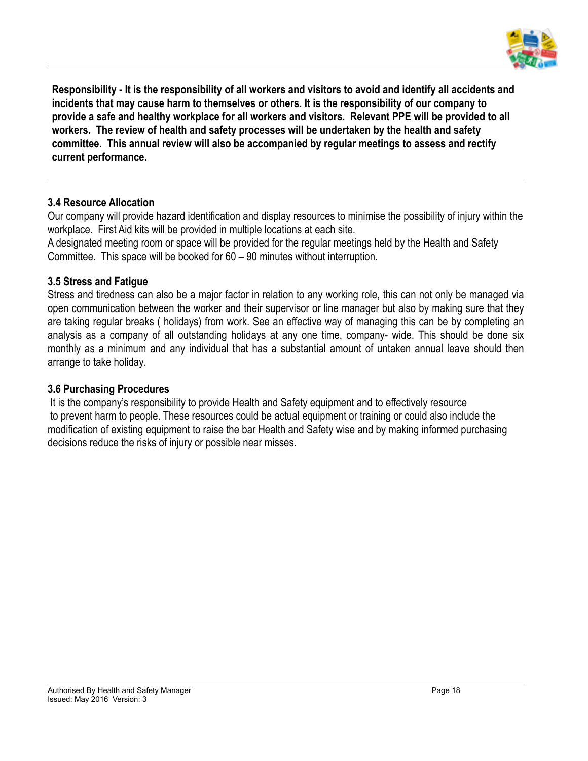**Responsibility - It is the responsibility of all workers and visitors to avoid and identify all accidents and incidents that may cause harm to themselves or others. It is the responsibility of our company to provide a safe and healthy workplace for all workers and visitors. Relevant PPE will be provided to all workers. The review of health and safety processes will be undertaken by the health and safety committee. This annual review will also be accompanied by regular meetings to assess and rectify current performance.**

### 3.4 Resource Allocation

Our company will provide hazard identification and display resources to minimise the possibility of injury within the workplace. First Aid kits will be provided in multiple locations at each site.
A designated meeting room or space will be provided for the regular meetings held by the Health and Safety Committee. This space will be booked for 60 – 90 minutes without interruption.

### 3.5 Stress and Fatigue

Stress and tiredness can also be a major factor in relation to any working role, this can not only be managed via open communication between the worker and their supervisor or line manager but also by making sure that they are taking regular breaks ( holidays) from work. See an effective way of managing this can be by completing an analysis as a company of all outstanding holidays at any one time, company- wide. This should be done six monthly as a minimum and any individual that has a substantial amount of untaken annual leave should then arrange to take holiday.

### 3.6 Purchasing Procedures

It is the company's responsibility to provide Health and Safety equipment and to effectively resource to prevent harm to people. These resources could be actual equipment or training or could also include the modification of existing equipment to raise the bar Health and Safety wise and by making informed purchasing decisions reduce the risks of injury or possible near misses.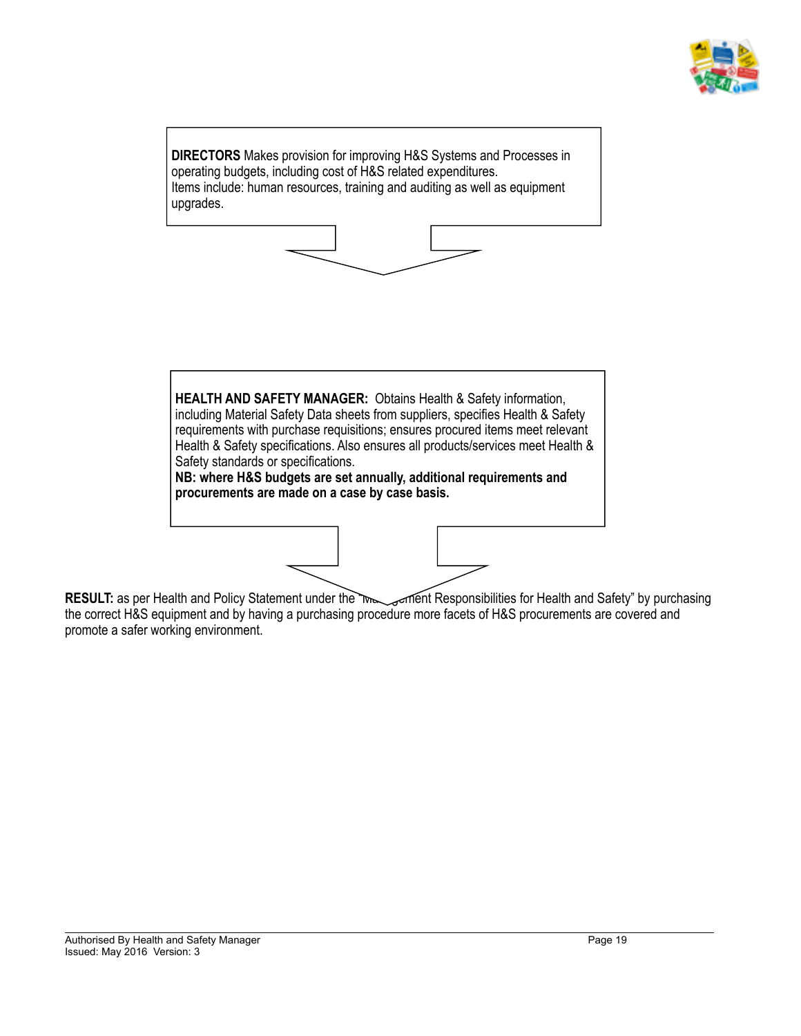**DIRECTORS** Makes provision for improving H&S Systems and Processes in operating budgets, including cost of H&S related expenditures.
Items include: human resources, training and auditing as well as equipment upgrades.

**HEALTH AND SAFETY MANAGER:** Obtains Health & Safety information, including Material Safety Data sheets from suppliers, specifies Health & Safety requirements with purchase requisitions; ensures procured items meet relevant Health & Safety specifications. Also ensures all products/services meet Health & Safety standards or specifications.
**NB: where H&S budgets are set annually, additional requirements and procurements are made on a case by case basis.**

**RESULT:** as per Health and Policy Statement under the "Management Responsibilities for Health and Safety" by purchasing the correct H&S equipment and by having a purchasing procedure more facets of H&S procurements are covered and promote a safer working environment.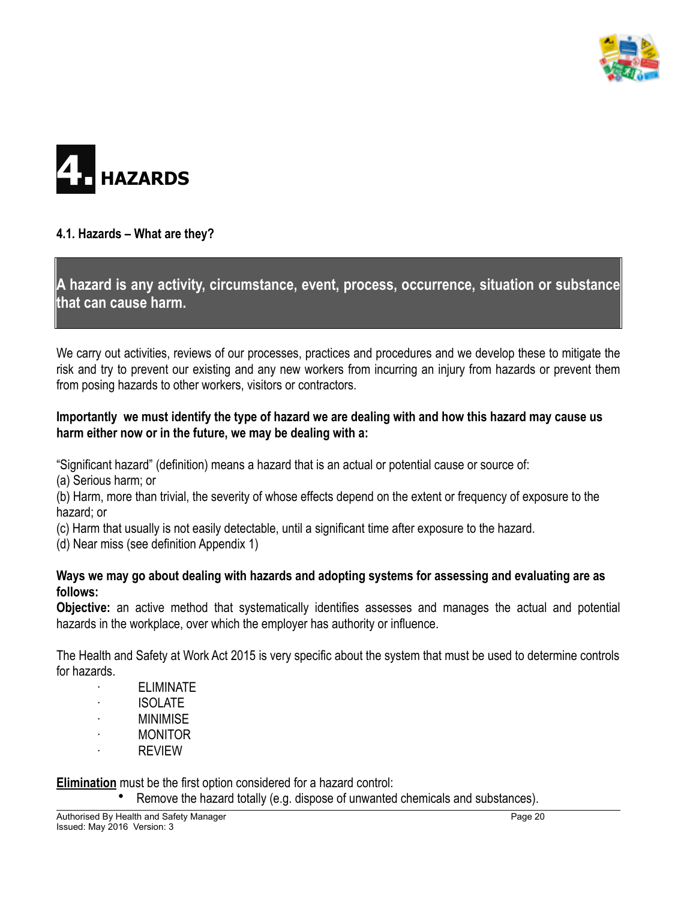# 4. HAZARDS

### 4.1. Hazards – What are they?

**A hazard is any activity, circumstance, event, process, occurrence, situation or substance that can cause harm.**

We carry out activities, reviews of our processes, practices and procedures and we develop these to mitigate the risk and try to prevent our existing and any new workers from incurring an injury from hazards or prevent them from posing hazards to other workers, visitors or contractors.

**Importantly we must identify the type of hazard we are dealing with and how this hazard may cause us harm either now or in the future, we may be dealing with a:**

"Significant hazard" (definition) means a hazard that is an actual or potential cause or source of:
(a) Serious harm; or
(b) Harm, more than trivial, the severity of whose effects depend on the extent or frequency of exposure to the hazard; or
(c) Harm that usually is not easily detectable, until a significant time after exposure to the hazard.
(d) Near miss (see definition Appendix 1)

**Ways we may go about dealing with hazards and adopting systems for assessing and evaluating are as follows:**
**Objective:** an active method that systematically identifies assesses and manages the actual and potential hazards in the workplace, over which the employer has authority or influence.

The Health and Safety at Work Act 2015 is very specific about the system that must be used to determine controls for hazards.

- ELIMINATE
- ISOLATE
- MINIMISE
- MONITOR
- REVIEW

**Elimination** must be the first option considered for a hazard control:

- Remove the hazard totally (e.g. dispose of unwanted chemicals and substances).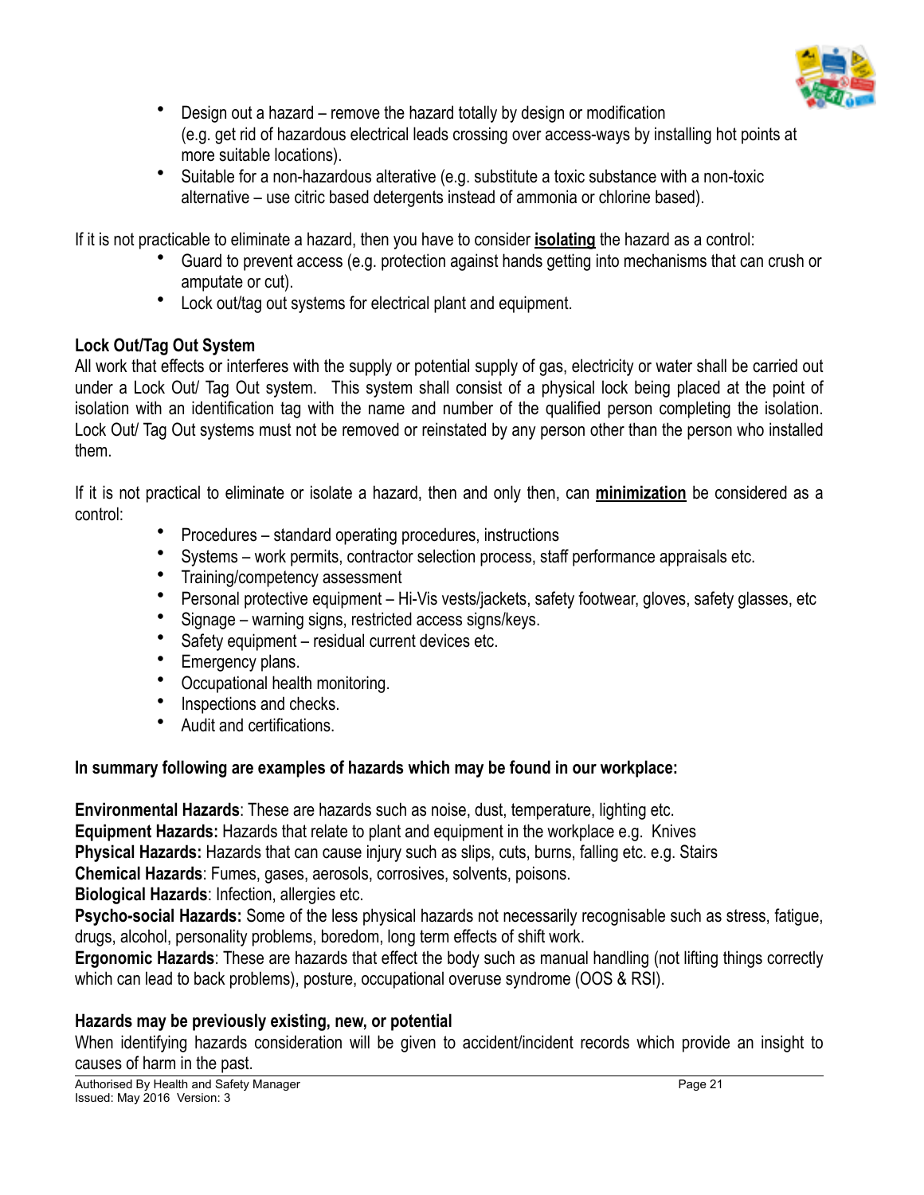- Design out a hazard – remove the hazard totally by design or modification (e.g. get rid of hazardous electrical leads crossing over access-ways by installing hot points at more suitable locations).
- Suitable for a non-hazardous alterative (e.g. substitute a toxic substance with a non-toxic alternative – use citric based detergents instead of ammonia or chlorine based).

If it is not practicable to eliminate a hazard, then you have to consider **isolating** the hazard as a control:

- Guard to prevent access (e.g. protection against hands getting into mechanisms that can crush or amputate or cut).
- Lock out/tag out systems for electrical plant and equipment.

**Lock Out/Tag Out System**

All work that effects or interferes with the supply or potential supply of gas, electricity or water shall be carried out under a Lock Out/ Tag Out system. This system shall consist of a physical lock being placed at the point of isolation with an identification tag with the name and number of the qualified person completing the isolation. Lock Out/ Tag Out systems must not be removed or reinstated by any person other than the person who installed them.

If it is not practical to eliminate or isolate a hazard, then and only then, can **minimization** be considered as a control:

- Procedures – standard operating procedures, instructions
- Systems – work permits, contractor selection process, staff performance appraisals etc.
- Training/competency assessment
- Personal protective equipment – Hi-Vis vests/jackets, safety footwear, gloves, safety glasses, etc
- Signage – warning signs, restricted access signs/keys.
- Safety equipment – residual current devices etc.
- Emergency plans.
- Occupational health monitoring.
- Inspections and checks.
- Audit and certifications.

**In summary following are examples of hazards which may be found in our workplace:**

**Environmental Hazards**: These are hazards such as noise, dust, temperature, lighting etc.
**Equipment Hazards:** Hazards that relate to plant and equipment in the workplace e.g. Knives
**Physical Hazards:** Hazards that can cause injury such as slips, cuts, burns, falling etc. e.g. Stairs
**Chemical Hazards**: Fumes, gases, aerosols, corrosives, solvents, poisons.
**Biological Hazards**: Infection, allergies etc.
**Psycho-social Hazards:** Some of the less physical hazards not necessarily recognisable such as stress, fatigue, drugs, alcohol, personality problems, boredom, long term effects of shift work.
**Ergonomic Hazards**: These are hazards that effect the body such as manual handling (not lifting things correctly which can lead to back problems), posture, occupational overuse syndrome (OOS & RSI).

**Hazards may be previously existing, new, or potential**

When identifying hazards consideration will be given to accident/incident records which provide an insight to causes of harm in the past.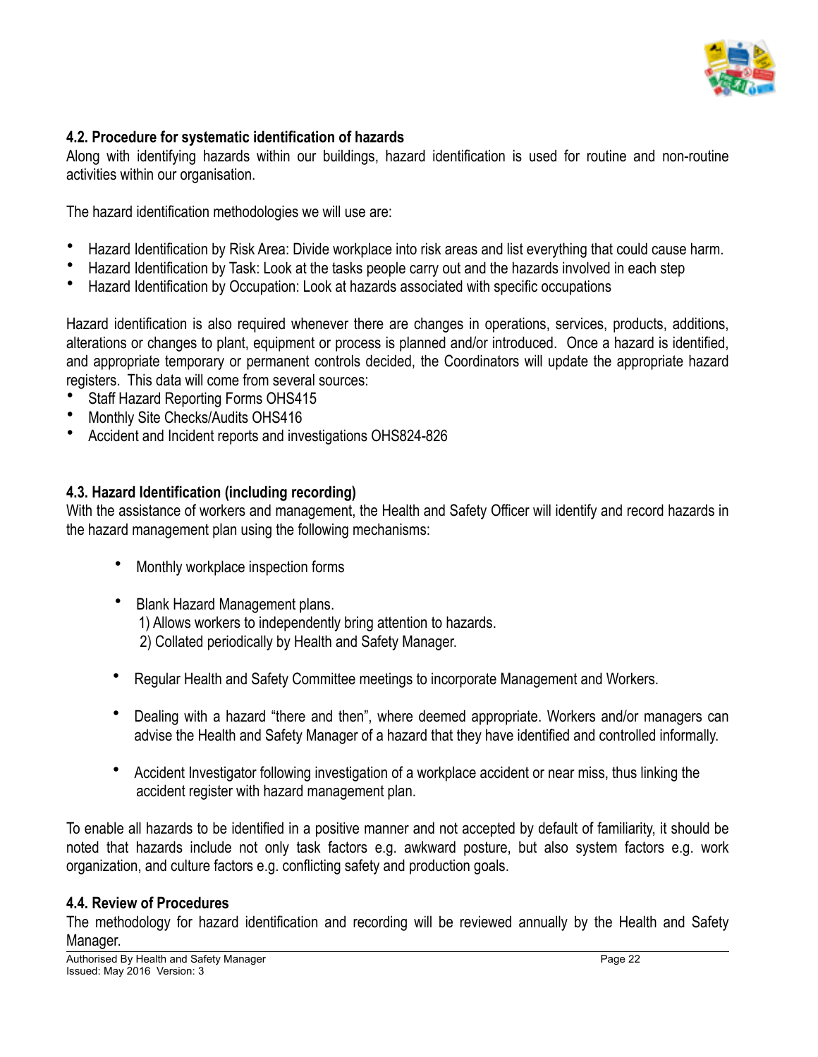### 4.2. Procedure for systematic identification of hazards

Along with identifying hazards within our buildings, hazard identification is used for routine and non-routine activities within our organisation.

The hazard identification methodologies we will use are:

- Hazard Identification by Risk Area: Divide workplace into risk areas and list everything that could cause harm.
- Hazard Identification by Task: Look at the tasks people carry out and the hazards involved in each step
- Hazard Identification by Occupation: Look at hazards associated with specific occupations

Hazard identification is also required whenever there are changes in operations, services, products, additions, alterations or changes to plant, equipment or process is planned and/or introduced. Once a hazard is identified, and appropriate temporary or permanent controls decided, the Coordinators will update the appropriate hazard registers. This data will come from several sources:

- Staff Hazard Reporting Forms OHS415
- Monthly Site Checks/Audits OHS416
- Accident and Incident reports and investigations OHS824-826

### 4.3. Hazard Identification (including recording)

With the assistance of workers and management, the Health and Safety Officer will identify and record hazards in the hazard management plan using the following mechanisms:

- Monthly workplace inspection forms
- Blank Hazard Management plans.
  1) Allows workers to independently bring attention to hazards.
  2) Collated periodically by Health and Safety Manager.
- Regular Health and Safety Committee meetings to incorporate Management and Workers.
- Dealing with a hazard "there and then", where deemed appropriate. Workers and/or managers can advise the Health and Safety Manager of a hazard that they have identified and controlled informally.
- Accident Investigator following investigation of a workplace accident or near miss, thus linking the accident register with hazard management plan.

To enable all hazards to be identified in a positive manner and not accepted by default of familiarity, it should be noted that hazards include not only task factors e.g. awkward posture, but also system factors e.g. work organization, and culture factors e.g. conflicting safety and production goals.

### 4.4. Review of Procedures

The methodology for hazard identification and recording will be reviewed annually by the Health and Safety Manager.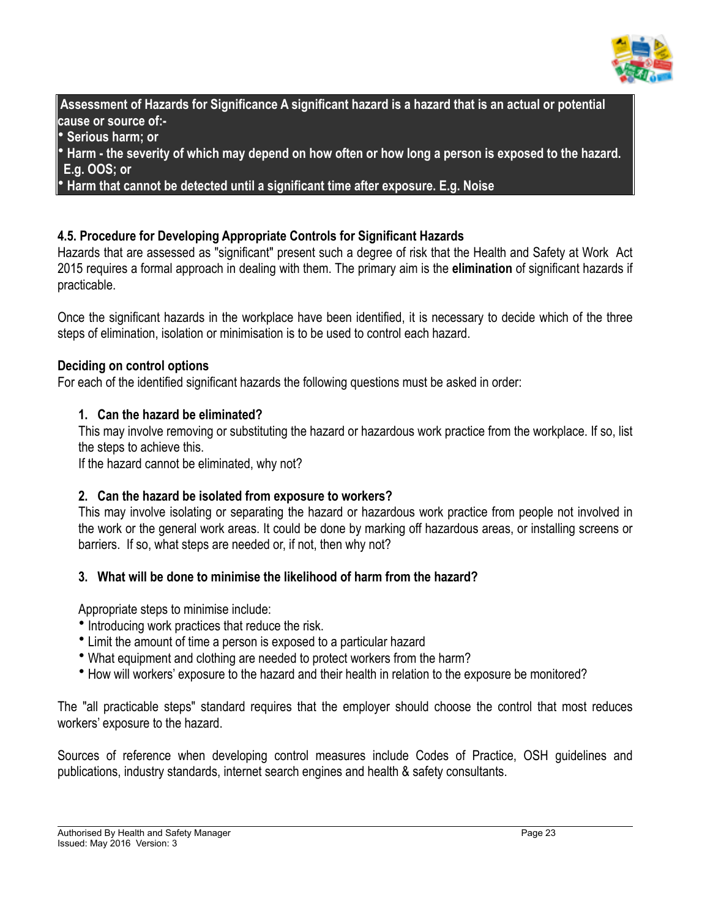**Assessment of Hazards for Significance A significant hazard is a hazard that is an actual or potential cause or source of:-**

- **Serious harm; or**
- **Harm - the severity of which may depend on how often or how long a person is exposed to the hazard. E.g. OOS; or**
- **Harm that cannot be detected until a significant time after exposure. E.g. Noise**

### 4.5. Procedure for Developing Appropriate Controls for Significant Hazards

Hazards that are assessed as "significant" present such a degree of risk that the Health and Safety at Work Act 2015 requires a formal approach in dealing with them. The primary aim is the **elimination** of significant hazards if practicable.

Once the significant hazards in the workplace have been identified, it is necessary to decide which of the three steps of elimination, isolation or minimisation is to be used to control each hazard.

**Deciding on control options**

For each of the identified significant hazards the following questions must be asked in order:

1. **Can the hazard be eliminated?**
   This may involve removing or substituting the hazard or hazardous work practice from the workplace. If so, list the steps to achieve this.
   If the hazard cannot be eliminated, why not?

2. **Can the hazard be isolated from exposure to workers?**
   This may involve isolating or separating the hazard or hazardous work practice from people not involved in the work or the general work areas. It could be done by marking off hazardous areas, or installing screens or barriers. If so, what steps are needed or, if not, then why not?

3. **What will be done to minimise the likelihood of harm from the hazard?**

   Appropriate steps to minimise include:
   - Introducing work practices that reduce the risk.
   - Limit the amount of time a person is exposed to a particular hazard
   - What equipment and clothing are needed to protect workers from the harm?
   - How will workers' exposure to the hazard and their health in relation to the exposure be monitored?

The "all practicable steps" standard requires that the employer should choose the control that most reduces workers' exposure to the hazard.

Sources of reference when developing control measures include Codes of Practice, OSH guidelines and publications, industry standards, internet search engines and health & safety consultants.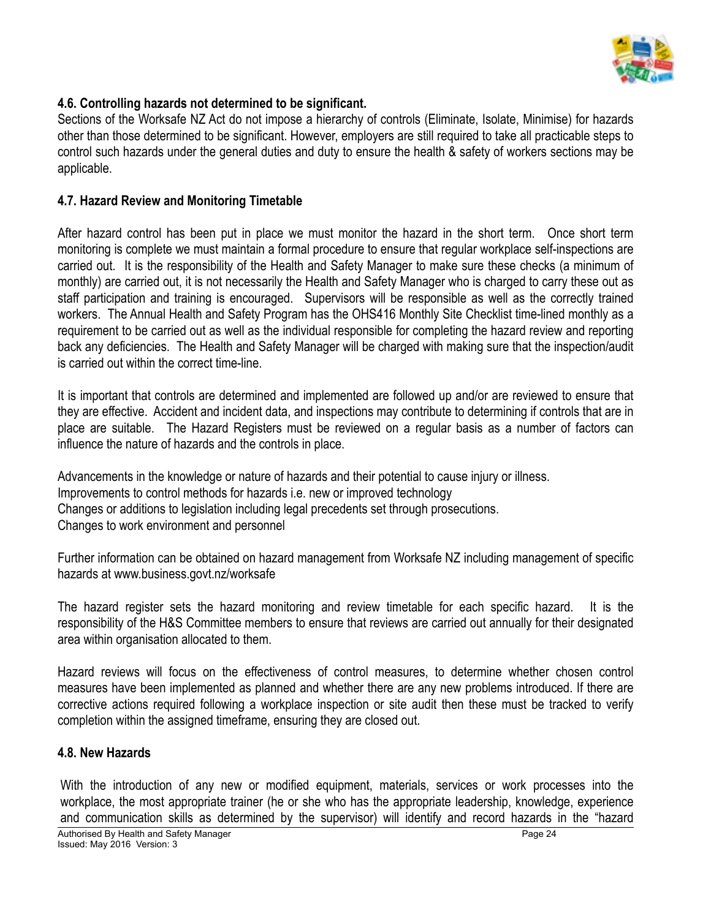### 4.6. Controlling hazards not determined to be significant.

Sections of the Worksafe NZ Act do not impose a hierarchy of controls (Eliminate, Isolate, Minimise) for hazards other than those determined to be significant. However, employers are still required to take all practicable steps to control such hazards under the general duties and duty to ensure the health & safety of workers sections may be applicable.

### 4.7. Hazard Review and Monitoring Timetable

After hazard control has been put in place we must monitor the hazard in the short term. Once short term monitoring is complete we must maintain a formal procedure to ensure that regular workplace self-inspections are carried out. It is the responsibility of the Health and Safety Manager to make sure these checks (a minimum of monthly) are carried out, it is not necessarily the Health and Safety Manager who is charged to carry these out as staff participation and training is encouraged. Supervisors will be responsible as well as the correctly trained workers. The Annual Health and Safety Program has the OHS416 Monthly Site Checklist time-lined monthly as a requirement to be carried out as well as the individual responsible for completing the hazard review and reporting back any deficiencies. The Health and Safety Manager will be charged with making sure that the inspection/audit is carried out within the correct time-line.

It is important that controls are determined and implemented are followed up and/or are reviewed to ensure that they are effective. Accident and incident data, and inspections may contribute to determining if controls that are in place are suitable. The Hazard Registers must be reviewed on a regular basis as a number of factors can influence the nature of hazards and the controls in place.

Advancements in the knowledge or nature of hazards and their potential to cause injury or illness.
Improvements to control methods for hazards i.e. new or improved technology
Changes or additions to legislation including legal precedents set through prosecutions.
Changes to work environment and personnel

Further information can be obtained on hazard management from Worksafe NZ including management of specific hazards at www.business.govt.nz/worksafe

The hazard register sets the hazard monitoring and review timetable for each specific hazard. It is the responsibility of the H&S Committee members to ensure that reviews are carried out annually for their designated area within organisation allocated to them.

Hazard reviews will focus on the effectiveness of control measures, to determine whether chosen control measures have been implemented as planned and whether there are any new problems introduced. If there are corrective actions required following a workplace inspection or site audit then these must be tracked to verify completion within the assigned timeframe, ensuring they are closed out.

### 4.8. New Hazards

With the introduction of any new or modified equipment, materials, services or work processes into the workplace, the most appropriate trainer (he or she who has the appropriate leadership, knowledge, experience and communication skills as determined by the supervisor) will identify and record hazards in the "hazard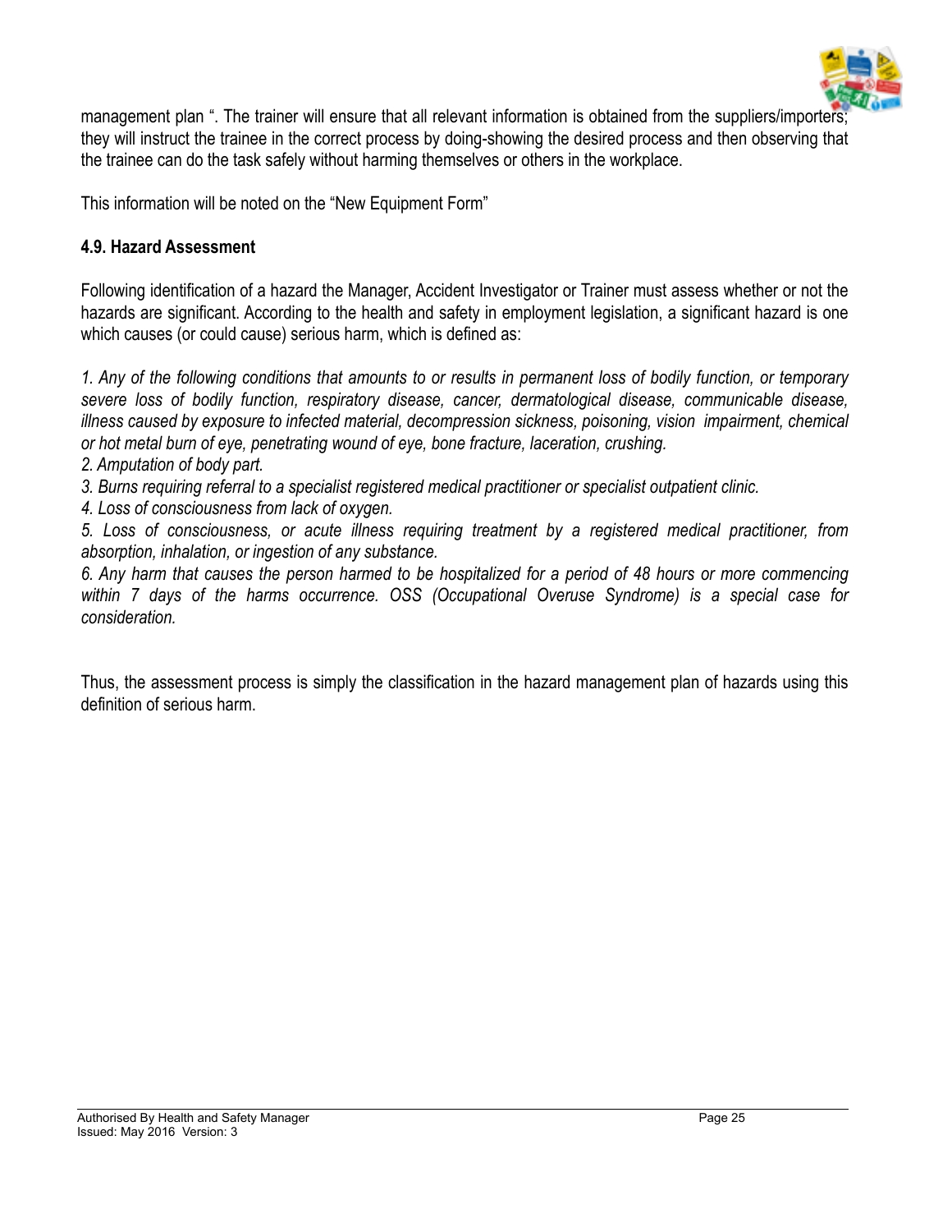management plan ". The trainer will ensure that all relevant information is obtained from the suppliers/importers; they will instruct the trainee in the correct process by doing-showing the desired process and then observing that the trainee can do the task safely without harming themselves or others in the workplace.

This information will be noted on the "New Equipment Form"

**4.9. Hazard Assessment**

Following identification of a hazard the Manager, Accident Investigator or Trainer must assess whether or not the hazards are significant. According to the health and safety in employment legislation, a significant hazard is one which causes (or could cause) serious harm, which is defined as:

*1. Any of the following conditions that amounts to or results in permanent loss of bodily function, or temporary severe loss of bodily function, respiratory disease, cancer, dermatological disease, communicable disease, illness caused by exposure to infected material, decompression sickness, poisoning, vision impairment, chemical or hot metal burn of eye, penetrating wound of eye, bone fracture, laceration, crushing.*
*2. Amputation of body part.*
*3. Burns requiring referral to a specialist registered medical practitioner or specialist outpatient clinic.*
*4. Loss of consciousness from lack of oxygen.*
*5. Loss of consciousness, or acute illness requiring treatment by a registered medical practitioner, from absorption, inhalation, or ingestion of any substance.*
*6. Any harm that causes the person harmed to be hospitalized for a period of 48 hours or more commencing within 7 days of the harms occurrence. OSS (Occupational Overuse Syndrome) is a special case for consideration.*

Thus, the assessment process is simply the classification in the hazard management plan of hazards using this definition of serious harm.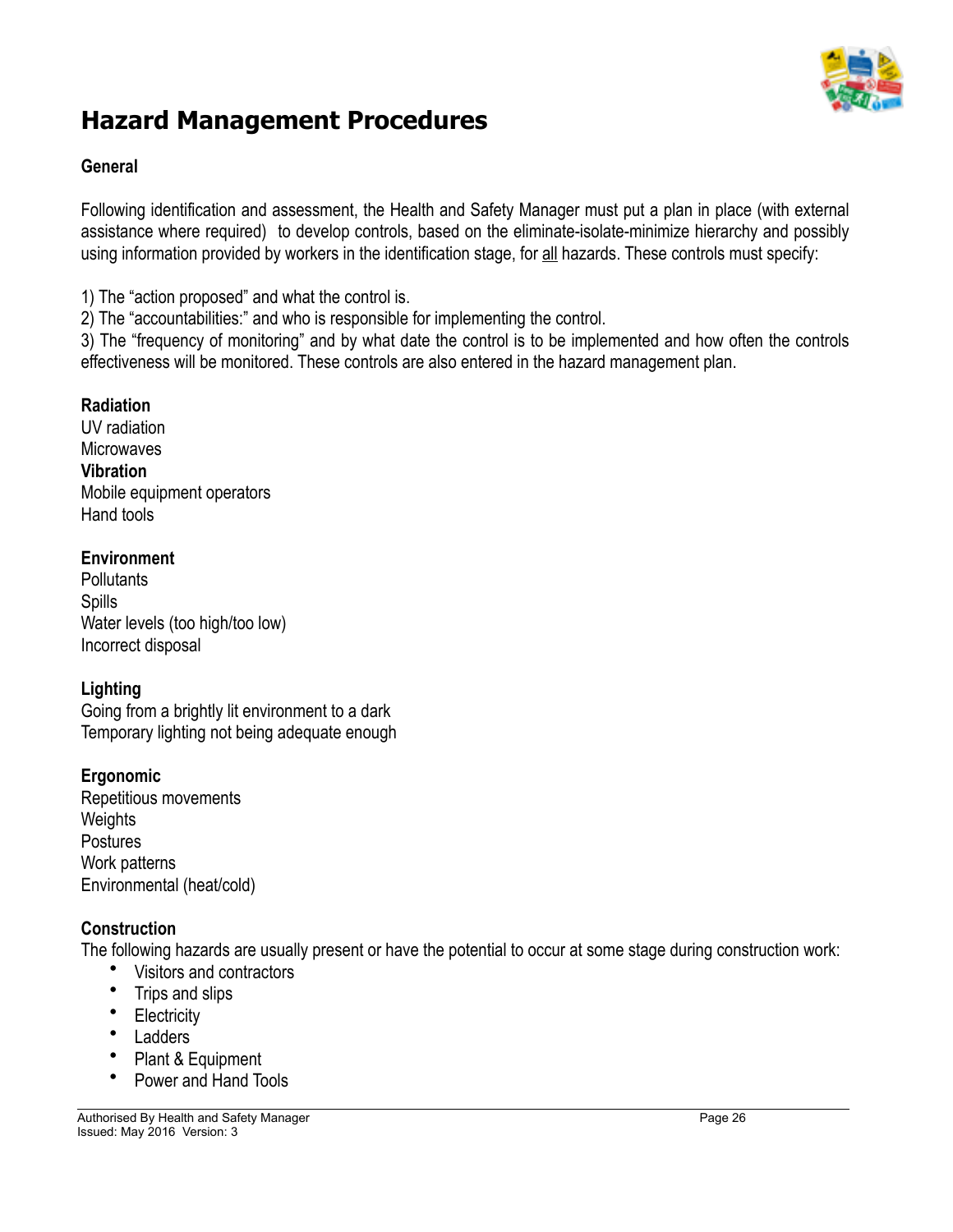# Hazard Management Procedures

**General**

Following identification and assessment, the Health and Safety Manager must put a plan in place (with external assistance where required) to develop controls, based on the eliminate-isolate-minimize hierarchy and possibly using information provided by workers in the identification stage, for all hazards. These controls must specify:

1) The "action proposed" and what the control is.
2) The "accountabilities:" and who is responsible for implementing the control.
3) The "frequency of monitoring" and by what date the control is to be implemented and how often the controls effectiveness will be monitored. These controls are also entered in the hazard management plan.

**Radiation**
UV radiation
Microwaves
**Vibration**
Mobile equipment operators
Hand tools

**Environment**
Pollutants
Spills
Water levels (too high/too low)
Incorrect disposal

**Lighting**
Going from a brightly lit environment to a dark
Temporary lighting not being adequate enough

**Ergonomic**
Repetitious movements
Weights
Postures
Work patterns
Environmental (heat/cold)

**Construction**
The following hazards are usually present or have the potential to occur at some stage during construction work:

- Visitors and contractors
- Trips and slips
- Electricity
- Ladders
- Plant & Equipment
- Power and Hand Tools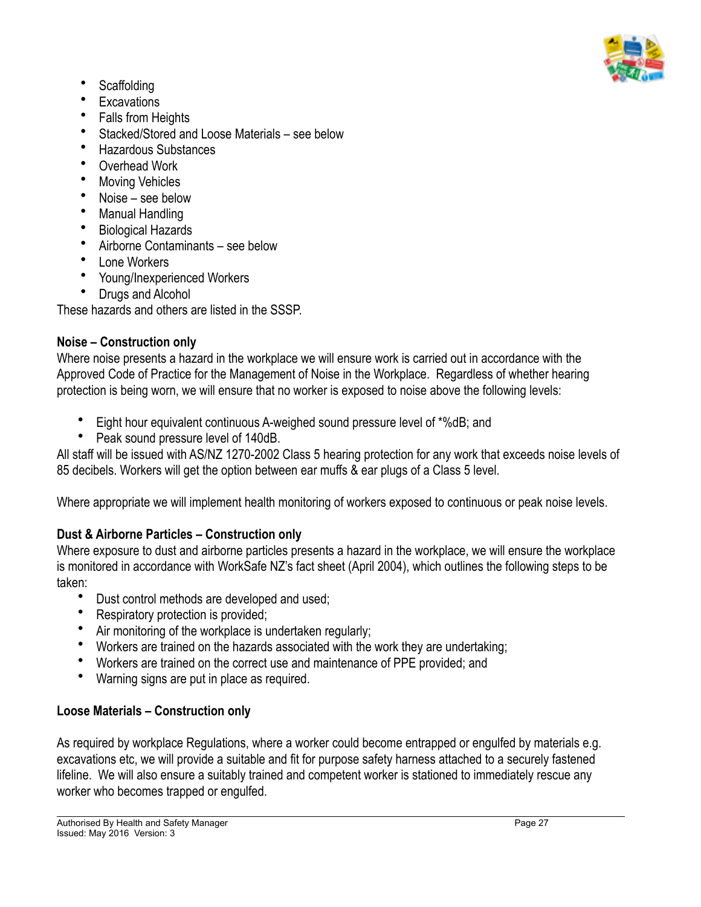- Scaffolding
- Excavations
- Falls from Heights
- Stacked/Stored and Loose Materials – see below
- Hazardous Substances
- Overhead Work
- Moving Vehicles
- Noise – see below
- Manual Handling
- Biological Hazards
- Airborne Contaminants – see below
- Lone Workers
- Young/Inexperienced Workers
- Drugs and Alcohol

These hazards and others are listed in the SSSP.

**Noise – Construction only**

Where noise presents a hazard in the workplace we will ensure work is carried out in accordance with the Approved Code of Practice for the Management of Noise in the Workplace. Regardless of whether hearing protection is being worn, we will ensure that no worker is exposed to noise above the following levels:

- Eight hour equivalent continuous A-weighed sound pressure level of *%dB; and
- Peak sound pressure level of 140dB.

All staff will be issued with AS/NZ 1270-2002 Class 5 hearing protection for any work that exceeds noise levels of 85 decibels. Workers will get the option between ear muffs & ear plugs of a Class 5 level.

Where appropriate we will implement health monitoring of workers exposed to continuous or peak noise levels.

**Dust & Airborne Particles – Construction only**

Where exposure to dust and airborne particles presents a hazard in the workplace, we will ensure the workplace is monitored in accordance with WorkSafe NZ's fact sheet (April 2004), which outlines the following steps to be taken:

- Dust control methods are developed and used;
- Respiratory protection is provided;
- Air monitoring of the workplace is undertaken regularly;
- Workers are trained on the hazards associated with the work they are undertaking;
- Workers are trained on the correct use and maintenance of PPE provided; and
- Warning signs are put in place as required.

**Loose Materials – Construction only**

As required by workplace Regulations, where a worker could become entrapped or engulfed by materials e.g. excavations etc, we will provide a suitable and fit for purpose safety harness attached to a securely fastened lifeline. We will also ensure a suitably trained and competent worker is stationed to immediately rescue any worker who becomes trapped or engulfed.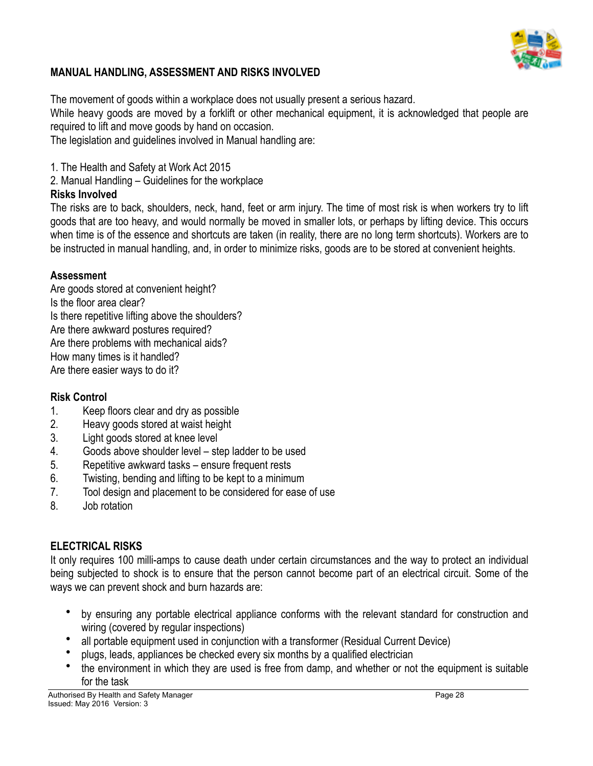## MANUAL HANDLING, ASSESSMENT AND RISKS INVOLVED

The movement of goods within a workplace does not usually present a serious hazard.
While heavy goods are moved by a forklift or other mechanical equipment, it is acknowledged that people are required to lift and move goods by hand on occasion.
The legislation and guidelines involved in Manual handling are:

1. The Health and Safety at Work Act 2015
2. Manual Handling – Guidelines for the workplace

### Risks Involved

The risks are to back, shoulders, neck, hand, feet or arm injury. The time of most risk is when workers try to lift goods that are too heavy, and would normally be moved in smaller lots, or perhaps by lifting device. This occurs when time is of the essence and shortcuts are taken (in reality, there are no long term shortcuts). Workers are to be instructed in manual handling, and, in order to minimize risks, goods are to be stored at convenient heights.

### Assessment

Are goods stored at convenient height?
Is the floor area clear?
Is there repetitive lifting above the shoulders?
Are there awkward postures required?
Are there problems with mechanical aids?
How many times is it handled?
Are there easier ways to do it?

### Risk Control

1. Keep floors clear and dry as possible
2. Heavy goods stored at waist height
3. Light goods stored at knee level
4. Goods above shoulder level – step ladder to be used
5. Repetitive awkward tasks – ensure frequent rests
6. Twisting, bending and lifting to be kept to a minimum
7. Tool design and placement to be considered for ease of use
8. Job rotation

## ELECTRICAL RISKS

It only requires 100 milli-amps to cause death under certain circumstances and the way to protect an individual being subjected to shock is to ensure that the person cannot become part of an electrical circuit. Some of the ways we can prevent shock and burn hazards are:

- by ensuring any portable electrical appliance conforms with the relevant standard for construction and wiring (covered by regular inspections)
- all portable equipment used in conjunction with a transformer (Residual Current Device)
- plugs, leads, appliances be checked every six months by a qualified electrician
- the environment in which they are used is free from damp, and whether or not the equipment is suitable for the task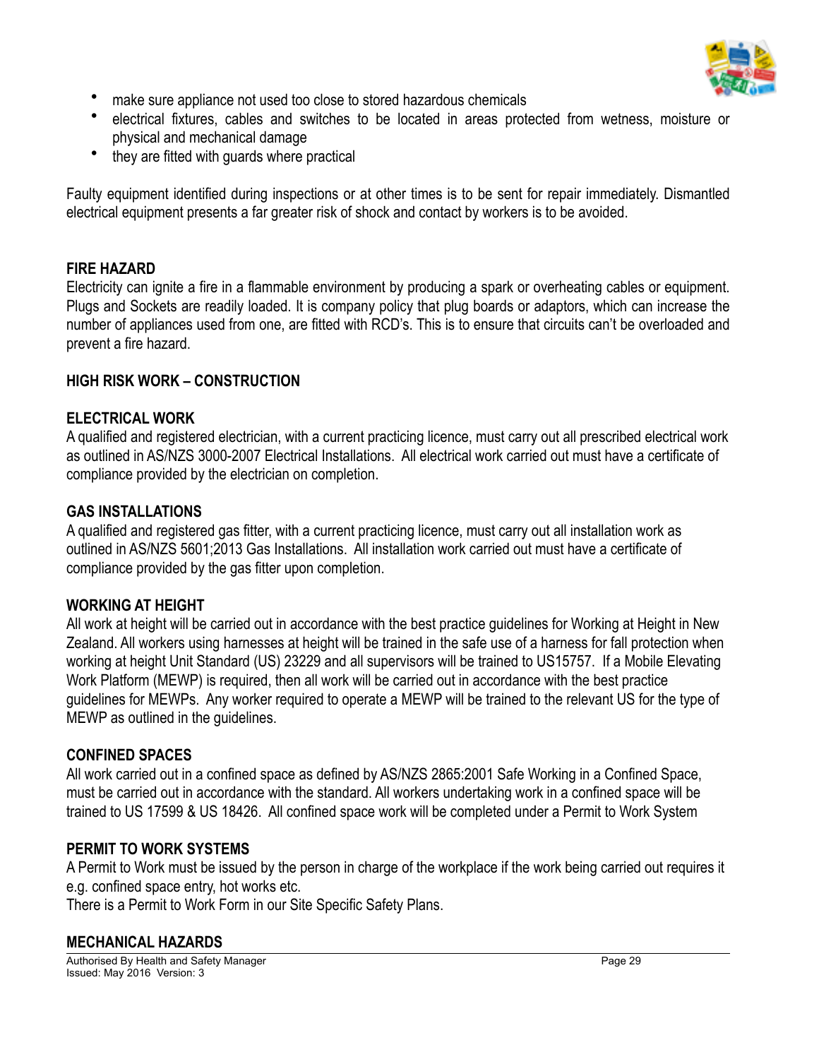- make sure appliance not used too close to stored hazardous chemicals
- electrical fixtures, cables and switches to be located in areas protected from wetness, moisture or physical and mechanical damage
- they are fitted with guards where practical

Faulty equipment identified during inspections or at other times is to be sent for repair immediately. Dismantled electrical equipment presents a far greater risk of shock and contact by workers is to be avoided.

**FIRE HAZARD**

Electricity can ignite a fire in a flammable environment by producing a spark or overheating cables or equipment. Plugs and Sockets are readily loaded. It is company policy that plug boards or adaptors, which can increase the number of appliances used from one, are fitted with RCD's. This is to ensure that circuits can't be overloaded and prevent a fire hazard.

**HIGH RISK WORK – CONSTRUCTION**

**ELECTRICAL WORK**

A qualified and registered electrician, with a current practicing licence, must carry out all prescribed electrical work as outlined in AS/NZS 3000-2007 Electrical Installations. All electrical work carried out must have a certificate of compliance provided by the electrician on completion.

**GAS INSTALLATIONS**

A qualified and registered gas fitter, with a current practicing licence, must carry out all installation work as outlined in AS/NZS 5601;2013 Gas Installations. All installation work carried out must have a certificate of compliance provided by the gas fitter upon completion.

**WORKING AT HEIGHT**

All work at height will be carried out in accordance with the best practice guidelines for Working at Height in New Zealand. All workers using harnesses at height will be trained in the safe use of a harness for fall protection when working at height Unit Standard (US) 23229 and all supervisors will be trained to US15757. If a Mobile Elevating Work Platform (MEWP) is required, then all work will be carried out in accordance with the best practice guidelines for MEWPs. Any worker required to operate a MEWP will be trained to the relevant US for the type of MEWP as outlined in the guidelines.

**CONFINED SPACES**

All work carried out in a confined space as defined by AS/NZS 2865:2001 Safe Working in a Confined Space, must be carried out in accordance with the standard. All workers undertaking work in a confined space will be trained to US 17599 & US 18426. All confined space work will be completed under a Permit to Work System

**PERMIT TO WORK SYSTEMS**

A Permit to Work must be issued by the person in charge of the workplace if the work being carried out requires it e.g. confined space entry, hot works etc.
There is a Permit to Work Form in our Site Specific Safety Plans.

**MECHANICAL HAZARDS**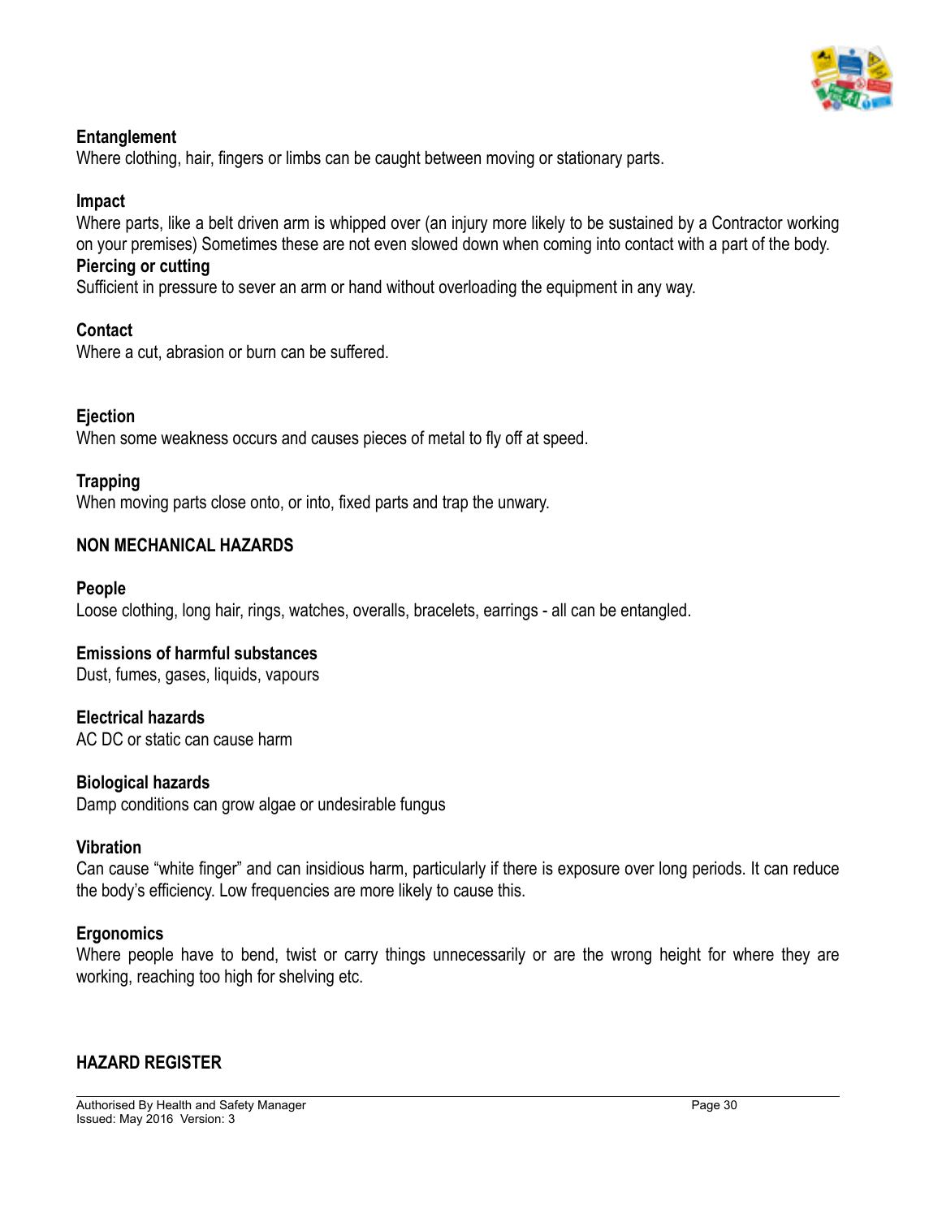**Entanglement**

Where clothing, hair, fingers or limbs can be caught between moving or stationary parts.

**Impact**

Where parts, like a belt driven arm is whipped over (an injury more likely to be sustained by a Contractor working on your premises) Sometimes these are not even slowed down when coming into contact with a part of the body.

**Piercing or cutting**

Sufficient in pressure to sever an arm or hand without overloading the equipment in any way.

**Contact**

Where a cut, abrasion or burn can be suffered.

**Ejection**

When some weakness occurs and causes pieces of metal to fly off at speed.

**Trapping**

When moving parts close onto, or into, fixed parts and trap the unwary.

## NON MECHANICAL HAZARDS

**People**

Loose clothing, long hair, rings, watches, overalls, bracelets, earrings - all can be entangled.

**Emissions of harmful substances**

Dust, fumes, gases, liquids, vapours

**Electrical hazards**

AC DC or static can cause harm

**Biological hazards**

Damp conditions can grow algae or undesirable fungus

**Vibration**

Can cause "white finger" and can insidious harm, particularly if there is exposure over long periods. It can reduce the body's efficiency. Low frequencies are more likely to cause this.

**Ergonomics**

Where people have to bend, twist or carry things unnecessarily or are the wrong height for where they are working, reaching too high for shelving etc.

## HAZARD REGISTER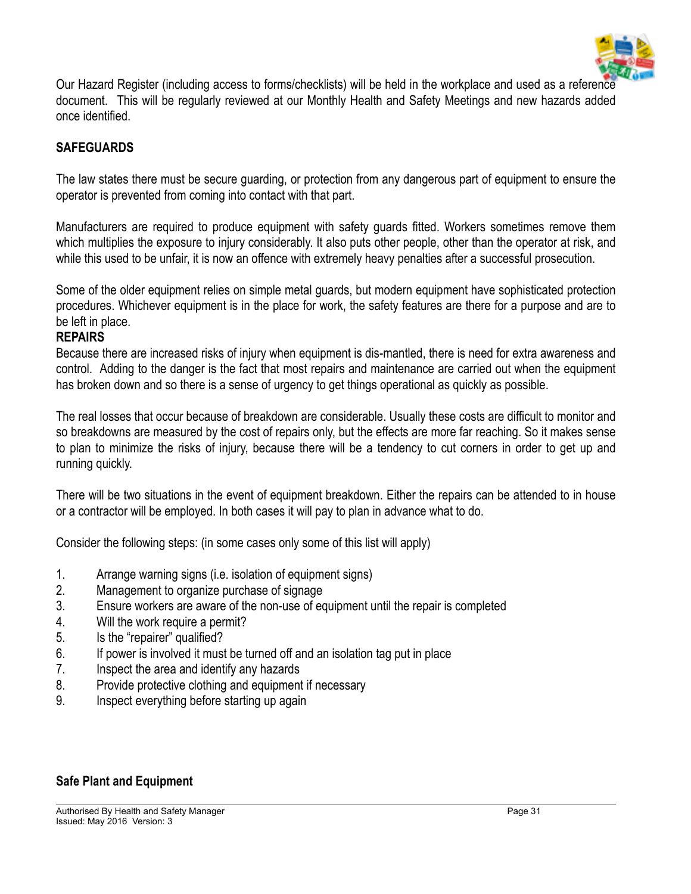Our Hazard Register (including access to forms/checklists) will be held in the workplace and used as a reference document. This will be regularly reviewed at our Monthly Health and Safety Meetings and new hazards added once identified.

**SAFEGUARDS**

The law states there must be secure guarding, or protection from any dangerous part of equipment to ensure the operator is prevented from coming into contact with that part.

Manufacturers are required to produce equipment with safety guards fitted. Workers sometimes remove them which multiplies the exposure to injury considerably. It also puts other people, other than the operator at risk, and while this used to be unfair, it is now an offence with extremely heavy penalties after a successful prosecution.

Some of the older equipment relies on simple metal guards, but modern equipment have sophisticated protection procedures. Whichever equipment is in the place for work, the safety features are there for a purpose and are to be left in place.

**REPAIRS**

Because there are increased risks of injury when equipment is dis-mantled, there is need for extra awareness and control. Adding to the danger is the fact that most repairs and maintenance are carried out when the equipment has broken down and so there is a sense of urgency to get things operational as quickly as possible.

The real losses that occur because of breakdown are considerable. Usually these costs are difficult to monitor and so breakdowns are measured by the cost of repairs only, but the effects are more far reaching. So it makes sense to plan to minimize the risks of injury, because there will be a tendency to cut corners in order to get up and running quickly.

There will be two situations in the event of equipment breakdown. Either the repairs can be attended to in house or a contractor will be employed. In both cases it will pay to plan in advance what to do.

Consider the following steps: (in some cases only some of this list will apply)

1. Arrange warning signs (i.e. isolation of equipment signs)
2. Management to organize purchase of signage
3. Ensure workers are aware of the non-use of equipment until the repair is completed
4. Will the work require a permit?
5. Is the "repairer" qualified?
6. If power is involved it must be turned off and an isolation tag put in place
7. Inspect the area and identify any hazards
8. Provide protective clothing and equipment if necessary
9. Inspect everything before starting up again

**Safe Plant and Equipment**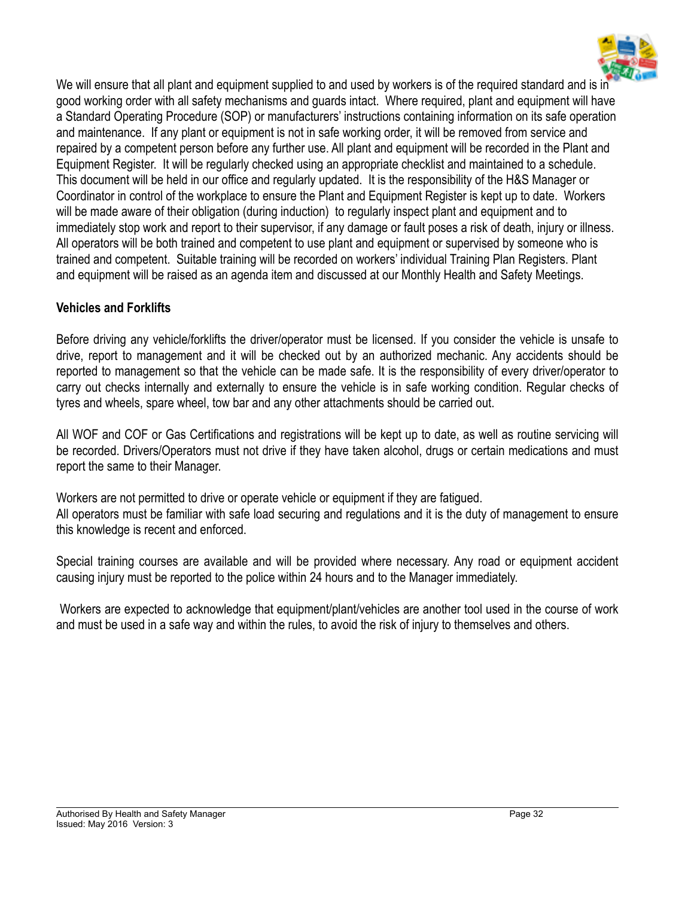We will ensure that all plant and equipment supplied to and used by workers is of the required standard and is in good working order with all safety mechanisms and guards intact. Where required, plant and equipment will have a Standard Operating Procedure (SOP) or manufacturers' instructions containing information on its safe operation and maintenance. If any plant or equipment is not in safe working order, it will be removed from service and repaired by a competent person before any further use. All plant and equipment will be recorded in the Plant and Equipment Register. It will be regularly checked using an appropriate checklist and maintained to a schedule. This document will be held in our office and regularly updated. It is the responsibility of the H&S Manager or Coordinator in control of the workplace to ensure the Plant and Equipment Register is kept up to date. Workers will be made aware of their obligation (during induction) to regularly inspect plant and equipment and to immediately stop work and report to their supervisor, if any damage or fault poses a risk of death, injury or illness. All operators will be both trained and competent to use plant and equipment or supervised by someone who is trained and competent. Suitable training will be recorded on workers' individual Training Plan Registers. Plant and equipment will be raised as an agenda item and discussed at our Monthly Health and Safety Meetings.

**Vehicles and Forklifts**

Before driving any vehicle/forklifts the driver/operator must be licensed. If you consider the vehicle is unsafe to drive, report to management and it will be checked out by an authorized mechanic. Any accidents should be reported to management so that the vehicle can be made safe. It is the responsibility of every driver/operator to carry out checks internally and externally to ensure the vehicle is in safe working condition. Regular checks of tyres and wheels, spare wheel, tow bar and any other attachments should be carried out.

All WOF and COF or Gas Certifications and registrations will be kept up to date, as well as routine servicing will be recorded. Drivers/Operators must not drive if they have taken alcohol, drugs or certain medications and must report the same to their Manager.

Workers are not permitted to drive or operate vehicle or equipment if they are fatigued.
All operators must be familiar with safe load securing and regulations and it is the duty of management to ensure this knowledge is recent and enforced.

Special training courses are available and will be provided where necessary. Any road or equipment accident causing injury must be reported to the police within 24 hours and to the Manager immediately.

Workers are expected to acknowledge that equipment/plant/vehicles are another tool used in the course of work and must be used in a safe way and within the rules, to avoid the risk of injury to themselves and others.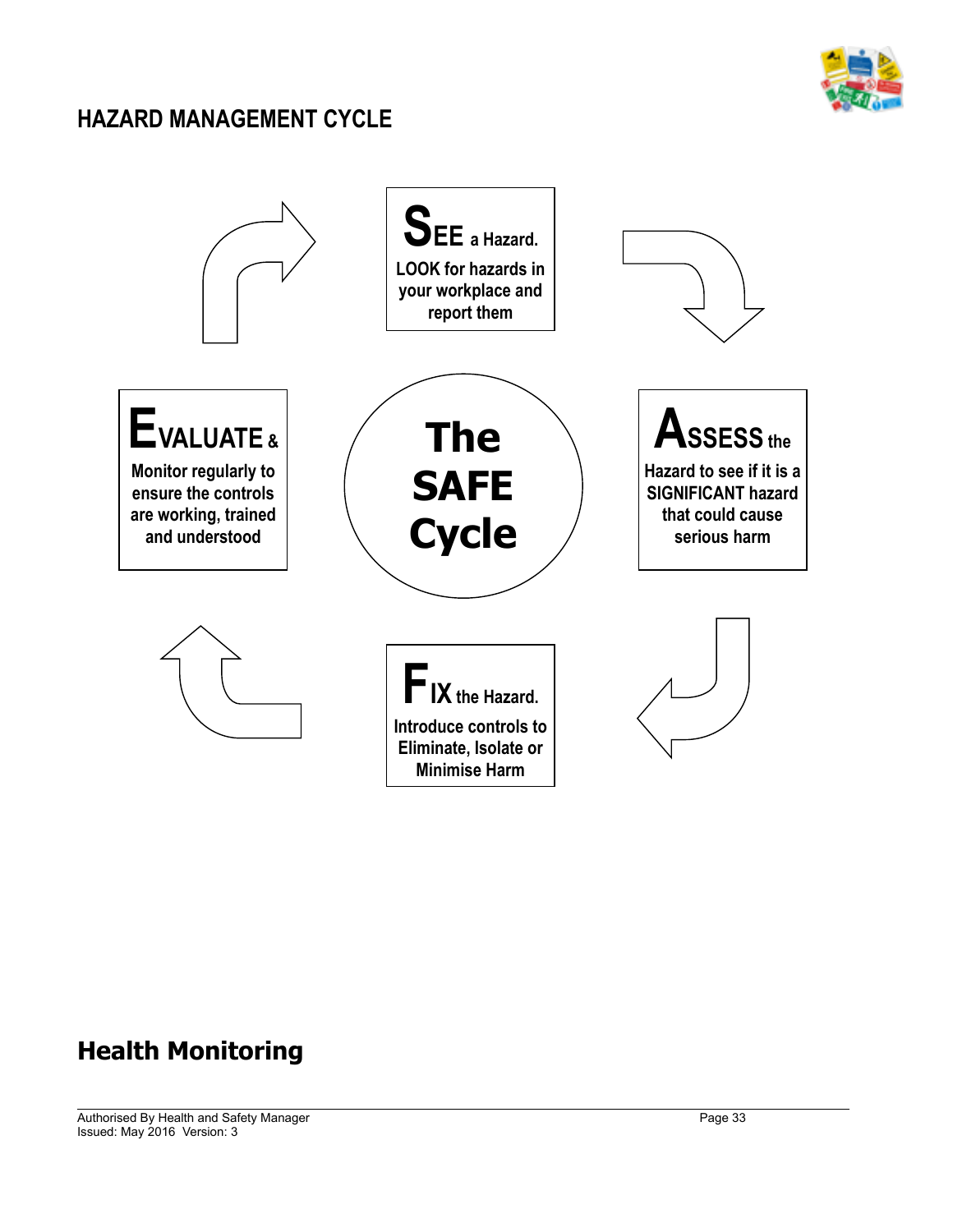## HAZARD MANAGEMENT CYCLE

**SEE a Hazard.**
LOOK for hazards in your workplace and report them

**ASSESS the Hazard** to see if it is a SIGNIFICANT hazard that could cause serious harm

**FIX the Hazard.**
Introduce controls to Eliminate, Isolate or Minimise Harm

**EVALUATE &** Monitor regularly to ensure the controls are working, trained and understood

**The SAFE Cycle**

## Health Monitoring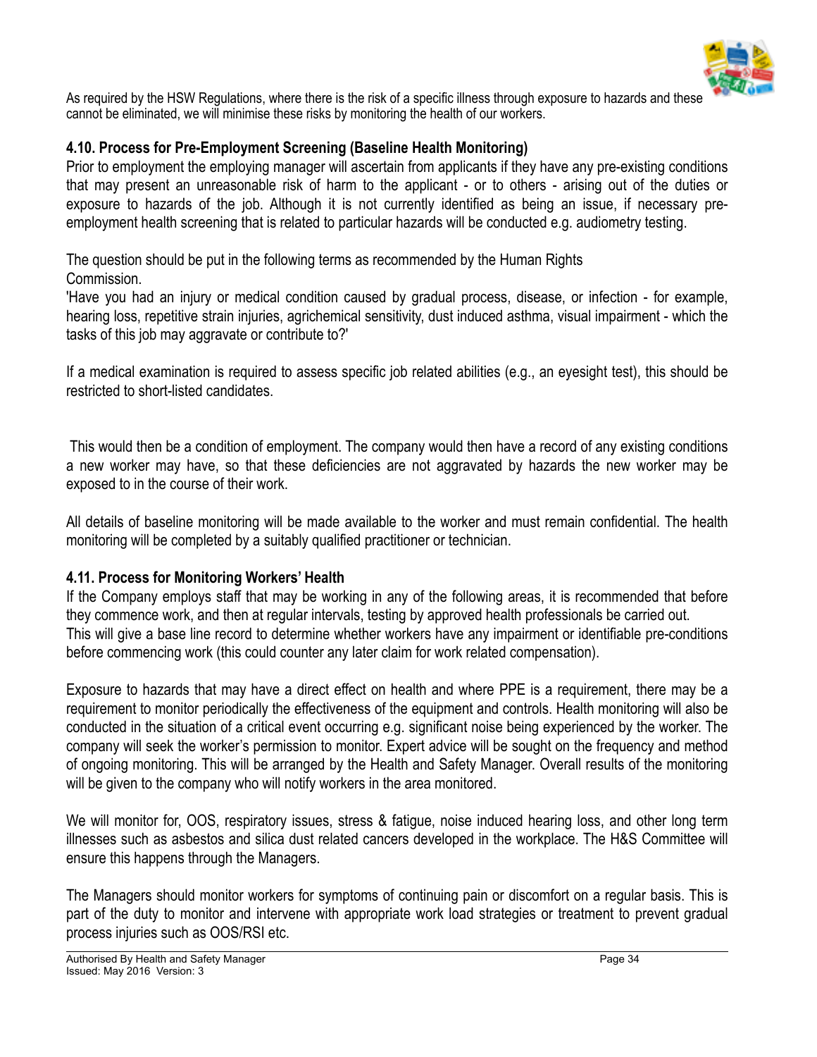As required by the HSW Regulations, where there is the risk of a specific illness through exposure to hazards and these cannot be eliminated, we will minimise these risks by monitoring the health of our workers.

### 4.10. Process for Pre-Employment Screening (Baseline Health Monitoring)

Prior to employment the employing manager will ascertain from applicants if they have any pre-existing conditions that may present an unreasonable risk of harm to the applicant - or to others - arising out of the duties or exposure to hazards of the job. Although it is not currently identified as being an issue, if necessary pre-employment health screening that is related to particular hazards will be conducted e.g. audiometry testing.

The question should be put in the following terms as recommended by the Human Rights Commission.

'Have you had an injury or medical condition caused by gradual process, disease, or infection - for example, hearing loss, repetitive strain injuries, agrichemical sensitivity, dust induced asthma, visual impairment - which the tasks of this job may aggravate or contribute to?'

If a medical examination is required to assess specific job related abilities (e.g., an eyesight test), this should be restricted to short-listed candidates.

This would then be a condition of employment. The company would then have a record of any existing conditions a new worker may have, so that these deficiencies are not aggravated by hazards the new worker may be exposed to in the course of their work.

All details of baseline monitoring will be made available to the worker and must remain confidential. The health monitoring will be completed by a suitably qualified practitioner or technician.

### 4.11. Process for Monitoring Workers' Health

If the Company employs staff that may be working in any of the following areas, it is recommended that before they commence work, and then at regular intervals, testing by approved health professionals be carried out. This will give a base line record to determine whether workers have any impairment or identifiable pre-conditions before commencing work (this could counter any later claim for work related compensation).

Exposure to hazards that may have a direct effect on health and where PPE is a requirement, there may be a requirement to monitor periodically the effectiveness of the equipment and controls. Health monitoring will also be conducted in the situation of a critical event occurring e.g. significant noise being experienced by the worker. The company will seek the worker's permission to monitor. Expert advice will be sought on the frequency and method of ongoing monitoring. This will be arranged by the Health and Safety Manager. Overall results of the monitoring will be given to the company who will notify workers in the area monitored.

We will monitor for, OOS, respiratory issues, stress & fatigue, noise induced hearing loss, and other long term illnesses such as asbestos and silica dust related cancers developed in the workplace. The H&S Committee will ensure this happens through the Managers.

The Managers should monitor workers for symptoms of continuing pain or discomfort on a regular basis. This is part of the duty to monitor and intervene with appropriate work load strategies or treatment to prevent gradual process injuries such as OOS/RSI etc.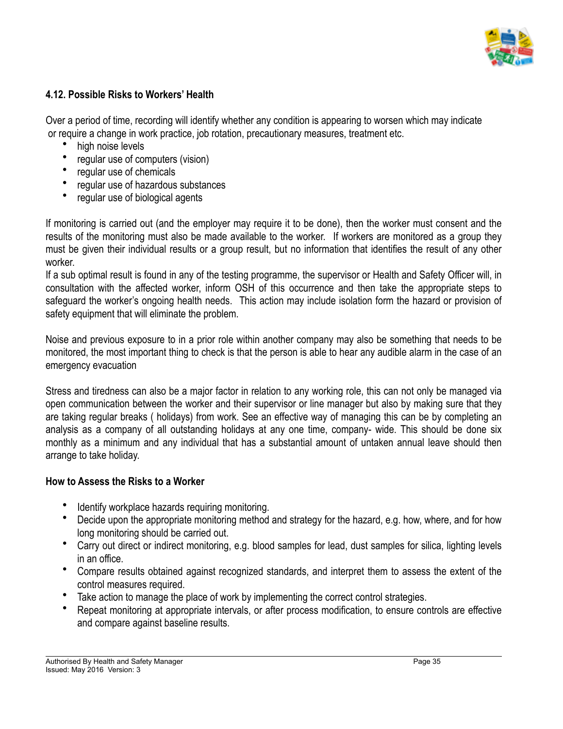### 4.12. Possible Risks to Workers' Health

Over a period of time, recording will identify whether any condition is appearing to worsen which may indicate or require a change in work practice, job rotation, precautionary measures, treatment etc.

- high noise levels
- regular use of computers (vision)
- regular use of chemicals
- regular use of hazardous substances
- regular use of biological agents

If monitoring is carried out (and the employer may require it to be done), then the worker must consent and the results of the monitoring must also be made available to the worker. If workers are monitored as a group they must be given their individual results or a group result, but no information that identifies the result of any other worker.

If a sub optimal result is found in any of the testing programme, the supervisor or Health and Safety Officer will, in consultation with the affected worker, inform OSH of this occurrence and then take the appropriate steps to safeguard the worker's ongoing health needs. This action may include isolation form the hazard or provision of safety equipment that will eliminate the problem.

Noise and previous exposure to in a prior role within another company may also be something that needs to be monitored, the most important thing to check is that the person is able to hear any audible alarm in the case of an emergency evacuation

Stress and tiredness can also be a major factor in relation to any working role, this can not only be managed via open communication between the worker and their supervisor or line manager but also by making sure that they are taking regular breaks ( holidays) from work. See an effective way of managing this can be by completing an analysis as a company of all outstanding holidays at any one time, company- wide. This should be done six monthly as a minimum and any individual that has a substantial amount of untaken annual leave should then arrange to take holiday.

### How to Assess the Risks to a Worker

- Identify workplace hazards requiring monitoring.
- Decide upon the appropriate monitoring method and strategy for the hazard, e.g. how, where, and for how long monitoring should be carried out.
- Carry out direct or indirect monitoring, e.g. blood samples for lead, dust samples for silica, lighting levels in an office.
- Compare results obtained against recognized standards, and interpret them to assess the extent of the control measures required.
- Take action to manage the place of work by implementing the correct control strategies.
- Repeat monitoring at appropriate intervals, or after process modification, to ensure controls are effective and compare against baseline results.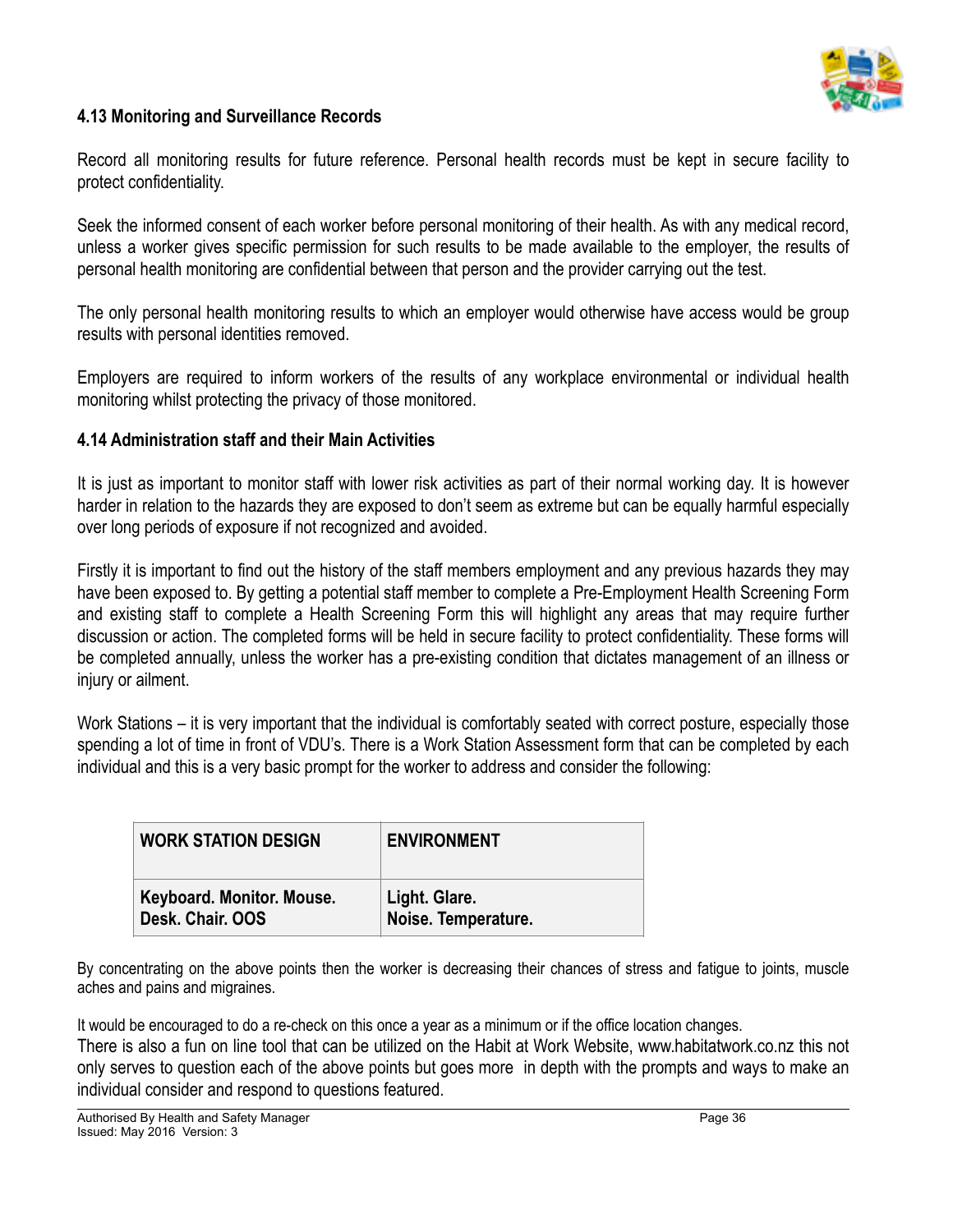### 4.13 Monitoring and Surveillance Records

Record all monitoring results for future reference. Personal health records must be kept in secure facility to protect confidentiality.

Seek the informed consent of each worker before personal monitoring of their health. As with any medical record, unless a worker gives specific permission for such results to be made available to the employer, the results of personal health monitoring are confidential between that person and the provider carrying out the test.

The only personal health monitoring results to which an employer would otherwise have access would be group results with personal identities removed.

Employers are required to inform workers of the results of any workplace environmental or individual health monitoring whilst protecting the privacy of those monitored.

### 4.14 Administration staff and their Main Activities

It is just as important to monitor staff with lower risk activities as part of their normal working day. It is however harder in relation to the hazards they are exposed to don't seem as extreme but can be equally harmful especially over long periods of exposure if not recognized and avoided.

Firstly it is important to find out the history of the staff members employment and any previous hazards they may have been exposed to. By getting a potential staff member to complete a Pre-Employment Health Screening Form and existing staff to complete a Health Screening Form this will highlight any areas that may require further discussion or action. The completed forms will be held in secure facility to protect confidentiality. These forms will be completed annually, unless the worker has a pre-existing condition that dictates management of an illness or injury or ailment.

Work Stations – it is very important that the individual is comfortably seated with correct posture, especially those spending a lot of time in front of VDU's. There is a Work Station Assessment form that can be completed by each individual and this is a very basic prompt for the worker to address and consider the following:

| WORK STATION DESIGN | ENVIRONMENT |
|---|---|
| **Keyboard. Monitor. Mouse. Desk. Chair. OOS** | **Light. Glare. Noise. Temperature.** |

By concentrating on the above points then the worker is decreasing their chances of stress and fatigue to joints, muscle aches and pains and migraines.

It would be encouraged to do a re-check on this once a year as a minimum or if the office location changes.
There is also a fun on line tool that can be utilized on the Habit at Work Website, www.habitatwork.co.nz this not only serves to question each of the above points but goes more in depth with the prompts and ways to make an individual consider and respond to questions featured.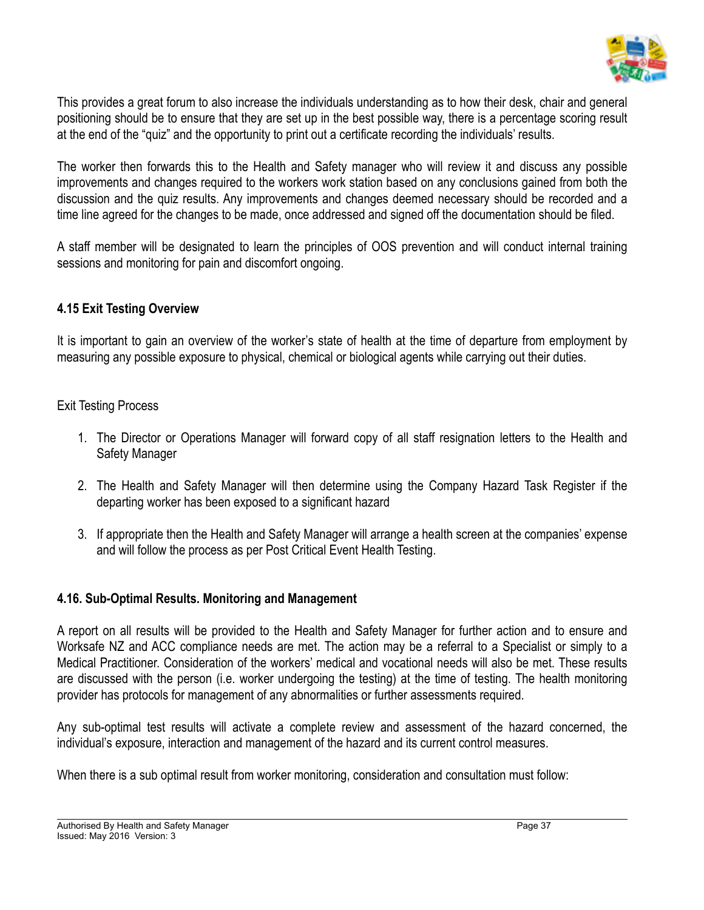This provides a great forum to also increase the individuals understanding as to how their desk, chair and general positioning should be to ensure that they are set up in the best possible way, there is a percentage scoring result at the end of the "quiz" and the opportunity to print out a certificate recording the individuals' results.

The worker then forwards this to the Health and Safety manager who will review it and discuss any possible improvements and changes required to the workers work station based on any conclusions gained from both the discussion and the quiz results. Any improvements and changes deemed necessary should be recorded and a time line agreed for the changes to be made, once addressed and signed off the documentation should be filed.

A staff member will be designated to learn the principles of OOS prevention and will conduct internal training sessions and monitoring for pain and discomfort ongoing.

### 4.15 Exit Testing Overview

It is important to gain an overview of the worker's state of health at the time of departure from employment by measuring any possible exposure to physical, chemical or biological agents while carrying out their duties.

Exit Testing Process

1. The Director or Operations Manager will forward copy of all staff resignation letters to the Health and Safety Manager
2. The Health and Safety Manager will then determine using the Company Hazard Task Register if the departing worker has been exposed to a significant hazard
3. If appropriate then the Health and Safety Manager will arrange a health screen at the companies' expense and will follow the process as per Post Critical Event Health Testing.

### 4.16. Sub-Optimal Results. Monitoring and Management

A report on all results will be provided to the Health and Safety Manager for further action and to ensure and Worksafe NZ and ACC compliance needs are met. The action may be a referral to a Specialist or simply to a Medical Practitioner. Consideration of the workers' medical and vocational needs will also be met. These results are discussed with the person (i.e. worker undergoing the testing) at the time of testing. The health monitoring provider has protocols for management of any abnormalities or further assessments required.

Any sub-optimal test results will activate a complete review and assessment of the hazard concerned, the individual's exposure, interaction and management of the hazard and its current control measures.

When there is a sub optimal result from worker monitoring, consideration and consultation must follow: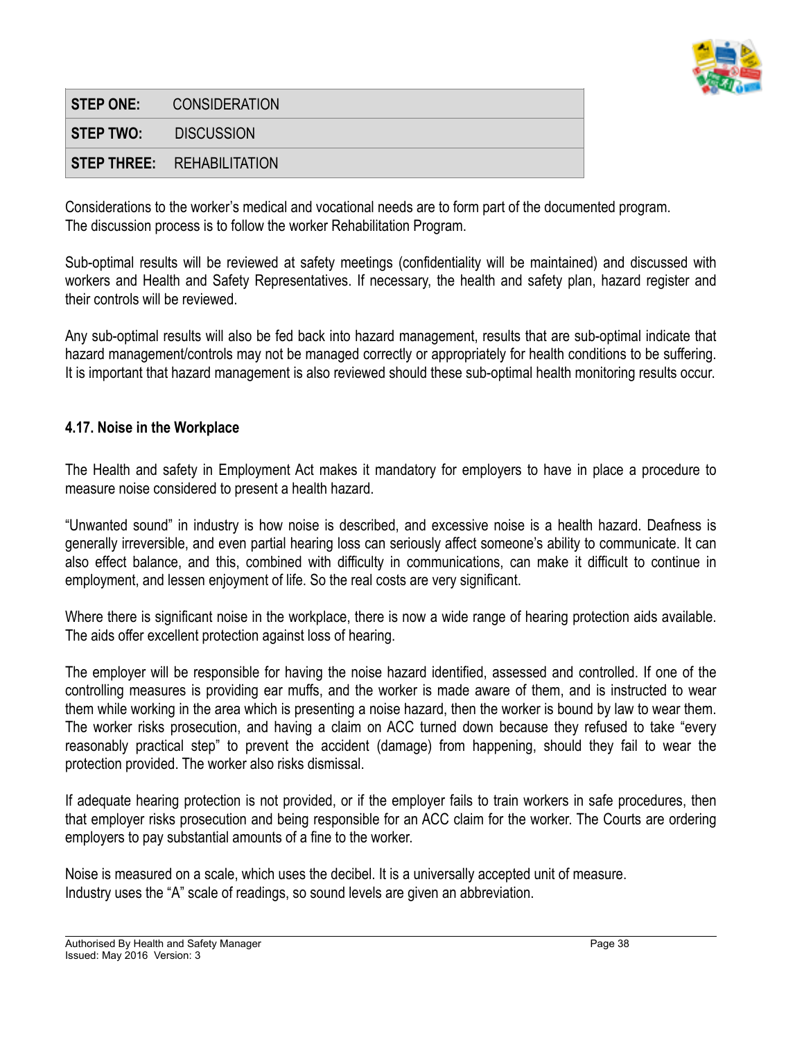| STEP ONE: | CONSIDERATION |
|---|---|
| **STEP TWO:** | DISCUSSION |
| **STEP THREE:** | REHABILITATION |

Considerations to the worker's medical and vocational needs are to form part of the documented program. The discussion process is to follow the worker Rehabilitation Program.

Sub-optimal results will be reviewed at safety meetings (confidentiality will be maintained) and discussed with workers and Health and Safety Representatives. If necessary, the health and safety plan, hazard register and their controls will be reviewed.

Any sub-optimal results will also be fed back into hazard management, results that are sub-optimal indicate that hazard management/controls may not be managed correctly or appropriately for health conditions to be suffering. It is important that hazard management is also reviewed should these sub-optimal health monitoring results occur.

### 4.17. Noise in the Workplace

The Health and safety in Employment Act makes it mandatory for employers to have in place a procedure to measure noise considered to present a health hazard.

"Unwanted sound" in industry is how noise is described, and excessive noise is a health hazard. Deafness is generally irreversible, and even partial hearing loss can seriously affect someone's ability to communicate. It can also effect balance, and this, combined with difficulty in communications, can make it difficult to continue in employment, and lessen enjoyment of life. So the real costs are very significant.

Where there is significant noise in the workplace, there is now a wide range of hearing protection aids available. The aids offer excellent protection against loss of hearing.

The employer will be responsible for having the noise hazard identified, assessed and controlled. If one of the controlling measures is providing ear muffs, and the worker is made aware of them, and is instructed to wear them while working in the area which is presenting a noise hazard, then the worker is bound by law to wear them. The worker risks prosecution, and having a claim on ACC turned down because they refused to take "every reasonably practical step" to prevent the accident (damage) from happening, should they fail to wear the protection provided. The worker also risks dismissal.

If adequate hearing protection is not provided, or if the employer fails to train workers in safe procedures, then that employer risks prosecution and being responsible for an ACC claim for the worker. The Courts are ordering employers to pay substantial amounts of a fine to the worker.

Noise is measured on a scale, which uses the decibel. It is a universally accepted unit of measure. Industry uses the "A" scale of readings, so sound levels are given an abbreviation.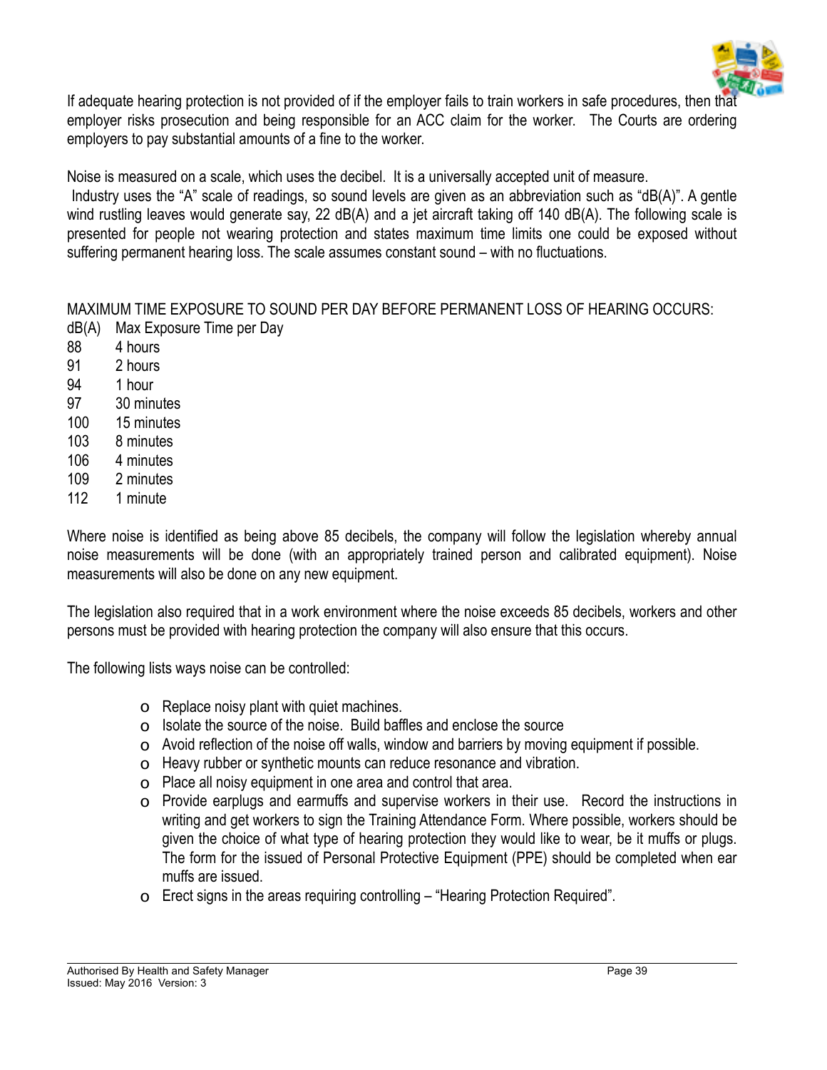If adequate hearing protection is not provided of if the employer fails to train workers in safe procedures, then that employer risks prosecution and being responsible for an ACC claim for the worker. The Courts are ordering employers to pay substantial amounts of a fine to the worker.

Noise is measured on a scale, which uses the decibel. It is a universally accepted unit of measure.
Industry uses the "A" scale of readings, so sound levels are given as an abbreviation such as "dB(A)". A gentle wind rustling leaves would generate say, 22 dB(A) and a jet aircraft taking off 140 dB(A). The following scale is presented for people not wearing protection and states maximum time limits one could be exposed without suffering permanent hearing loss. The scale assumes constant sound – with no fluctuations.

MAXIMUM TIME EXPOSURE TO SOUND PER DAY BEFORE PERMANENT LOSS OF HEARING OCCURS:

| dB(A) | Max Exposure Time per Day |
| --- | --- |
| 88 | 4 hours |
| 91 | 2 hours |
| 94 | 1 hour |
| 97 | 30 minutes |
| 100 | 15 minutes |
| 103 | 8 minutes |
| 106 | 4 minutes |
| 109 | 2 minutes |
| 112 | 1 minute |

Where noise is identified as being above 85 decibels, the company will follow the legislation whereby annual noise measurements will be done (with an appropriately trained person and calibrated equipment). Noise measurements will also be done on any new equipment.

The legislation also required that in a work environment where the noise exceeds 85 decibels, workers and other persons must be provided with hearing protection the company will also ensure that this occurs.

The following lists ways noise can be controlled:

- Replace noisy plant with quiet machines.
- Isolate the source of the noise. Build baffles and enclose the source
- Avoid reflection of the noise off walls, window and barriers by moving equipment if possible.
- Heavy rubber or synthetic mounts can reduce resonance and vibration.
- Place all noisy equipment in one area and control that area.
- Provide earplugs and earmuffs and supervise workers in their use. Record the instructions in writing and get workers to sign the Training Attendance Form. Where possible, workers should be given the choice of what type of hearing protection they would like to wear, be it muffs or plugs. The form for the issued of Personal Protective Equipment (PPE) should be completed when ear muffs are issued.
- Erect signs in the areas requiring controlling – "Hearing Protection Required".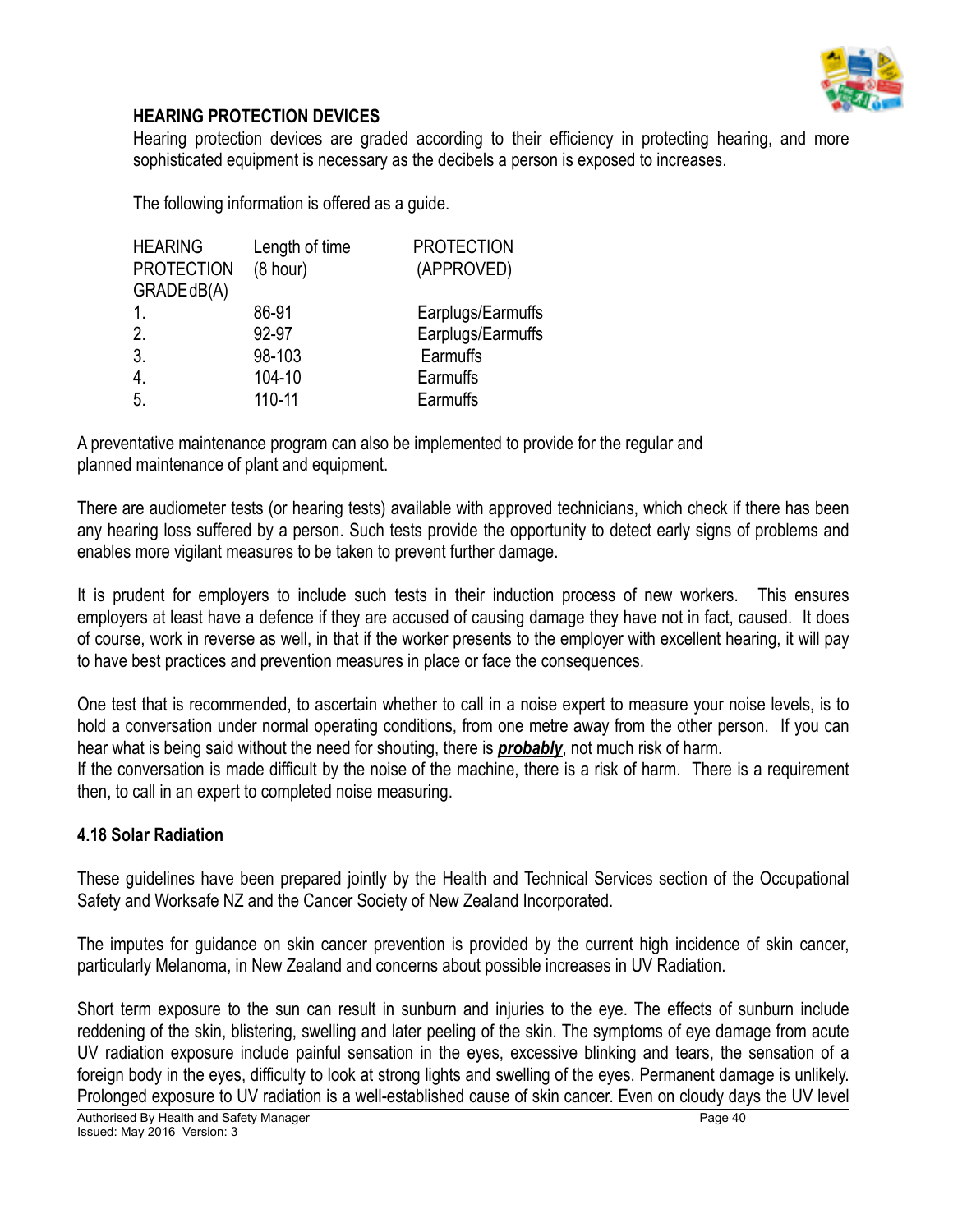### HEARING PROTECTION DEVICES

Hearing protection devices are graded according to their efficiency in protecting hearing, and more sophisticated equipment is necessary as the decibels a person is exposed to increases.

The following information is offered as a guide.

| HEARING PROTECTION GRADE dB(A) | Length of time (8 hour) | PROTECTION (APPROVED) |
|---|---|---|
| 1. | 86-91 | Earplugs/Earmuffs |
| 2. | 92-97 | Earplugs/Earmuffs |
| 3. | 98-103 | Earmuffs |
| 4. | 104-10 | Earmuffs |
| 5. | 110-11 | Earmuffs |

A preventative maintenance program can also be implemented to provide for the regular and planned maintenance of plant and equipment.

There are audiometer tests (or hearing tests) available with approved technicians, which check if there has been any hearing loss suffered by a person. Such tests provide the opportunity to detect early signs of problems and enables more vigilant measures to be taken to prevent further damage.

It is prudent for employers to include such tests in their induction process of new workers. This ensures employers at least have a defence if they are accused of causing damage they have not in fact, caused. It does of course, work in reverse as well, in that if the worker presents to the employer with excellent hearing, it will pay to have best practices and prevention measures in place or face the consequences.

One test that is recommended, to ascertain whether to call in a noise expert to measure your noise levels, is to hold a conversation under normal operating conditions, from one metre away from the other person. If you can hear what is being said without the need for shouting, there is ***probably***, not much risk of harm.
If the conversation is made difficult by the noise of the machine, there is a risk of harm. There is a requirement then, to call in an expert to completed noise measuring.

### 4.18 Solar Radiation

These guidelines have been prepared jointly by the Health and Technical Services section of the Occupational Safety and Worksafe NZ and the Cancer Society of New Zealand Incorporated.

The imputes for guidance on skin cancer prevention is provided by the current high incidence of skin cancer, particularly Melanoma, in New Zealand and concerns about possible increases in UV Radiation.

Short term exposure to the sun can result in sunburn and injuries to the eye. The effects of sunburn include reddening of the skin, blistering, swelling and later peeling of the skin. The symptoms of eye damage from acute UV radiation exposure include painful sensation in the eyes, excessive blinking and tears, the sensation of a foreign body in the eyes, difficulty to look at strong lights and swelling of the eyes. Permanent damage is unlikely. Prolonged exposure to UV radiation is a well-established cause of skin cancer. Even on cloudy days the UV level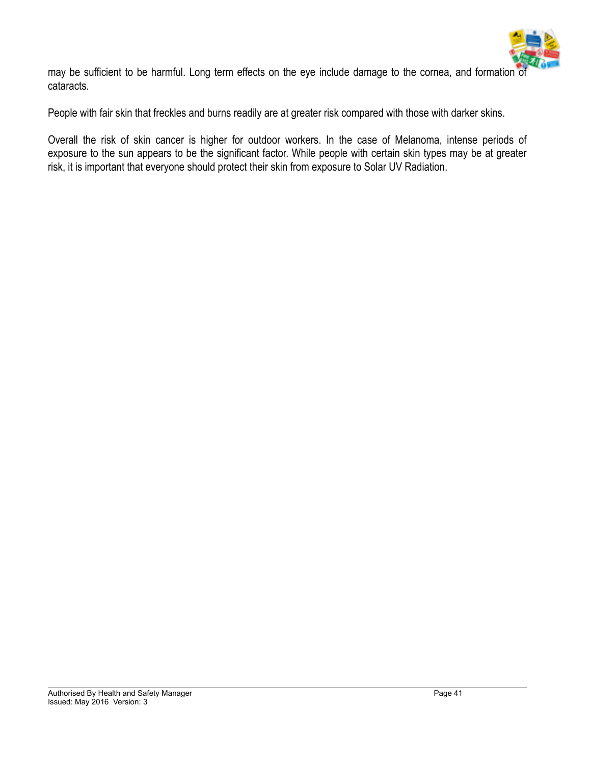may be sufficient to be harmful. Long term effects on the eye include damage to the cornea, and formation of cataracts.

People with fair skin that freckles and burns readily are at greater risk compared with those with darker skins.

Overall the risk of skin cancer is higher for outdoor workers. In the case of Melanoma, intense periods of exposure to the sun appears to be the significant factor. While people with certain skin types may be at greater risk, it is important that everyone should protect their skin from exposure to Solar UV Radiation.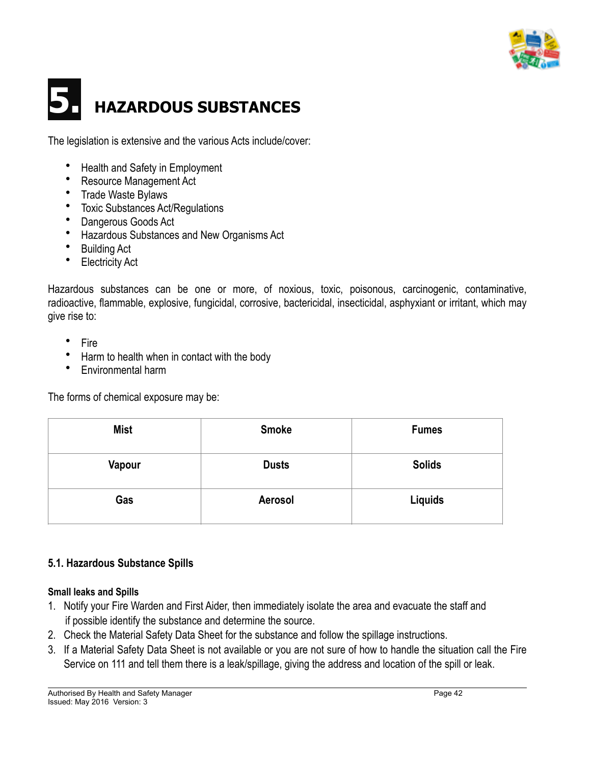# 5. HAZARDOUS SUBSTANCES

The legislation is extensive and the various Acts include/cover:

- Health and Safety in Employment
- Resource Management Act
- Trade Waste Bylaws
- Toxic Substances Act/Regulations
- Dangerous Goods Act
- Hazardous Substances and New Organisms Act
- Building Act
- Electricity Act

Hazardous substances can be one or more, of noxious, toxic, poisonous, carcinogenic, contaminative, radioactive, flammable, explosive, fungicidal, corrosive, bactericidal, insecticidal, asphyxiant or irritant, which may give rise to:

- Fire
- Harm to health when in contact with the body
- Environmental harm

The forms of chemical exposure may be:

| Mist | Smoke | Fumes |
|---|---|---|
| Vapour | Dusts | Solids |
| Gas | Aerosol | Liquids |

## 5.1. Hazardous Substance Spills

**Small leaks and Spills**

1. Notify your Fire Warden and First Aider, then immediately isolate the area and evacuate the staff and if possible identify the substance and determine the source.
2. Check the Material Safety Data Sheet for the substance and follow the spillage instructions.
3. If a Material Safety Data Sheet is not available or you are not sure of how to handle the situation call the Fire Service on 111 and tell them there is a leak/spillage, giving the address and location of the spill or leak.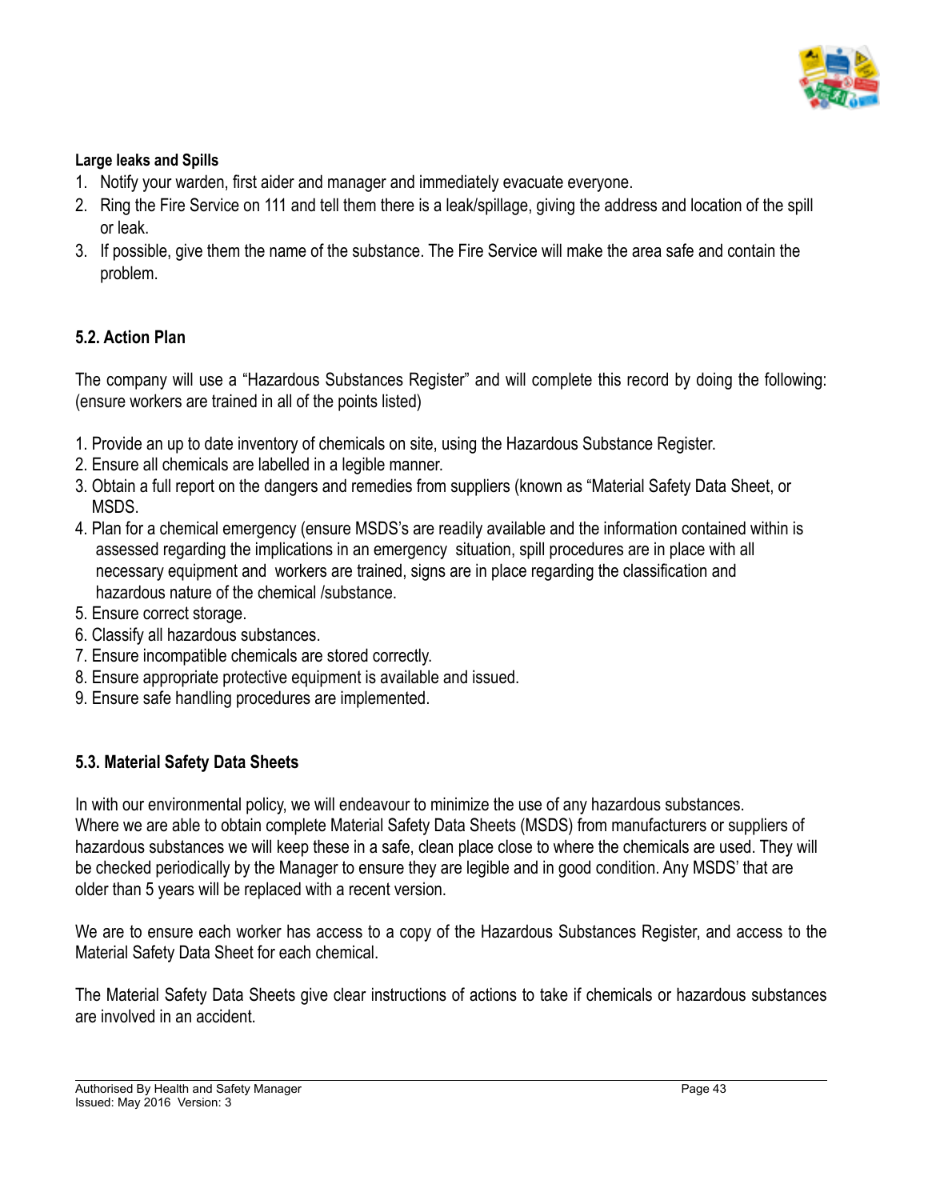**Large leaks and Spills**

1. Notify your warden, first aider and manager and immediately evacuate everyone.
2. Ring the Fire Service on 111 and tell them there is a leak/spillage, giving the address and location of the spill or leak.
3. If possible, give them the name of the substance. The Fire Service will make the area safe and contain the problem.

### 5.2. Action Plan

The company will use a “Hazardous Substances Register” and will complete this record by doing the following: (ensure workers are trained in all of the points listed)

1. Provide an up to date inventory of chemicals on site, using the Hazardous Substance Register.
2. Ensure all chemicals are labelled in a legible manner.
3. Obtain a full report on the dangers and remedies from suppliers (known as “Material Safety Data Sheet, or MSDS.
4. Plan for a chemical emergency (ensure MSDS’s are readily available and the information contained within is assessed regarding the implications in an emergency situation, spill procedures are in place with all necessary equipment and workers are trained, signs are in place regarding the classification and hazardous nature of the chemical /substance.
5. Ensure correct storage.
6. Classify all hazardous substances.
7. Ensure incompatible chemicals are stored correctly.
8. Ensure appropriate protective equipment is available and issued.
9. Ensure safe handling procedures are implemented.

### 5.3. Material Safety Data Sheets

In with our environmental policy, we will endeavour to minimize the use of any hazardous substances. Where we are able to obtain complete Material Safety Data Sheets (MSDS) from manufacturers or suppliers of hazardous substances we will keep these in a safe, clean place close to where the chemicals are used. They will be checked periodically by the Manager to ensure they are legible and in good condition. Any MSDS’ that are older than 5 years will be replaced with a recent version.

We are to ensure each worker has access to a copy of the Hazardous Substances Register, and access to the Material Safety Data Sheet for each chemical.

The Material Safety Data Sheets give clear instructions of actions to take if chemicals or hazardous substances are involved in an accident.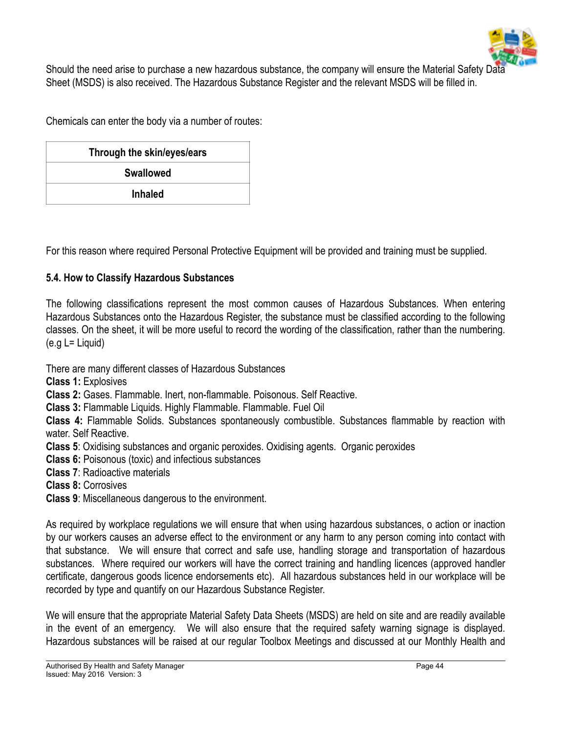Should the need arise to purchase a new hazardous substance, the company will ensure the Material Safety Data Sheet (MSDS) is also received. The Hazardous Substance Register and the relevant MSDS will be filled in.

Chemicals can enter the body via a number of routes:

| Through the skin/eyes/ears |
| --- |
| Swallowed |
| Inhaled |

For this reason where required Personal Protective Equipment will be provided and training must be supplied.

### 5.4. How to Classify Hazardous Substances

The following classifications represent the most common causes of Hazardous Substances. When entering Hazardous Substances onto the Hazardous Register, the substance must be classified according to the following classes. On the sheet, it will be more useful to record the wording of the classification, rather than the numbering. (e.g L= Liquid)

There are many different classes of Hazardous Substances
**Class 1:** Explosives
**Class 2:** Gases. Flammable. Inert, non-flammable. Poisonous. Self Reactive.
**Class 3:** Flammable Liquids. Highly Flammable. Flammable. Fuel Oil
**Class 4:** Flammable Solids. Substances spontaneously combustible. Substances flammable by reaction with water. Self Reactive.
**Class 5**: Oxidising substances and organic peroxides. Oxidising agents. Organic peroxides
**Class 6:** Poisonous (toxic) and infectious substances
**Class 7**: Radioactive materials
**Class 8:** Corrosives
**Class 9**: Miscellaneous dangerous to the environment.

As required by workplace regulations we will ensure that when using hazardous substances, o action or inaction by our workers causes an adverse effect to the environment or any harm to any person coming into contact with that substance. We will ensure that correct and safe use, handling storage and transportation of hazardous substances. Where required our workers will have the correct training and handling licences (approved handler certificate, dangerous goods licence endorsements etc). All hazardous substances held in our workplace will be recorded by type and quantify on our Hazardous Substance Register.

We will ensure that the appropriate Material Safety Data Sheets (MSDS) are held on site and are readily available in the event of an emergency. We will also ensure that the required safety warning signage is displayed. Hazardous substances will be raised at our regular Toolbox Meetings and discussed at our Monthly Health and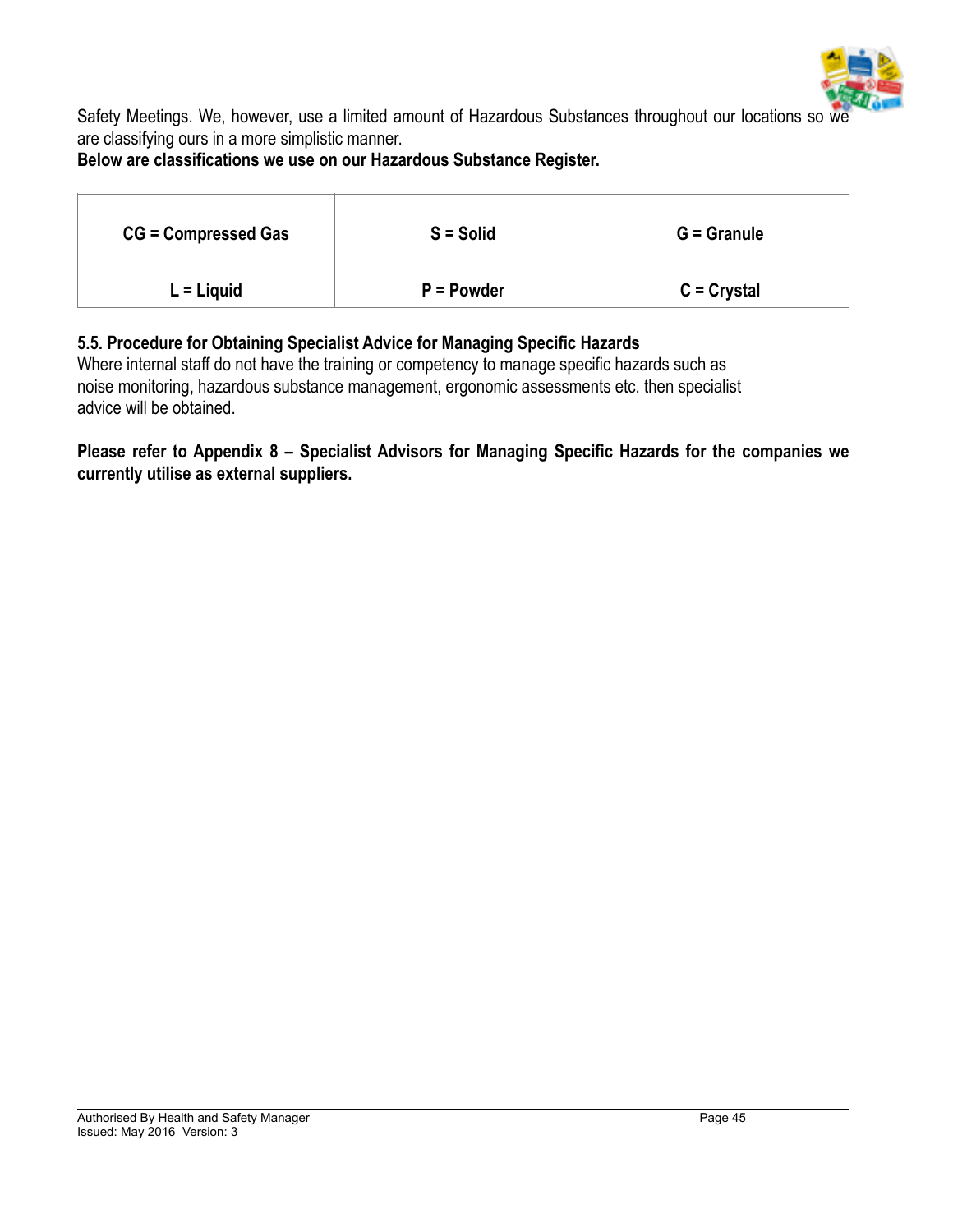Safety Meetings. We, however, use a limited amount of Hazardous Substances throughout our locations so we are classifying ours in a more simplistic manner.

**Below are classifications we use on our Hazardous Substance Register.**

| CG = Compressed Gas | S = Solid | G = Granule |
|---|---|---|
| L = Liquid | P = Powder | C = Crystal |

### 5.5. Procedure for Obtaining Specialist Advice for Managing Specific Hazards

Where internal staff do not have the training or competency to manage specific hazards such as noise monitoring, hazardous substance management, ergonomic assessments etc. then specialist advice will be obtained.

**Please refer to Appendix 8 – Specialist Advisors for Managing Specific Hazards for the companies we currently utilise as external suppliers.**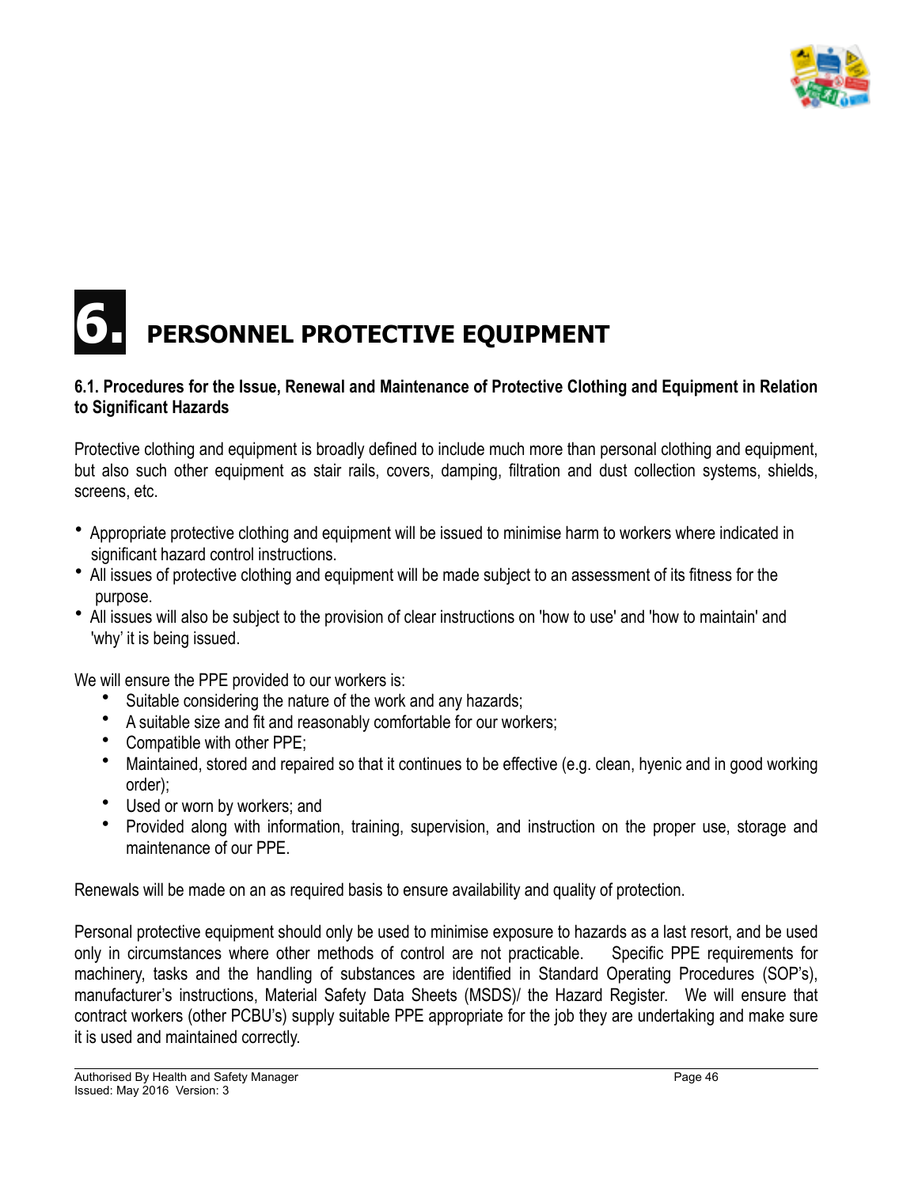# 6. PERSONNEL PROTECTIVE EQUIPMENT

**6.1. Procedures for the Issue, Renewal and Maintenance of Protective Clothing and Equipment in Relation to Significant Hazards**

Protective clothing and equipment is broadly defined to include much more than personal clothing and equipment, but also such other equipment as stair rails, covers, damping, filtration and dust collection systems, shields, screens, etc.

- Appropriate protective clothing and equipment will be issued to minimise harm to workers where indicated in significant hazard control instructions.
- All issues of protective clothing and equipment will be made subject to an assessment of its fitness for the purpose.
- All issues will also be subject to the provision of clear instructions on 'how to use' and 'how to maintain' and 'why' it is being issued.

We will ensure the PPE provided to our workers is:

- Suitable considering the nature of the work and any hazards;
- A suitable size and fit and reasonably comfortable for our workers;
- Compatible with other PPE;
- Maintained, stored and repaired so that it continues to be effective (e.g. clean, hyenic and in good working order);
- Used or worn by workers; and
- Provided along with information, training, supervision, and instruction on the proper use, storage and maintenance of our PPE.

Renewals will be made on an as required basis to ensure availability and quality of protection.

Personal protective equipment should only be used to minimise exposure to hazards as a last resort, and be used only in circumstances where other methods of control are not practicable. Specific PPE requirements for machinery, tasks and the handling of substances are identified in Standard Operating Procedures (SOP's), manufacturer's instructions, Material Safety Data Sheets (MSDS)/ the Hazard Register. We will ensure that contract workers (other PCBU's) supply suitable PPE appropriate for the job they are undertaking and make sure it is used and maintained correctly.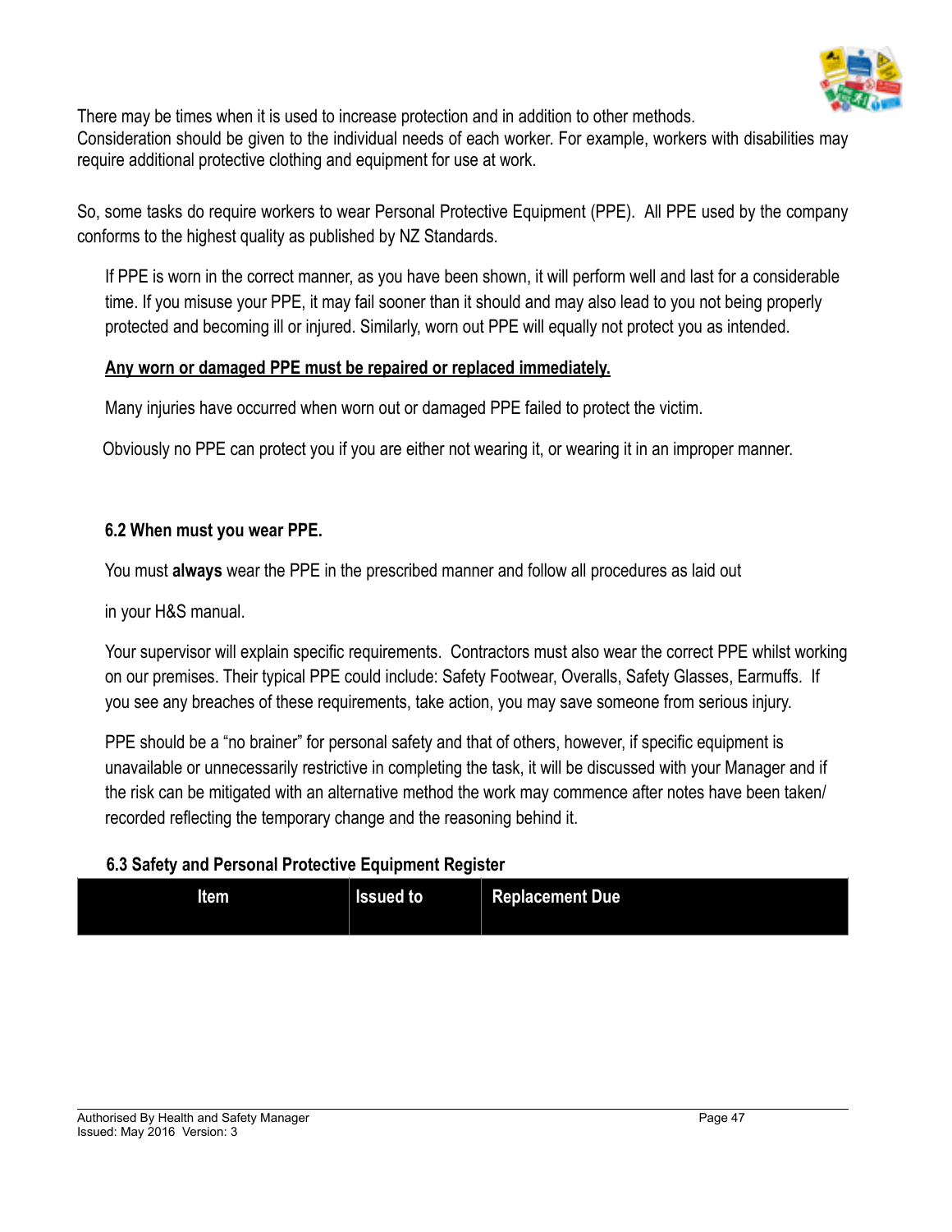There may be times when it is used to increase protection and in addition to other methods.
Consideration should be given to the individual needs of each worker. For example, workers with disabilities may require additional protective clothing and equipment for use at work.

So, some tasks do require workers to wear Personal Protective Equipment (PPE). All PPE used by the company conforms to the highest quality as published by NZ Standards.

If PPE is worn in the correct manner, as you have been shown, it will perform well and last for a considerable time. If you misuse your PPE, it may fail sooner than it should and may also lead to you not being properly protected and becoming ill or injured. Similarly, worn out PPE will equally not protect you as intended.

**Any worn or damaged PPE must be repaired or replaced immediately.**

Many injuries have occurred when worn out or damaged PPE failed to protect the victim.

Obviously no PPE can protect you if you are either not wearing it, or wearing it in an improper manner.

### 6.2 When must you wear PPE.

You must **always** wear the PPE in the prescribed manner and follow all procedures as laid out

in your H&S manual.

Your supervisor will explain specific requirements. Contractors must also wear the correct PPE whilst working on our premises. Their typical PPE could include: Safety Footwear, Overalls, Safety Glasses, Earmuffs. If you see any breaches of these requirements, take action, you may save someone from serious injury.

PPE should be a "no brainer" for personal safety and that of others, however, if specific equipment is unavailable or unnecessarily restrictive in completing the task, it will be discussed with your Manager and if the risk can be mitigated with an alternative method the work may commence after notes have been taken/recorded reflecting the temporary change and the reasoning behind it.

### 6.3 Safety and Personal Protective Equipment Register

| Item | Issued to | Replacement Due |
|---|---|---|
| | | |

Authorised By Health and Safety Manager
Issued: May 2016 Version: 3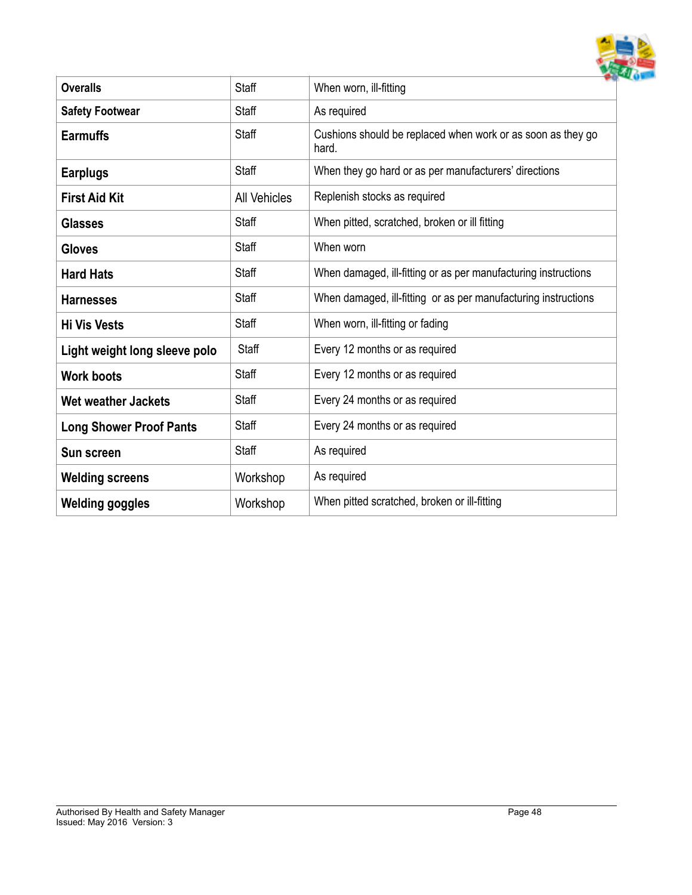| **Overalls** | Staff | When worn, ill-fitting |
|---|---|---|
| **Safety Footwear** | Staff | As required |
| **Earmuffs** | Staff | Cushions should be replaced when work or as soon as they go hard. |
| **Earplugs** | Staff | When they go hard or as per manufacturers' directions |
| **First Aid Kit** | All Vehicles | Replenish stocks as required |
| **Glasses** | Staff | When pitted, scratched, broken or ill fitting |
| **Gloves** | Staff | When worn |
| **Hard Hats** | Staff | When damaged, ill-fitting or as per manufacturing instructions |
| **Harnesses** | Staff | When damaged, ill-fitting or as per manufacturing instructions |
| **Hi Vis Vests** | Staff | When worn, ill-fitting or fading |
| **Light weight long sleeve polo** | Staff | Every 12 months or as required |
| **Work boots** | Staff | Every 12 months or as required |
| **Wet weather Jackets** | Staff | Every 24 months or as required |
| **Long Shower Proof Pants** | Staff | Every 24 months or as required |
| **Sun screen** | Staff | As required |
| **Welding screens** | Workshop | As required |
| **Welding goggles** | Workshop | When pitted scratched, broken or ill-fitting |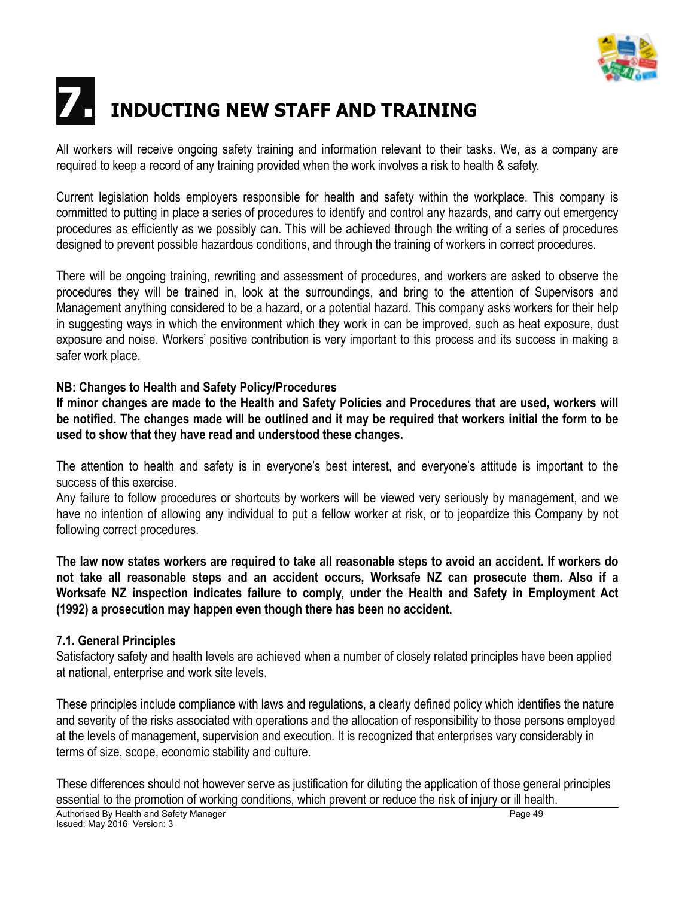# 7. INDUCTING NEW STAFF AND TRAINING

All workers will receive ongoing safety training and information relevant to their tasks. We, as a company are required to keep a record of any training provided when the work involves a risk to health & safety.

Current legislation holds employers responsible for health and safety within the workplace. This company is committed to putting in place a series of procedures to identify and control any hazards, and carry out emergency procedures as efficiently as we possibly can. This will be achieved through the writing of a series of procedures designed to prevent possible hazardous conditions, and through the training of workers in correct procedures.

There will be ongoing training, rewriting and assessment of procedures, and workers are asked to observe the procedures they will be trained in, look at the surroundings, and bring to the attention of Supervisors and Management anything considered to be a hazard, or a potential hazard. This company asks workers for their help in suggesting ways in which the environment which they work in can be improved, such as heat exposure, dust exposure and noise. Workers' positive contribution is very important to this process and its success in making a safer work place.

**NB: Changes to Health and Safety Policy/Procedures**
**If minor changes are made to the Health and Safety Policies and Procedures that are used, workers will be notified. The changes made will be outlined and it may be required that workers initial the form to be used to show that they have read and understood these changes.**

The attention to health and safety is in everyone's best interest, and everyone's attitude is important to the success of this exercise.
Any failure to follow procedures or shortcuts by workers will be viewed very seriously by management, and we have no intention of allowing any individual to put a fellow worker at risk, or to jeopardize this Company by not following correct procedures.

**The law now states workers are required to take all reasonable steps to avoid an accident. If workers do not take all reasonable steps and an accident occurs, Worksafe NZ can prosecute them. Also if a Worksafe NZ inspection indicates failure to comply, under the Health and Safety in Employment Act (1992) a prosecution may happen even though there has been no accident.**

## 7.1. General Principles

Satisfactory safety and health levels are achieved when a number of closely related principles have been applied at national, enterprise and work site levels.

These principles include compliance with laws and regulations, a clearly defined policy which identifies the nature and severity of the risks associated with operations and the allocation of responsibility to those persons employed at the levels of management, supervision and execution. It is recognized that enterprises vary considerably in terms of size, scope, economic stability and culture.

These differences should not however serve as justification for diluting the application of those general principles essential to the promotion of working conditions, which prevent or reduce the risk of injury or ill health.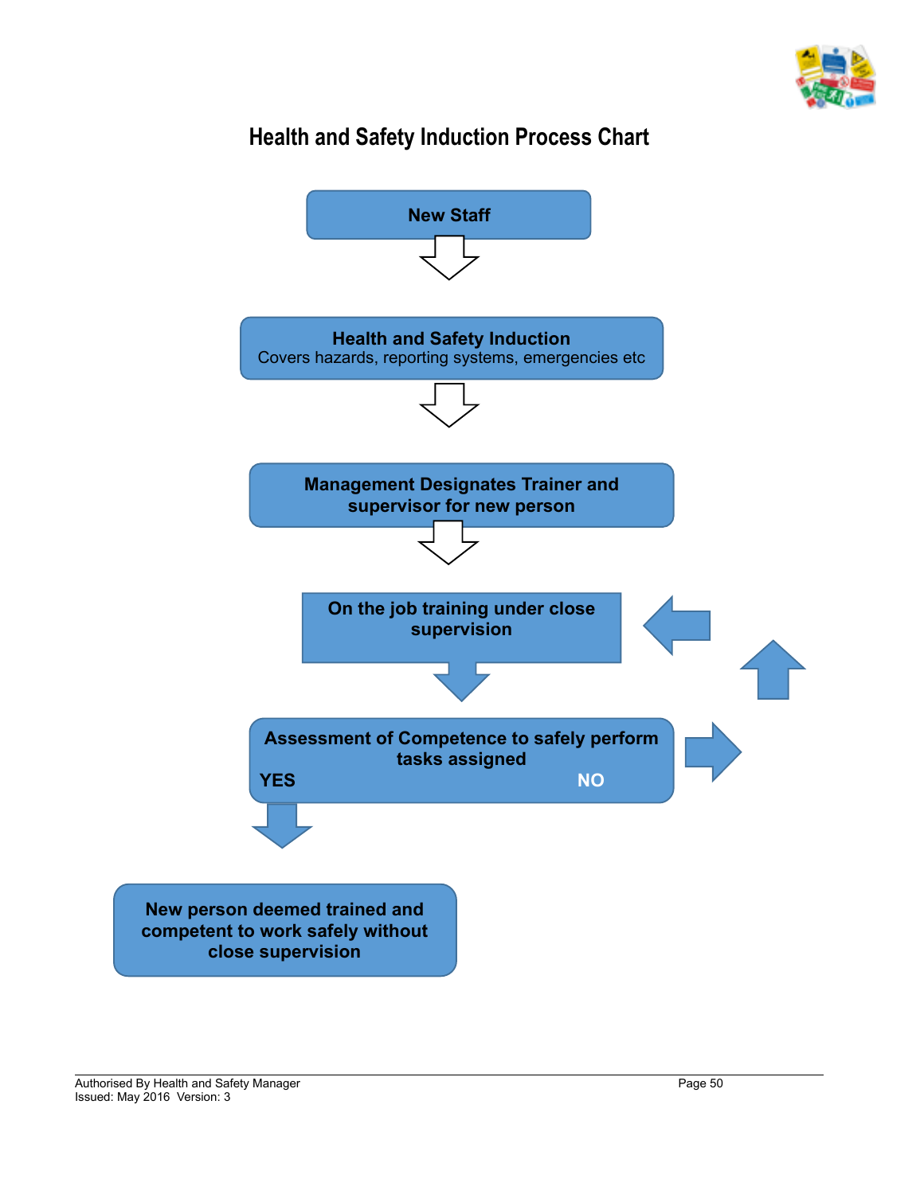# Health and Safety Induction Process Chart

**New Staff**

↓

**Health and Safety Induction**
Covers hazards, reporting systems, emergencies etc

↓

**Management Designates Trainer and supervisor for new person**

↓

**On the job training under close supervision**

↓

**Assessment of Competence to safely perform tasks assigned**

**YES** → **New person deemed trained and competent to work safely without close supervision**

**NO** → back to **On the job training under close supervision**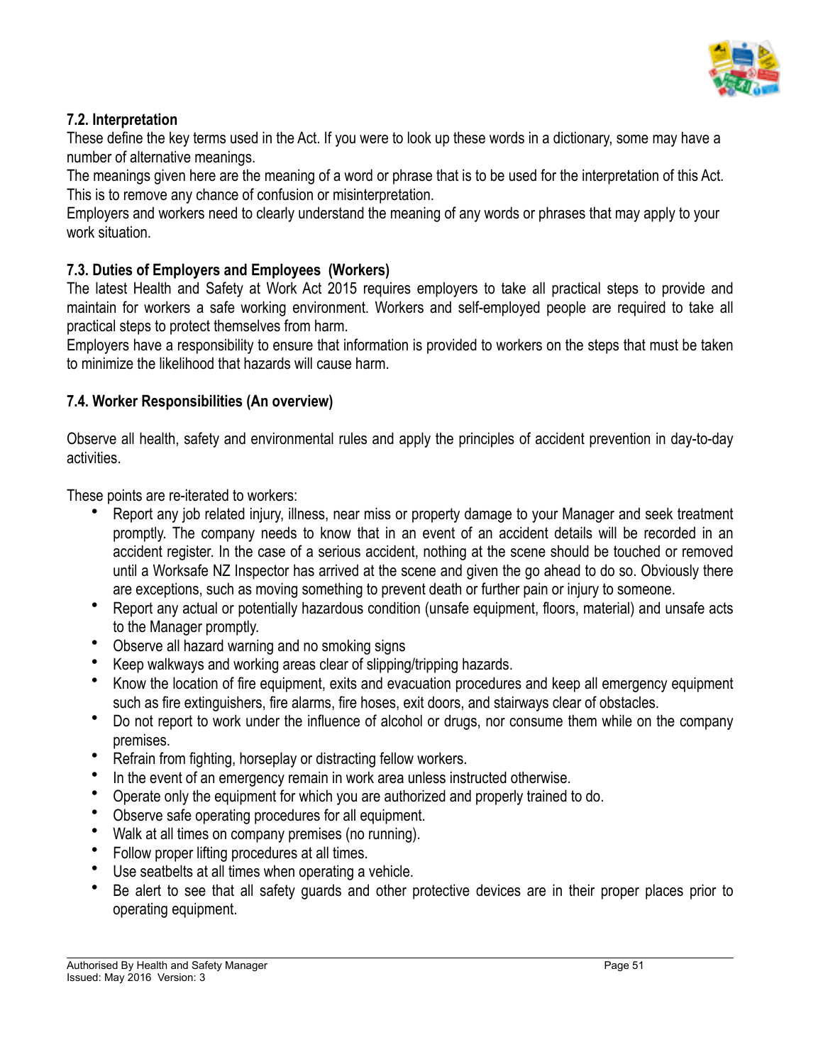### 7.2. Interpretation

These define the key terms used in the Act. If you were to look up these words in a dictionary, some may have a number of alternative meanings.

The meanings given here are the meaning of a word or phrase that is to be used for the interpretation of this Act. This is to remove any chance of confusion or misinterpretation.

Employers and workers need to clearly understand the meaning of any words or phrases that may apply to your work situation.

### 7.3. Duties of Employers and Employees (Workers)

The latest Health and Safety at Work Act 2015 requires employers to take all practical steps to provide and maintain for workers a safe working environment. Workers and self-employed people are required to take all practical steps to protect themselves from harm.

Employers have a responsibility to ensure that information is provided to workers on the steps that must be taken to minimize the likelihood that hazards will cause harm.

### 7.4. Worker Responsibilities (An overview)

Observe all health, safety and environmental rules and apply the principles of accident prevention in day-to-day activities.

These points are re-iterated to workers:

- Report any job related injury, illness, near miss or property damage to your Manager and seek treatment promptly. The company needs to know that in an event of an accident details will be recorded in an accident register. In the case of a serious accident, nothing at the scene should be touched or removed until a Worksafe NZ Inspector has arrived at the scene and given the go ahead to do so. Obviously there are exceptions, such as moving something to prevent death or further pain or injury to someone.
- Report any actual or potentially hazardous condition (unsafe equipment, floors, material) and unsafe acts to the Manager promptly.
- Observe all hazard warning and no smoking signs
- Keep walkways and working areas clear of slipping/tripping hazards.
- Know the location of fire equipment, exits and evacuation procedures and keep all emergency equipment such as fire extinguishers, fire alarms, fire hoses, exit doors, and stairways clear of obstacles.
- Do not report to work under the influence of alcohol or drugs, nor consume them while on the company premises.
- Refrain from fighting, horseplay or distracting fellow workers.
- In the event of an emergency remain in work area unless instructed otherwise.
- Operate only the equipment for which you are authorized and properly trained to do.
- Observe safe operating procedures for all equipment.
- Walk at all times on company premises (no running).
- Follow proper lifting procedures at all times.
- Use seatbelts at all times when operating a vehicle.
- Be alert to see that all safety guards and other protective devices are in their proper places prior to operating equipment.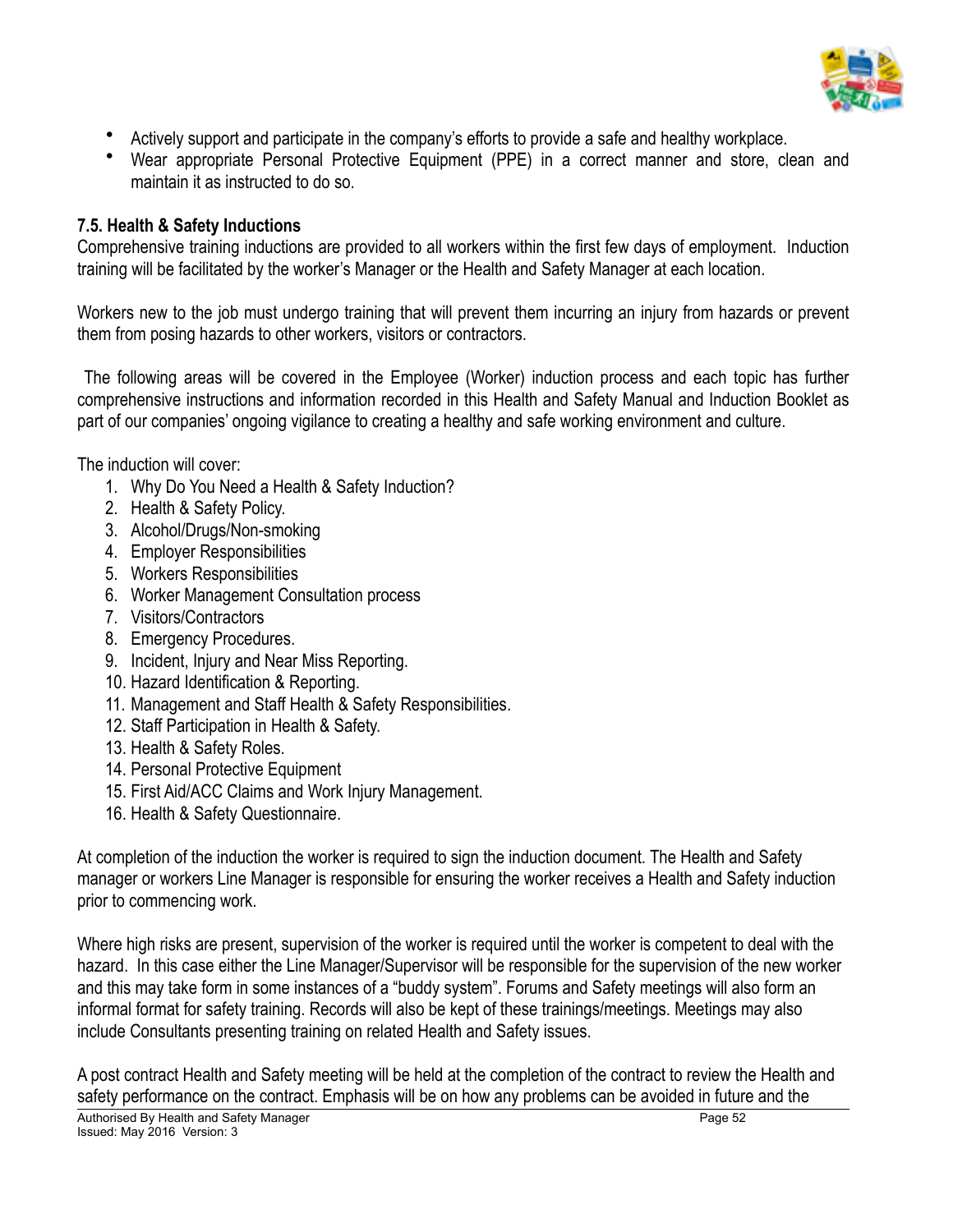- Actively support and participate in the company's efforts to provide a safe and healthy workplace.
- Wear appropriate Personal Protective Equipment (PPE) in a correct manner and store, clean and maintain it as instructed to do so.

### 7.5. Health & Safety Inductions

Comprehensive training inductions are provided to all workers within the first few days of employment. Induction training will be facilitated by the worker's Manager or the Health and Safety Manager at each location.

Workers new to the job must undergo training that will prevent them incurring an injury from hazards or prevent them from posing hazards to other workers, visitors or contractors.

The following areas will be covered in the Employee (Worker) induction process and each topic has further comprehensive instructions and information recorded in this Health and Safety Manual and Induction Booklet as part of our companies' ongoing vigilance to creating a healthy and safe working environment and culture.

The induction will cover:

1. Why Do You Need a Health & Safety Induction?
2. Health & Safety Policy.
3. Alcohol/Drugs/Non-smoking
4. Employer Responsibilities
5. Workers Responsibilities
6. Worker Management Consultation process
7. Visitors/Contractors
8. Emergency Procedures.
9. Incident, Injury and Near Miss Reporting.
10. Hazard Identification & Reporting.
11. Management and Staff Health & Safety Responsibilities.
12. Staff Participation in Health & Safety.
13. Health & Safety Roles.
14. Personal Protective Equipment
15. First Aid/ACC Claims and Work Injury Management.
16. Health & Safety Questionnaire.

At completion of the induction the worker is required to sign the induction document. The Health and Safety manager or workers Line Manager is responsible for ensuring the worker receives a Health and Safety induction prior to commencing work.

Where high risks are present, supervision of the worker is required until the worker is competent to deal with the hazard. In this case either the Line Manager/Supervisor will be responsible for the supervision of the new worker and this may take form in some instances of a "buddy system". Forums and Safety meetings will also form an informal format for safety training. Records will also be kept of these trainings/meetings. Meetings may also include Consultants presenting training on related Health and Safety issues.

A post contract Health and Safety meeting will be held at the completion of the contract to review the Health and safety performance on the contract. Emphasis will be on how any problems can be avoided in future and the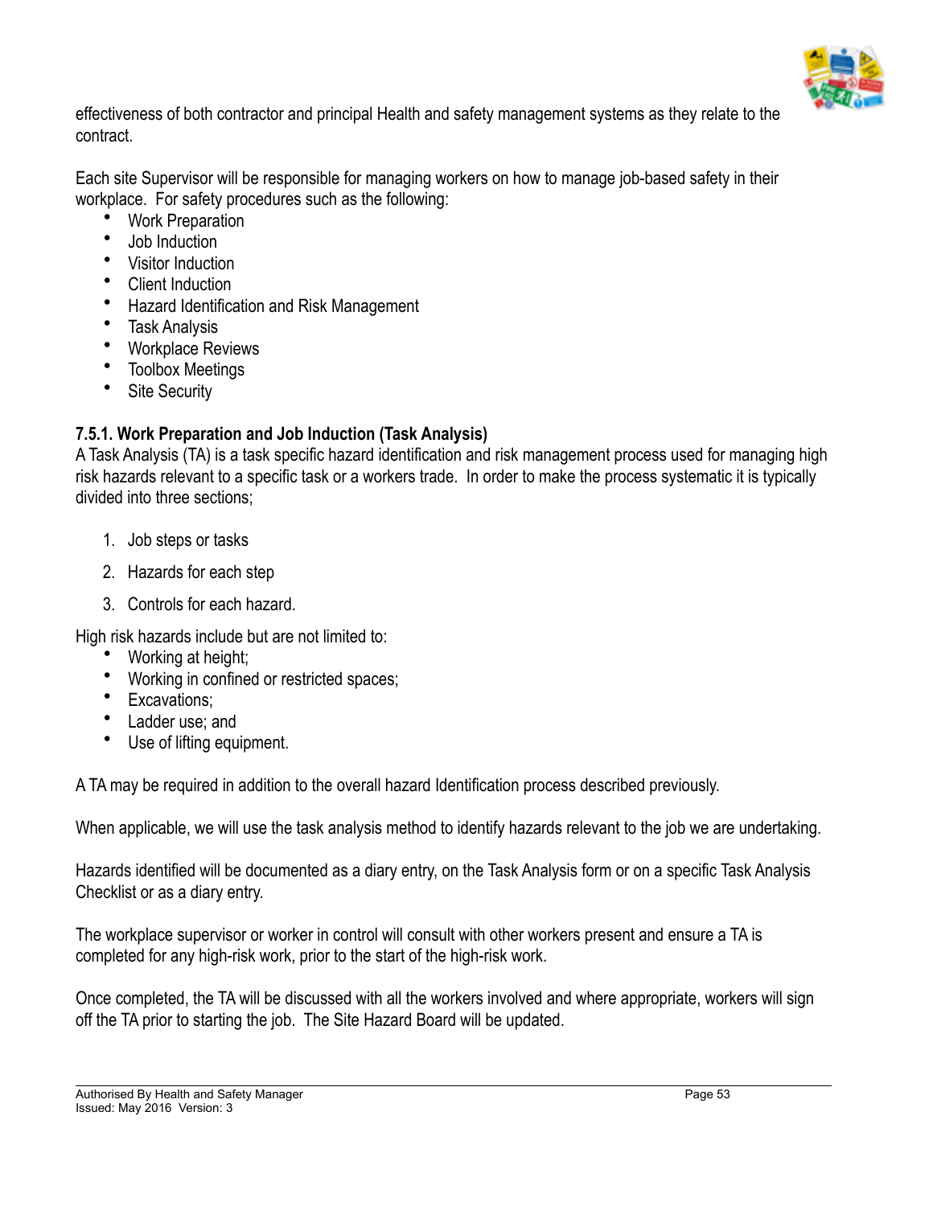effectiveness of both contractor and principal Health and safety management systems as they relate to the contract.

Each site Supervisor will be responsible for managing workers on how to manage job-based safety in their workplace. For safety procedures such as the following:

- Work Preparation
- Job Induction
- Visitor Induction
- Client Induction
- Hazard Identification and Risk Management
- Task Analysis
- Workplace Reviews
- Toolbox Meetings
- Site Security

### 7.5.1. Work Preparation and Job Induction (Task Analysis)

A Task Analysis (TA) is a task specific hazard identification and risk management process used for managing high risk hazards relevant to a specific task or a workers trade. In order to make the process systematic it is typically divided into three sections;

1. Job steps or tasks
2. Hazards for each step
3. Controls for each hazard.

High risk hazards include but are not limited to:

- Working at height;
- Working in confined or restricted spaces;
- Excavations;
- Ladder use; and
- Use of lifting equipment.

A TA may be required in addition to the overall hazard Identification process described previously.

When applicable, we will use the task analysis method to identify hazards relevant to the job we are undertaking.

Hazards identified will be documented as a diary entry, on the Task Analysis form or on a specific Task Analysis Checklist or as a diary entry.

The workplace supervisor or worker in control will consult with other workers present and ensure a TA is completed for any high-risk work, prior to the start of the high-risk work.

Once completed, the TA will be discussed with all the workers involved and where appropriate, workers will sign off the TA prior to starting the job. The Site Hazard Board will be updated.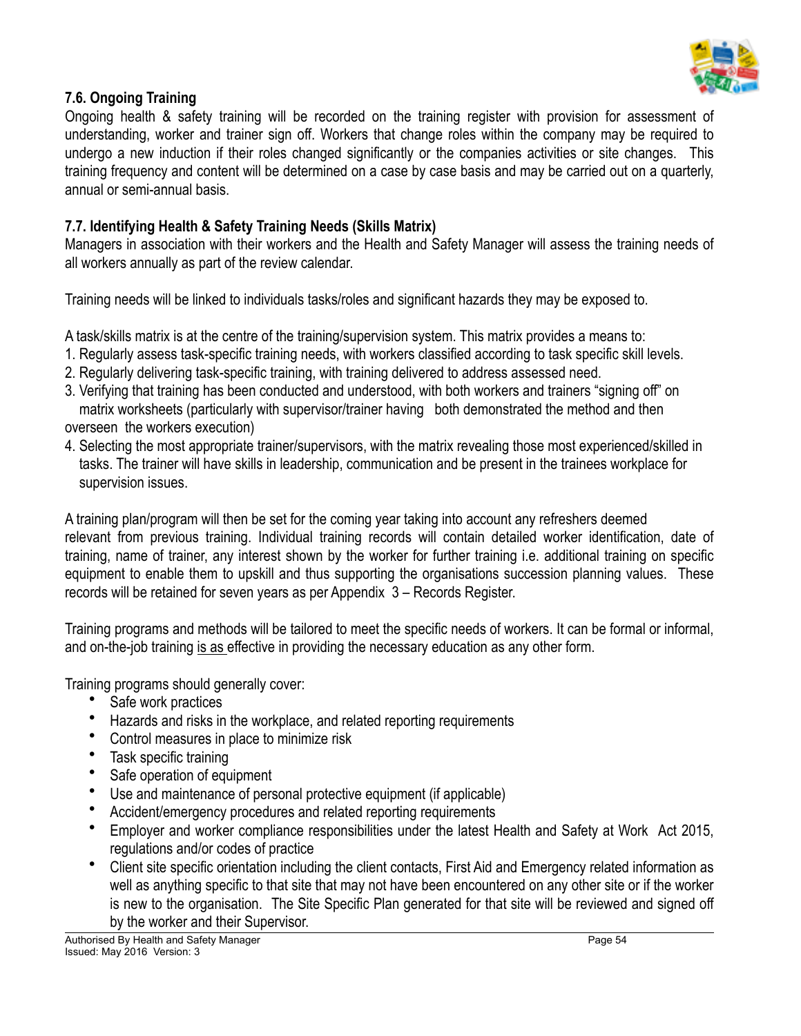### 7.6. Ongoing Training

Ongoing health & safety training will be recorded on the training register with provision for assessment of understanding, worker and trainer sign off. Workers that change roles within the company may be required to undergo a new induction if their roles changed significantly or the companies activities or site changes. This training frequency and content will be determined on a case by case basis and may be carried out on a quarterly, annual or semi-annual basis.

### 7.7. Identifying Health & Safety Training Needs (Skills Matrix)

Managers in association with their workers and the Health and Safety Manager will assess the training needs of all workers annually as part of the review calendar.

Training needs will be linked to individuals tasks/roles and significant hazards they may be exposed to.

A task/skills matrix is at the centre of the training/supervision system. This matrix provides a means to:

1. Regularly assess task-specific training needs, with workers classified according to task specific skill levels.
2. Regularly delivering task-specific training, with training delivered to address assessed need.
3. Verifying that training has been conducted and understood, with both workers and trainers "signing off" on matrix worksheets (particularly with supervisor/trainer having both demonstrated the method and then overseen the workers execution)
4. Selecting the most appropriate trainer/supervisors, with the matrix revealing those most experienced/skilled in tasks. The trainer will have skills in leadership, communication and be present in the trainees workplace for supervision issues.

A training plan/program will then be set for the coming year taking into account any refreshers deemed relevant from previous training. Individual training records will contain detailed worker identification, date of training, name of trainer, any interest shown by the worker for further training i.e. additional training on specific equipment to enable them to upskill and thus supporting the organisations succession planning values. These records will be retained for seven years as per Appendix 3 – Records Register.

Training programs and methods will be tailored to meet the specific needs of workers. It can be formal or informal, and on-the-job training <u>is as</u> effective in providing the necessary education as any other form.

Training programs should generally cover:

- Safe work practices
- Hazards and risks in the workplace, and related reporting requirements
- Control measures in place to minimize risk
- Task specific training
- Safe operation of equipment
- Use and maintenance of personal protective equipment (if applicable)
- Accident/emergency procedures and related reporting requirements
- Employer and worker compliance responsibilities under the latest Health and Safety at Work Act 2015, regulations and/or codes of practice
- Client site specific orientation including the client contacts, First Aid and Emergency related information as well as anything specific to that site that may not have been encountered on any other site or if the worker is new to the organisation. The Site Specific Plan generated for that site will be reviewed and signed off by the worker and their Supervisor.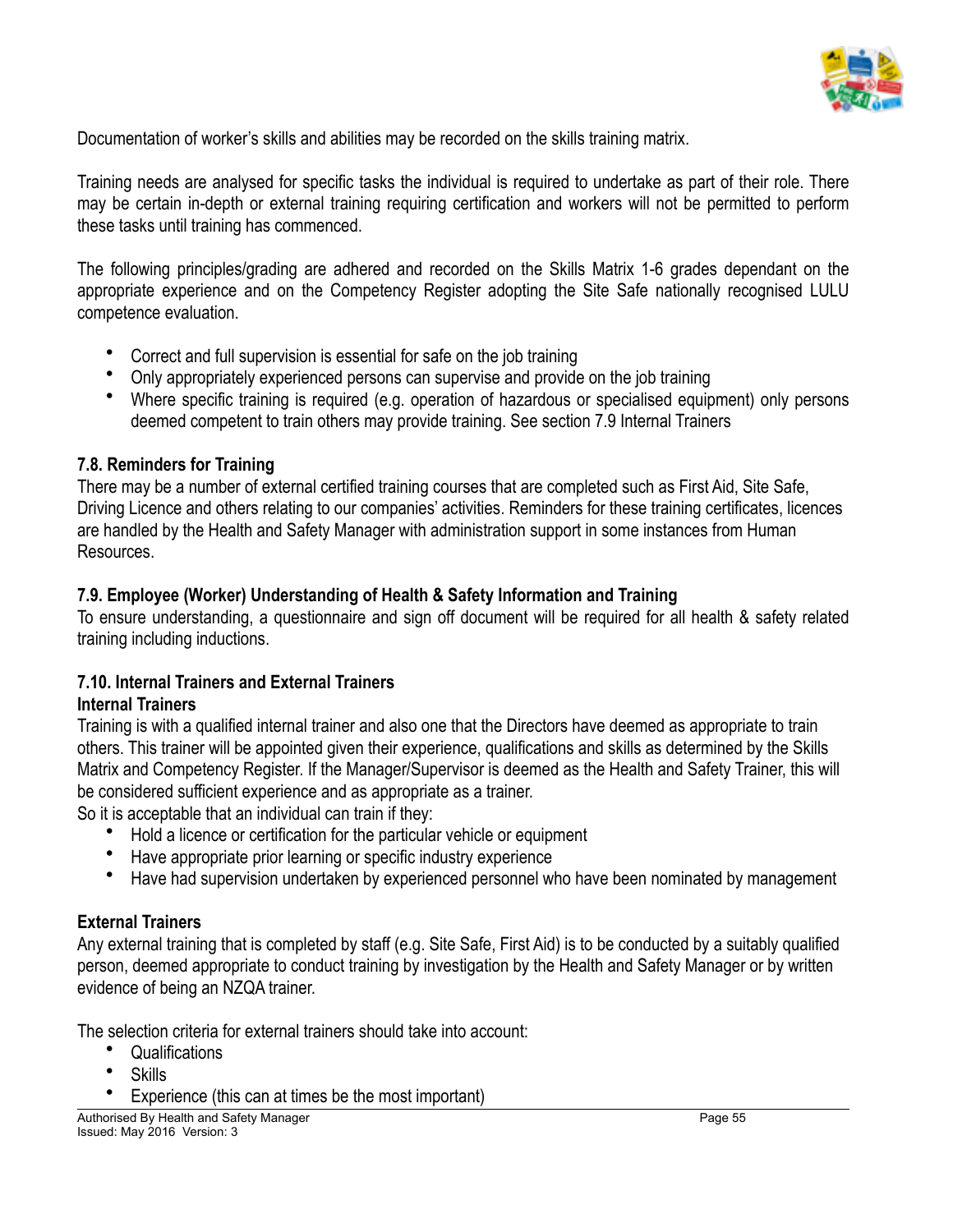Documentation of worker's skills and abilities may be recorded on the skills training matrix.

Training needs are analysed for specific tasks the individual is required to undertake as part of their role. There may be certain in-depth or external training requiring certification and workers will not be permitted to perform these tasks until training has commenced.

The following principles/grading are adhered and recorded on the Skills Matrix 1-6 grades dependant on the appropriate experience and on the Competency Register adopting the Site Safe nationally recognised LULU competence evaluation.

- Correct and full supervision is essential for safe on the job training
- Only appropriately experienced persons can supervise and provide on the job training
- Where specific training is required (e.g. operation of hazardous or specialised equipment) only persons deemed competent to train others may provide training. See section 7.9 Internal Trainers

### 7.8. Reminders for Training

There may be a number of external certified training courses that are completed such as First Aid, Site Safe, Driving Licence and others relating to our companies' activities. Reminders for these training certificates, licences are handled by the Health and Safety Manager with administration support in some instances from Human Resources.

### 7.9. Employee (Worker) Understanding of Health & Safety Information and Training

To ensure understanding, a questionnaire and sign off document will be required for all health & safety related training including inductions.

### 7.10. Internal Trainers and External Trainers

**Internal Trainers**

Training is with a qualified internal trainer and also one that the Directors have deemed as appropriate to train others. This trainer will be appointed given their experience, qualifications and skills as determined by the Skills Matrix and Competency Register. If the Manager/Supervisor is deemed as the Health and Safety Trainer, this will be considered sufficient experience and as appropriate as a trainer.

So it is acceptable that an individual can train if they:

- Hold a licence or certification for the particular vehicle or equipment
- Have appropriate prior learning or specific industry experience
- Have had supervision undertaken by experienced personnel who have been nominated by management

**External Trainers**

Any external training that is completed by staff (e.g. Site Safe, First Aid) is to be conducted by a suitably qualified person, deemed appropriate to conduct training by investigation by the Health and Safety Manager or by written evidence of being an NZQA trainer.

The selection criteria for external trainers should take into account:

- Qualifications
- Skills
- Experience (this can at times be the most important)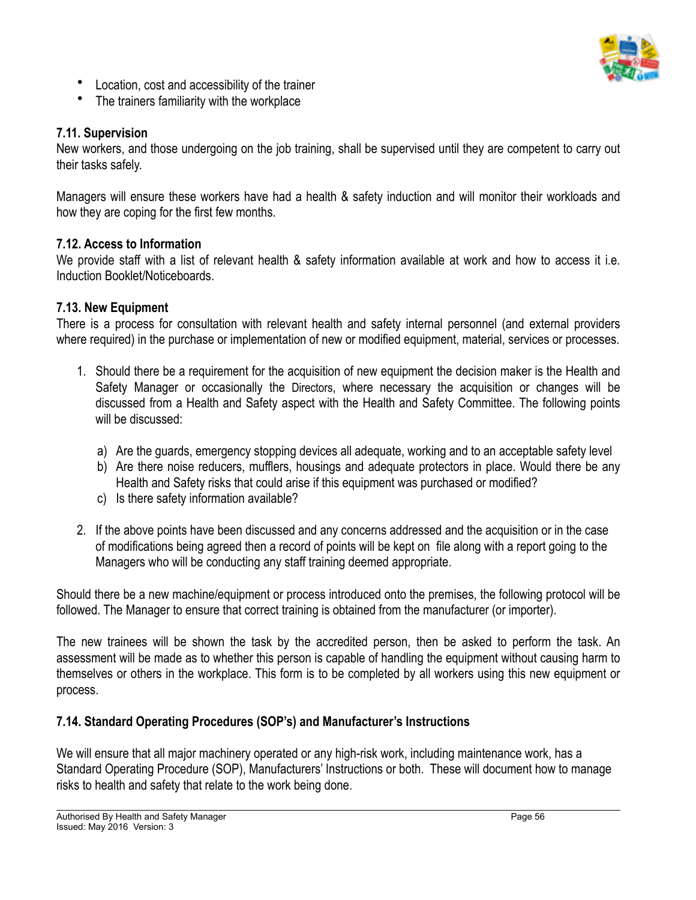- Location, cost and accessibility of the trainer
- The trainers familiarity with the workplace

### 7.11. Supervision

New workers, and those undergoing on the job training, shall be supervised until they are competent to carry out their tasks safely.

Managers will ensure these workers have had a health & safety induction and will monitor their workloads and how they are coping for the first few months.

### 7.12. Access to Information

We provide staff with a list of relevant health & safety information available at work and how to access it i.e. Induction Booklet/Noticeboards.

### 7.13. New Equipment

There is a process for consultation with relevant health and safety internal personnel (and external providers where required) in the purchase or implementation of new or modified equipment, material, services or processes.

1. Should there be a requirement for the acquisition of new equipment the decision maker is the Health and Safety Manager or occasionally the Directors, where necessary the acquisition or changes will be discussed from a Health and Safety aspect with the Health and Safety Committee. The following points will be discussed:

   a) Are the guards, emergency stopping devices all adequate, working and to an acceptable safety level
   b) Are there noise reducers, mufflers, housings and adequate protectors in place. Would there be any Health and Safety risks that could arise if this equipment was purchased or modified?
   c) Is there safety information available?

2. If the above points have been discussed and any concerns addressed and the acquisition or in the case of modifications being agreed then a record of points will be kept on file along with a report going to the Managers who will be conducting any staff training deemed appropriate.

Should there be a new machine/equipment or process introduced onto the premises, the following protocol will be followed. The Manager to ensure that correct training is obtained from the manufacturer (or importer).

The new trainees will be shown the task by the accredited person, then be asked to perform the task. An assessment will be made as to whether this person is capable of handling the equipment without causing harm to themselves or others in the workplace. This form is to be completed by all workers using this new equipment or process.

### 7.14. Standard Operating Procedures (SOP's) and Manufacturer's Instructions

We will ensure that all major machinery operated or any high-risk work, including maintenance work, has a Standard Operating Procedure (SOP), Manufacturers' Instructions or both. These will document how to manage risks to health and safety that relate to the work being done.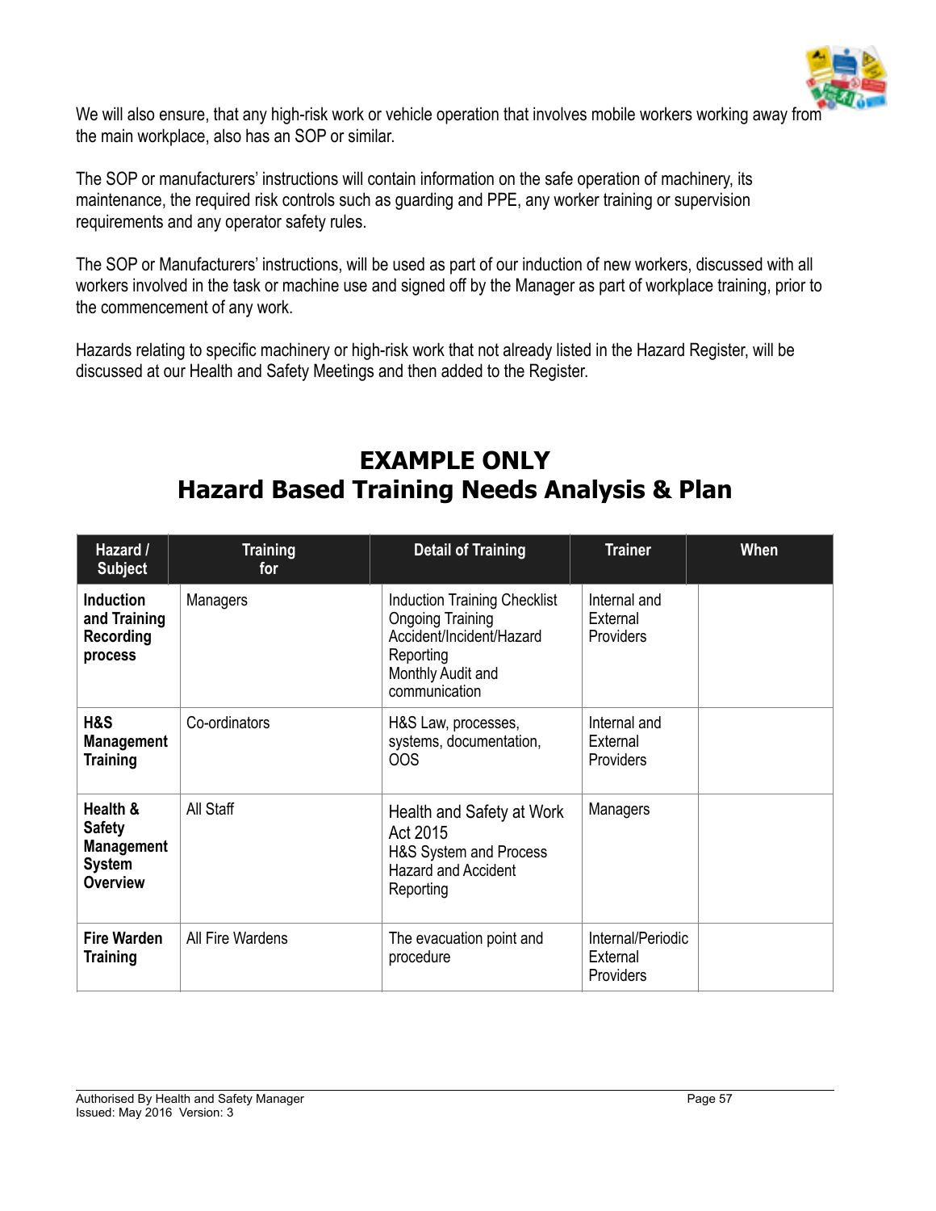We will also ensure, that any high-risk work or vehicle operation that involves mobile workers working away from the main workplace, also has an SOP or similar.

The SOP or manufacturers' instructions will contain information on the safe operation of machinery, its maintenance, the required risk controls such as guarding and PPE, any worker training or supervision requirements and any operator safety rules.

The SOP or Manufacturers' instructions, will be used as part of our induction of new workers, discussed with all workers involved in the task or machine use and signed off by the Manager as part of workplace training, prior to the commencement of any work.

Hazards relating to specific machinery or high-risk work that not already listed in the Hazard Register, will be discussed at our Health and Safety Meetings and then added to the Register.

## EXAMPLE ONLY
## Hazard Based Training Needs Analysis & Plan

| Hazard / Subject | Training for | Detail of Training | Trainer | When |
|---|---|---|---|---|
| **Induction and Training Recording process** | Managers | Induction Training Checklist<br>Ongoing Training<br>Accident/Incident/Hazard Reporting<br>Monthly Audit and communication | Internal and External Providers | |
| **H&S Management Training** | Co-ordinators | H&S Law, processes, systems, documentation, OOS | Internal and External Providers | |
| **Health & Safety Management System Overview** | All Staff | Health and Safety at Work Act 2015<br>H&S System and Process<br>Hazard and Accident Reporting | Managers | |
| **Fire Warden Training** | All Fire Wardens | The evacuation point and procedure | Internal/Periodic External Providers | |

Authorised By Health and Safety Manager
Issued: May 2016 Version: 3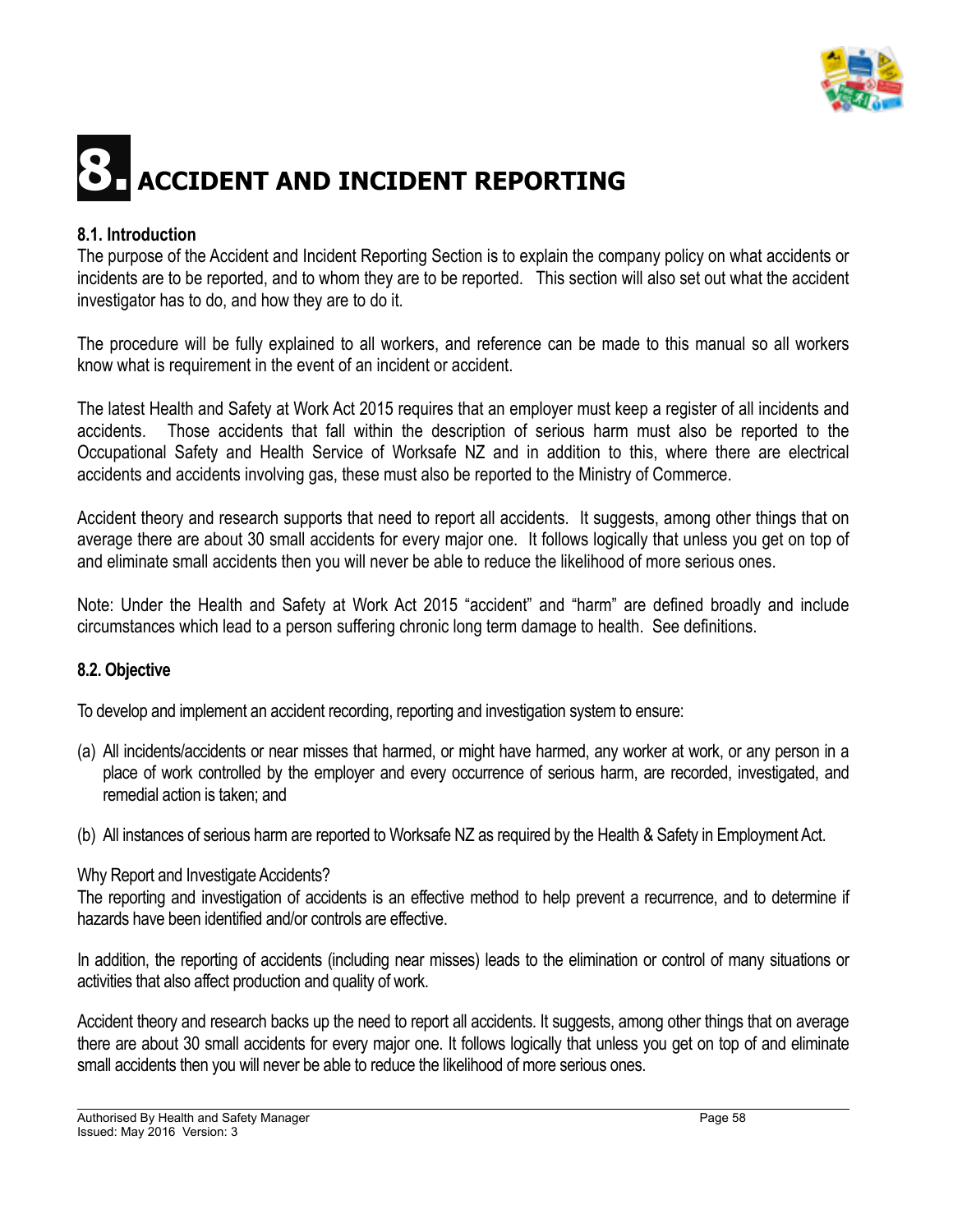# 8. ACCIDENT AND INCIDENT REPORTING

## 8.1. Introduction

The purpose of the Accident and Incident Reporting Section is to explain the company policy on what accidents or incidents are to be reported, and to whom they are to be reported. This section will also set out what the accident investigator has to do, and how they are to do it.

The procedure will be fully explained to all workers, and reference can be made to this manual so all workers know what is requirement in the event of an incident or accident.

The latest Health and Safety at Work Act 2015 requires that an employer must keep a register of all incidents and accidents. Those accidents that fall within the description of serious harm must also be reported to the Occupational Safety and Health Service of Worksafe NZ and in addition to this, where there are electrical accidents and accidents involving gas, these must also be reported to the Ministry of Commerce.

Accident theory and research supports that need to report all accidents. It suggests, among other things that on average there are about 30 small accidents for every major one. It follows logically that unless you get on top of and eliminate small accidents then you will never be able to reduce the likelihood of more serious ones.

Note: Under the Health and Safety at Work Act 2015 "accident" and "harm" are defined broadly and include circumstances which lead to a person suffering chronic long term damage to health. See definitions.

## 8.2. Objective

To develop and implement an accident recording, reporting and investigation system to ensure:

(a) All incidents/accidents or near misses that harmed, or might have harmed, any worker at work, or any person in a place of work controlled by the employer and every occurrence of serious harm, are recorded, investigated, and remedial action is taken; and

(b) All instances of serious harm are reported to Worksafe NZ as required by the Health & Safety in Employment Act.

Why Report and Investigate Accidents?

The reporting and investigation of accidents is an effective method to help prevent a recurrence, and to determine if hazards have been identified and/or controls are effective.

In addition, the reporting of accidents (including near misses) leads to the elimination or control of many situations or activities that also affect production and quality of work.

Accident theory and research backs up the need to report all accidents. It suggests, among other things that on average there are about 30 small accidents for every major one. It follows logically that unless you get on top of and eliminate small accidents then you will never be able to reduce the likelihood of more serious ones.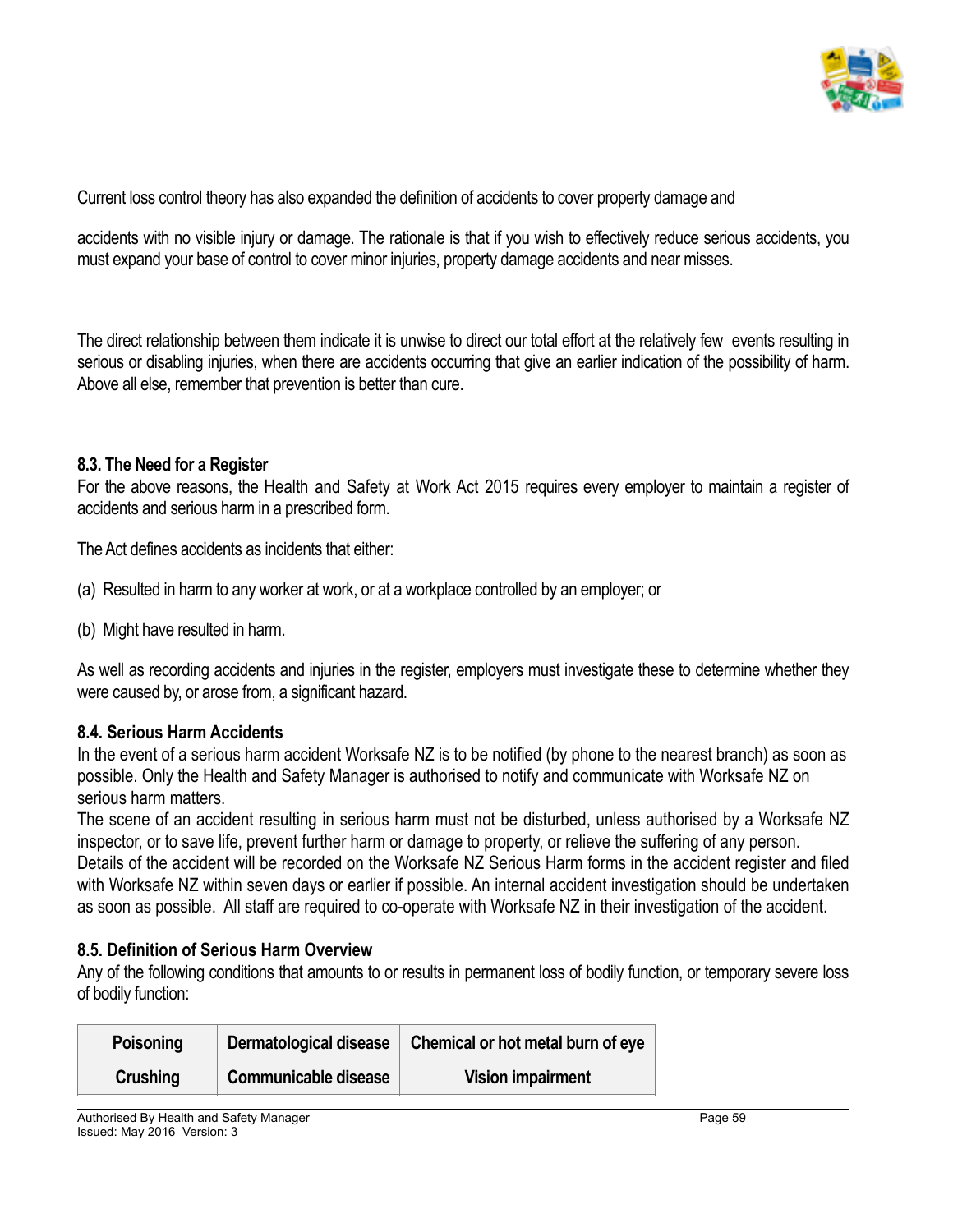Current loss control theory has also expanded the definition of accidents to cover property damage and

accidents with no visible injury or damage. The rationale is that if you wish to effectively reduce serious accidents, you must expand your base of control to cover minor injuries, property damage accidents and near misses.

The direct relationship between them indicate it is unwise to direct our total effort at the relatively few events resulting in serious or disabling injuries, when there are accidents occurring that give an earlier indication of the possibility of harm. Above all else, remember that prevention is better than cure.

### 8.3. The Need for a Register

For the above reasons, the Health and Safety at Work Act 2015 requires every employer to maintain a register of accidents and serious harm in a prescribed form.

The Act defines accidents as incidents that either:

(a) Resulted in harm to any worker at work, or at a workplace controlled by an employer; or

(b) Might have resulted in harm.

As well as recording accidents and injuries in the register, employers must investigate these to determine whether they were caused by, or arose from, a significant hazard.

### 8.4. Serious Harm Accidents

In the event of a serious harm accident Worksafe NZ is to be notified (by phone to the nearest branch) as soon as possible. Only the Health and Safety Manager is authorised to notify and communicate with Worksafe NZ on serious harm matters.

The scene of an accident resulting in serious harm must not be disturbed, unless authorised by a Worksafe NZ inspector, or to save life, prevent further harm or damage to property, or relieve the suffering of any person.

Details of the accident will be recorded on the Worksafe NZ Serious Harm forms in the accident register and filed with Worksafe NZ within seven days or earlier if possible. An internal accident investigation should be undertaken as soon as possible. All staff are required to co-operate with Worksafe NZ in their investigation of the accident.

### 8.5. Definition of Serious Harm Overview

Any of the following conditions that amounts to or results in permanent loss of bodily function, or temporary severe loss of bodily function:

| Poisoning | Dermatological disease | Chemical or hot metal burn of eye |
|---|---|---|
| Crushing | Communicable disease | Vision impairment |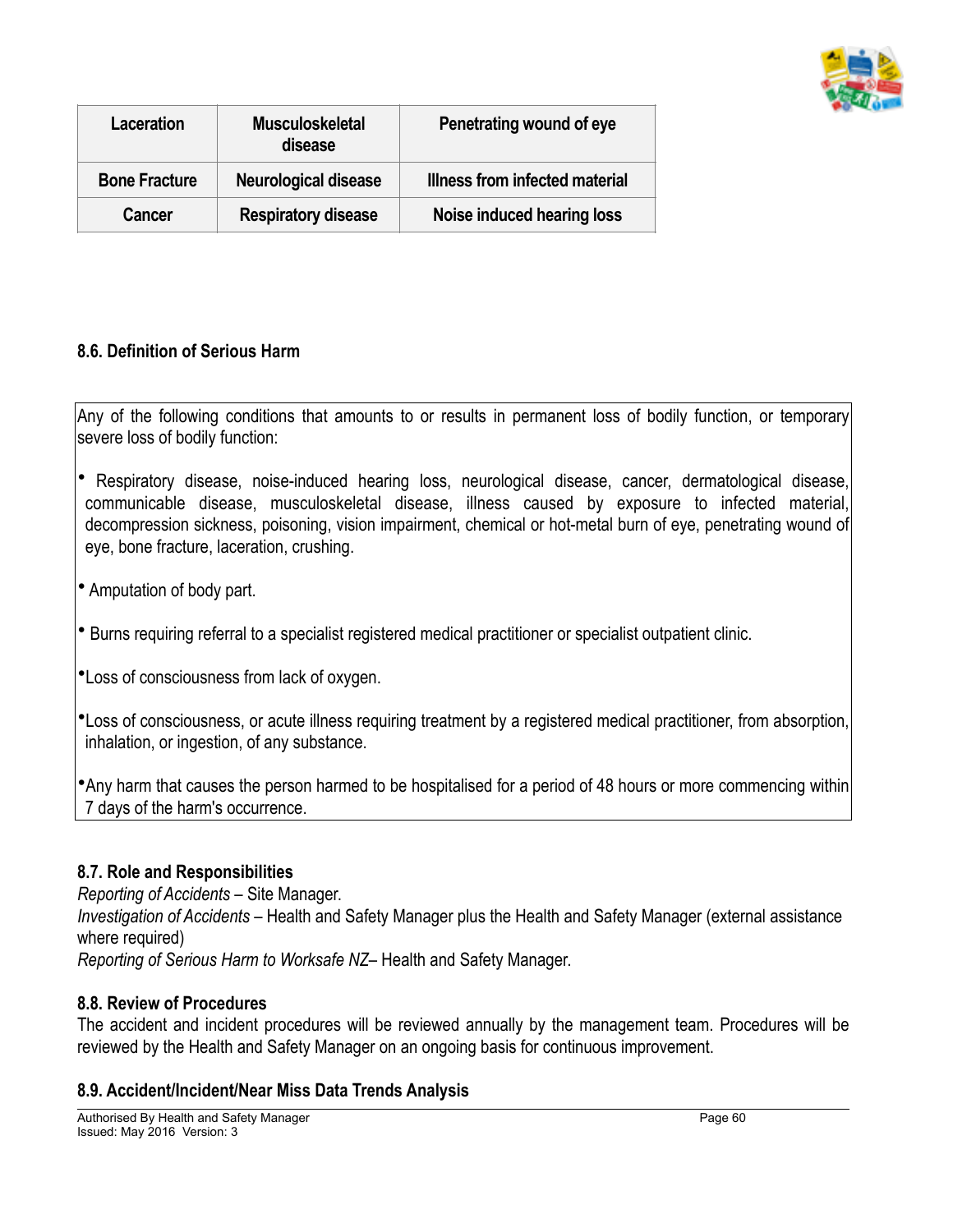| Laceration | Musculoskeletal disease | Penetrating wound of eye |
|---|---|---|
| Bone Fracture | Neurological disease | Illness from infected material |
| Cancer | Respiratory disease | Noise induced hearing loss |

### 8.6. Definition of Serious Harm

Any of the following conditions that amounts to or results in permanent loss of bodily function, or temporary severe loss of bodily function:

- Respiratory disease, noise-induced hearing loss, neurological disease, cancer, dermatological disease, communicable disease, musculoskeletal disease, illness caused by exposure to infected material, decompression sickness, poisoning, vision impairment, chemical or hot-metal burn of eye, penetrating wound of eye, bone fracture, laceration, crushing.
- Amputation of body part.
- Burns requiring referral to a specialist registered medical practitioner or specialist outpatient clinic.
- Loss of consciousness from lack of oxygen.
- Loss of consciousness, or acute illness requiring treatment by a registered medical practitioner, from absorption, inhalation, or ingestion, of any substance.
- Any harm that causes the person harmed to be hospitalised for a period of 48 hours or more commencing within 7 days of the harm's occurrence.

### 8.7. Role and Responsibilities

*Reporting of Accidents* – Site Manager.
*Investigation of Accidents* – Health and Safety Manager plus the Health and Safety Manager (external assistance where required)
*Reporting of Serious Harm to Worksafe NZ*– Health and Safety Manager.

### 8.8. Review of Procedures

The accident and incident procedures will be reviewed annually by the management team. Procedures will be reviewed by the Health and Safety Manager on an ongoing basis for continuous improvement.

### 8.9. Accident/Incident/Near Miss Data Trends Analysis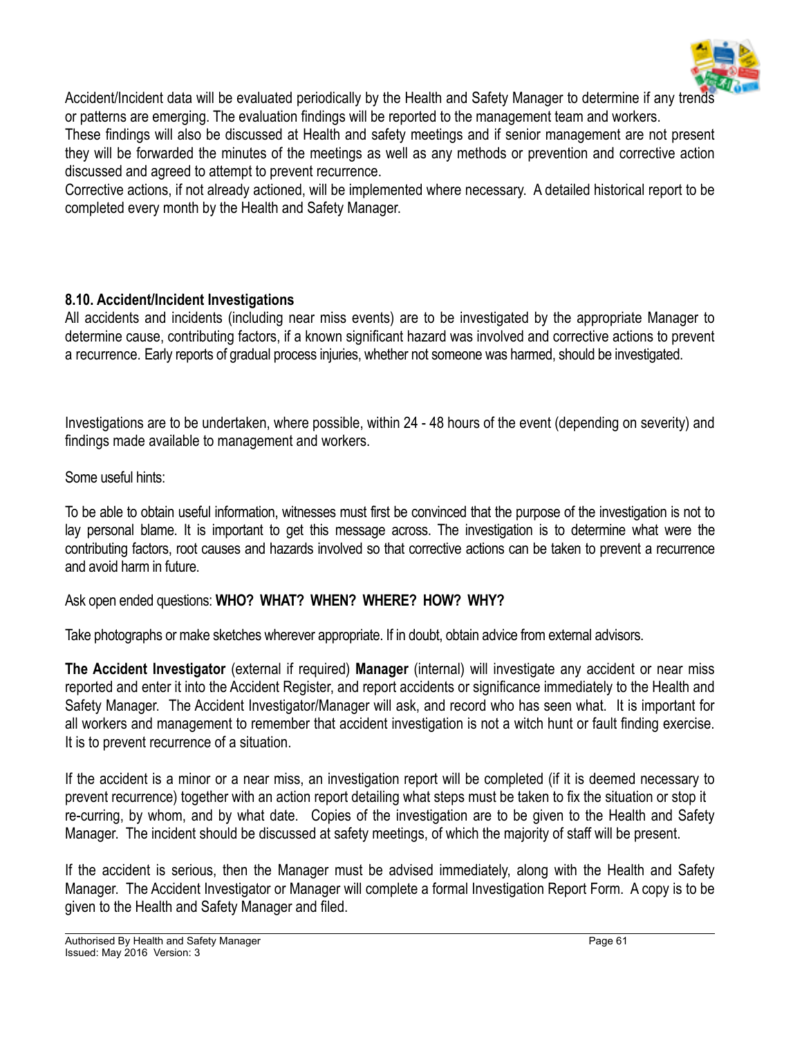Accident/Incident data will be evaluated periodically by the Health and Safety Manager to determine if any trends or patterns are emerging. The evaluation findings will be reported to the management team and workers.

These findings will also be discussed at Health and safety meetings and if senior management are not present they will be forwarded the minutes of the meetings as well as any methods or prevention and corrective action discussed and agreed to attempt to prevent recurrence.

Corrective actions, if not already actioned, will be implemented where necessary. A detailed historical report to be completed every month by the Health and Safety Manager.

### 8.10. Accident/Incident Investigations

All accidents and incidents (including near miss events) are to be investigated by the appropriate Manager to determine cause, contributing factors, if a known significant hazard was involved and corrective actions to prevent a recurrence. Early reports of gradual process injuries, whether not someone was harmed, should be investigated.

Investigations are to be undertaken, where possible, within 24 - 48 hours of the event (depending on severity) and findings made available to management and workers.

Some useful hints:

To be able to obtain useful information, witnesses must first be convinced that the purpose of the investigation is not to lay personal blame. It is important to get this message across. The investigation is to determine what were the contributing factors, root causes and hazards involved so that corrective actions can be taken to prevent a recurrence and avoid harm in future.

Ask open ended questions: **WHO? WHAT? WHEN? WHERE? HOW? WHY?**

Take photographs or make sketches wherever appropriate. If in doubt, obtain advice from external advisors.

**The Accident Investigator** (external if required) **Manager** (internal) will investigate any accident or near miss reported and enter it into the Accident Register, and report accidents or significance immediately to the Health and Safety Manager. The Accident Investigator/Manager will ask, and record who has seen what. It is important for all workers and management to remember that accident investigation is not a witch hunt or fault finding exercise. It is to prevent recurrence of a situation.

If the accident is a minor or a near miss, an investigation report will be completed (if it is deemed necessary to prevent recurrence) together with an action report detailing what steps must be taken to fix the situation or stop it re-curring, by whom, and by what date. Copies of the investigation are to be given to the Health and Safety Manager. The incident should be discussed at safety meetings, of which the majority of staff will be present.

If the accident is serious, then the Manager must be advised immediately, along with the Health and Safety Manager. The Accident Investigator or Manager will complete a formal Investigation Report Form. A copy is to be given to the Health and Safety Manager and filed.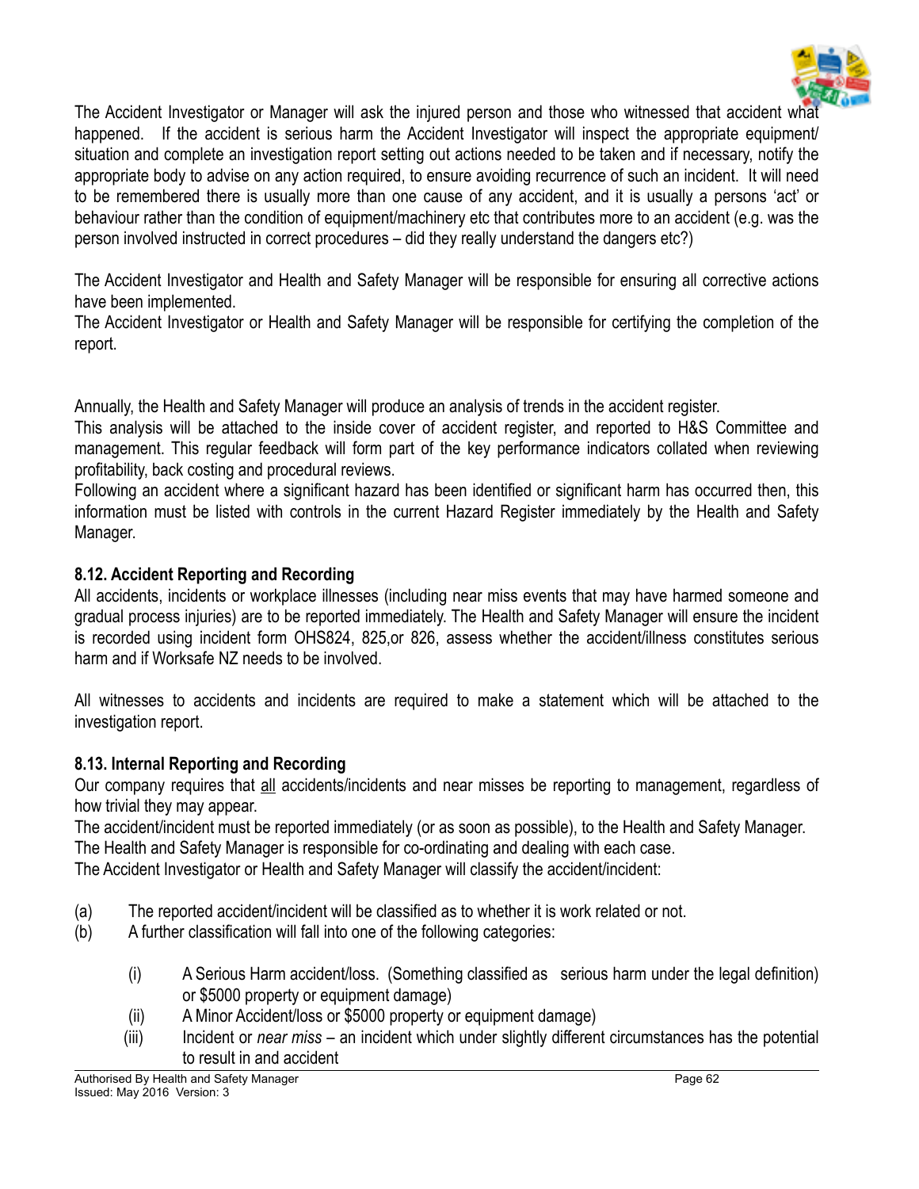The Accident Investigator or Manager will ask the injured person and those who witnessed that accident what happened. If the accident is serious harm the Accident Investigator will inspect the appropriate equipment/ situation and complete an investigation report setting out actions needed to be taken and if necessary, notify the appropriate body to advise on any action required, to ensure avoiding recurrence of such an incident. It will need to be remembered there is usually more than one cause of any accident, and it is usually a persons 'act' or behaviour rather than the condition of equipment/machinery etc that contributes more to an accident (e.g. was the person involved instructed in correct procedures – did they really understand the dangers etc?)

The Accident Investigator and Health and Safety Manager will be responsible for ensuring all corrective actions have been implemented.
The Accident Investigator or Health and Safety Manager will be responsible for certifying the completion of the report.

Annually, the Health and Safety Manager will produce an analysis of trends in the accident register.
This analysis will be attached to the inside cover of accident register, and reported to H&S Committee and management. This regular feedback will form part of the key performance indicators collated when reviewing profitability, back costing and procedural reviews.
Following an accident where a significant hazard has been identified or significant harm has occurred then, this information must be listed with controls in the current Hazard Register immediately by the Health and Safety Manager.

### 8.12. Accident Reporting and Recording

All accidents, incidents or workplace illnesses (including near miss events that may have harmed someone and gradual process injuries) are to be reported immediately. The Health and Safety Manager will ensure the incident is recorded using incident form OHS824, 825,or 826, assess whether the accident/illness constitutes serious harm and if Worksafe NZ needs to be involved.

All witnesses to accidents and incidents are required to make a statement which will be attached to the investigation report.

### 8.13. Internal Reporting and Recording

Our company requires that <u>all</u> accidents/incidents and near misses be reporting to management, regardless of how trivial they may appear.
The accident/incident must be reported immediately (or as soon as possible), to the Health and Safety Manager.
The Health and Safety Manager is responsible for co-ordinating and dealing with each case.
The Accident Investigator or Health and Safety Manager will classify the accident/incident:

(a) The reported accident/incident will be classified as to whether it is work related or not.
(b) A further classification will fall into one of the following categories:

   (i) A Serious Harm accident/loss. (Something classified as serious harm under the legal definition) or $5000 property or equipment damage)
   (ii) A Minor Accident/loss or $5000 property or equipment damage)
   (iii) Incident or *near miss* – an incident which under slightly different circumstances has the potential to result in and accident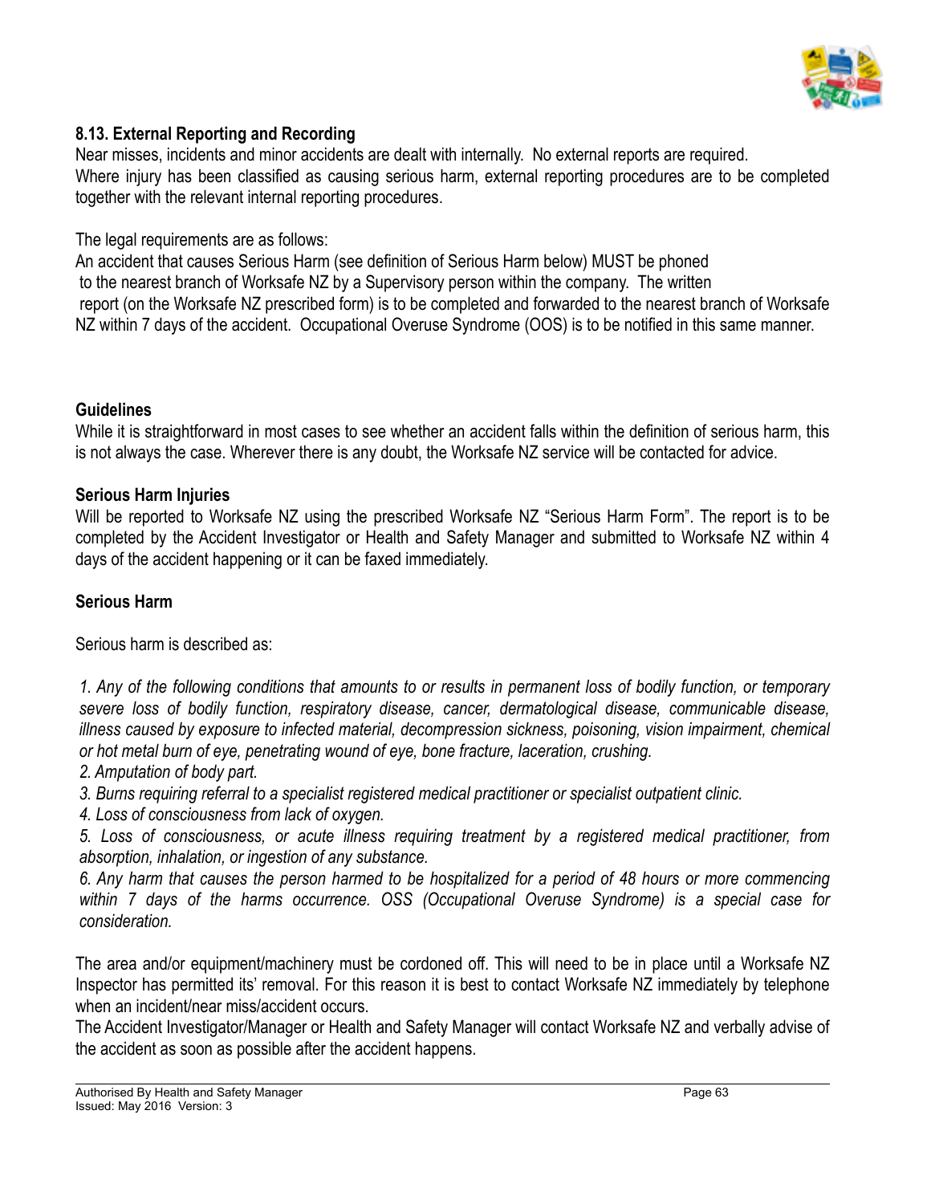### 8.13. External Reporting and Recording

Near misses, incidents and minor accidents are dealt with internally. No external reports are required. Where injury has been classified as causing serious harm, external reporting procedures are to be completed together with the relevant internal reporting procedures.

The legal requirements are as follows:
An accident that causes Serious Harm (see definition of Serious Harm below) MUST be phoned to the nearest branch of Worksafe NZ by a Supervisory person within the company. The written report (on the Worksafe NZ prescribed form) is to be completed and forwarded to the nearest branch of Worksafe NZ within 7 days of the accident. Occupational Overuse Syndrome (OOS) is to be notified in this same manner.

**Guidelines**

While it is straightforward in most cases to see whether an accident falls within the definition of serious harm, this is not always the case. Wherever there is any doubt, the Worksafe NZ service will be contacted for advice.

**Serious Harm Injuries**

Will be reported to Worksafe NZ using the prescribed Worksafe NZ "Serious Harm Form". The report is to be completed by the Accident Investigator or Health and Safety Manager and submitted to Worksafe NZ within 4 days of the accident happening or it can be faxed immediately.

**Serious Harm**

Serious harm is described as:

*1. Any of the following conditions that amounts to or results in permanent loss of bodily function, or temporary severe loss of bodily function, respiratory disease, cancer, dermatological disease, communicable disease, illness caused by exposure to infected material, decompression sickness, poisoning, vision impairment, chemical or hot metal burn of eye, penetrating wound of eye, bone fracture, laceration, crushing.*
*2. Amputation of body part.*
*3. Burns requiring referral to a specialist registered medical practitioner or specialist outpatient clinic.*
*4. Loss of consciousness from lack of oxygen.*
*5. Loss of consciousness, or acute illness requiring treatment by a registered medical practitioner, from absorption, inhalation, or ingestion of any substance.*
*6. Any harm that causes the person harmed to be hospitalized for a period of 48 hours or more commencing within 7 days of the harms occurrence. OSS (Occupational Overuse Syndrome) is a special case for consideration.*

The area and/or equipment/machinery must be cordoned off. This will need to be in place until a Worksafe NZ Inspector has permitted its' removal. For this reason it is best to contact Worksafe NZ immediately by telephone when an incident/near miss/accident occurs.
The Accident Investigator/Manager or Health and Safety Manager will contact Worksafe NZ and verbally advise of the accident as soon as possible after the accident happens.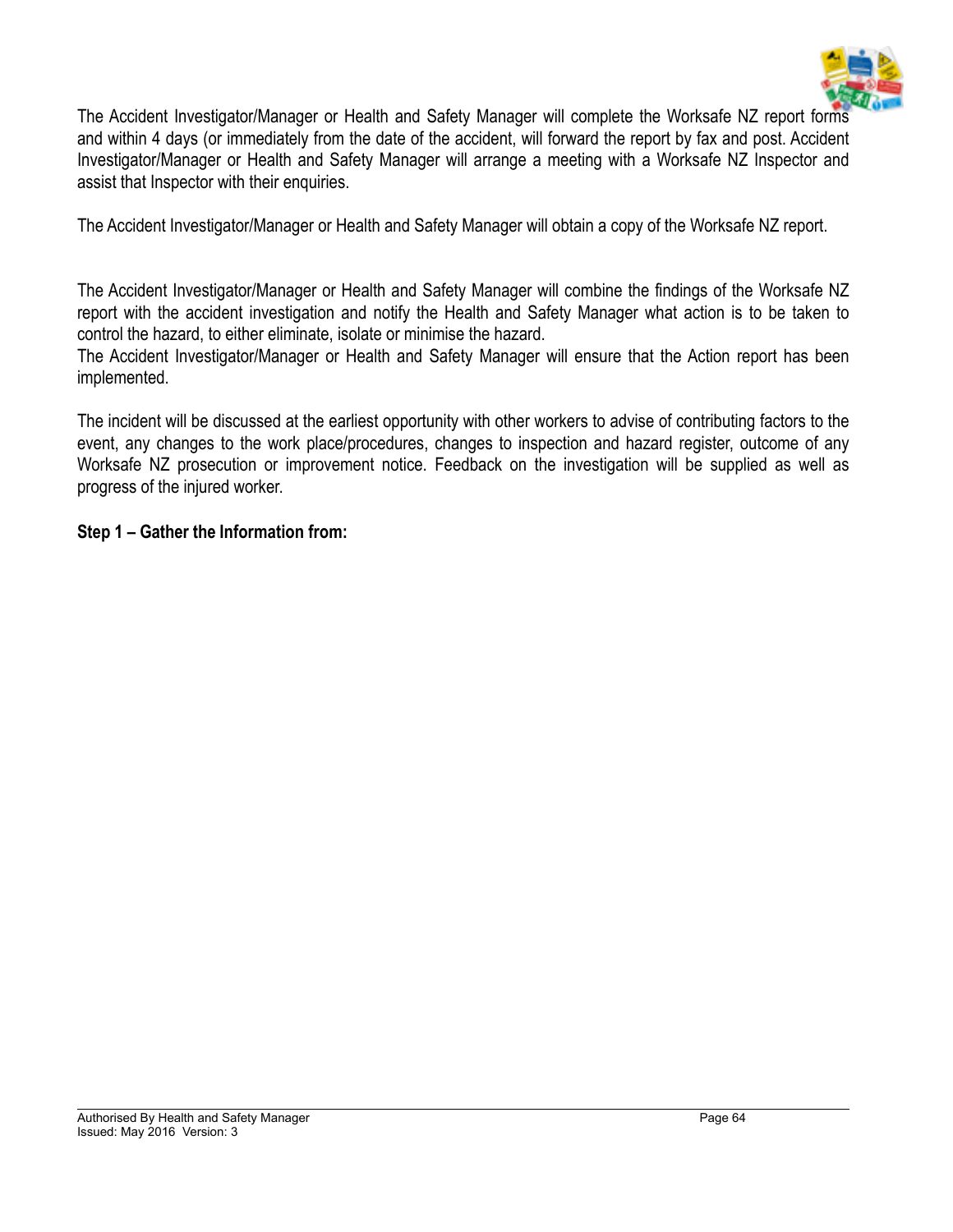The Accident Investigator/Manager or Health and Safety Manager will complete the Worksafe NZ report forms and within 4 days (or immediately from the date of the accident, will forward the report by fax and post. Accident Investigator/Manager or Health and Safety Manager will arrange a meeting with a Worksafe NZ Inspector and assist that Inspector with their enquiries.

The Accident Investigator/Manager or Health and Safety Manager will obtain a copy of the Worksafe NZ report.

The Accident Investigator/Manager or Health and Safety Manager will combine the findings of the Worksafe NZ report with the accident investigation and notify the Health and Safety Manager what action is to be taken to control the hazard, to either eliminate, isolate or minimise the hazard.
The Accident Investigator/Manager or Health and Safety Manager will ensure that the Action report has been implemented.

The incident will be discussed at the earliest opportunity with other workers to advise of contributing factors to the event, any changes to the work place/procedures, changes to inspection and hazard register, outcome of any Worksafe NZ prosecution or improvement notice. Feedback on the investigation will be supplied as well as progress of the injured worker.

**Step 1 – Gather the Information from:**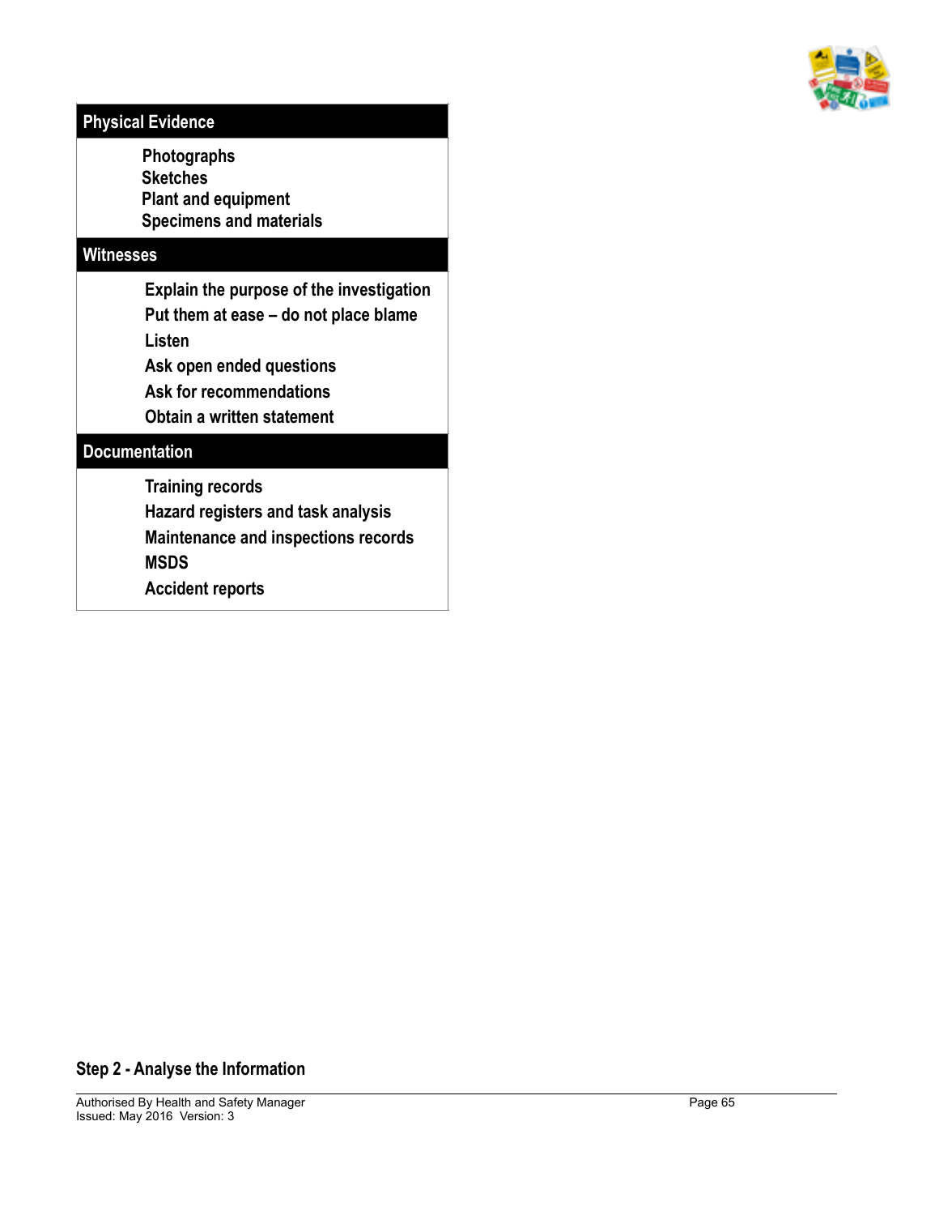| Physical Evidence |
|---|
| Photographs<br>Sketches<br>Plant and equipment<br>Specimens and materials |
| **Witnesses** |
| Explain the purpose of the investigation<br>Put them at ease – do not place blame<br>Listen<br>Ask open ended questions<br>Ask for recommendations<br>Obtain a written statement |
| **Documentation** |
| Training records<br>Hazard registers and task analysis<br>Maintenance and inspections records<br>MSDS<br>Accident reports |

### Step 2 - Analyse the Information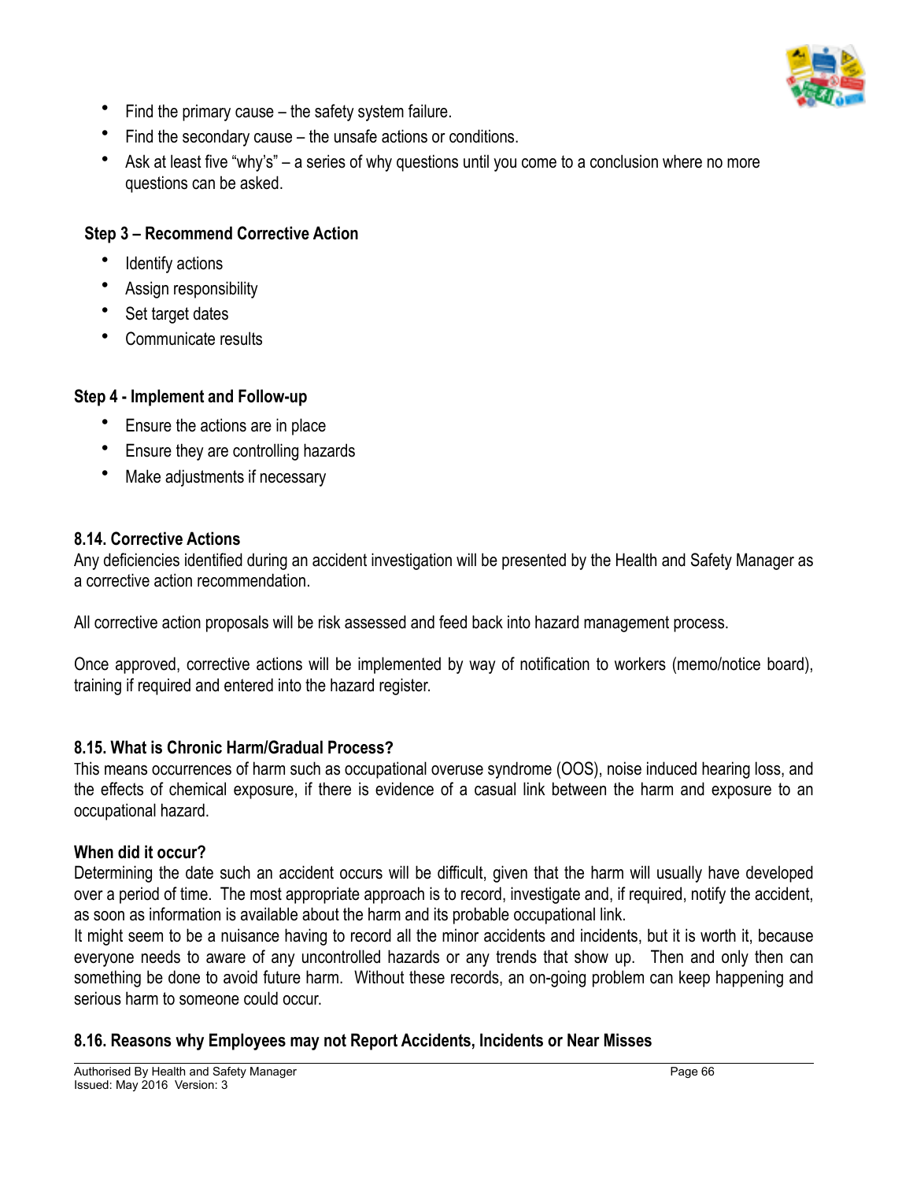- Find the primary cause – the safety system failure.
- Find the secondary cause – the unsafe actions or conditions.
- Ask at least five "why's" – a series of why questions until you come to a conclusion where no more questions can be asked.

**Step 3 – Recommend Corrective Action**

- Identify actions
- Assign responsibility
- Set target dates
- Communicate results

**Step 4 - Implement and Follow-up**

- Ensure the actions are in place
- Ensure they are controlling hazards
- Make adjustments if necessary

### 8.14. Corrective Actions

Any deficiencies identified during an accident investigation will be presented by the Health and Safety Manager as a corrective action recommendation.

All corrective action proposals will be risk assessed and feed back into hazard management process.

Once approved, corrective actions will be implemented by way of notification to workers (memo/notice board), training if required and entered into the hazard register.

### 8.15. What is Chronic Harm/Gradual Process?

This means occurrences of harm such as occupational overuse syndrome (OOS), noise induced hearing loss, and the effects of chemical exposure, if there is evidence of a casual link between the harm and exposure to an occupational hazard.

**When did it occur?**

Determining the date such an accident occurs will be difficult, given that the harm will usually have developed over a period of time. The most appropriate approach is to record, investigate and, if required, notify the accident, as soon as information is available about the harm and its probable occupational link.

It might seem to be a nuisance having to record all the minor accidents and incidents, but it is worth it, because everyone needs to aware of any uncontrolled hazards or any trends that show up. Then and only then can something be done to avoid future harm. Without these records, an on-going problem can keep happening and serious harm to someone could occur.

### 8.16. Reasons why Employees may not Report Accidents, Incidents or Near Misses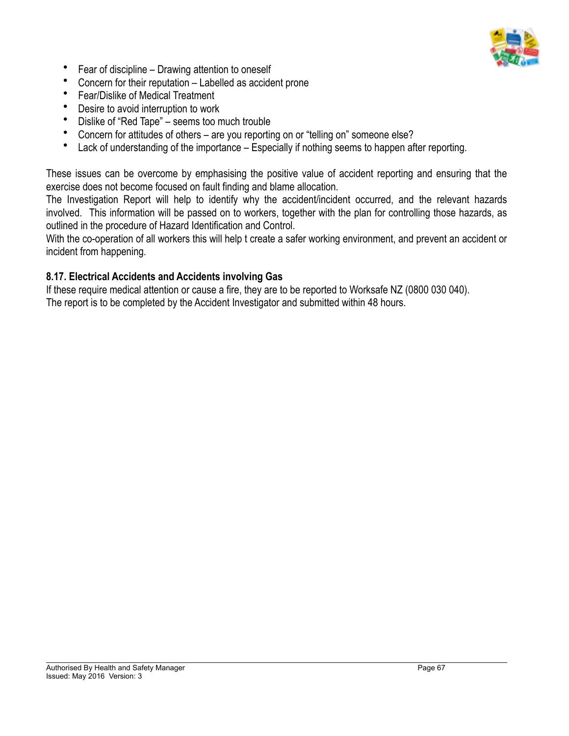- Fear of discipline – Drawing attention to oneself
- Concern for their reputation – Labelled as accident prone
- Fear/Dislike of Medical Treatment
- Desire to avoid interruption to work
- Dislike of "Red Tape" – seems too much trouble
- Concern for attitudes of others – are you reporting on or "telling on" someone else?
- Lack of understanding of the importance – Especially if nothing seems to happen after reporting.

These issues can be overcome by emphasising the positive value of accident reporting and ensuring that the exercise does not become focused on fault finding and blame allocation.

The Investigation Report will help to identify why the accident/incident occurred, and the relevant hazards involved. This information will be passed on to workers, together with the plan for controlling those hazards, as outlined in the procedure of Hazard Identification and Control.

With the co-operation of all workers this will help t create a safer working environment, and prevent an accident or incident from happening.

### 8.17. Electrical Accidents and Accidents involving Gas

If these require medical attention or cause a fire, they are to be reported to Worksafe NZ (0800 030 040).

The report is to be completed by the Accident Investigator and submitted within 48 hours.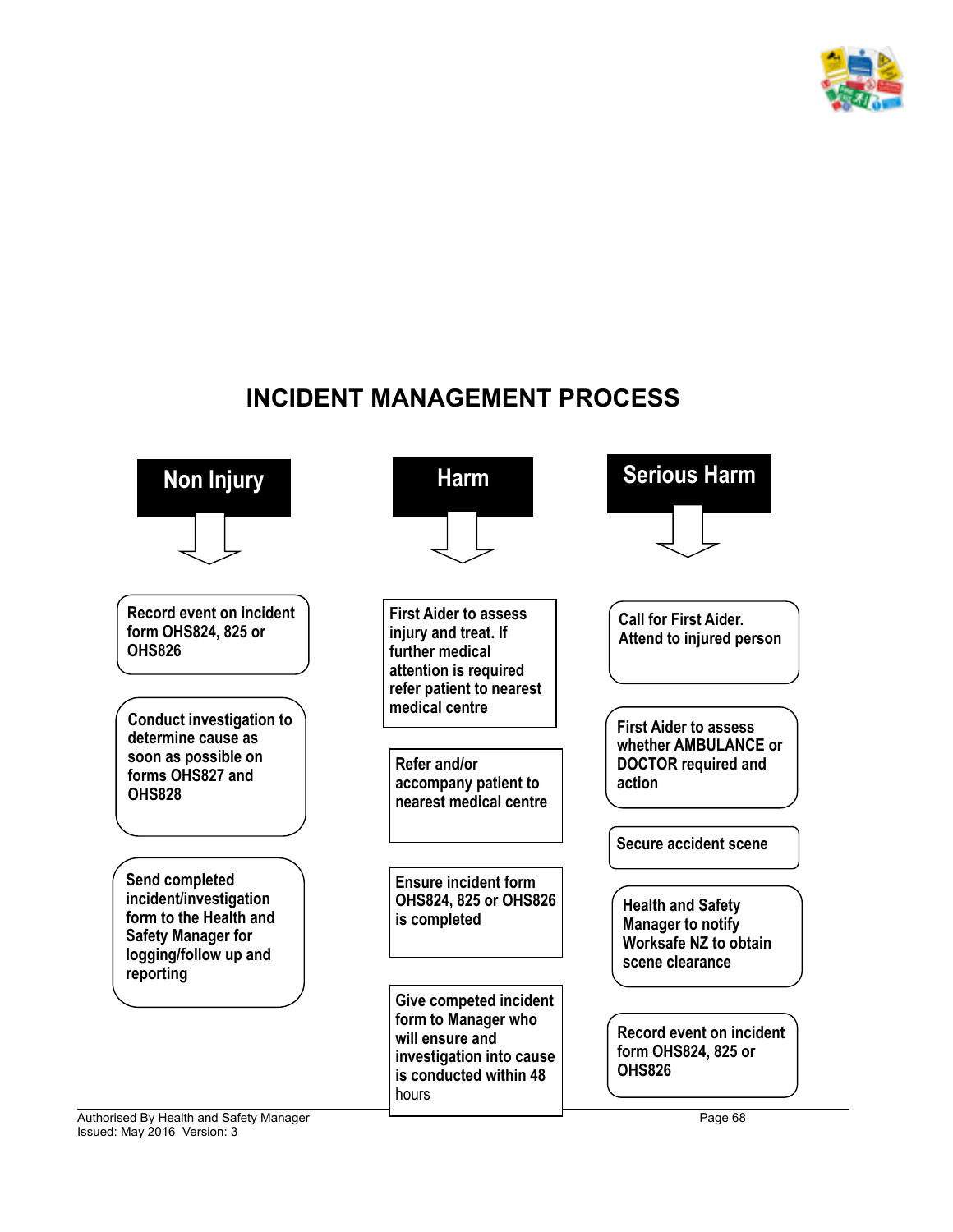# INCIDENT MANAGEMENT PROCESS

## Non Injury

- Record event on incident form OHS824, 825 or OHS826
- Conduct investigation to determine cause as soon as possible on forms OHS827 and OHS828
- Send completed incident/investigation form to the Health and Safety Manager for logging/follow up and reporting

## Harm

- First Aider to assess injury and treat. If further medical attention is required refer patient to nearest medical centre
- Refer and/or accompany patient to nearest medical centre
- Ensure incident form OHS824, 825 or OHS826 is completed
- Give competed incident form to Manager who will ensure and investigation into cause is conducted within 48 hours

## Serious Harm

- Call for First Aider. Attend to injured person
- First Aider to assess whether AMBULANCE or DOCTOR required and action
- Secure accident scene
- Health and Safety Manager to notify Worksafe NZ to obtain scene clearance
- Record event on incident form OHS824, 825 or OHS826

Authorised By Health and Safety Manager
Issued: May 2016 Version: 3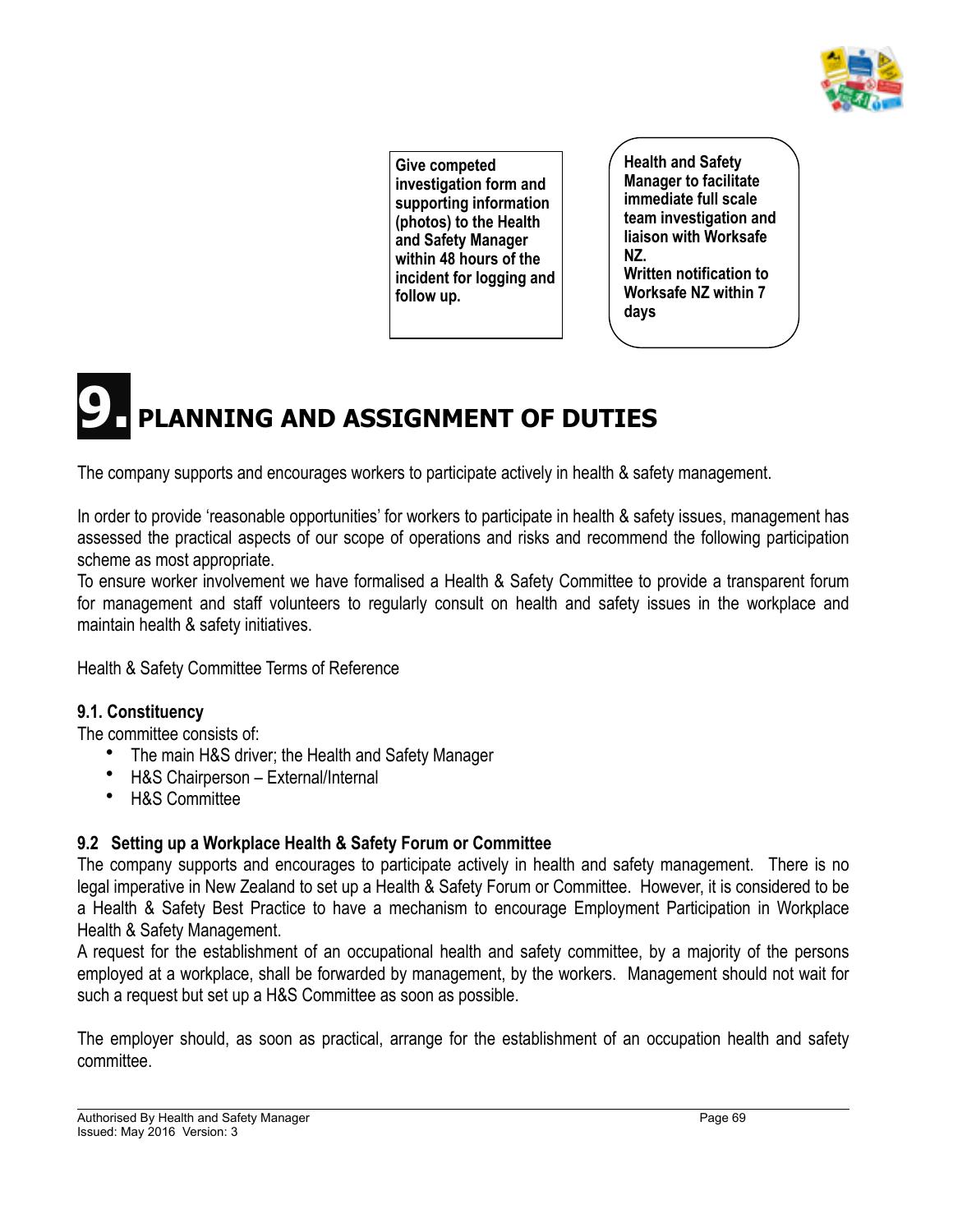Give competed investigation form and supporting information (photos) to the Health and Safety Manager within 48 hours of the incident for logging and follow up.

Health and Safety Manager to facilitate immediate full scale team investigation and liaison with Worksafe NZ.
Written notification to Worksafe NZ within 7 days

# 9. PLANNING AND ASSIGNMENT OF DUTIES

The company supports and encourages workers to participate actively in health & safety management.

In order to provide 'reasonable opportunities' for workers to participate in health & safety issues, management has assessed the practical aspects of our scope of operations and risks and recommend the following participation scheme as most appropriate.
To ensure worker involvement we have formalised a Health & Safety Committee to provide a transparent forum for management and staff volunteers to regularly consult on health and safety issues in the workplace and maintain health & safety initiatives.

Health & Safety Committee Terms of Reference

### 9.1. Constituency

The committee consists of:

- The main H&S driver; the Health and Safety Manager
- H&S Chairperson – External/Internal
- H&S Committee

### 9.2 Setting up a Workplace Health & Safety Forum or Committee

The company supports and encourages to participate actively in health and safety management. There is no legal imperative in New Zealand to set up a Health & Safety Forum or Committee. However, it is considered to be a Health & Safety Best Practice to have a mechanism to encourage Employment Participation in Workplace Health & Safety Management.
A request for the establishment of an occupational health and safety committee, by a majority of the persons employed at a workplace, shall be forwarded by management, by the workers. Management should not wait for such a request but set up a H&S Committee as soon as possible.

The employer should, as soon as practical, arrange for the establishment of an occupation health and safety committee.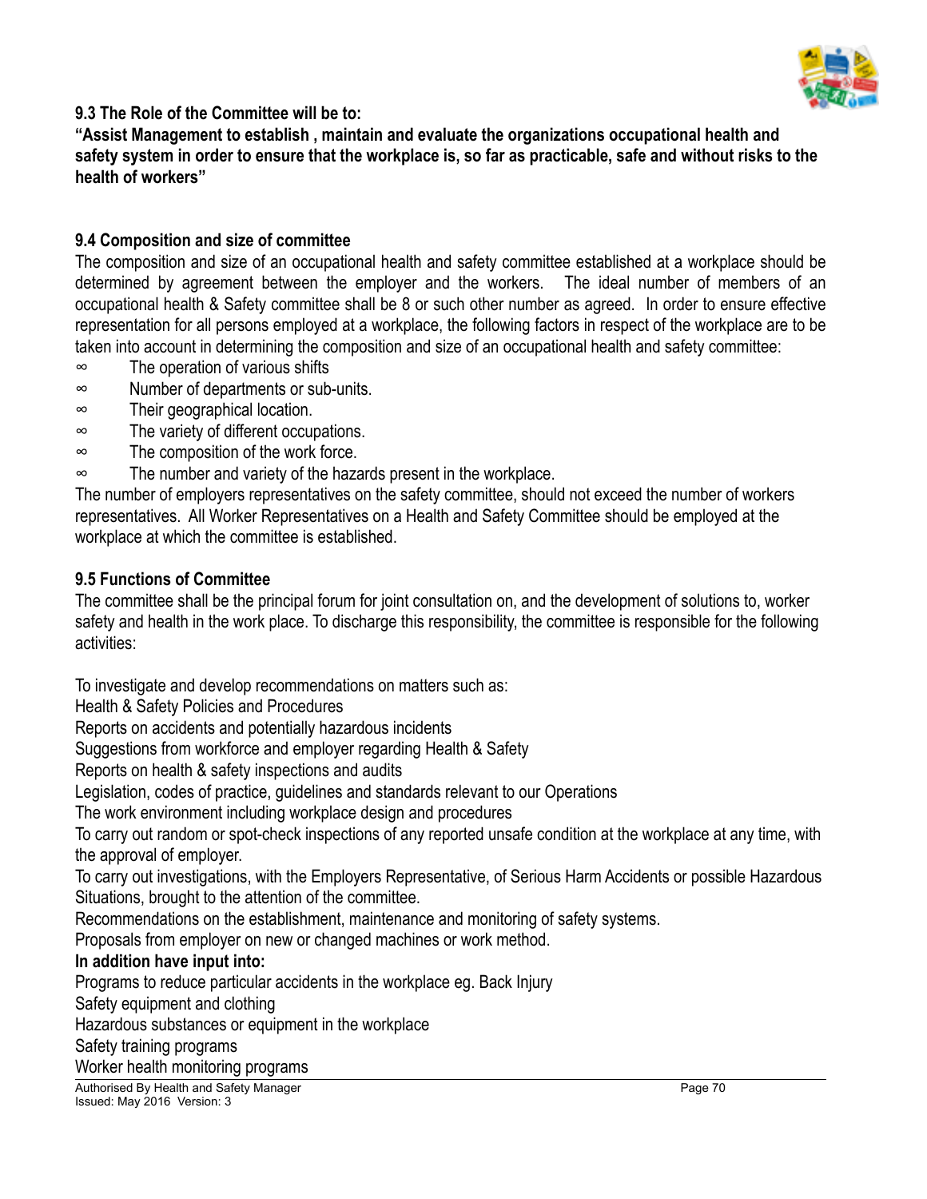### 9.3 The Role of the Committee will be to:

**"Assist Management to establish , maintain and evaluate the organizations occupational health and safety system in order to ensure that the workplace is, so far as practicable, safe and without risks to the health of workers"**

### 9.4 Composition and size of committee

The composition and size of an occupational health and safety committee established at a workplace should be determined by agreement between the employer and the workers. The ideal number of members of an occupational health & Safety committee shall be 8 or such other number as agreed. In order to ensure effective representation for all persons employed at a workplace, the following factors in respect of the workplace are to be taken into account in determining the composition and size of an occupational health and safety committee:

- The operation of various shifts
- Number of departments or sub-units.
- Their geographical location.
- The variety of different occupations.
- The composition of the work force.
- The number and variety of the hazards present in the workplace.

The number of employers representatives on the safety committee, should not exceed the number of workers representatives. All Worker Representatives on a Health and Safety Committee should be employed at the workplace at which the committee is established.

### 9.5 Functions of Committee

The committee shall be the principal forum for joint consultation on, and the development of solutions to, worker safety and health in the work place. To discharge this responsibility, the committee is responsible for the following activities:

To investigate and develop recommendations on matters such as:

Health & Safety Policies and Procedures

Reports on accidents and potentially hazardous incidents

Suggestions from workforce and employer regarding Health & Safety

Reports on health & safety inspections and audits

Legislation, codes of practice, guidelines and standards relevant to our Operations

The work environment including workplace design and procedures

To carry out random or spot-check inspections of any reported unsafe condition at the workplace at any time, with the approval of employer.

To carry out investigations, with the Employers Representative, of Serious Harm Accidents or possible Hazardous Situations, brought to the attention of the committee.

Recommendations on the establishment, maintenance and monitoring of safety systems.

Proposals from employer on new or changed machines or work method.

**In addition have input into:**

Programs to reduce particular accidents in the workplace eg. Back Injury

Safety equipment and clothing

Hazardous substances or equipment in the workplace

Safety training programs

Worker health monitoring programs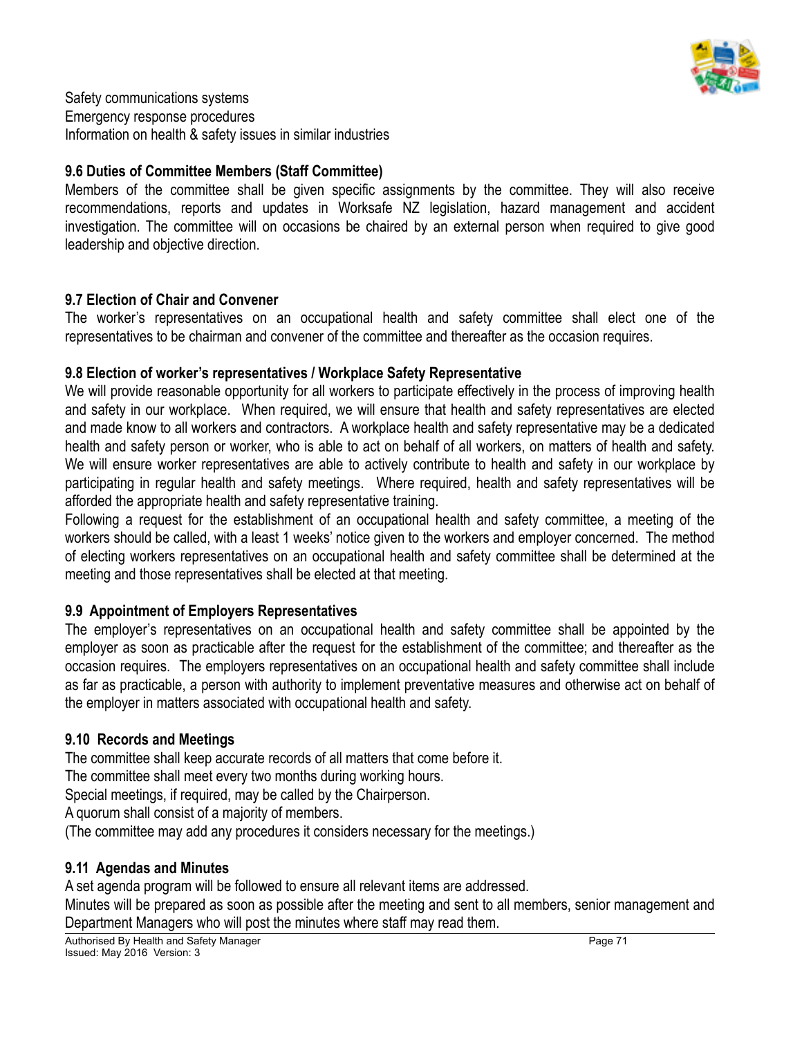Safety communications systems
Emergency response procedures
Information on health & safety issues in similar industries

### 9.6 Duties of Committee Members (Staff Committee)

Members of the committee shall be given specific assignments by the committee. They will also receive recommendations, reports and updates in Worksafe NZ legislation, hazard management and accident investigation. The committee will on occasions be chaired by an external person when required to give good leadership and objective direction.

### 9.7 Election of Chair and Convener

The worker's representatives on an occupational health and safety committee shall elect one of the representatives to be chairman and convener of the committee and thereafter as the occasion requires.

### 9.8 Election of worker's representatives / Workplace Safety Representative

We will provide reasonable opportunity for all workers to participate effectively in the process of improving health and safety in our workplace. When required, we will ensure that health and safety representatives are elected and made know to all workers and contractors. A workplace health and safety representative may be a dedicated health and safety person or worker, who is able to act on behalf of all workers, on matters of health and safety. We will ensure worker representatives are able to actively contribute to health and safety in our workplace by participating in regular health and safety meetings. Where required, health and safety representatives will be afforded the appropriate health and safety representative training.

Following a request for the establishment of an occupational health and safety committee, a meeting of the workers should be called, with a least 1 weeks' notice given to the workers and employer concerned. The method of electing workers representatives on an occupational health and safety committee shall be determined at the meeting and those representatives shall be elected at that meeting.

### 9.9 Appointment of Employers Representatives

The employer's representatives on an occupational health and safety committee shall be appointed by the employer as soon as practicable after the request for the establishment of the committee; and thereafter as the occasion requires. The employers representatives on an occupational health and safety committee shall include as far as practicable, a person with authority to implement preventative measures and otherwise act on behalf of the employer in matters associated with occupational health and safety.

### 9.10 Records and Meetings

The committee shall keep accurate records of all matters that come before it.
The committee shall meet every two months during working hours.
Special meetings, if required, may be called by the Chairperson.
A quorum shall consist of a majority of members.
(The committee may add any procedures it considers necessary for the meetings.)

### 9.11 Agendas and Minutes

A set agenda program will be followed to ensure all relevant items are addressed.
Minutes will be prepared as soon as possible after the meeting and sent to all members, senior management and Department Managers who will post the minutes where staff may read them.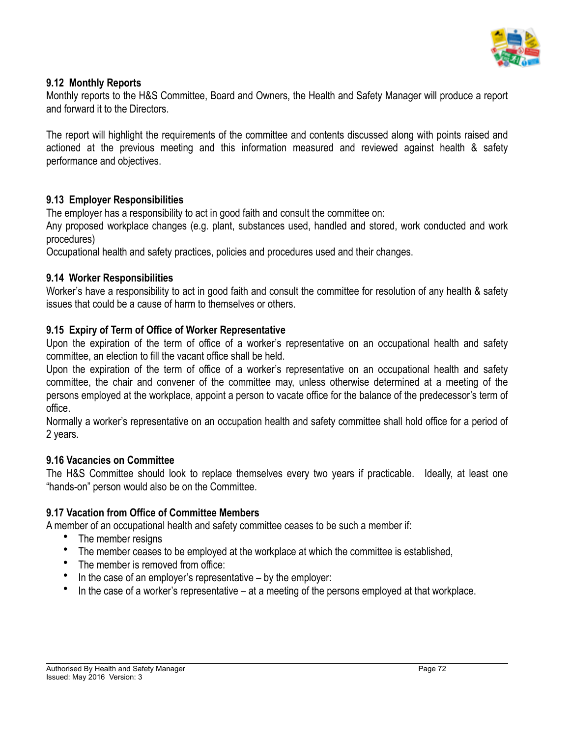### 9.12 Monthly Reports

Monthly reports to the H&S Committee, Board and Owners, the Health and Safety Manager will produce a report and forward it to the Directors.

The report will highlight the requirements of the committee and contents discussed along with points raised and actioned at the previous meeting and this information measured and reviewed against health & safety performance and objectives.

### 9.13 Employer Responsibilities

The employer has a responsibility to act in good faith and consult the committee on:

Any proposed workplace changes (e.g. plant, substances used, handled and stored, work conducted and work procedures)

Occupational health and safety practices, policies and procedures used and their changes.

### 9.14 Worker Responsibilities

Worker's have a responsibility to act in good faith and consult the committee for resolution of any health & safety issues that could be a cause of harm to themselves or others.

### 9.15 Expiry of Term of Office of Worker Representative

Upon the expiration of the term of office of a worker's representative on an occupational health and safety committee, an election to fill the vacant office shall be held.

Upon the expiration of the term of office of a worker's representative on an occupational health and safety committee, the chair and convener of the committee may, unless otherwise determined at a meeting of the persons employed at the workplace, appoint a person to vacate office for the balance of the predecessor's term of office.

Normally a worker's representative on an occupation health and safety committee shall hold office for a period of 2 years.

### 9.16 Vacancies on Committee

The H&S Committee should look to replace themselves every two years if practicable. Ideally, at least one "hands-on" person would also be on the Committee.

### 9.17 Vacation from Office of Committee Members

A member of an occupational health and safety committee ceases to be such a member if:

- The member resigns
- The member ceases to be employed at the workplace at which the committee is established,
- The member is removed from office:
- In the case of an employer's representative – by the employer:
- In the case of a worker's representative – at a meeting of the persons employed at that workplace.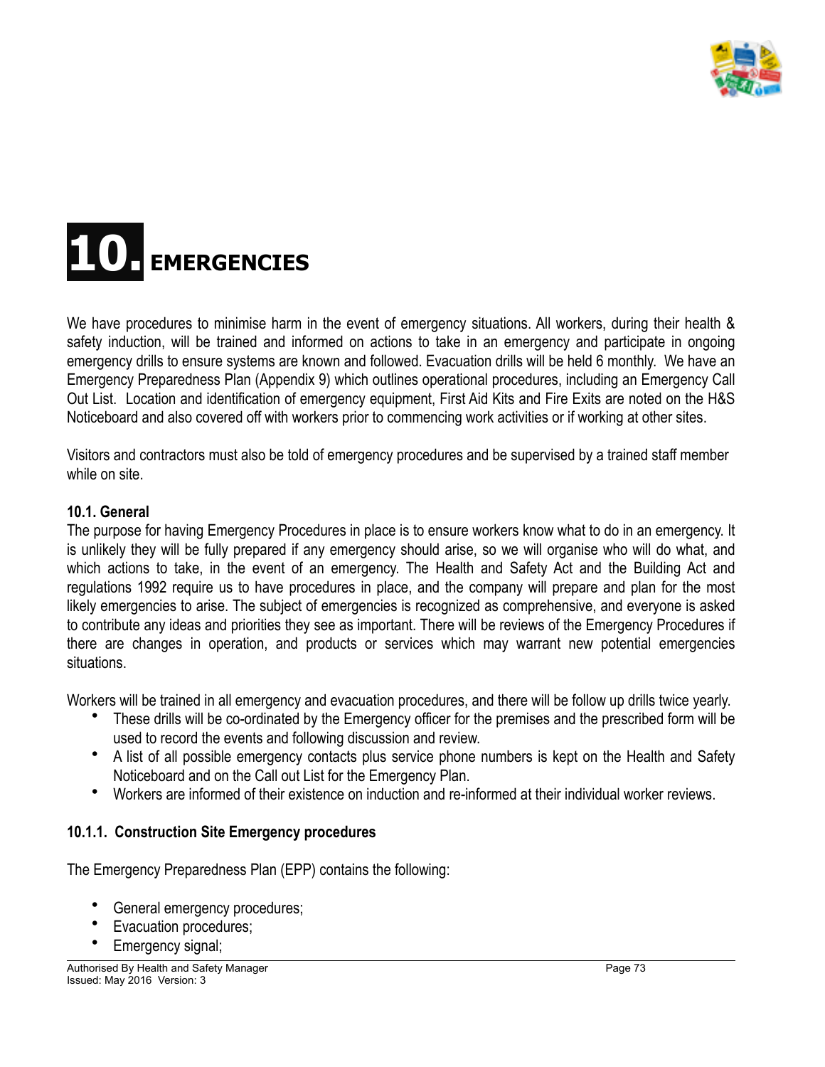# 10. EMERGENCIES

We have procedures to minimise harm in the event of emergency situations. All workers, during their health & safety induction, will be trained and informed on actions to take in an emergency and participate in ongoing emergency drills to ensure systems are known and followed. Evacuation drills will be held 6 monthly. We have an Emergency Preparedness Plan (Appendix 9) which outlines operational procedures, including an Emergency Call Out List. Location and identification of emergency equipment, First Aid Kits and Fire Exits are noted on the H&S Noticeboard and also covered off with workers prior to commencing work activities or if working at other sites.

Visitors and contractors must also be told of emergency procedures and be supervised by a trained staff member while on site.

### 10.1. General

The purpose for having Emergency Procedures in place is to ensure workers know what to do in an emergency. It is unlikely they will be fully prepared if any emergency should arise, so we will organise who will do what, and which actions to take, in the event of an emergency. The Health and Safety Act and the Building Act and regulations 1992 require us to have procedures in place, and the company will prepare and plan for the most likely emergencies to arise. The subject of emergencies is recognized as comprehensive, and everyone is asked to contribute any ideas and priorities they see as important. There will be reviews of the Emergency Procedures if there are changes in operation, and products or services which may warrant new potential emergencies situations.

Workers will be trained in all emergency and evacuation procedures, and there will be follow up drills twice yearly.

- These drills will be co-ordinated by the Emergency officer for the premises and the prescribed form will be used to record the events and following discussion and review.
- A list of all possible emergency contacts plus service phone numbers is kept on the Health and Safety Noticeboard and on the Call out List for the Emergency Plan.
- Workers are informed of their existence on induction and re-informed at their individual worker reviews.

#### 10.1.1. Construction Site Emergency procedures

The Emergency Preparedness Plan (EPP) contains the following:

- General emergency procedures;
- Evacuation procedures;
- Emergency signal;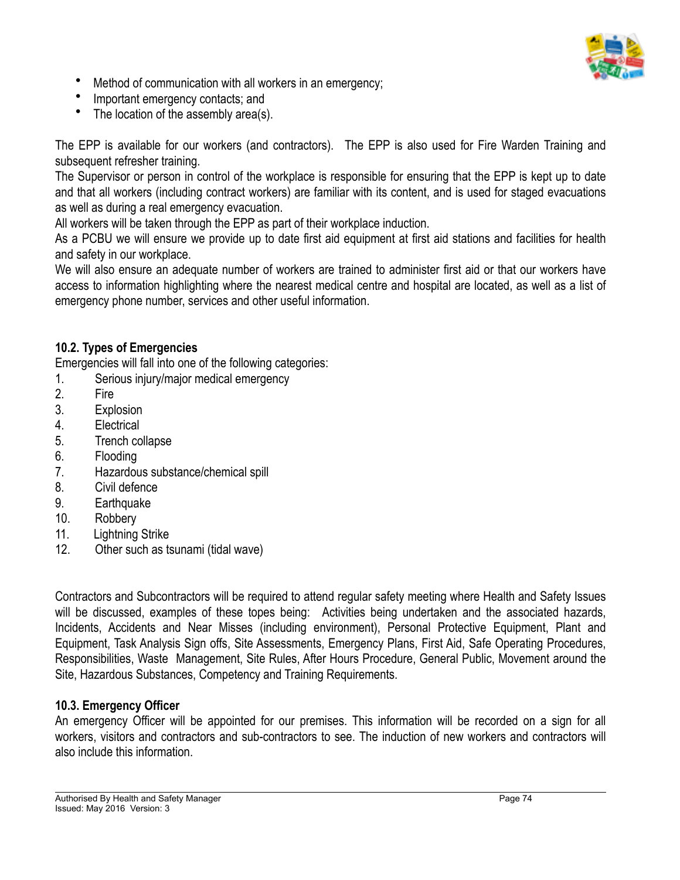- Method of communication with all workers in an emergency;
- Important emergency contacts; and
- The location of the assembly area(s).

The EPP is available for our workers (and contractors). The EPP is also used for Fire Warden Training and subsequent refresher training.

The Supervisor or person in control of the workplace is responsible for ensuring that the EPP is kept up to date and that all workers (including contract workers) are familiar with its content, and is used for staged evacuations as well as during a real emergency evacuation.

All workers will be taken through the EPP as part of their workplace induction.

As a PCBU we will ensure we provide up to date first aid equipment at first aid stations and facilities for health and safety in our workplace.

We will also ensure an adequate number of workers are trained to administer first aid or that our workers have access to information highlighting where the nearest medical centre and hospital are located, as well as a list of emergency phone number, services and other useful information.

### 10.2. Types of Emergencies

Emergencies will fall into one of the following categories:

1. Serious injury/major medical emergency
2. Fire
3. Explosion
4. Electrical
5. Trench collapse
6. Flooding
7. Hazardous substance/chemical spill
8. Civil defence
9. Earthquake
10. Robbery
11. Lightning Strike
12. Other such as tsunami (tidal wave)

Contractors and Subcontractors will be required to attend regular safety meeting where Health and Safety Issues will be discussed, examples of these topes being: Activities being undertaken and the associated hazards, Incidents, Accidents and Near Misses (including environment), Personal Protective Equipment, Plant and Equipment, Task Analysis Sign offs, Site Assessments, Emergency Plans, First Aid, Safe Operating Procedures, Responsibilities, Waste Management, Site Rules, After Hours Procedure, General Public, Movement around the Site, Hazardous Substances, Competency and Training Requirements.

### 10.3. Emergency Officer

An emergency Officer will be appointed for our premises. This information will be recorded on a sign for all workers, visitors and contractors and sub-contractors to see. The induction of new workers and contractors will also include this information.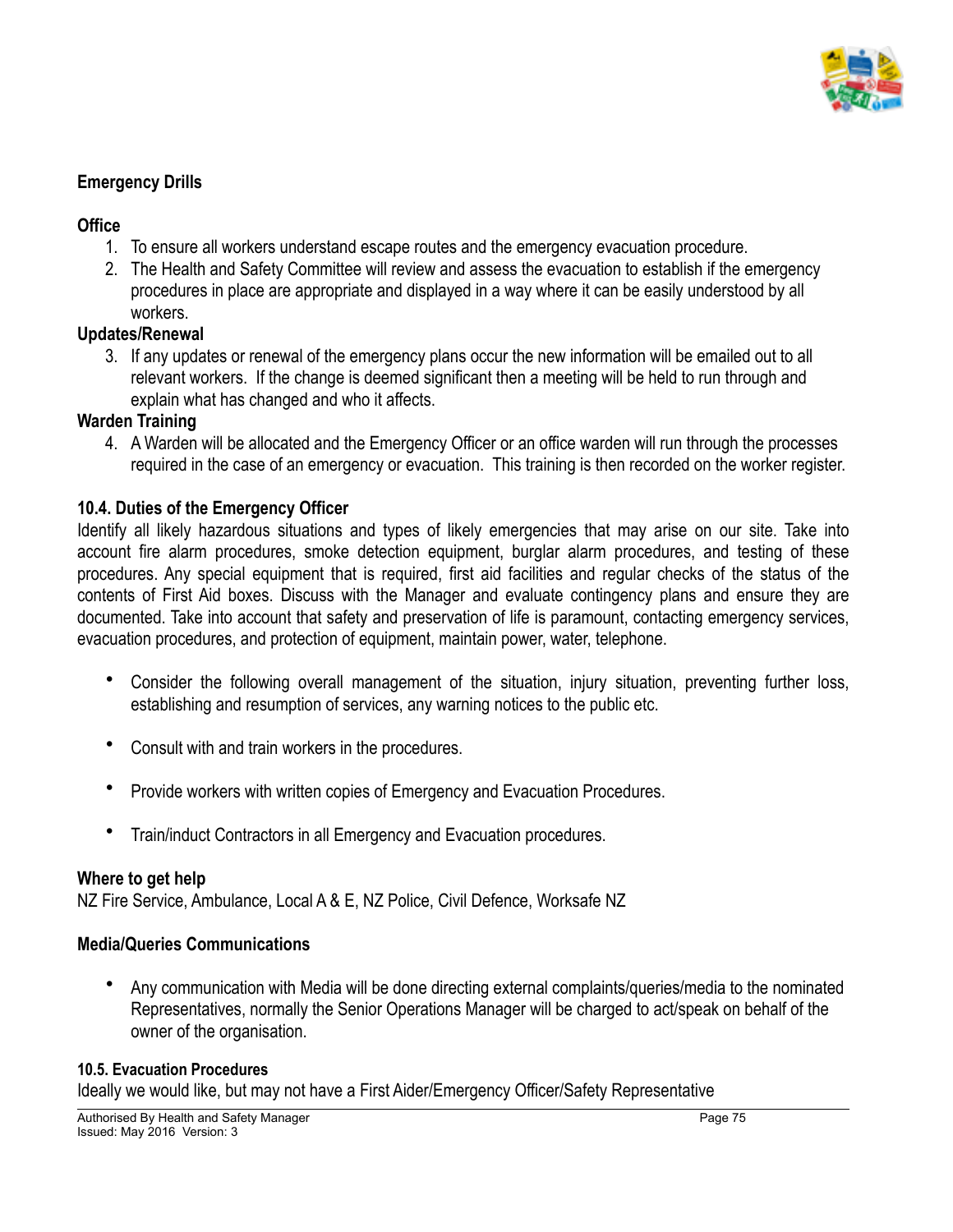**Emergency Drills**

**Office**

1. To ensure all workers understand escape routes and the emergency evacuation procedure.
2. The Health and Safety Committee will review and assess the evacuation to establish if the emergency procedures in place are appropriate and displayed in a way where it can be easily understood by all workers.

**Updates/Renewal**

3. If any updates or renewal of the emergency plans occur the new information will be emailed out to all relevant workers. If the change is deemed significant then a meeting will be held to run through and explain what has changed and who it affects.

**Warden Training**

4. A Warden will be allocated and the Emergency Officer or an office warden will run through the processes required in the case of an emergency or evacuation. This training is then recorded on the worker register.

### 10.4. Duties of the Emergency Officer

Identify all likely hazardous situations and types of likely emergencies that may arise on our site. Take into account fire alarm procedures, smoke detection equipment, burglar alarm procedures, and testing of these procedures. Any special equipment that is required, first aid facilities and regular checks of the status of the contents of First Aid boxes. Discuss with the Manager and evaluate contingency plans and ensure they are documented. Take into account that safety and preservation of life is paramount, contacting emergency services, evacuation procedures, and protection of equipment, maintain power, water, telephone.

- Consider the following overall management of the situation, injury situation, preventing further loss, establishing and resumption of services, any warning notices to the public etc.
- Consult with and train workers in the procedures.
- Provide workers with written copies of Emergency and Evacuation Procedures.
- Train/induct Contractors in all Emergency and Evacuation procedures.

**Where to get help**

NZ Fire Service, Ambulance, Local A & E, NZ Police, Civil Defence, Worksafe NZ

**Media/Queries Communications**

- Any communication with Media will be done directing external complaints/queries/media to the nominated Representatives, normally the Senior Operations Manager will be charged to act/speak on behalf of the owner of the organisation.

### 10.5. Evacuation Procedures

Ideally we would like, but may not have a First Aider/Emergency Officer/Safety Representative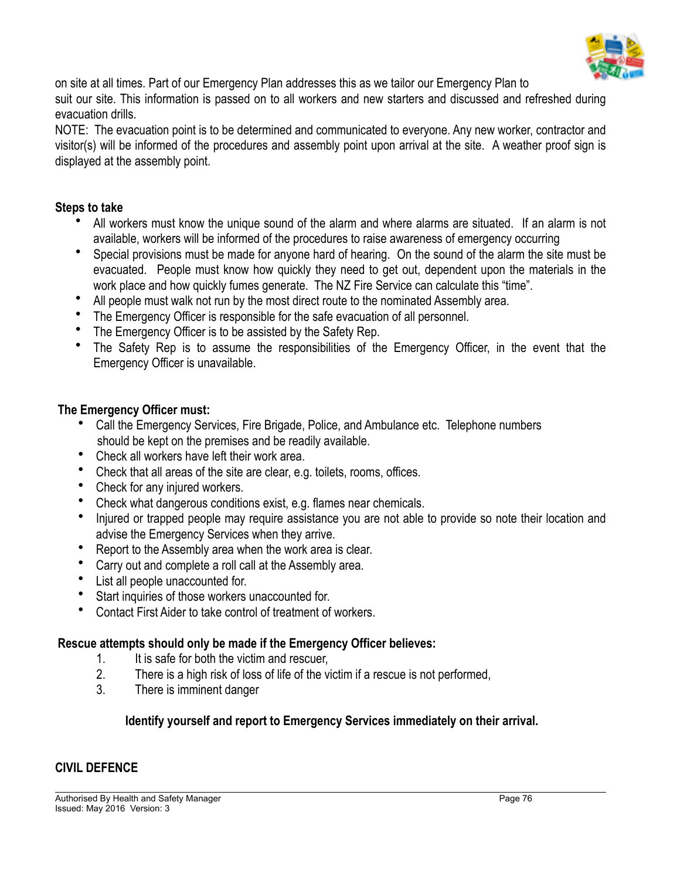on site at all times. Part of our Emergency Plan addresses this as we tailor our Emergency Plan to suit our site. This information is passed on to all workers and new starters and discussed and refreshed during evacuation drills.

NOTE: The evacuation point is to be determined and communicated to everyone. Any new worker, contractor and visitor(s) will be informed of the procedures and assembly point upon arrival at the site. A weather proof sign is displayed at the assembly point.

**Steps to take**

- All workers must know the unique sound of the alarm and where alarms are situated. If an alarm is not available, workers will be informed of the procedures to raise awareness of emergency occurring
- Special provisions must be made for anyone hard of hearing. On the sound of the alarm the site must be evacuated. People must know how quickly they need to get out, dependent upon the materials in the work place and how quickly fumes generate. The NZ Fire Service can calculate this "time".
- All people must walk not run by the most direct route to the nominated Assembly area.
- The Emergency Officer is responsible for the safe evacuation of all personnel.
- The Emergency Officer is to be assisted by the Safety Rep.
- The Safety Rep is to assume the responsibilities of the Emergency Officer, in the event that the Emergency Officer is unavailable.

**The Emergency Officer must:**

- Call the Emergency Services, Fire Brigade, Police, and Ambulance etc. Telephone numbers should be kept on the premises and be readily available.
- Check all workers have left their work area.
- Check that all areas of the site are clear, e.g. toilets, rooms, offices.
- Check for any injured workers.
- Check what dangerous conditions exist, e.g. flames near chemicals.
- Injured or trapped people may require assistance you are not able to provide so note their location and advise the Emergency Services when they arrive.
- Report to the Assembly area when the work area is clear.
- Carry out and complete a roll call at the Assembly area.
- List all people unaccounted for.
- Start inquiries of those workers unaccounted for.
- Contact First Aider to take control of treatment of workers.

**Rescue attempts should only be made if the Emergency Officer believes:**

1. It is safe for both the victim and rescuer,
2. There is a high risk of loss of life of the victim if a rescue is not performed,
3. There is imminent danger

**Identify yourself and report to Emergency Services immediately on their arrival.**

**CIVIL DEFENCE**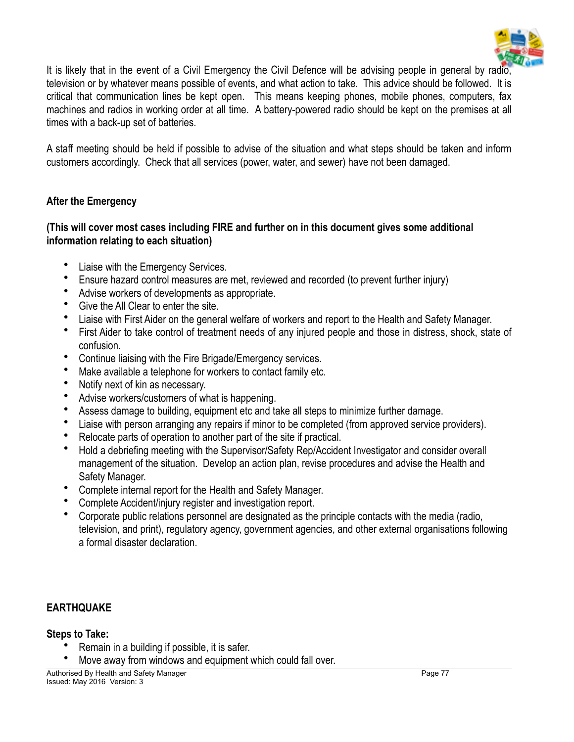It is likely that in the event of a Civil Emergency the Civil Defence will be advising people in general by radio, television or by whatever means possible of events, and what action to take. This advice should be followed. It is critical that communication lines be kept open. This means keeping phones, mobile phones, computers, fax machines and radios in working order at all time. A battery-powered radio should be kept on the premises at all times with a back-up set of batteries.

A staff meeting should be held if possible to advise of the situation and what steps should be taken and inform customers accordingly. Check that all services (power, water, and sewer) have not been damaged.

**After the Emergency**

**(This will cover most cases including FIRE and further on in this document gives some additional information relating to each situation)**

- Liaise with the Emergency Services.
- Ensure hazard control measures are met, reviewed and recorded (to prevent further injury)
- Advise workers of developments as appropriate.
- Give the All Clear to enter the site.
- Liaise with First Aider on the general welfare of workers and report to the Health and Safety Manager.
- First Aider to take control of treatment needs of any injured people and those in distress, shock, state of confusion.
- Continue liaising with the Fire Brigade/Emergency services.
- Make available a telephone for workers to contact family etc.
- Notify next of kin as necessary.
- Advise workers/customers of what is happening.
- Assess damage to building, equipment etc and take all steps to minimize further damage.
- Liaise with person arranging any repairs if minor to be completed (from approved service providers).
- Relocate parts of operation to another part of the site if practical.
- Hold a debriefing meeting with the Supervisor/Safety Rep/Accident Investigator and consider overall management of the situation. Develop an action plan, revise procedures and advise the Health and Safety Manager.
- Complete internal report for the Health and Safety Manager.
- Complete Accident/injury register and investigation report.
- Corporate public relations personnel are designated as the principle contacts with the media (radio, television, and print), regulatory agency, government agencies, and other external organisations following a formal disaster declaration.

**EARTHQUAKE**

**Steps to Take:**

- Remain in a building if possible, it is safer.
- Move away from windows and equipment which could fall over.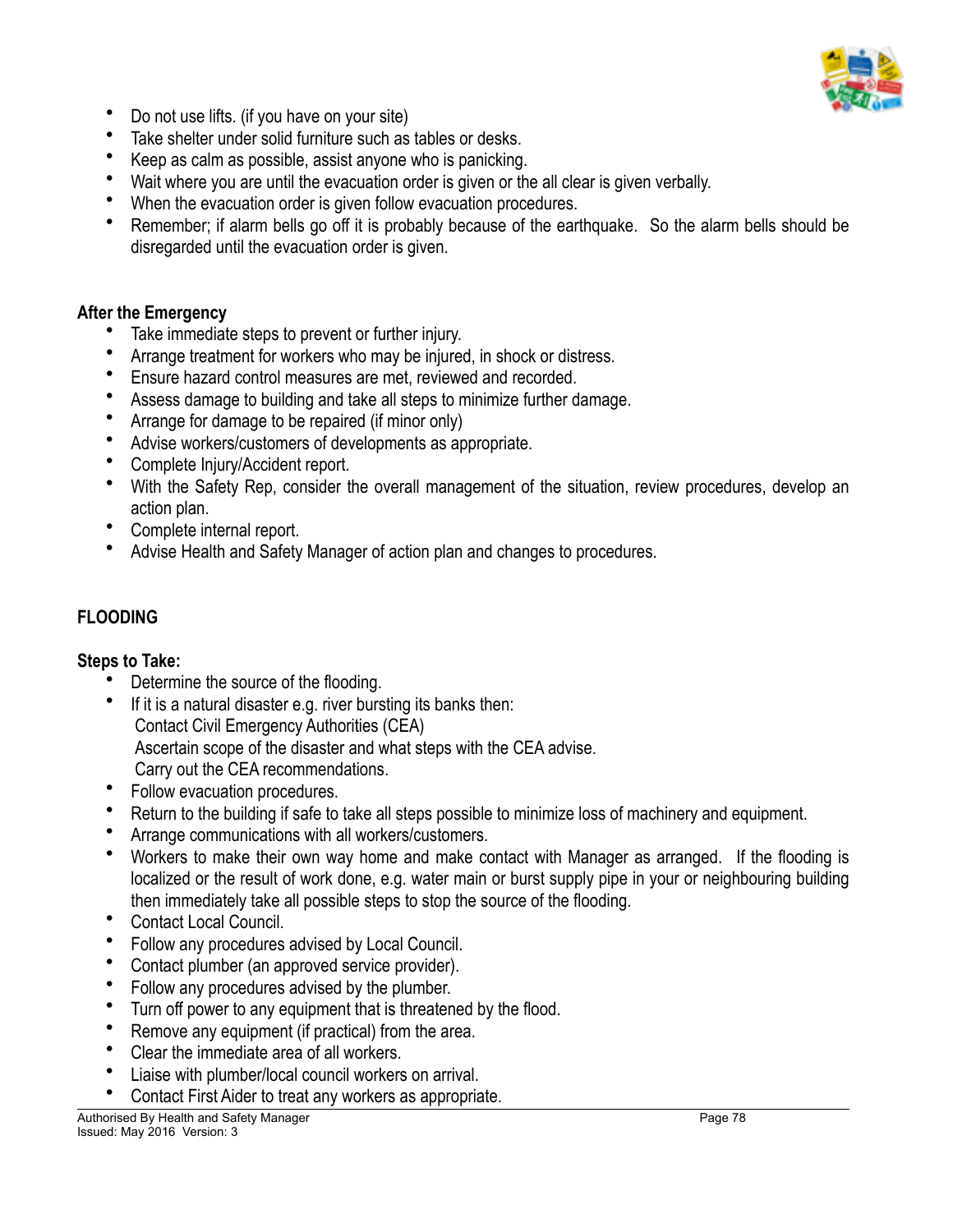- Do not use lifts. (if you have on your site)
- Take shelter under solid furniture such as tables or desks.
- Keep as calm as possible, assist anyone who is panicking.
- Wait where you are until the evacuation order is given or the all clear is given verbally.
- When the evacuation order is given follow evacuation procedures.
- Remember; if alarm bells go off it is probably because of the earthquake. So the alarm bells should be disregarded until the evacuation order is given.

**After the Emergency**

- Take immediate steps to prevent or further injury.
- Arrange treatment for workers who may be injured, in shock or distress.
- Ensure hazard control measures are met, reviewed and recorded.
- Assess damage to building and take all steps to minimize further damage.
- Arrange for damage to be repaired (if minor only)
- Advise workers/customers of developments as appropriate.
- Complete Injury/Accident report.
- With the Safety Rep, consider the overall management of the situation, review procedures, develop an action plan.
- Complete internal report.
- Advise Health and Safety Manager of action plan and changes to procedures.

## FLOODING

**Steps to Take:**

- Determine the source of the flooding.
- If it is a natural disaster e.g. river bursting its banks then:
  Contact Civil Emergency Authorities (CEA)
  Ascertain scope of the disaster and what steps with the CEA advise.
  Carry out the CEA recommendations.
- Follow evacuation procedures.
- Return to the building if safe to take all steps possible to minimize loss of machinery and equipment.
- Arrange communications with all workers/customers.
- Workers to make their own way home and make contact with Manager as arranged. If the flooding is localized or the result of work done, e.g. water main or burst supply pipe in your or neighbouring building then immediately take all possible steps to stop the source of the flooding.
- Contact Local Council.
- Follow any procedures advised by Local Council.
- Contact plumber (an approved service provider).
- Follow any procedures advised by the plumber.
- Turn off power to any equipment that is threatened by the flood.
- Remove any equipment (if practical) from the area.
- Clear the immediate area of all workers.
- Liaise with plumber/local council workers on arrival.
- Contact First Aider to treat any workers as appropriate.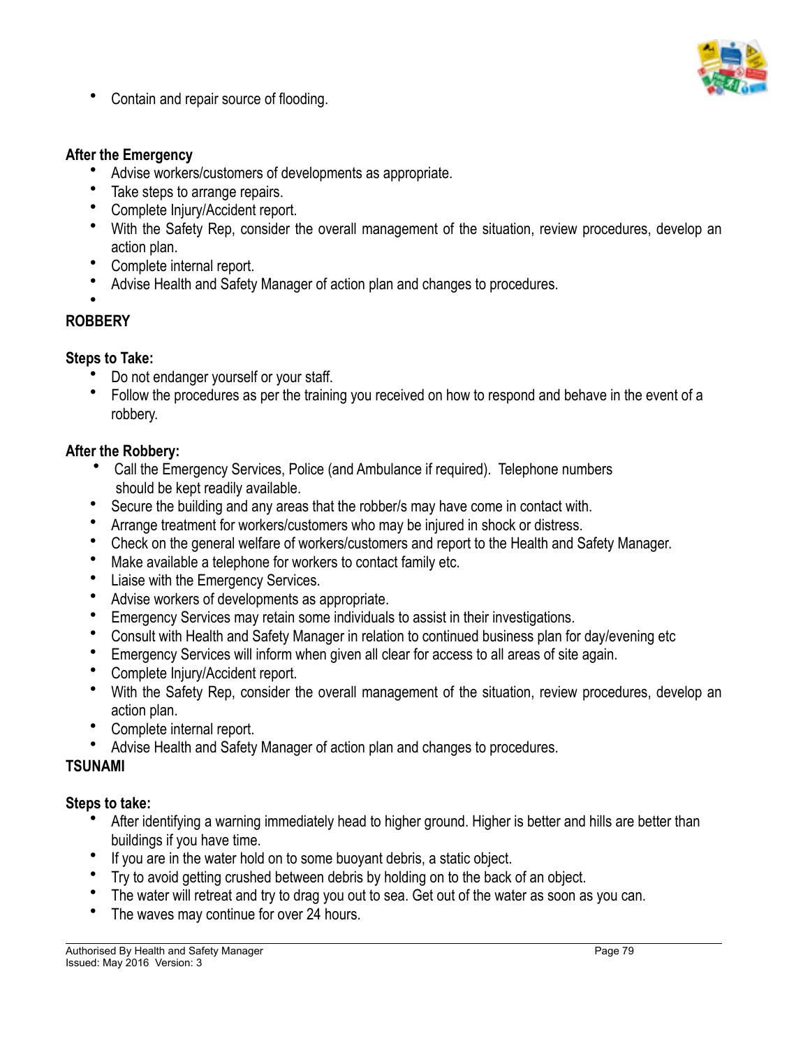- Contain and repair source of flooding.

**After the Emergency**

- Advise workers/customers of developments as appropriate.
- Take steps to arrange repairs.
- Complete Injury/Accident report.
- With the Safety Rep, consider the overall management of the situation, review procedures, develop an action plan.
- Complete internal report.
- Advise Health and Safety Manager of action plan and changes to procedures.

**ROBBERY**

**Steps to Take:**

- Do not endanger yourself or your staff.
- Follow the procedures as per the training you received on how to respond and behave in the event of a robbery.

**After the Robbery:**

- Call the Emergency Services, Police (and Ambulance if required). Telephone numbers should be kept readily available.
- Secure the building and any areas that the robber/s may have come in contact with.
- Arrange treatment for workers/customers who may be injured in shock or distress.
- Check on the general welfare of workers/customers and report to the Health and Safety Manager.
- Make available a telephone for workers to contact family etc.
- Liaise with the Emergency Services.
- Advise workers of developments as appropriate.
- Emergency Services may retain some individuals to assist in their investigations.
- Consult with Health and Safety Manager in relation to continued business plan for day/evening etc
- Emergency Services will inform when given all clear for access to all areas of site again.
- Complete Injury/Accident report.
- With the Safety Rep, consider the overall management of the situation, review procedures, develop an action plan.
- Complete internal report.
- Advise Health and Safety Manager of action plan and changes to procedures.

**TSUNAMI**

**Steps to take:**

- After identifying a warning immediately head to higher ground. Higher is better and hills are better than buildings if you have time.
- If you are in the water hold on to some buoyant debris, a static object.
- Try to avoid getting crushed between debris by holding on to the back of an object.
- The water will retreat and try to drag you out to sea. Get out of the water as soon as you can.
- The waves may continue for over 24 hours.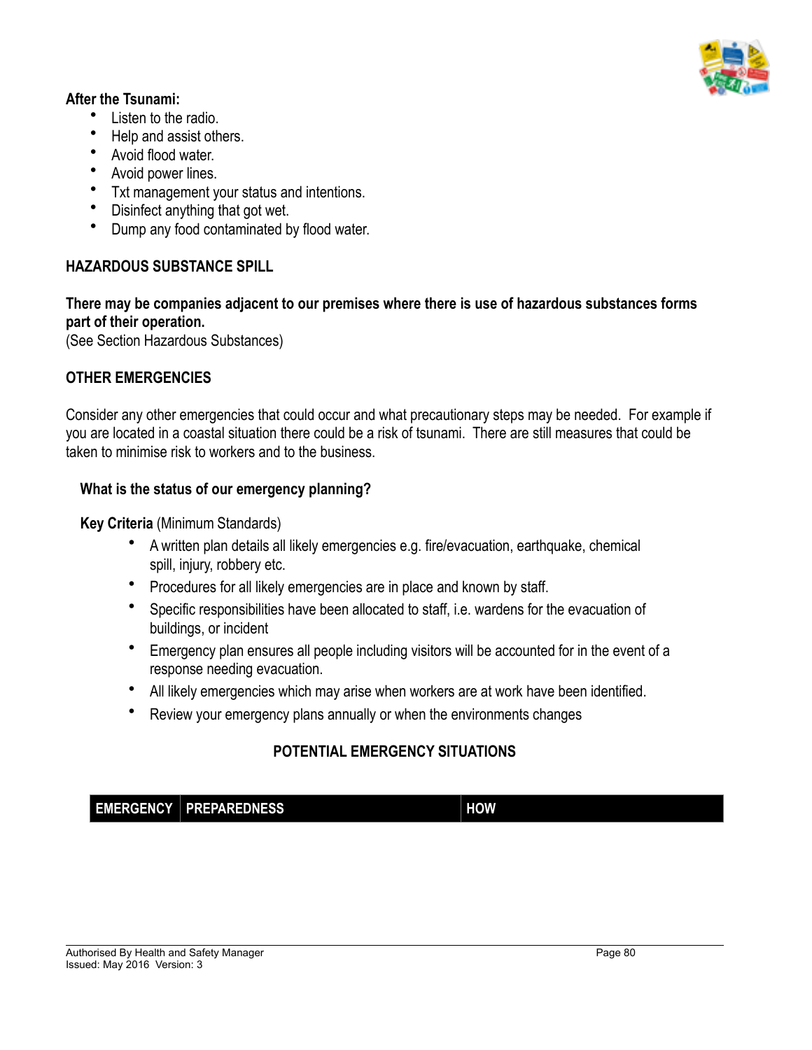**After the Tsunami:**

- Listen to the radio.
- Help and assist others.
- Avoid flood water.
- Avoid power lines.
- Txt management your status and intentions.
- Disinfect anything that got wet.
- Dump any food contaminated by flood water.

## HAZARDOUS SUBSTANCE SPILL

**There may be companies adjacent to our premises where there is use of hazardous substances forms part of their operation.**
(See Section Hazardous Substances)

## OTHER EMERGENCIES

Consider any other emergencies that could occur and what precautionary steps may be needed. For example if you are located in a coastal situation there could be a risk of tsunami. There are still measures that could be taken to minimise risk to workers and to the business.

**What is the status of our emergency planning?**

**Key Criteria** (Minimum Standards)

- A written plan details all likely emergencies e.g. fire/evacuation, earthquake, chemical spill, injury, robbery etc.
- Procedures for all likely emergencies are in place and known by staff.
- Specific responsibilities have been allocated to staff, i.e. wardens for the evacuation of buildings, or incident
- Emergency plan ensures all people including visitors will be accounted for in the event of a response needing evacuation.
- All likely emergencies which may arise when workers are at work have been identified.
- Review your emergency plans annually or when the environments changes

## POTENTIAL EMERGENCY SITUATIONS

| EMERGENCY | PREPAREDNESS | HOW |
|---|---|---|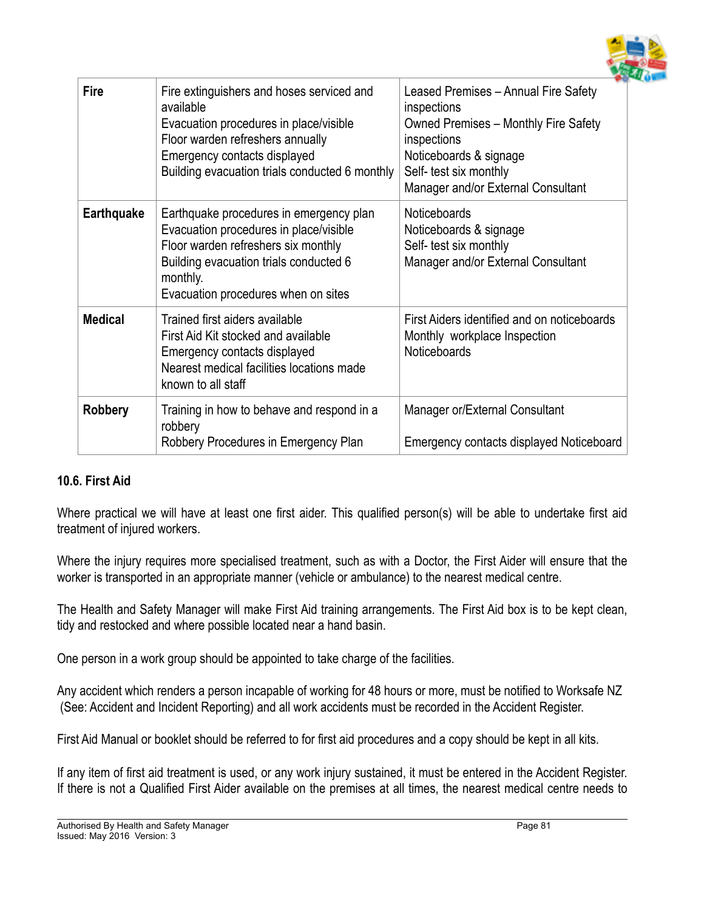| Fire | Fire extinguishers and hoses serviced and available<br>Evacuation procedures in place/visible<br>Floor warden refreshers annually<br>Emergency contacts displayed<br>Building evacuation trials conducted 6 monthly | Leased Premises – Annual Fire Safety inspections<br>Owned Premises – Monthly Fire Safety inspections<br>Noticeboards & signage<br>Self- test six monthly<br>Manager and/or External Consultant |
|---|---|---|
| **Earthquake** | Earthquake procedures in emergency plan<br>Evacuation procedures in place/visible<br>Floor warden refreshers six monthly<br>Building evacuation trials conducted 6 monthly.<br>Evacuation procedures when on sites | Noticeboards<br>Noticeboards & signage<br>Self- test six monthly<br>Manager and/or External Consultant |
| **Medical** | Trained first aiders available<br>First Aid Kit stocked and available<br>Emergency contacts displayed<br>Nearest medical facilities locations made known to all staff | First Aiders identified and on noticeboards<br>Monthly workplace Inspection<br>Noticeboards |
| **Robbery** | Training in how to behave and respond in a robbery<br>Robbery Procedures in Emergency Plan | Manager or/External Consultant<br><br>Emergency contacts displayed Noticeboard |

### 10.6. First Aid

Where practical we will have at least one first aider. This qualified person(s) will be able to undertake first aid treatment of injured workers.

Where the injury requires more specialised treatment, such as with a Doctor, the First Aider will ensure that the worker is transported in an appropriate manner (vehicle or ambulance) to the nearest medical centre.

The Health and Safety Manager will make First Aid training arrangements. The First Aid box is to be kept clean, tidy and restocked and where possible located near a hand basin.

One person in a work group should be appointed to take charge of the facilities.

Any accident which renders a person incapable of working for 48 hours or more, must be notified to Worksafe NZ (See: Accident and Incident Reporting) and all work accidents must be recorded in the Accident Register.

First Aid Manual or booklet should be referred to for first aid procedures and a copy should be kept in all kits.

If any item of first aid treatment is used, or any work injury sustained, it must be entered in the Accident Register. If there is not a Qualified First Aider available on the premises at all times, the nearest medical centre needs to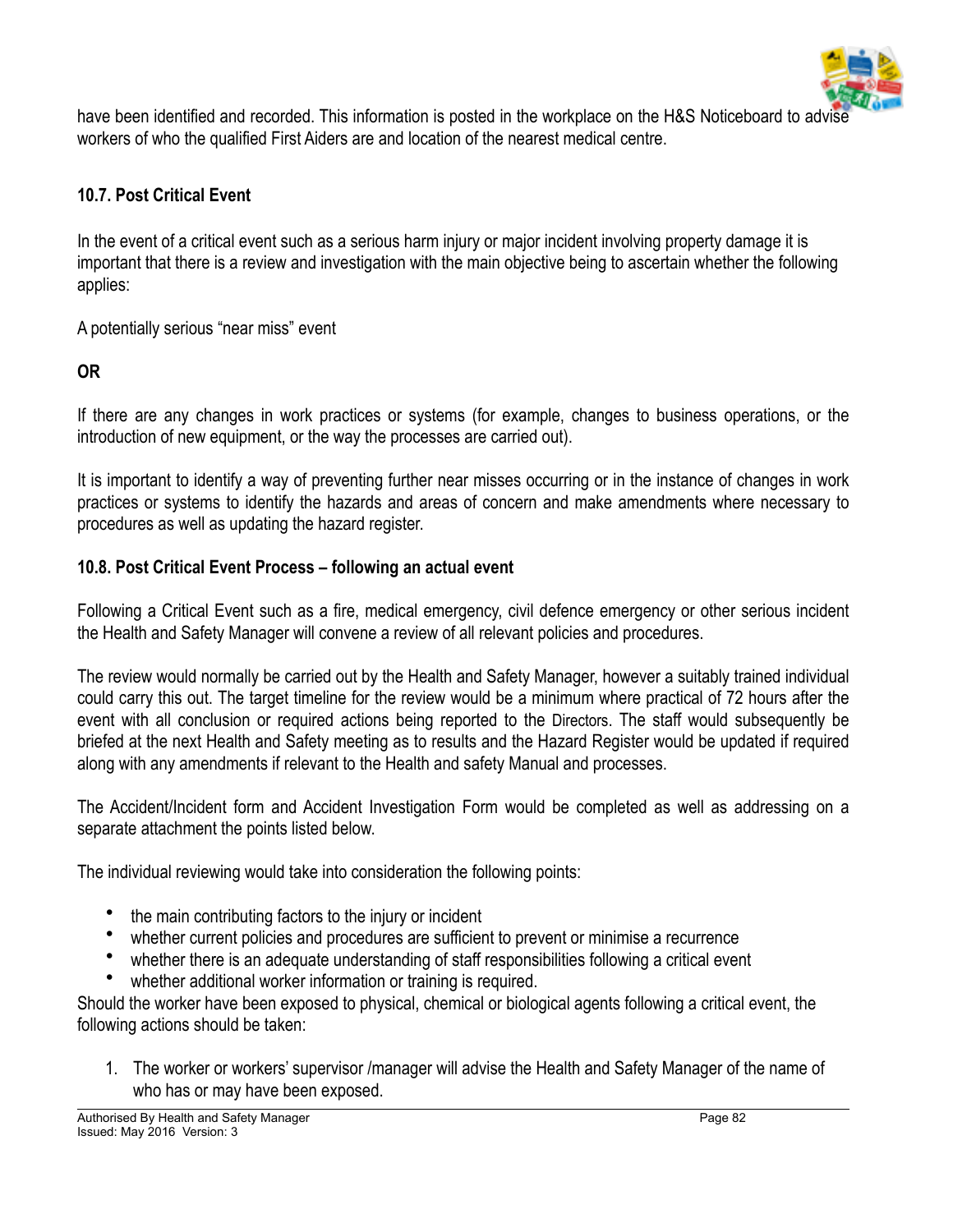have been identified and recorded. This information is posted in the workplace on the H&S Noticeboard to advise workers of who the qualified First Aiders are and location of the nearest medical centre.

### 10.7. Post Critical Event

In the event of a critical event such as a serious harm injury or major incident involving property damage it is important that there is a review and investigation with the main objective being to ascertain whether the following applies:

A potentially serious "near miss" event

**OR**

If there are any changes in work practices or systems (for example, changes to business operations, or the introduction of new equipment, or the way the processes are carried out).

It is important to identify a way of preventing further near misses occurring or in the instance of changes in work practices or systems to identify the hazards and areas of concern and make amendments where necessary to procedures as well as updating the hazard register.

### 10.8. Post Critical Event Process – following an actual event

Following a Critical Event such as a fire, medical emergency, civil defence emergency or other serious incident the Health and Safety Manager will convene a review of all relevant policies and procedures.

The review would normally be carried out by the Health and Safety Manager, however a suitably trained individual could carry this out. The target timeline for the review would be a minimum where practical of 72 hours after the event with all conclusion or required actions being reported to the Directors. The staff would subsequently be briefed at the next Health and Safety meeting as to results and the Hazard Register would be updated if required along with any amendments if relevant to the Health and safety Manual and processes.

The Accident/Incident form and Accident Investigation Form would be completed as well as addressing on a separate attachment the points listed below.

The individual reviewing would take into consideration the following points:

- the main contributing factors to the injury or incident
- whether current policies and procedures are sufficient to prevent or minimise a recurrence
- whether there is an adequate understanding of staff responsibilities following a critical event
- whether additional worker information or training is required.

Should the worker have been exposed to physical, chemical or biological agents following a critical event, the following actions should be taken:

1. The worker or workers' supervisor /manager will advise the Health and Safety Manager of the name of who has or may have been exposed.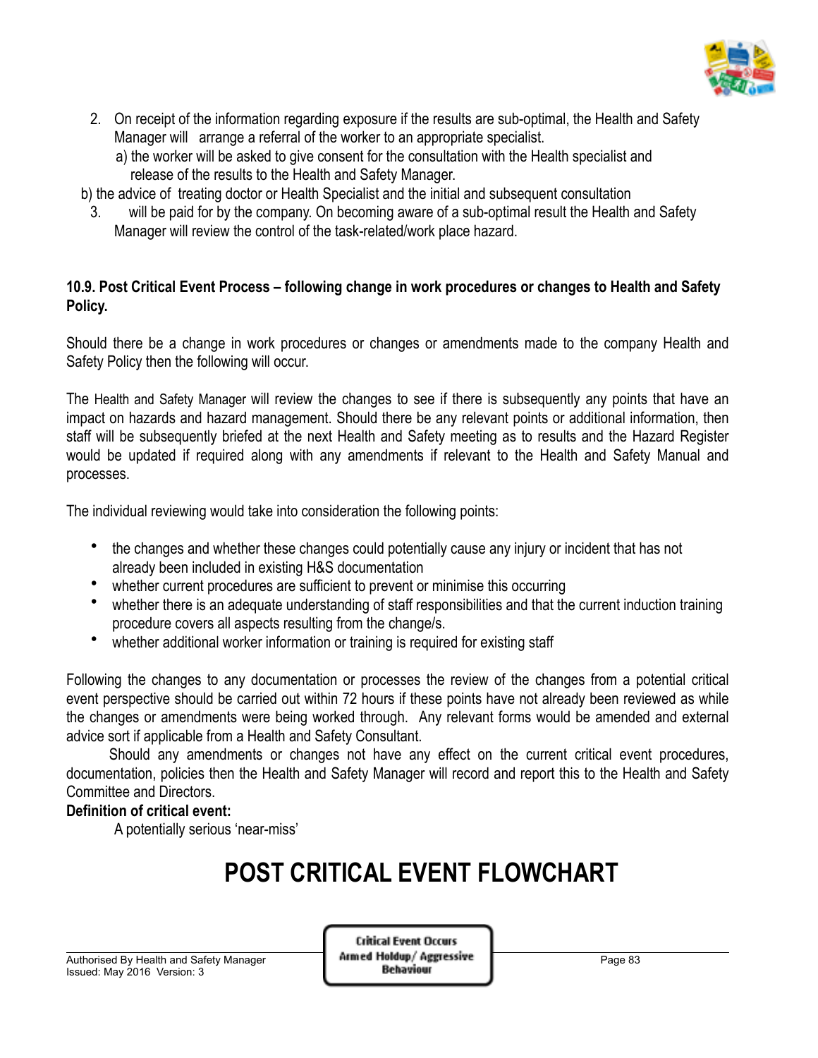2. On receipt of the information regarding exposure if the results are sub-optimal, the Health and Safety Manager will arrange a referral of the worker to an appropriate specialist.
   a) the worker will be asked to give consent for the consultation with the Health specialist and release of the results to the Health and Safety Manager.

b) the advice of treating doctor or Health Specialist and the initial and subsequent consultation

3. will be paid for by the company. On becoming aware of a sub-optimal result the Health and Safety Manager will review the control of the task-related/work place hazard.

**10.9. Post Critical Event Process – following change in work procedures or changes to Health and Safety Policy.**

Should there be a change in work procedures or changes or amendments made to the company Health and Safety Policy then the following will occur.

The Health and Safety Manager will review the changes to see if there is subsequently any points that have an impact on hazards and hazard management. Should there be any relevant points or additional information, then staff will be subsequently briefed at the next Health and Safety meeting as to results and the Hazard Register would be updated if required along with any amendments if relevant to the Health and Safety Manual and processes.

The individual reviewing would take into consideration the following points:

- the changes and whether these changes could potentially cause any injury or incident that has not already been included in existing H&S documentation
- whether current procedures are sufficient to prevent or minimise this occurring
- whether there is an adequate understanding of staff responsibilities and that the current induction training procedure covers all aspects resulting from the change/s.
- whether additional worker information or training is required for existing staff

Following the changes to any documentation or processes the review of the changes from a potential critical event perspective should be carried out within 72 hours if these points have not already been reviewed as while the changes or amendments were being worked through. Any relevant forms would be amended and external advice sort if applicable from a Health and Safety Consultant.

Should any amendments or changes not have any effect on the current critical event procedures, documentation, policies then the Health and Safety Manager will record and report this to the Health and Safety Committee and Directors.

**Definition of critical event:**

A potentially serious 'near-miss'

# POST CRITICAL EVENT FLOWCHART

Critical Event Occurs
Armed Holdup/ Aggressive Behaviour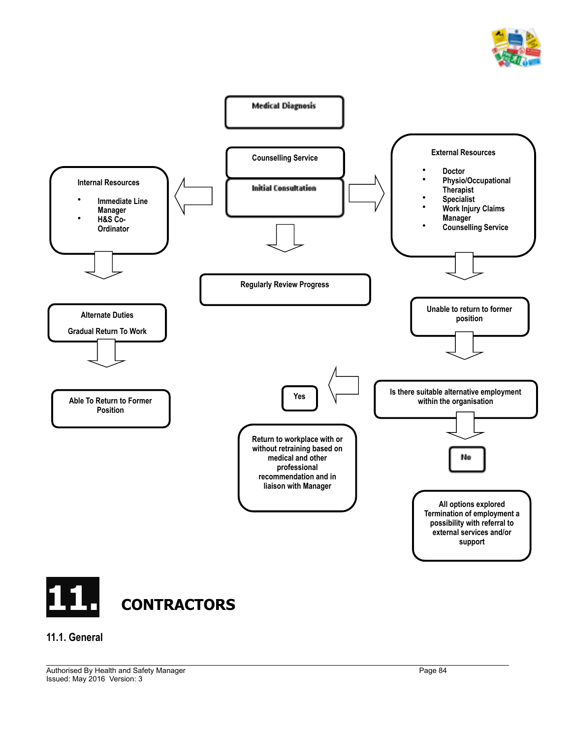Medical Diagnosis

Counselling Service

Initial Consultation

Internal Resources

- Immediate Line Manager
- H&S Co-Ordinator

External Resources

- Doctor
- Physio/Occupational Therapist
- Specialist
- Work Injury Claims Manager
- Counselling Service

Regularly Review Progress

Alternate Duties

Gradual Return To Work

Able To Return to Former Position

Unable to return to former position

Is there suitable alternative employment within the organisation

Yes

Return to workplace with or without retraining based on medical and other professional recommendation and in liaison with Manager

No

All options explored Termination of employment a possibility with referral to external services and/or support

# 11. CONTRACTORS

## 11.1. General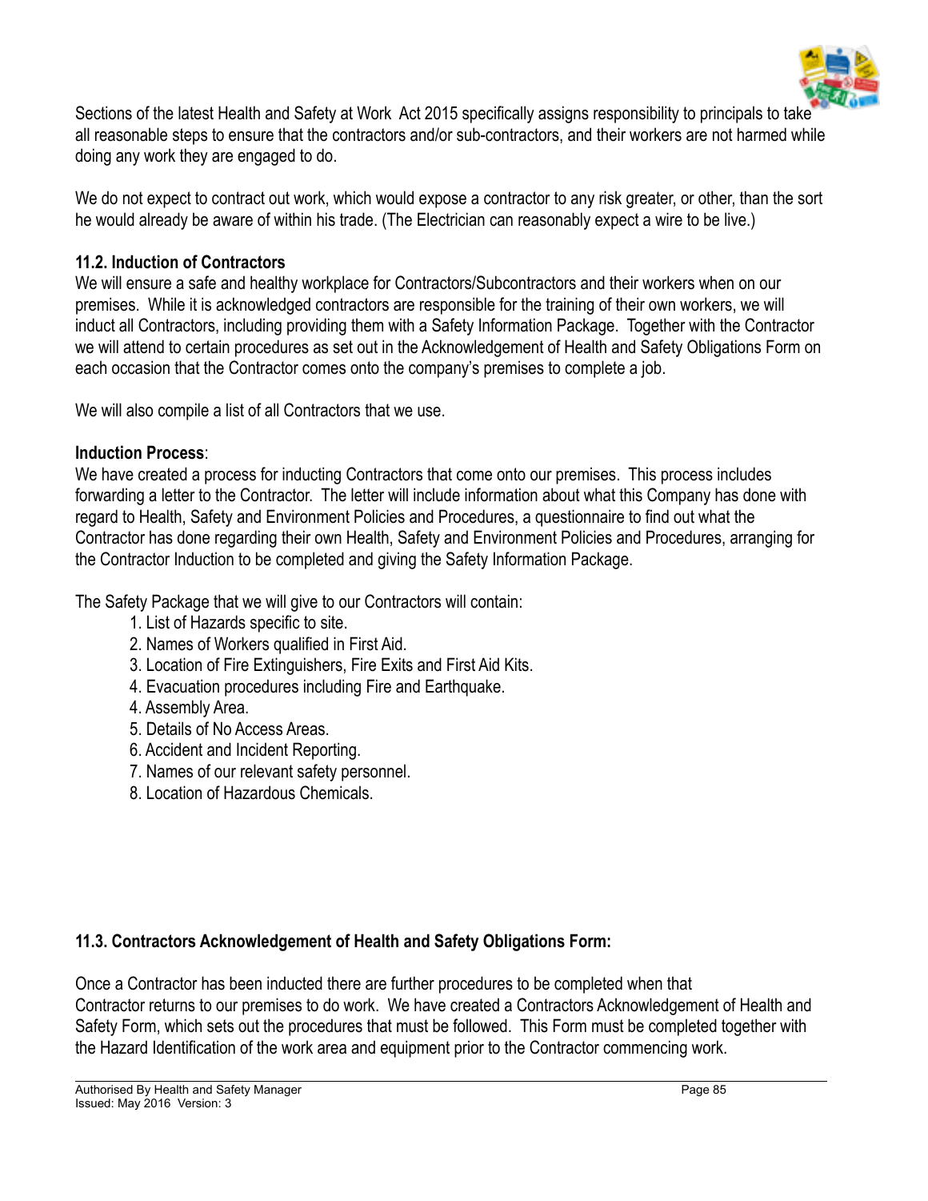Sections of the latest Health and Safety at Work Act 2015 specifically assigns responsibility to principals to take all reasonable steps to ensure that the contractors and/or sub-contractors, and their workers are not harmed while doing any work they are engaged to do.

We do not expect to contract out work, which would expose a contractor to any risk greater, or other, than the sort he would already be aware of within his trade. (The Electrician can reasonably expect a wire to be live.)

### 11.2. Induction of Contractors

We will ensure a safe and healthy workplace for Contractors/Subcontractors and their workers when on our premises. While it is acknowledged contractors are responsible for the training of their own workers, we will induct all Contractors, including providing them with a Safety Information Package. Together with the Contractor we will attend to certain procedures as set out in the Acknowledgement of Health and Safety Obligations Form on each occasion that the Contractor comes onto the company's premises to complete a job.

We will also compile a list of all Contractors that we use.

**Induction Process**:

We have created a process for inducting Contractors that come onto our premises. This process includes forwarding a letter to the Contractor. The letter will include information about what this Company has done with regard to Health, Safety and Environment Policies and Procedures, a questionnaire to find out what the Contractor has done regarding their own Health, Safety and Environment Policies and Procedures, arranging for the Contractor Induction to be completed and giving the Safety Information Package.

The Safety Package that we will give to our Contractors will contain:

1. List of Hazards specific to site.
2. Names of Workers qualified in First Aid.
3. Location of Fire Extinguishers, Fire Exits and First Aid Kits.
4. Evacuation procedures including Fire and Earthquake.
4. Assembly Area.
5. Details of No Access Areas.
6. Accident and Incident Reporting.
7. Names of our relevant safety personnel.
8. Location of Hazardous Chemicals.

### 11.3. Contractors Acknowledgement of Health and Safety Obligations Form:

Once a Contractor has been inducted there are further procedures to be completed when that Contractor returns to our premises to do work. We have created a Contractors Acknowledgement of Health and Safety Form, which sets out the procedures that must be followed. This Form must be completed together with the Hazard Identification of the work area and equipment prior to the Contractor commencing work.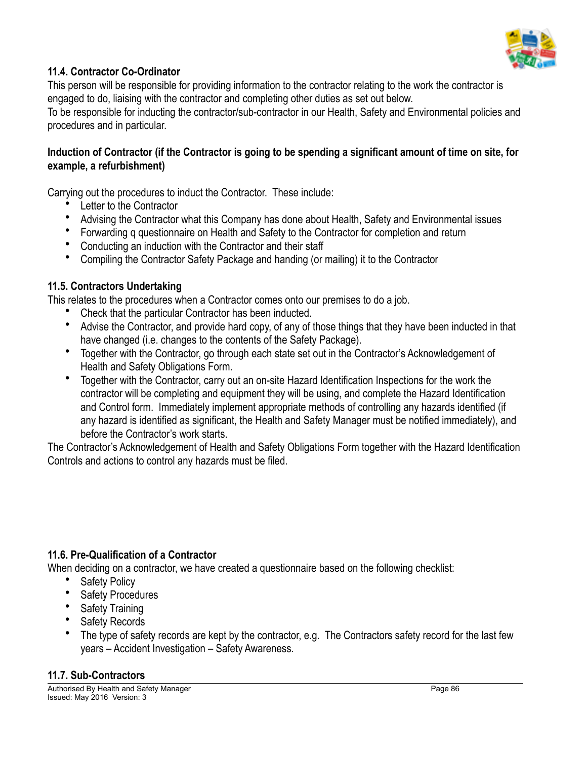### 11.4. Contractor Co-Ordinator

This person will be responsible for providing information to the contractor relating to the work the contractor is engaged to do, liaising with the contractor and completing other duties as set out below.
To be responsible for inducting the contractor/sub-contractor in our Health, Safety and Environmental policies and procedures and in particular.

**Induction of Contractor (if the Contractor is going to be spending a significant amount of time on site, for example, a refurbishment)**

Carrying out the procedures to induct the Contractor. These include:

- Letter to the Contractor
- Advising the Contractor what this Company has done about Health, Safety and Environmental issues
- Forwarding q questionnaire on Health and Safety to the Contractor for completion and return
- Conducting an induction with the Contractor and their staff
- Compiling the Contractor Safety Package and handing (or mailing) it to the Contractor

### 11.5. Contractors Undertaking

This relates to the procedures when a Contractor comes onto our premises to do a job.

- Check that the particular Contractor has been inducted.
- Advise the Contractor, and provide hard copy, of any of those things that they have been inducted in that have changed (i.e. changes to the contents of the Safety Package).
- Together with the Contractor, go through each state set out in the Contractor's Acknowledgement of Health and Safety Obligations Form.
- Together with the Contractor, carry out an on-site Hazard Identification Inspections for the work the contractor will be completing and equipment they will be using, and complete the Hazard Identification and Control form. Immediately implement appropriate methods of controlling any hazards identified (if any hazard is identified as significant, the Health and Safety Manager must be notified immediately), and before the Contractor's work starts.

The Contractor's Acknowledgement of Health and Safety Obligations Form together with the Hazard Identification Controls and actions to control any hazards must be filed.

### 11.6. Pre-Qualification of a Contractor

When deciding on a contractor, we have created a questionnaire based on the following checklist:

- Safety Policy
- Safety Procedures
- Safety Training
- Safety Records
- The type of safety records are kept by the contractor, e.g. The Contractors safety record for the last few years – Accident Investigation – Safety Awareness.

### 11.7. Sub-Contractors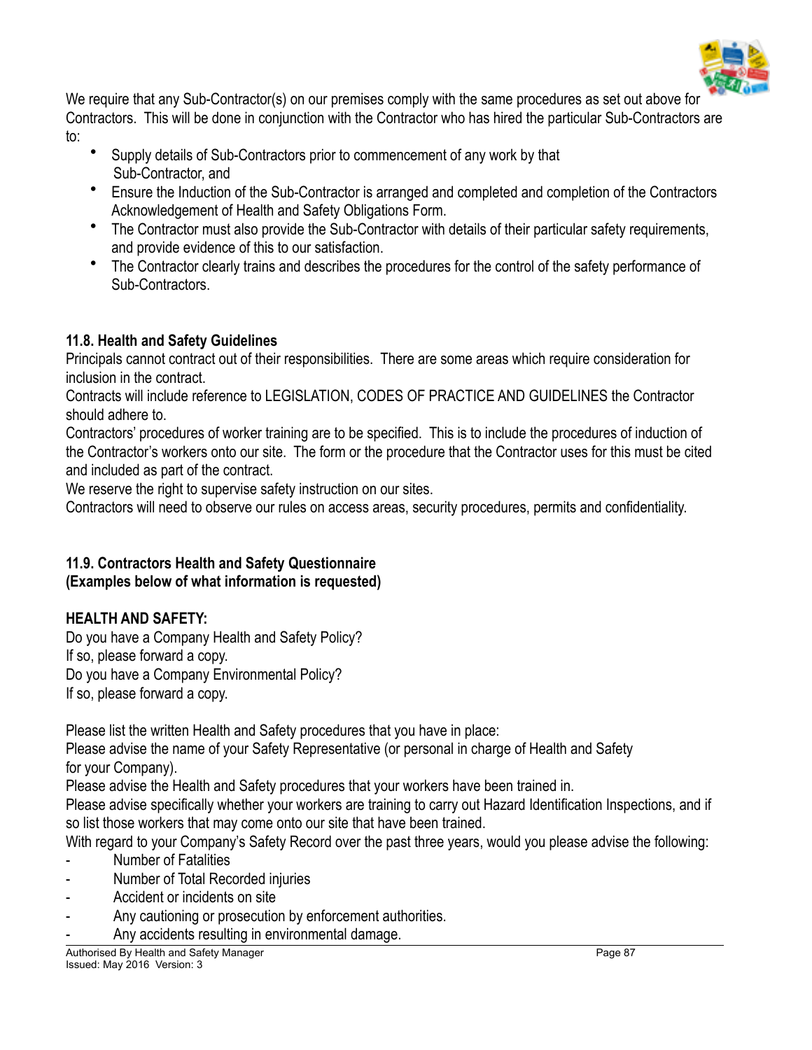We require that any Sub-Contractor(s) on our premises comply with the same procedures as set out above for Contractors. This will be done in conjunction with the Contractor who has hired the particular Sub-Contractors are to:

- Supply details of Sub-Contractors prior to commencement of any work by that Sub-Contractor, and
- Ensure the Induction of the Sub-Contractor is arranged and completed and completion of the Contractors Acknowledgement of Health and Safety Obligations Form.
- The Contractor must also provide the Sub-Contractor with details of their particular safety requirements, and provide evidence of this to our satisfaction.
- The Contractor clearly trains and describes the procedures for the control of the safety performance of Sub-Contractors.

**11.8. Health and Safety Guidelines**

Principals cannot contract out of their responsibilities. There are some areas which require consideration for inclusion in the contract.

Contracts will include reference to LEGISLATION, CODES OF PRACTICE AND GUIDELINES the Contractor should adhere to.

Contractors' procedures of worker training are to be specified. This is to include the procedures of induction of the Contractor's workers onto our site. The form or the procedure that the Contractor uses for this must be cited and included as part of the contract.

We reserve the right to supervise safety instruction on our sites.

Contractors will need to observe our rules on access areas, security procedures, permits and confidentiality.

**11.9. Contractors Health and Safety Questionnaire**
**(Examples below of what information is requested)**

**HEALTH AND SAFETY:**

Do you have a Company Health and Safety Policy?
If so, please forward a copy.
Do you have a Company Environmental Policy?
If so, please forward a copy.

Please list the written Health and Safety procedures that you have in place:
Please advise the name of your Safety Representative (or personal in charge of Health and Safety for your Company).
Please advise the Health and Safety procedures that your workers have been trained in.
Please advise specifically whether your workers are training to carry out Hazard Identification Inspections, and if so list those workers that may come onto our site that have been trained.
With regard to your Company's Safety Record over the past three years, would you please advise the following:

- Number of Fatalities
- Number of Total Recorded injuries
- Accident or incidents on site
- Any cautioning or prosecution by enforcement authorities.
- Any accidents resulting in environmental damage.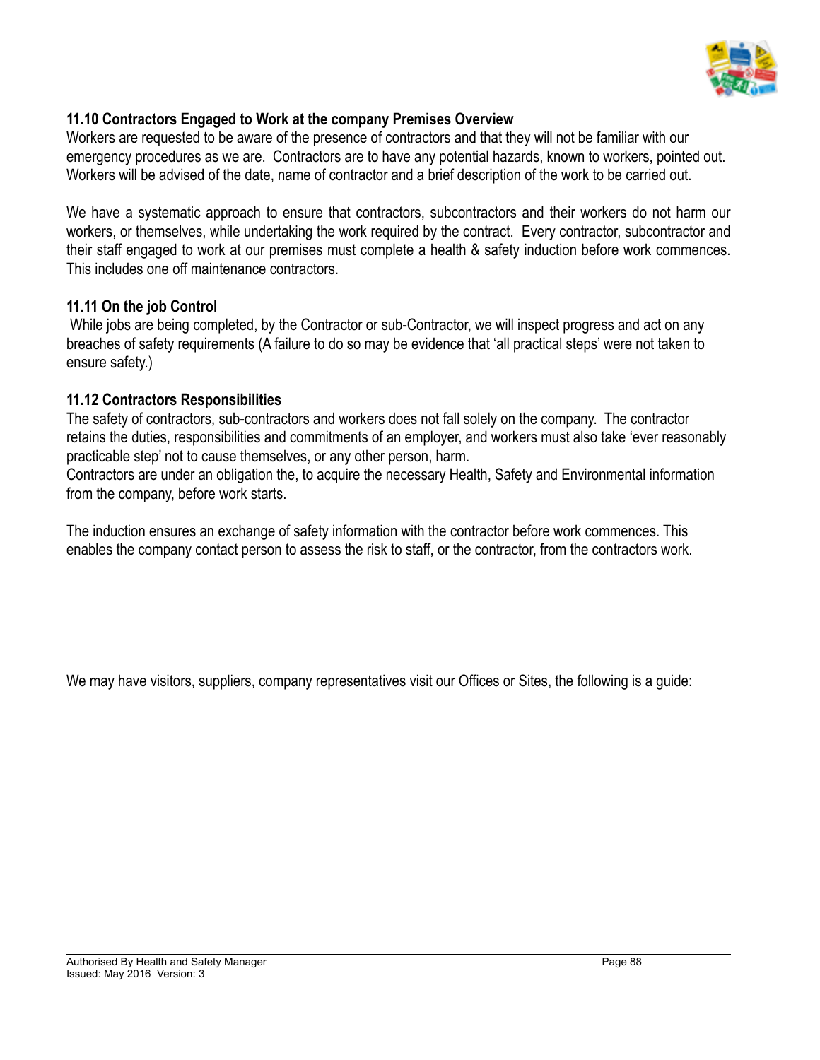### 11.10 Contractors Engaged to Work at the company Premises Overview

Workers are requested to be aware of the presence of contractors and that they will not be familiar with our emergency procedures as we are. Contractors are to have any potential hazards, known to workers, pointed out. Workers will be advised of the date, name of contractor and a brief description of the work to be carried out.

We have a systematic approach to ensure that contractors, subcontractors and their workers do not harm our workers, or themselves, while undertaking the work required by the contract. Every contractor, subcontractor and their staff engaged to work at our premises must complete a health & safety induction before work commences. This includes one off maintenance contractors.

### 11.11 On the job Control

While jobs are being completed, by the Contractor or sub-Contractor, we will inspect progress and act on any breaches of safety requirements (A failure to do so may be evidence that 'all practical steps' were not taken to ensure safety.)

### 11.12 Contractors Responsibilities

The safety of contractors, sub-contractors and workers does not fall solely on the company. The contractor retains the duties, responsibilities and commitments of an employer, and workers must also take 'ever reasonably practicable step' not to cause themselves, or any other person, harm.
Contractors are under an obligation the, to acquire the necessary Health, Safety and Environmental information from the company, before work starts.

The induction ensures an exchange of safety information with the contractor before work commences. This enables the company contact person to assess the risk to staff, or the contractor, from the contractors work.

We may have visitors, suppliers, company representatives visit our Offices or Sites, the following is a guide: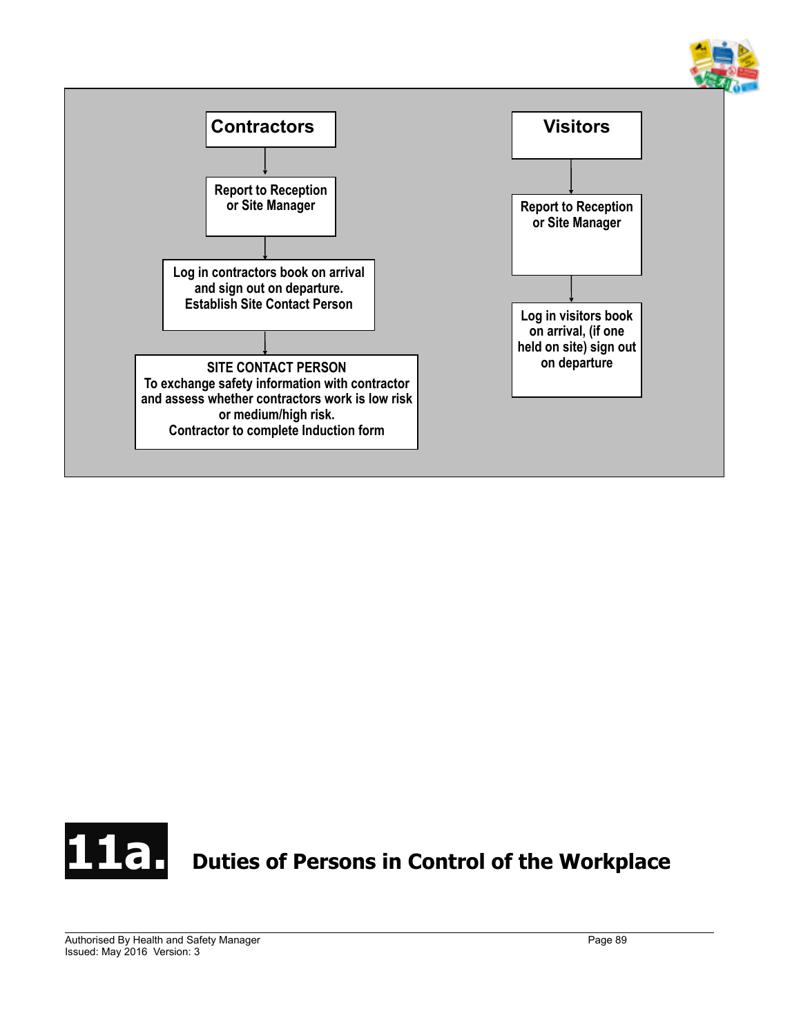**Contractors**

↓

Report to Reception or Site Manager

↓

Log in contractors book on arrival and sign out on departure. Establish Site Contact Person

↓

SITE CONTACT PERSON
To exchange safety information with contractor and assess whether contractors work is low risk or medium/high risk.
Contractor to complete Induction form

**Visitors**

↓

Report to Reception or Site Manager

↓

Log in visitors book on arrival, (if one held on site) sign out on departure

# 11a. Duties of Persons in Control of the Workplace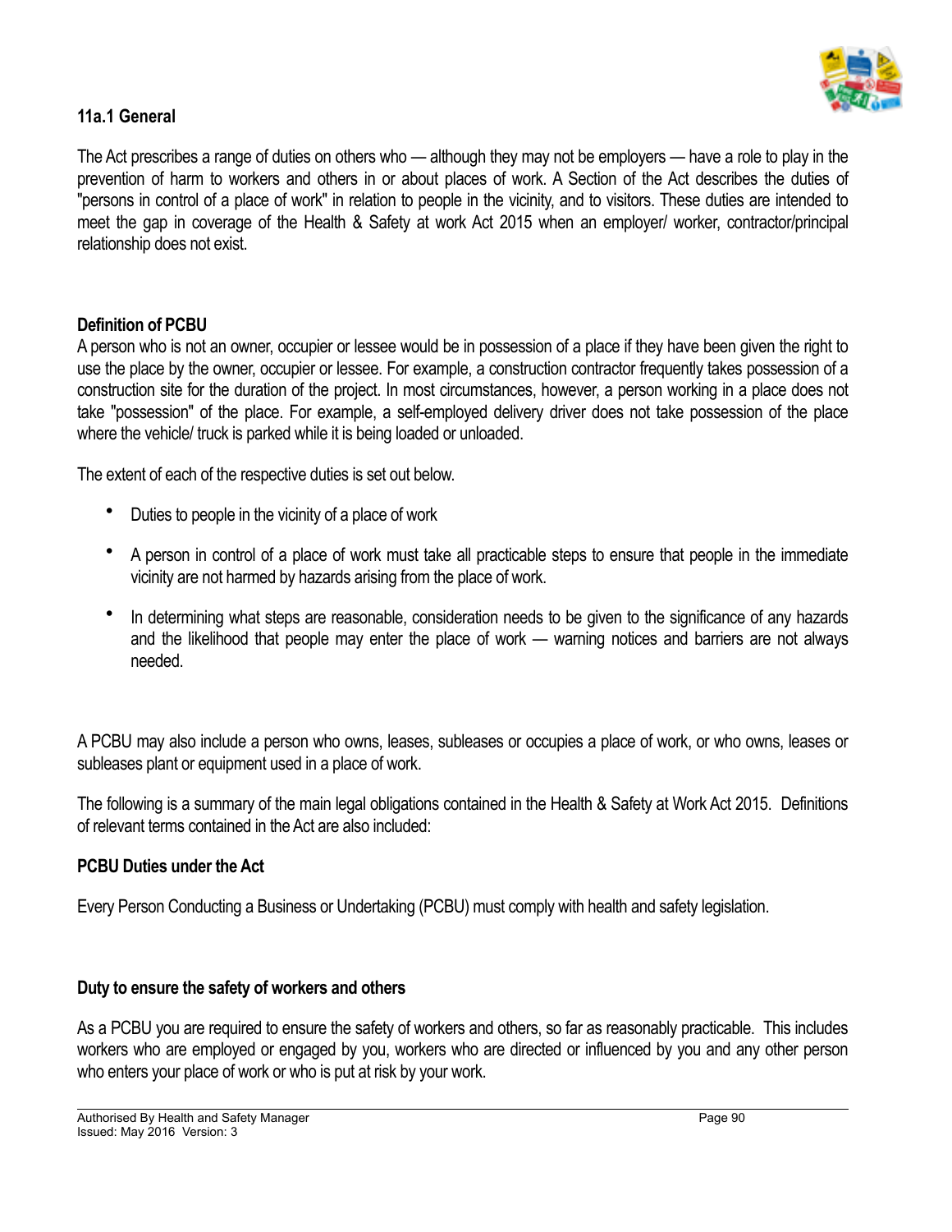### 11a.1 General

The Act prescribes a range of duties on others who — although they may not be employers — have a role to play in the prevention of harm to workers and others in or about places of work. A Section of the Act describes the duties of "persons in control of a place of work" in relation to people in the vicinity, and to visitors. These duties are intended to meet the gap in coverage of the Health & Safety at work Act 2015 when an employer/ worker, contractor/principal relationship does not exist.

**Definition of PCBU**

A person who is not an owner, occupier or lessee would be in possession of a place if they have been given the right to use the place by the owner, occupier or lessee. For example, a construction contractor frequently takes possession of a construction site for the duration of the project. In most circumstances, however, a person working in a place does not take "possession" of the place. For example, a self-employed delivery driver does not take possession of the place where the vehicle/ truck is parked while it is being loaded or unloaded.

The extent of each of the respective duties is set out below.

- Duties to people in the vicinity of a place of work
- A person in control of a place of work must take all practicable steps to ensure that people in the immediate vicinity are not harmed by hazards arising from the place of work.
- In determining what steps are reasonable, consideration needs to be given to the significance of any hazards and the likelihood that people may enter the place of work — warning notices and barriers are not always needed.

A PCBU may also include a person who owns, leases, subleases or occupies a place of work, or who owns, leases or subleases plant or equipment used in a place of work.

The following is a summary of the main legal obligations contained in the Health & Safety at Work Act 2015. Definitions of relevant terms contained in the Act are also included:

**PCBU Duties under the Act**

Every Person Conducting a Business or Undertaking (PCBU) must comply with health and safety legislation.

**Duty to ensure the safety of workers and others**

As a PCBU you are required to ensure the safety of workers and others, so far as reasonably practicable. This includes workers who are employed or engaged by you, workers who are directed or influenced by you and any other person who enters your place of work or who is put at risk by your work.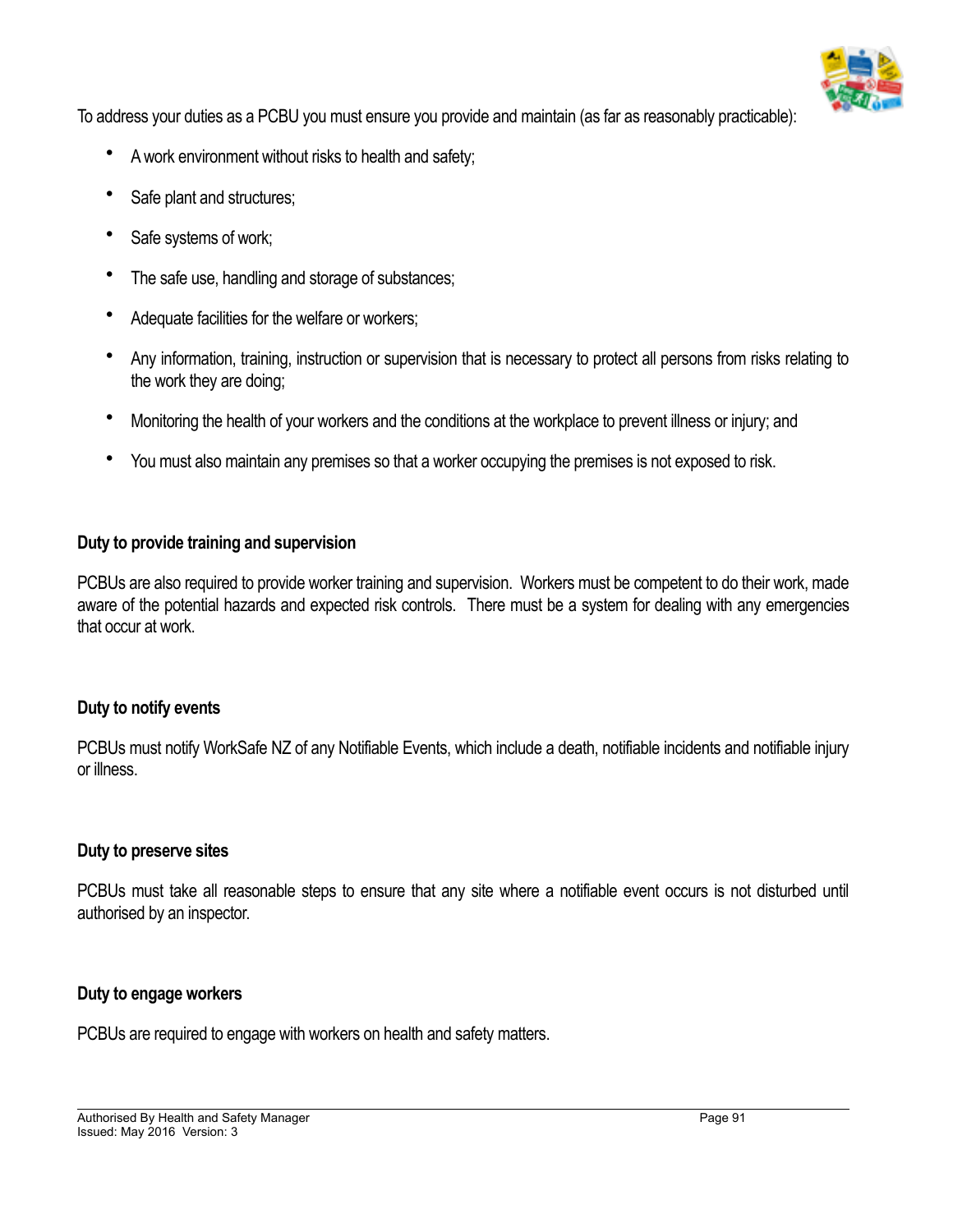To address your duties as a PCBU you must ensure you provide and maintain (as far as reasonably practicable):

- A work environment without risks to health and safety;
- Safe plant and structures;
- Safe systems of work;
- The safe use, handling and storage of substances;
- Adequate facilities for the welfare or workers;
- Any information, training, instruction or supervision that is necessary to protect all persons from risks relating to the work they are doing;
- Monitoring the health of your workers and the conditions at the workplace to prevent illness or injury; and
- You must also maintain any premises so that a worker occupying the premises is not exposed to risk.

**Duty to provide training and supervision**

PCBUs are also required to provide worker training and supervision. Workers must be competent to do their work, made aware of the potential hazards and expected risk controls. There must be a system for dealing with any emergencies that occur at work.

**Duty to notify events**

PCBUs must notify WorkSafe NZ of any Notifiable Events, which include a death, notifiable incidents and notifiable injury or illness.

**Duty to preserve sites**

PCBUs must take all reasonable steps to ensure that any site where a notifiable event occurs is not disturbed until authorised by an inspector.

**Duty to engage workers**

PCBUs are required to engage with workers on health and safety matters.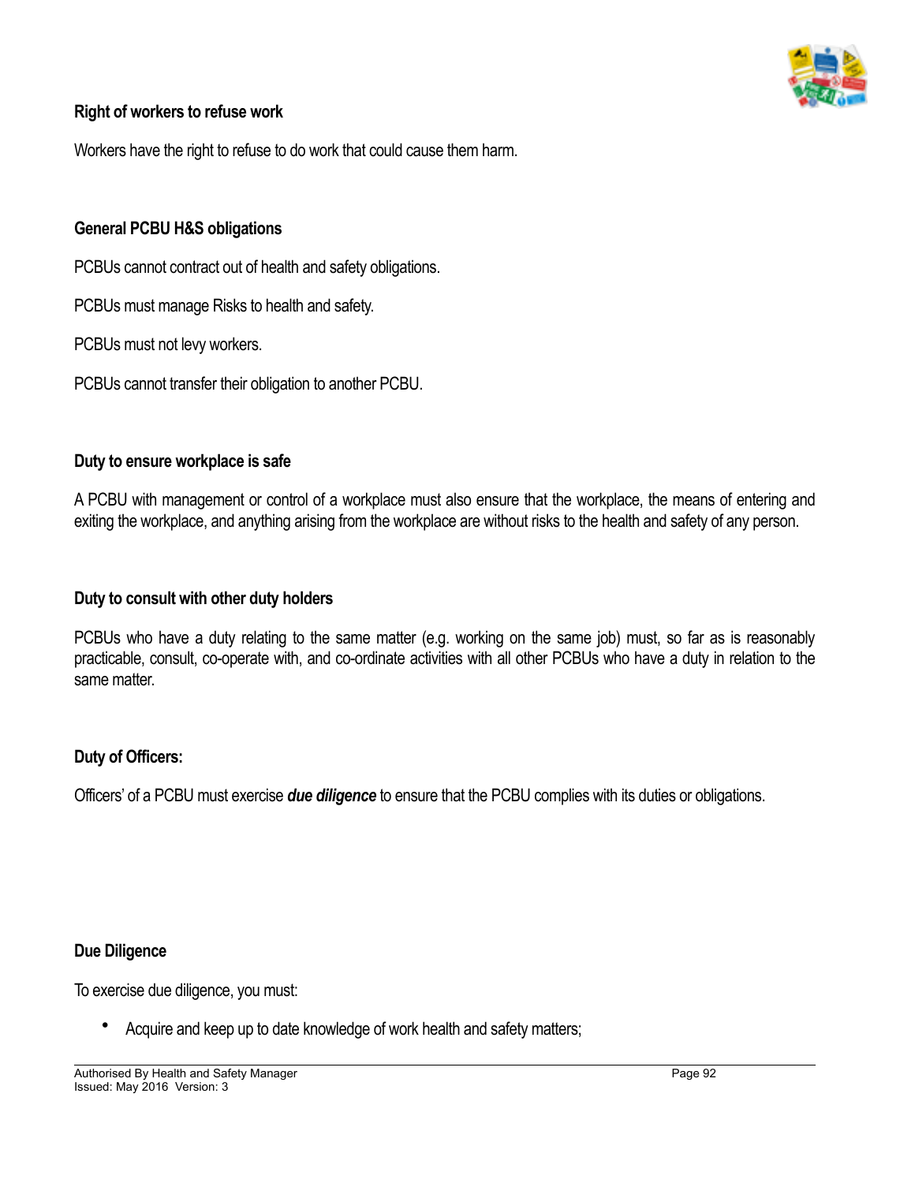### Right of workers to refuse work

Workers have the right to refuse to do work that could cause them harm.

### General PCBU H&S obligations

PCBUs cannot contract out of health and safety obligations.

PCBUs must manage Risks to health and safety.

PCBUs must not levy workers.

PCBUs cannot transfer their obligation to another PCBU.

### Duty to ensure workplace is safe

A PCBU with management or control of a workplace must also ensure that the workplace, the means of entering and exiting the workplace, and anything arising from the workplace are without risks to the health and safety of any person.

### Duty to consult with other duty holders

PCBUs who have a duty relating to the same matter (e.g. working on the same job) must, so far as is reasonably practicable, consult, co-operate with, and co-ordinate activities with all other PCBUs who have a duty in relation to the same matter.

### Duty of Officers:

Officers' of a PCBU must exercise ***due diligence*** to ensure that the PCBU complies with its duties or obligations.

### Due Diligence

To exercise due diligence, you must:

- Acquire and keep up to date knowledge of work health and safety matters;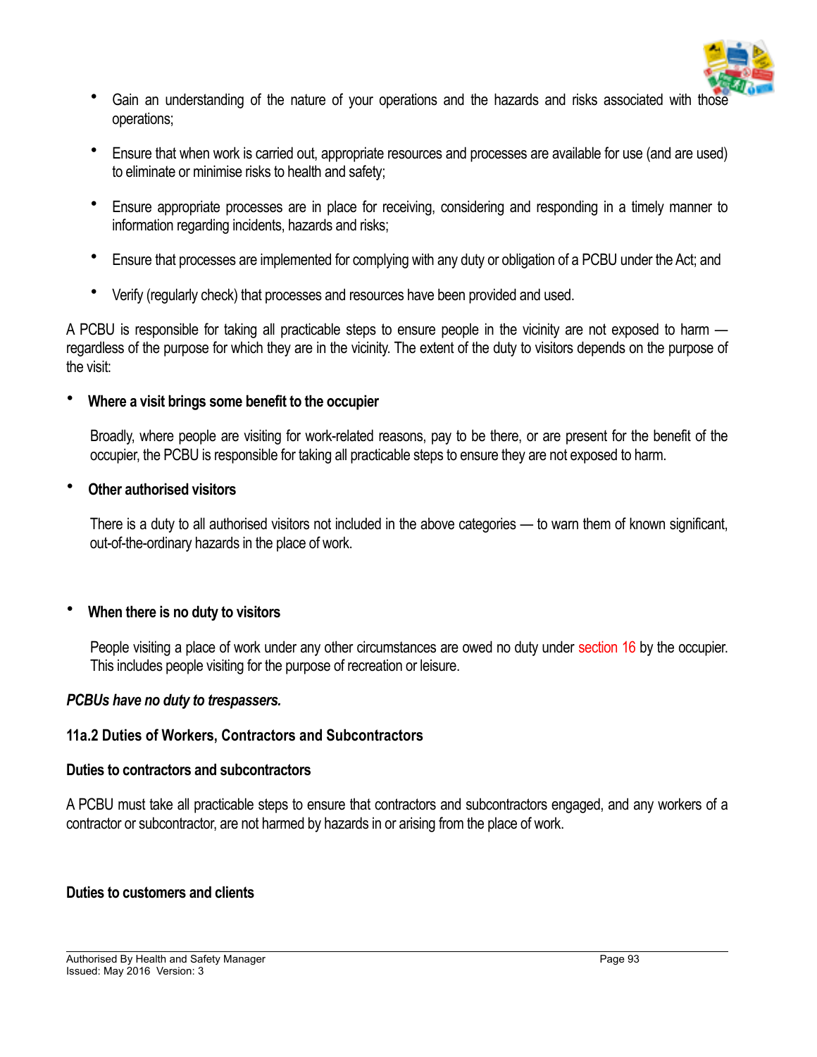- Gain an understanding of the nature of your operations and the hazards and risks associated with those operations;
- Ensure that when work is carried out, appropriate resources and processes are available for use (and are used) to eliminate or minimise risks to health and safety;
- Ensure appropriate processes are in place for receiving, considering and responding in a timely manner to information regarding incidents, hazards and risks;
- Ensure that processes are implemented for complying with any duty or obligation of a PCBU under the Act; and
- Verify (regularly check) that processes and resources have been provided and used.

A PCBU is responsible for taking all practicable steps to ensure people in the vicinity are not exposed to harm — regardless of the purpose for which they are in the vicinity. The extent of the duty to visitors depends on the purpose of the visit:

- **Where a visit brings some benefit to the occupier**

  Broadly, where people are visiting for work-related reasons, pay to be there, or are present for the benefit of the occupier, the PCBU is responsible for taking all practicable steps to ensure they are not exposed to harm.

- **Other authorised visitors**

  There is a duty to all authorised visitors not included in the above categories — to warn them of known significant, out-of-the-ordinary hazards in the place of work.

- **When there is no duty to visitors**

  People visiting a place of work under any other circumstances are owed no duty under section 16 by the occupier. This includes people visiting for the purpose of recreation or leisure.

***PCBUs have no duty to trespassers.***

**11a.2 Duties of Workers, Contractors and Subcontractors**

**Duties to contractors and subcontractors**

A PCBU must take all practicable steps to ensure that contractors and subcontractors engaged, and any workers of a contractor or subcontractor, are not harmed by hazards in or arising from the place of work.

**Duties to customers and clients**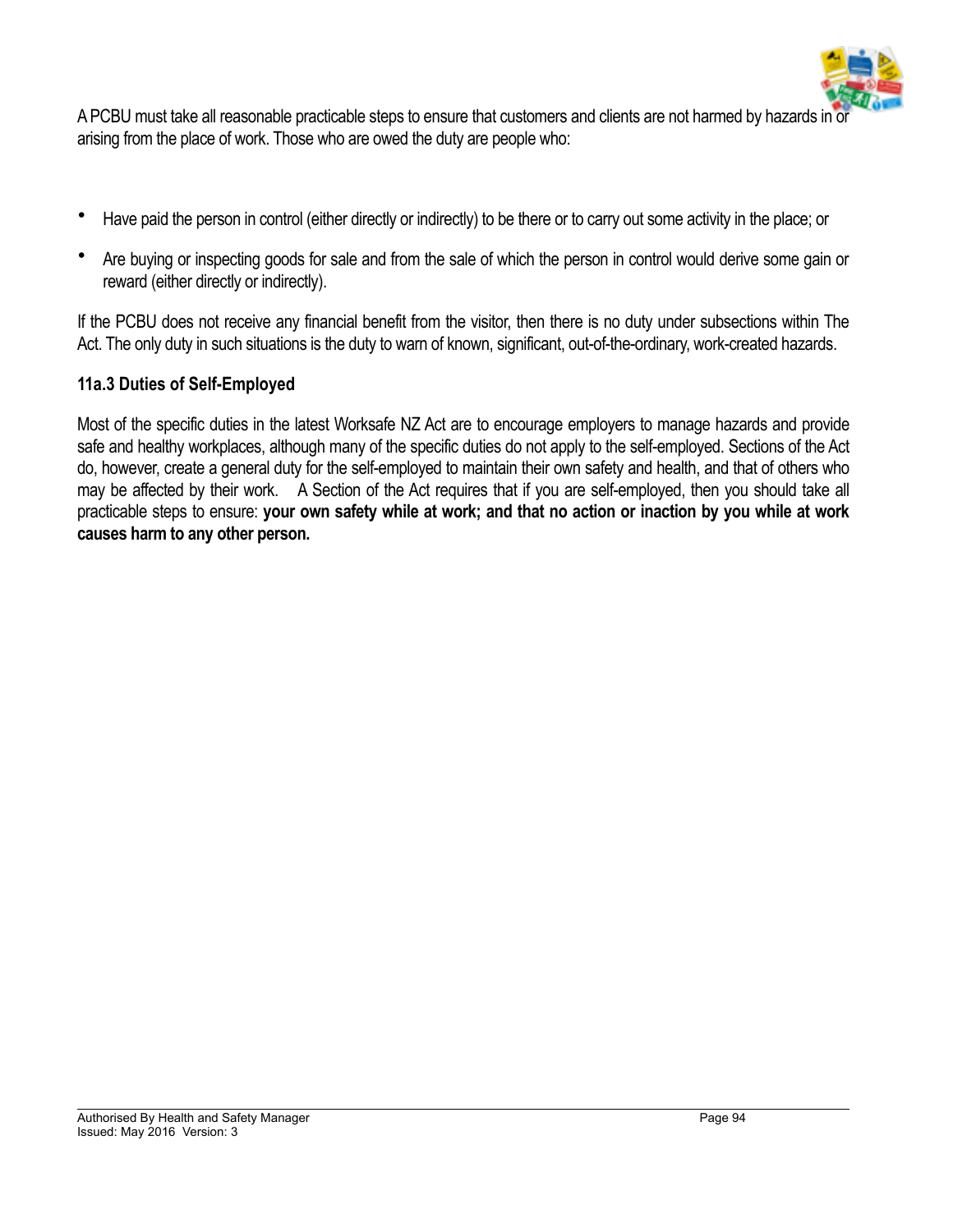A PCBU must take all reasonable practicable steps to ensure that customers and clients are not harmed by hazards in or arising from the place of work. Those who are owed the duty are people who:

- Have paid the person in control (either directly or indirectly) to be there or to carry out some activity in the place; or
- Are buying or inspecting goods for sale and from the sale of which the person in control would derive some gain or reward (either directly or indirectly).

If the PCBU does not receive any financial benefit from the visitor, then there is no duty under subsections within The Act. The only duty in such situations is the duty to warn of known, significant, out-of-the-ordinary, work-created hazards.

### 11a.3 Duties of Self-Employed

Most of the specific duties in the latest Worksafe NZ Act are to encourage employers to manage hazards and provide safe and healthy workplaces, although many of the specific duties do not apply to the self-employed. Sections of the Act do, however, create a general duty for the self-employed to maintain their own safety and health, and that of others who may be affected by their work. A Section of the Act requires that if you are self-employed, then you should take all practicable steps to ensure: **your own safety while at work; and that no action or inaction by you while at work causes harm to any other person.**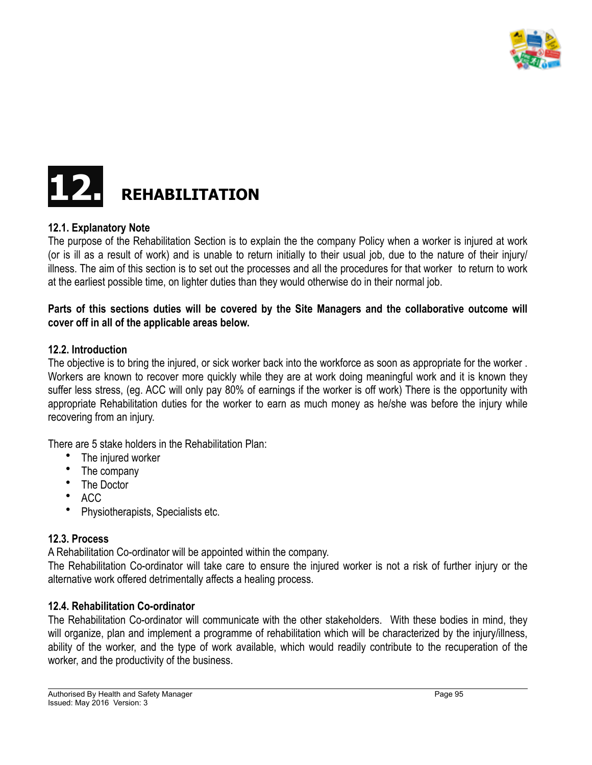# 12. REHABILITATION

### 12.1. Explanatory Note

The purpose of the Rehabilitation Section is to explain the the company Policy when a worker is injured at work (or is ill as a result of work) and is unable to return initially to their usual job, due to the nature of their injury/illness. The aim of this section is to set out the processes and all the procedures for that worker to return to work at the earliest possible time, on lighter duties than they would otherwise do in their normal job.

**Parts of this sections duties will be covered by the Site Managers and the collaborative outcome will cover off in all of the applicable areas below.**

### 12.2. Introduction

The objective is to bring the injured, or sick worker back into the workforce as soon as appropriate for the worker . Workers are known to recover more quickly while they are at work doing meaningful work and it is known they suffer less stress, (eg. ACC will only pay 80% of earnings if the worker is off work) There is the opportunity with appropriate Rehabilitation duties for the worker to earn as much money as he/she was before the injury while recovering from an injury.

There are 5 stake holders in the Rehabilitation Plan:

- The injured worker
- The company
- The Doctor
- ACC
- Physiotherapists, Specialists etc.

### 12.3. Process

A Rehabilitation Co-ordinator will be appointed within the company.
The Rehabilitation Co-ordinator will take care to ensure the injured worker is not a risk of further injury or the alternative work offered detrimentally affects a healing process.

### 12.4. Rehabilitation Co-ordinator

The Rehabilitation Co-ordinator will communicate with the other stakeholders. With these bodies in mind, they will organize, plan and implement a programme of rehabilitation which will be characterized by the injury/illness, ability of the worker, and the type of work available, which would readily contribute to the recuperation of the worker, and the productivity of the business.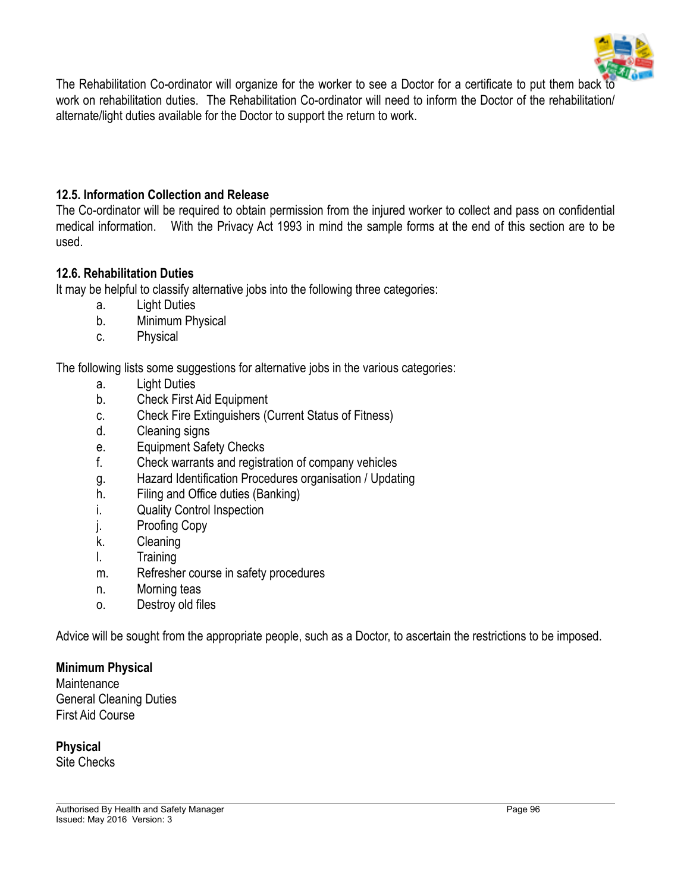The Rehabilitation Co-ordinator will organize for the worker to see a Doctor for a certificate to put them back to work on rehabilitation duties. The Rehabilitation Co-ordinator will need to inform the Doctor of the rehabilitation/ alternate/light duties available for the Doctor to support the return to work.

### 12.5. Information Collection and Release

The Co-ordinator will be required to obtain permission from the injured worker to collect and pass on confidential medical information. With the Privacy Act 1993 in mind the sample forms at the end of this section are to be used.

### 12.6. Rehabilitation Duties

It may be helpful to classify alternative jobs into the following three categories:

a. Light Duties
b. Minimum Physical
c. Physical

The following lists some suggestions for alternative jobs in the various categories:

a. Light Duties
b. Check First Aid Equipment
c. Check Fire Extinguishers (Current Status of Fitness)
d. Cleaning signs
e. Equipment Safety Checks
f. Check warrants and registration of company vehicles
g. Hazard Identification Procedures organisation / Updating
h. Filing and Office duties (Banking)
i. Quality Control Inspection
j. Proofing Copy
k. Cleaning
l. Training
m. Refresher course in safety procedures
n. Morning teas
o. Destroy old files

Advice will be sought from the appropriate people, such as a Doctor, to ascertain the restrictions to be imposed.

**Minimum Physical**
Maintenance
General Cleaning Duties
First Aid Course

**Physical**
Site Checks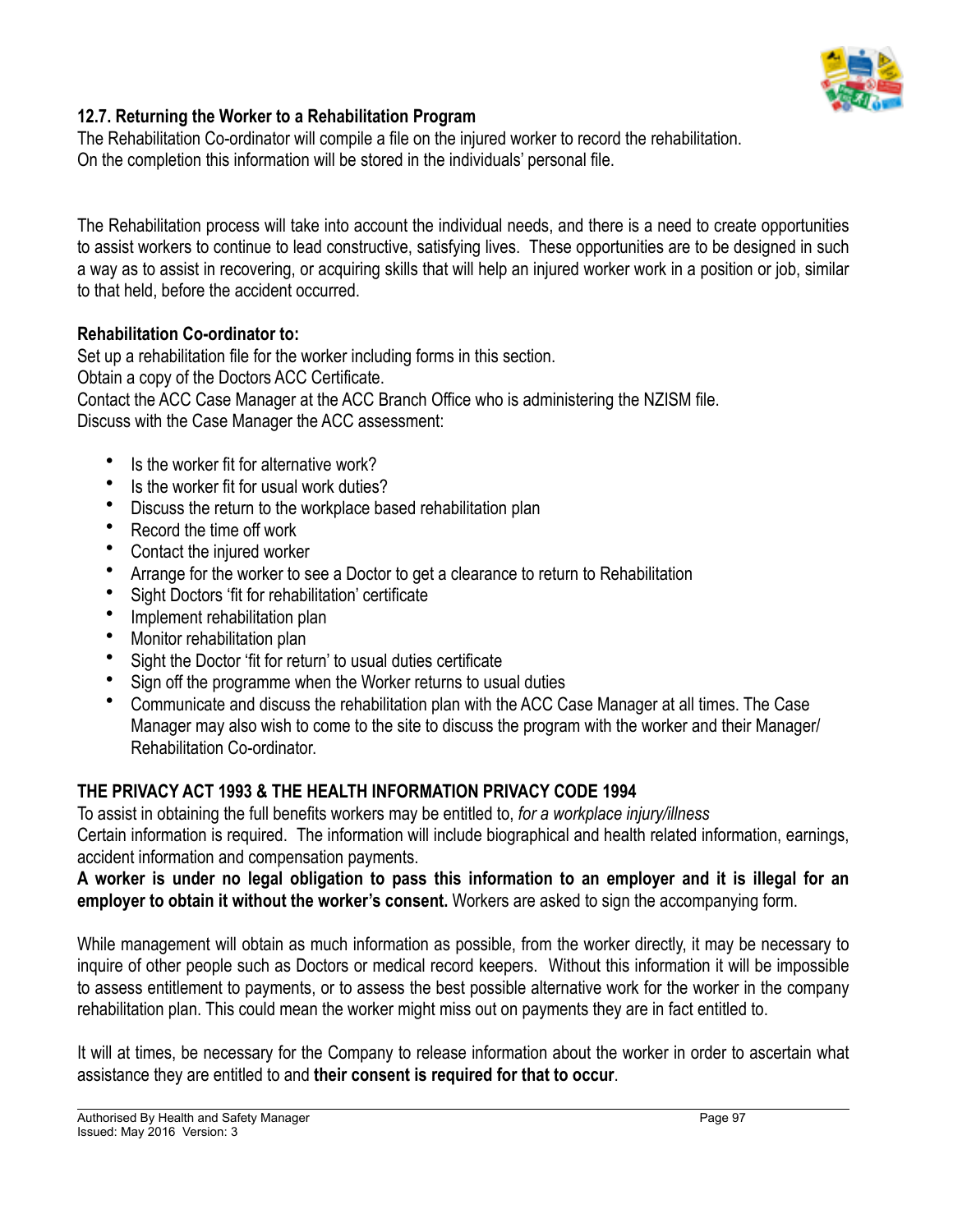### 12.7. Returning the Worker to a Rehabilitation Program

The Rehabilitation Co-ordinator will compile a file on the injured worker to record the rehabilitation. On the completion this information will be stored in the individuals' personal file.

The Rehabilitation process will take into account the individual needs, and there is a need to create opportunities to assist workers to continue to lead constructive, satisfying lives. These opportunities are to be designed in such a way as to assist in recovering, or acquiring skills that will help an injured worker work in a position or job, similar to that held, before the accident occurred.

**Rehabilitation Co-ordinator to:**

Set up a rehabilitation file for the worker including forms in this section.
Obtain a copy of the Doctors ACC Certificate.
Contact the ACC Case Manager at the ACC Branch Office who is administering the NZISM file.
Discuss with the Case Manager the ACC assessment:

- Is the worker fit for alternative work?
- Is the worker fit for usual work duties?
- Discuss the return to the workplace based rehabilitation plan
- Record the time off work
- Contact the injured worker
- Arrange for the worker to see a Doctor to get a clearance to return to Rehabilitation
- Sight Doctors 'fit for rehabilitation' certificate
- Implement rehabilitation plan
- Monitor rehabilitation plan
- Sight the Doctor 'fit for return' to usual duties certificate
- Sign off the programme when the Worker returns to usual duties
- Communicate and discuss the rehabilitation plan with the ACC Case Manager at all times. The Case Manager may also wish to come to the site to discuss the program with the worker and their Manager/ Rehabilitation Co-ordinator.

**THE PRIVACY ACT 1993 & THE HEALTH INFORMATION PRIVACY CODE 1994**

To assist in obtaining the full benefits workers may be entitled to, *for a workplace injury/illness*
Certain information is required. The information will include biographical and health related information, earnings, accident information and compensation payments.
**A worker is under no legal obligation to pass this information to an employer and it is illegal for an employer to obtain it without the worker's consent.** Workers are asked to sign the accompanying form.

While management will obtain as much information as possible, from the worker directly, it may be necessary to inquire of other people such as Doctors or medical record keepers. Without this information it will be impossible to assess entitlement to payments, or to assess the best possible alternative work for the worker in the company rehabilitation plan. This could mean the worker might miss out on payments they are in fact entitled to.

It will at times, be necessary for the Company to release information about the worker in order to ascertain what assistance they are entitled to and **their consent is required for that to occur**.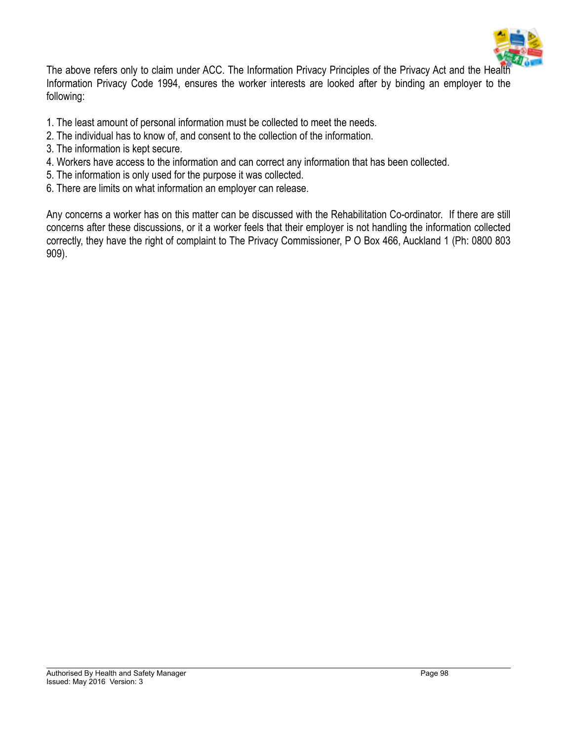The above refers only to claim under ACC. The Information Privacy Principles of the Privacy Act and the Health Information Privacy Code 1994, ensures the worker interests are looked after by binding an employer to the following:

1. The least amount of personal information must be collected to meet the needs.
2. The individual has to know of, and consent to the collection of the information.
3. The information is kept secure.
4. Workers have access to the information and can correct any information that has been collected.
5. The information is only used for the purpose it was collected.
6. There are limits on what information an employer can release.

Any concerns a worker has on this matter can be discussed with the Rehabilitation Co-ordinator. If there are still concerns after these discussions, or it a worker feels that their employer is not handling the information collected correctly, they have the right of complaint to The Privacy Commissioner, P O Box 466, Auckland 1 (Ph: 0800 803 909).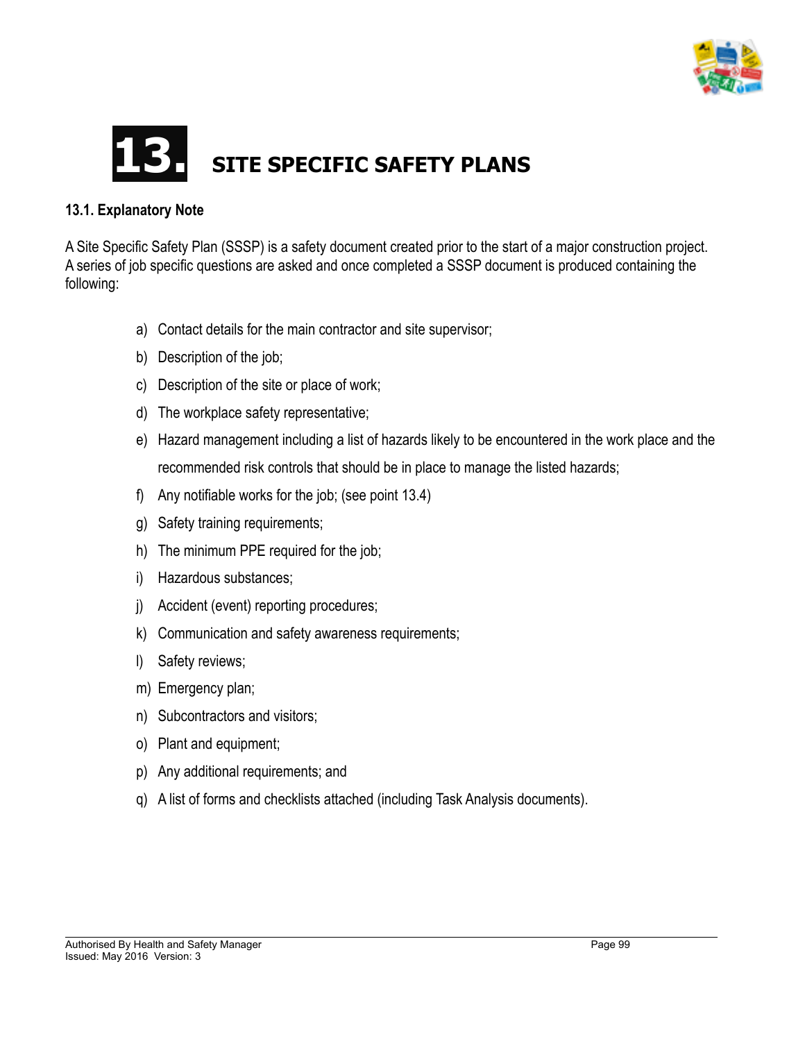# 13. SITE SPECIFIC SAFETY PLANS

## 13.1. Explanatory Note

A Site Specific Safety Plan (SSSP) is a safety document created prior to the start of a major construction project. A series of job specific questions are asked and once completed a SSSP document is produced containing the following:

a) Contact details for the main contractor and site supervisor;

b) Description of the job;

c) Description of the site or place of work;

d) The workplace safety representative;

e) Hazard management including a list of hazards likely to be encountered in the work place and the recommended risk controls that should be in place to manage the listed hazards;

f) Any notifiable works for the job; (see point 13.4)

g) Safety training requirements;

h) The minimum PPE required for the job;

i) Hazardous substances;

j) Accident (event) reporting procedures;

k) Communication and safety awareness requirements;

l) Safety reviews;

m) Emergency plan;

n) Subcontractors and visitors;

o) Plant and equipment;

p) Any additional requirements; and

q) A list of forms and checklists attached (including Task Analysis documents).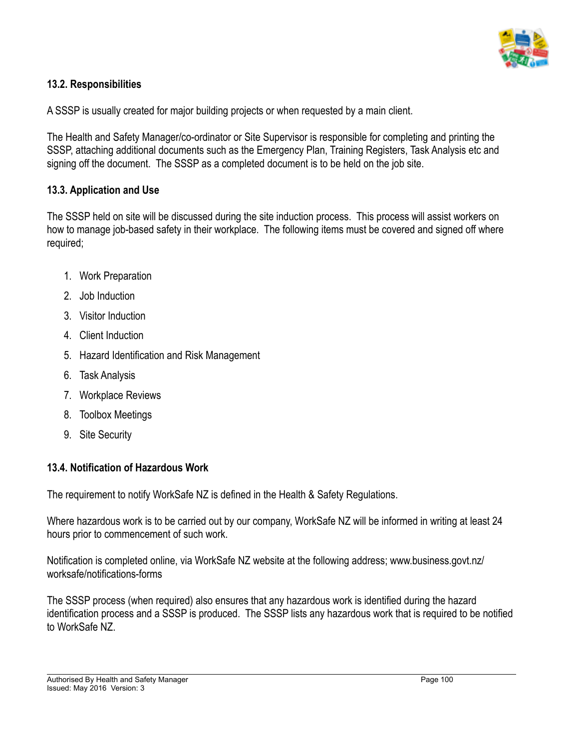### 13.2. Responsibilities

A SSSP is usually created for major building projects or when requested by a main client.

The Health and Safety Manager/co-ordinator or Site Supervisor is responsible for completing and printing the SSSP, attaching additional documents such as the Emergency Plan, Training Registers, Task Analysis etc and signing off the document. The SSSP as a completed document is to be held on the job site.

### 13.3. Application and Use

The SSSP held on site will be discussed during the site induction process. This process will assist workers on how to manage job-based safety in their workplace. The following items must be covered and signed off where required;

1. Work Preparation
2. Job Induction
3. Visitor Induction
4. Client Induction
5. Hazard Identification and Risk Management
6. Task Analysis
7. Workplace Reviews
8. Toolbox Meetings
9. Site Security

### 13.4. Notification of Hazardous Work

The requirement to notify WorkSafe NZ is defined in the Health & Safety Regulations.

Where hazardous work is to be carried out by our company, WorkSafe NZ will be informed in writing at least 24 hours prior to commencement of such work.

Notification is completed online, via WorkSafe NZ website at the following address; www.business.govt.nz/worksafe/notifications-forms

The SSSP process (when required) also ensures that any hazardous work is identified during the hazard identification process and a SSSP is produced. The SSSP lists any hazardous work that is required to be notified to WorkSafe NZ.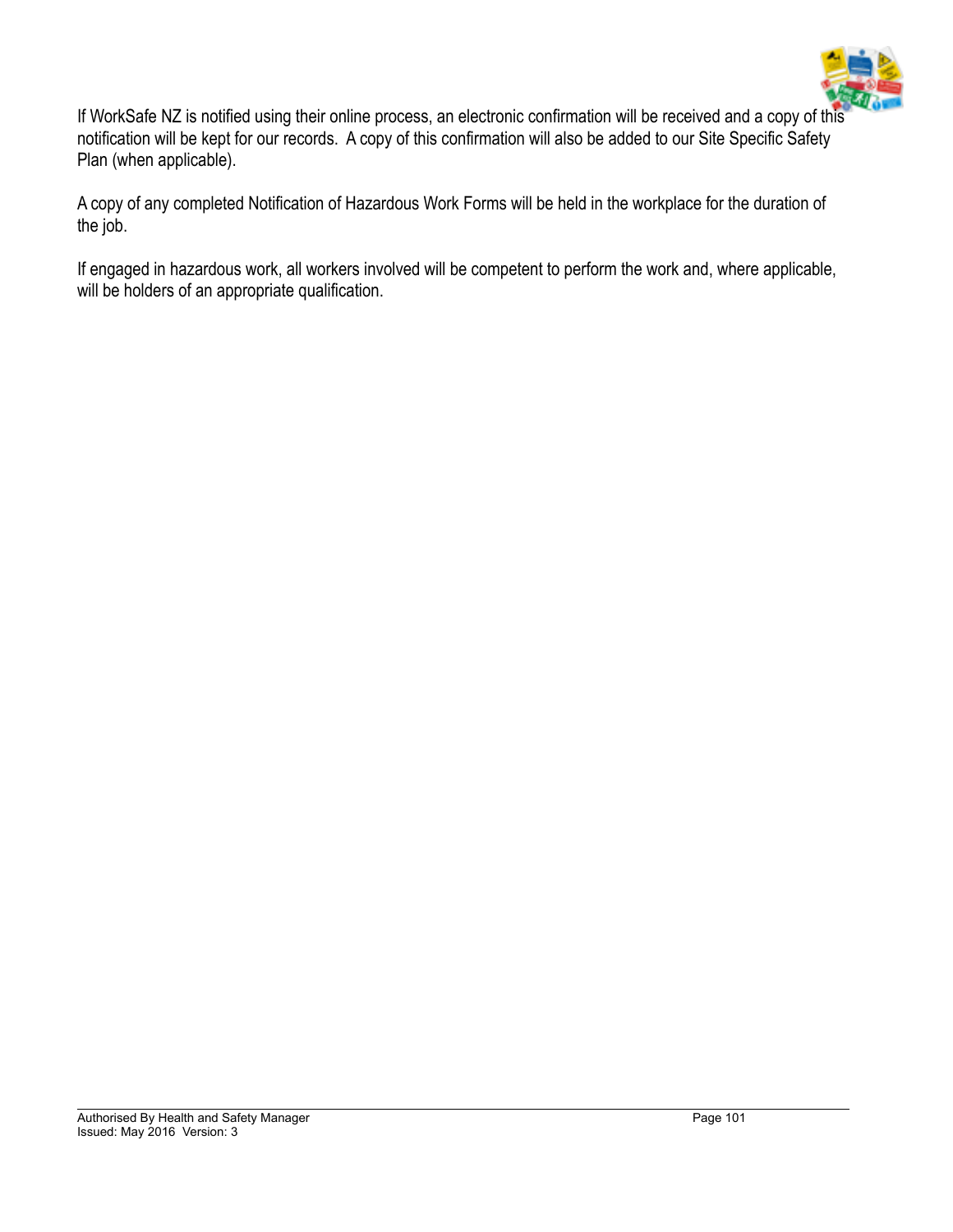If WorkSafe NZ is notified using their online process, an electronic confirmation will be received and a copy of this notification will be kept for our records. A copy of this confirmation will also be added to our Site Specific Safety Plan (when applicable).

A copy of any completed Notification of Hazardous Work Forms will be held in the workplace for the duration of the job.

If engaged in hazardous work, all workers involved will be competent to perform the work and, where applicable, will be holders of an appropriate qualification.